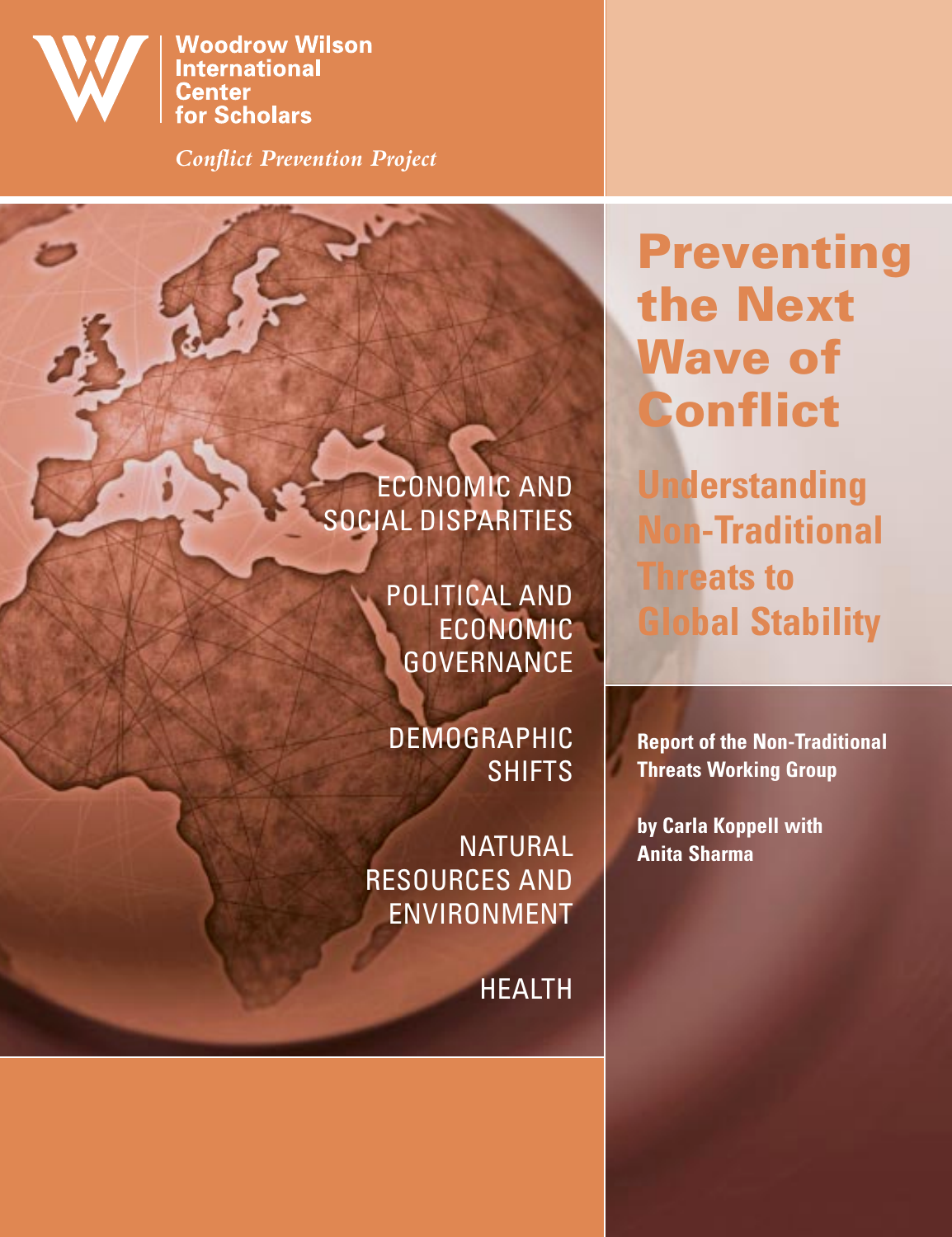**Woodrow Wilson International Center for Scholars**

*Conflict Prevention Project*

# Preventing the Next Wave of Conflict

## Understanding Non-Traditional Threats to Global Stability

ECONOMIC AND SOCIAL DISPARITIES

POLITICAL AND ECONOMIC GOVERNANCE

DEMOGRAPHIC SHIFTS

NATURAL RESOURCES AND ENVIRONMENT

HEALTH

**Report of the Non-Traditional Threats Working Group**

**by Carla Koppell with Anita Sharma**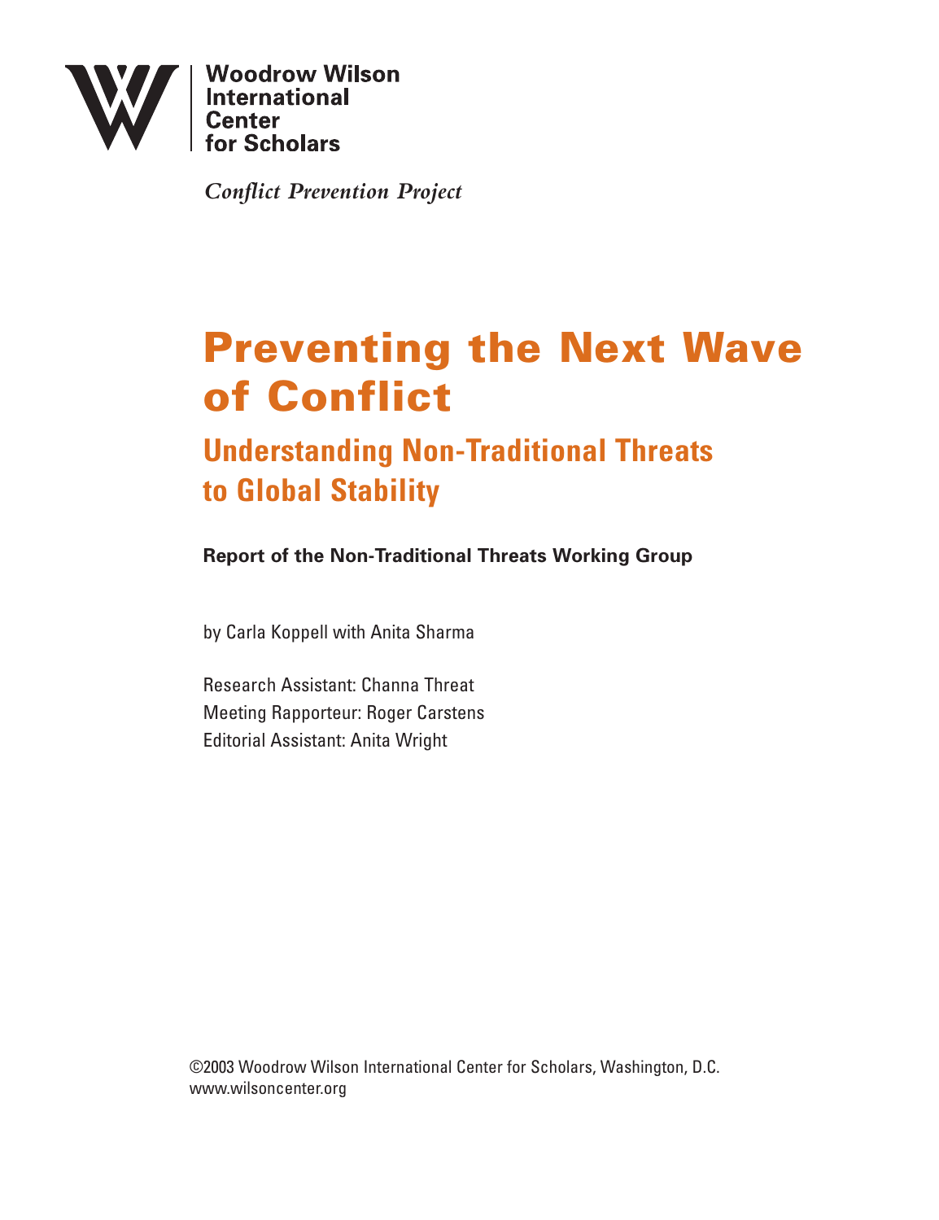**Woodrow Wilson International Center for Scholars**

*Conflict Prevention Project*

# Preventing the Next Wave of Conflict

## Understanding Non-Traditional Threats to Global Stability

**Report of the Non-Traditional Threats Working Group**

by Carla Koppell with Anita Sharma

Research Assistant: Channa Threat
Meeting Rapporteur: Roger Carstens
Editorial Assistant: Anita Wright

©2003 Woodrow Wilson International Center for Scholars, Washington, D.C.
www.wilsoncenter.org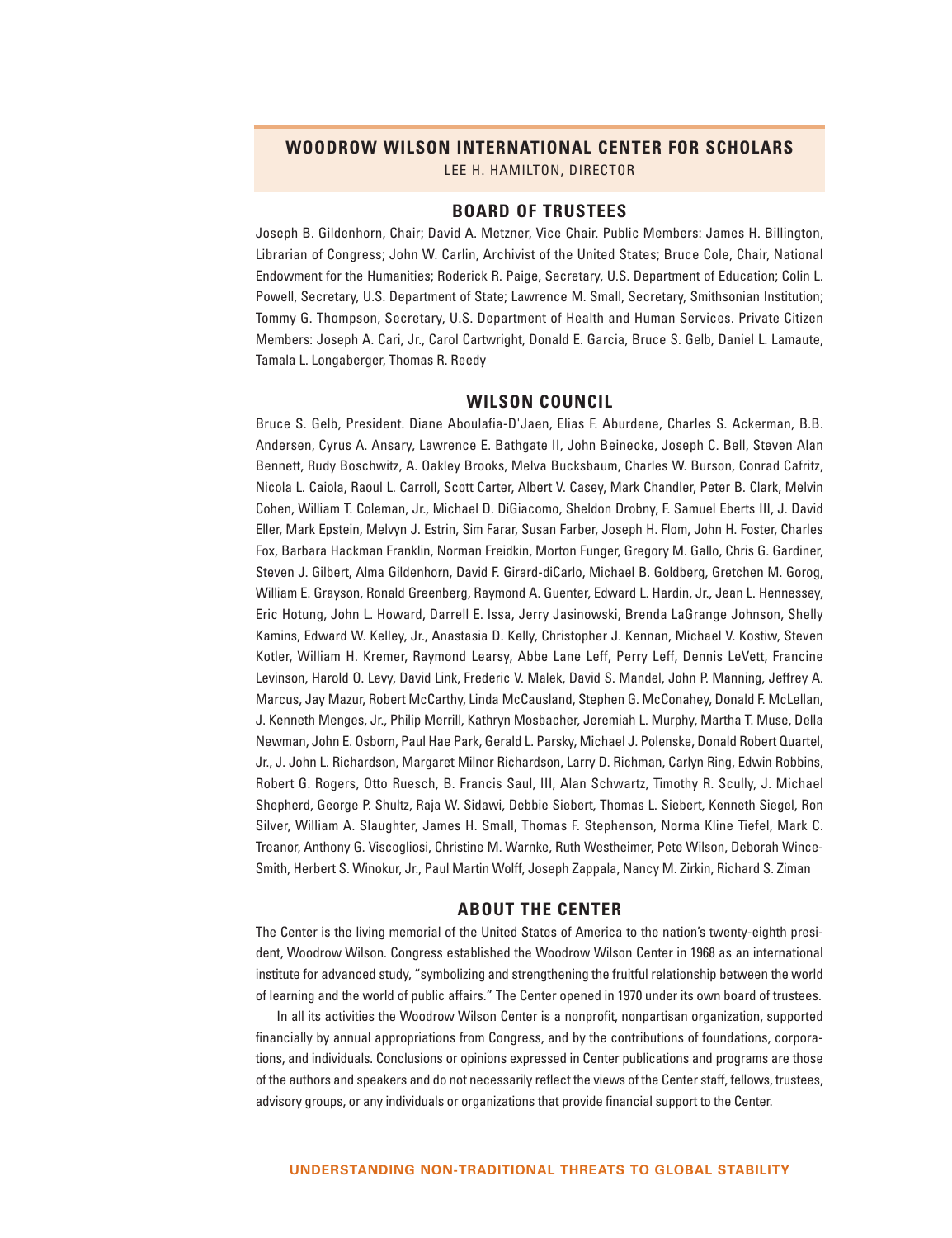## WOODROW WILSON INTERNATIONAL CENTER FOR SCHOLARS

LEE H. HAMILTON, DIRECTOR

### BOARD OF TRUSTEES

Joseph B. Gildenhorn, Chair; David A. Metzner, Vice Chair. Public Members: James H. Billington, Librarian of Congress; John W. Carlin, Archivist of the United States; Bruce Cole, Chair, National Endowment for the Humanities; Roderick R. Paige, Secretary, U.S. Department of Education; Colin L. Powell, Secretary, U.S. Department of State; Lawrence M. Small, Secretary, Smithsonian Institution; Tommy G. Thompson, Secretary, U.S. Department of Health and Human Services. Private Citizen Members: Joseph A. Cari, Jr., Carol Cartwright, Donald E. Garcia, Bruce S. Gelb, Daniel L. Lamaute, Tamala L. Longaberger, Thomas R. Reedy

### WILSON COUNCIL

Bruce S. Gelb, President. Diane Aboulafia-D'Jaen, Elias F. Aburdene, Charles S. Ackerman, B.B. Andersen, Cyrus A. Ansary, Lawrence E. Bathgate II, John Beinecke, Joseph C. Bell, Steven Alan Bennett, Rudy Boschwitz, A. Oakley Brooks, Melva Bucksbaum, Charles W. Burson, Conrad Cafritz, Nicola L. Caiola, Raoul L. Carroll, Scott Carter, Albert V. Casey, Mark Chandler, Peter B. Clark, Melvin Cohen, William T. Coleman, Jr., Michael D. DiGiacomo, Sheldon Drobny, F. Samuel Eberts III, J. David Eller, Mark Epstein, Melvyn J. Estrin, Sim Farar, Susan Farber, Joseph H. Flom, John H. Foster, Charles Fox, Barbara Hackman Franklin, Norman Freidkin, Morton Funger, Gregory M. Gallo, Chris G. Gardiner, Steven J. Gilbert, Alma Gildenhorn, David F. Girard-diCarlo, Michael B. Goldberg, Gretchen M. Gorog, William E. Grayson, Ronald Greenberg, Raymond A. Guenter, Edward L. Hardin, Jr., Jean L. Hennessey, Eric Hotung, John L. Howard, Darrell E. Issa, Jerry Jasinowski, Brenda LaGrange Johnson, Shelly Kamins, Edward W. Kelley, Jr., Anastasia D. Kelly, Christopher J. Kennan, Michael V. Kostiw, Steven Kotler, William H. Kremer, Raymond Learsy, Abbe Lane Leff, Perry Leff, Dennis LeVett, Francine Levinson, Harold O. Levy, David Link, Frederic V. Malek, David S. Mandel, John P. Manning, Jeffrey A. Marcus, Jay Mazur, Robert McCarthy, Linda McCausland, Stephen G. McConahey, Donald F. McLellan, J. Kenneth Menges, Jr., Philip Merrill, Kathryn Mosbacher, Jeremiah L. Murphy, Martha T. Muse, Della Newman, John E. Osborn, Paul Hae Park, Gerald L. Parsky, Michael J. Polenske, Donald Robert Quartel, Jr., J. John L. Richardson, Margaret Milner Richardson, Larry D. Richman, Carlyn Ring, Edwin Robbins, Robert G. Rogers, Otto Ruesch, B. Francis Saul, III, Alan Schwartz, Timothy R. Scully, J. Michael Shepherd, George P. Shultz, Raja W. Sidawi, Debbie Siebert, Thomas L. Siebert, Kenneth Siegel, Ron Silver, William A. Slaughter, James H. Small, Thomas F. Stephenson, Norma Kline Tiefel, Mark C. Treanor, Anthony G. Viscogliosi, Christine M. Warnke, Ruth Westheimer, Pete Wilson, Deborah Wince-Smith, Herbert S. Winokur, Jr., Paul Martin Wolff, Joseph Zappala, Nancy M. Zirkin, Richard S. Ziman

### ABOUT THE CENTER

The Center is the living memorial of the United States of America to the nation's twenty-eighth president, Woodrow Wilson. Congress established the Woodrow Wilson Center in 1968 as an international institute for advanced study, "symbolizing and strengthening the fruitful relationship between the world of learning and the world of public affairs." The Center opened in 1970 under its own board of trustees.

In all its activities the Woodrow Wilson Center is a nonprofit, nonpartisan organization, supported financially by annual appropriations from Congress, and by the contributions of foundations, corporations, and individuals. Conclusions or opinions expressed in Center publications and programs are those of the authors and speakers and do not necessarily reflect the views of the Center staff, fellows, trustees, advisory groups, or any individuals or organizations that provide financial support to the Center.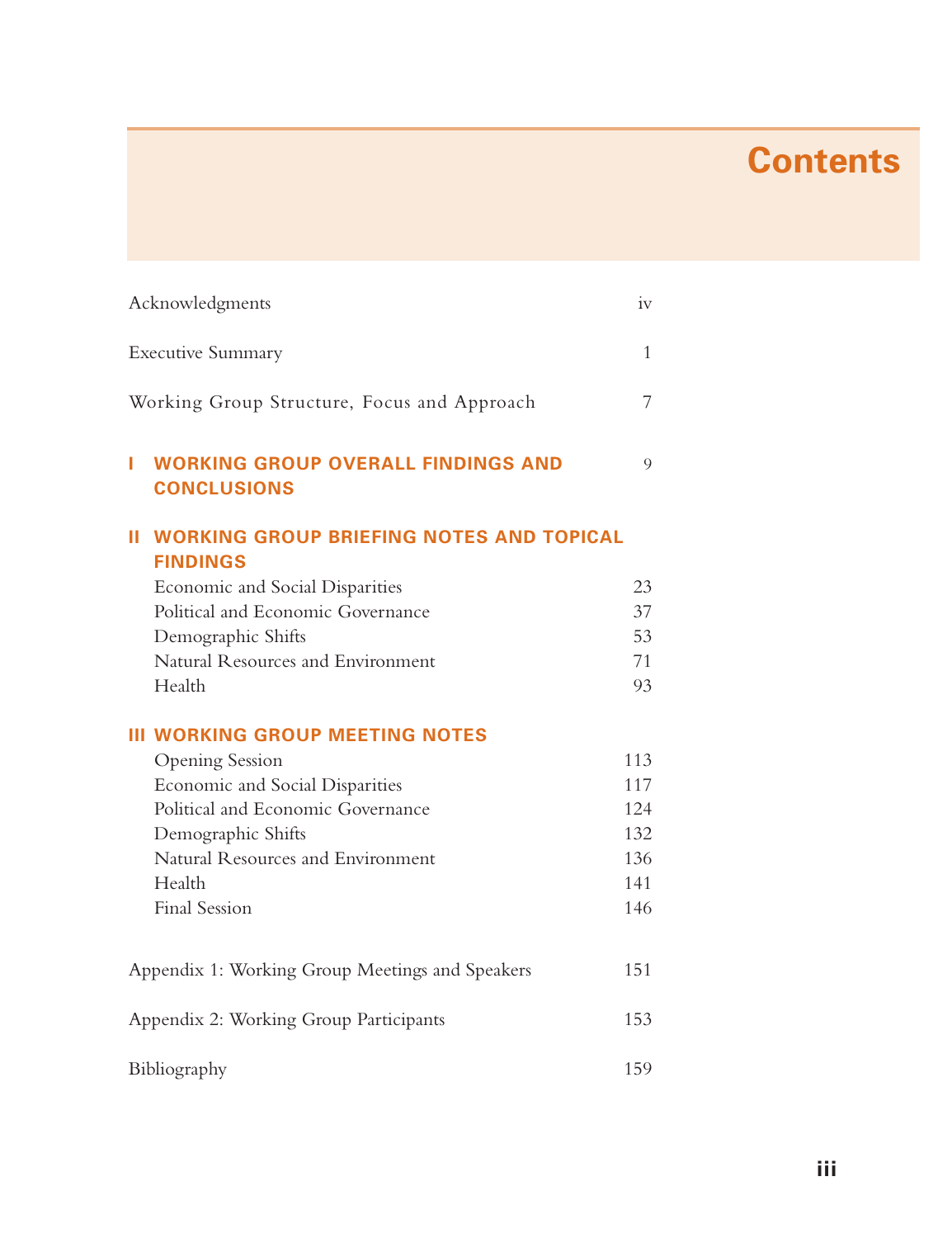# Contents

| | |
|---|---|
| Acknowledgments | iv |
| Executive Summary | 1 |
| Working Group Structure, Focus and Approach | 7 |
| **I WORKING GROUP OVERALL FINDINGS AND CONCLUSIONS** | 9 |
| **II WORKING GROUP BRIEFING NOTES AND TOPICAL FINDINGS** | |
| Economic and Social Disparities | 23 |
| Political and Economic Governance | 37 |
| Demographic Shifts | 53 |
| Natural Resources and Environment | 71 |
| Health | 93 |
| **III WORKING GROUP MEETING NOTES** | |
| Opening Session | 113 |
| Economic and Social Disparities | 117 |
| Political and Economic Governance | 124 |
| Demographic Shifts | 132 |
| Natural Resources and Environment | 136 |
| Health | 141 |
| Final Session | 146 |
| Appendix 1: Working Group Meetings and Speakers | 151 |
| Appendix 2: Working Group Participants | 153 |
| Bibliography | 159 |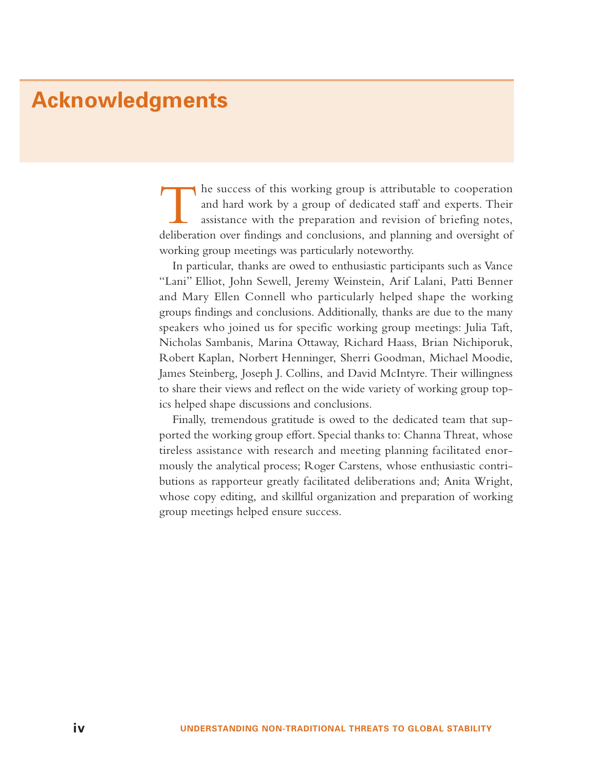# Acknowledgments

The success of this working group is attributable to cooperation and hard work by a group of dedicated staff and experts. Their assistance with the preparation and revision of briefing notes, deliberation over findings and conclusions, and planning and oversight of working group meetings was particularly noteworthy.

In particular, thanks are owed to enthusiastic participants such as Vance "Lani" Elliot, John Sewell, Jeremy Weinstein, Arif Lalani, Patti Benner and Mary Ellen Connell who particularly helped shape the working groups findings and conclusions. Additionally, thanks are due to the many speakers who joined us for specific working group meetings: Julia Taft, Nicholas Sambanis, Marina Ottaway, Richard Haass, Brian Nichiporuk, Robert Kaplan, Norbert Henninger, Sherri Goodman, Michael Moodie, James Steinberg, Joseph J. Collins, and David McIntyre. Their willingness to share their views and reflect on the wide variety of working group topics helped shape discussions and conclusions.

Finally, tremendous gratitude is owed to the dedicated team that supported the working group effort. Special thanks to: Channa Threat, whose tireless assistance with research and meeting planning facilitated enormously the analytical process; Roger Carstens, whose enthusiastic contributions as rapporteur greatly facilitated deliberations and; Anita Wright, whose copy editing, and skillful organization and preparation of working group meetings helped ensure success.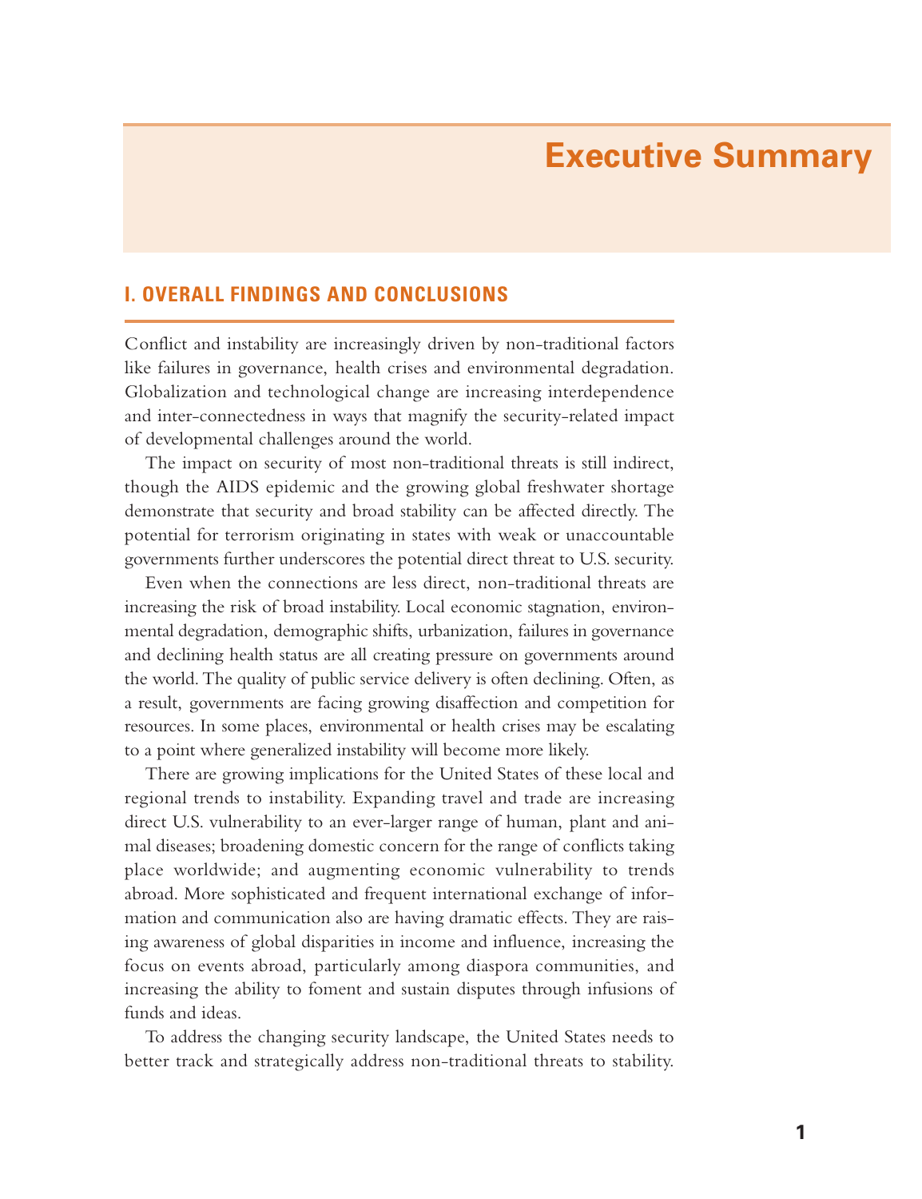# Executive Summary

## I. OVERALL FINDINGS AND CONCLUSIONS

Conflict and instability are increasingly driven by non-traditional factors like failures in governance, health crises and environmental degradation. Globalization and technological change are increasing interdependence and inter-connectedness in ways that magnify the security-related impact of developmental challenges around the world.

The impact on security of most non-traditional threats is still indirect, though the AIDS epidemic and the growing global freshwater shortage demonstrate that security and broad stability can be affected directly. The potential for terrorism originating in states with weak or unaccountable governments further underscores the potential direct threat to U.S. security.

Even when the connections are less direct, non-traditional threats are increasing the risk of broad instability. Local economic stagnation, environmental degradation, demographic shifts, urbanization, failures in governance and declining health status are all creating pressure on governments around the world. The quality of public service delivery is often declining. Often, as a result, governments are facing growing disaffection and competition for resources. In some places, environmental or health crises may be escalating to a point where generalized instability will become more likely.

There are growing implications for the United States of these local and regional trends to instability. Expanding travel and trade are increasing direct U.S. vulnerability to an ever-larger range of human, plant and animal diseases; broadening domestic concern for the range of conflicts taking place worldwide; and augmenting economic vulnerability to trends abroad. More sophisticated and frequent international exchange of information and communication also are having dramatic effects. They are raising awareness of global disparities in income and influence, increasing the focus on events abroad, particularly among diaspora communities, and increasing the ability to foment and sustain disputes through infusions of funds and ideas.

To address the changing security landscape, the United States needs to better track and strategically address non-traditional threats to stability.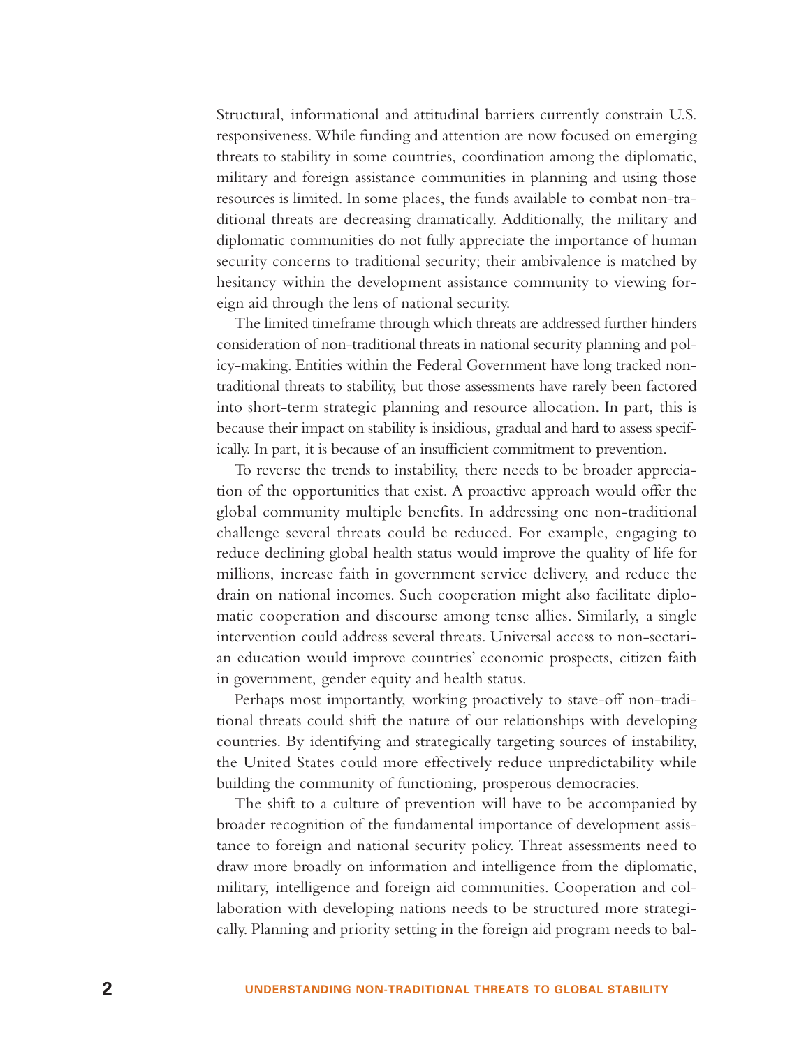Structural, informational and attitudinal barriers currently constrain U.S. responsiveness. While funding and attention are now focused on emerging threats to stability in some countries, coordination among the diplomatic, military and foreign assistance communities in planning and using those resources is limited. In some places, the funds available to combat non-traditional threats are decreasing dramatically. Additionally, the military and diplomatic communities do not fully appreciate the importance of human security concerns to traditional security; their ambivalence is matched by hesitancy within the development assistance community to viewing foreign aid through the lens of national security.

The limited timeframe through which threats are addressed further hinders consideration of non-traditional threats in national security planning and policy-making. Entities within the Federal Government have long tracked non-traditional threats to stability, but those assessments have rarely been factored into short-term strategic planning and resource allocation. In part, this is because their impact on stability is insidious, gradual and hard to assess specifically. In part, it is because of an insufficient commitment to prevention.

To reverse the trends to instability, there needs to be broader appreciation of the opportunities that exist. A proactive approach would offer the global community multiple benefits. In addressing one non-traditional challenge several threats could be reduced. For example, engaging to reduce declining global health status would improve the quality of life for millions, increase faith in government service delivery, and reduce the drain on national incomes. Such cooperation might also facilitate diplomatic cooperation and discourse among tense allies. Similarly, a single intervention could address several threats. Universal access to non-sectarian education would improve countries' economic prospects, citizen faith in government, gender equity and health status.

Perhaps most importantly, working proactively to stave-off non-traditional threats could shift the nature of our relationships with developing countries. By identifying and strategically targeting sources of instability, the United States could more effectively reduce unpredictability while building the community of functioning, prosperous democracies.

The shift to a culture of prevention will have to be accompanied by broader recognition of the fundamental importance of development assistance to foreign and national security policy. Threat assessments need to draw more broadly on information and intelligence from the diplomatic, military, intelligence and foreign aid communities. Cooperation and collaboration with developing nations needs to be structured more strategically. Planning and priority setting in the foreign aid program needs to bal-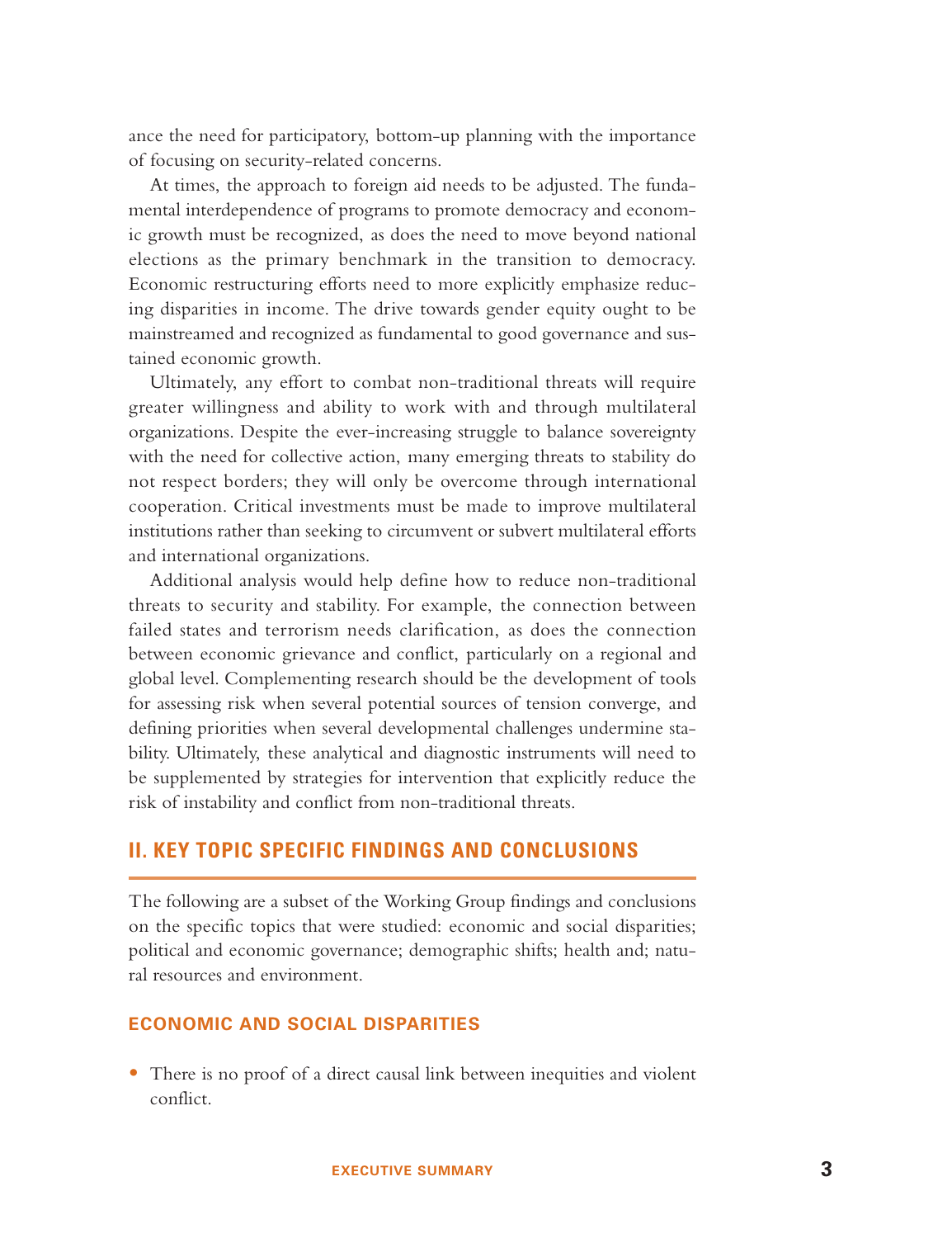ance the need for participatory, bottom-up planning with the importance of focusing on security-related concerns.

At times, the approach to foreign aid needs to be adjusted. The fundamental interdependence of programs to promote democracy and economic growth must be recognized, as does the need to move beyond national elections as the primary benchmark in the transition to democracy. Economic restructuring efforts need to more explicitly emphasize reducing disparities in income. The drive towards gender equity ought to be mainstreamed and recognized as fundamental to good governance and sustained economic growth.

Ultimately, any effort to combat non-traditional threats will require greater willingness and ability to work with and through multilateral organizations. Despite the ever-increasing struggle to balance sovereignty with the need for collective action, many emerging threats to stability do not respect borders; they will only be overcome through international cooperation. Critical investments must be made to improve multilateral institutions rather than seeking to circumvent or subvert multilateral efforts and international organizations.

Additional analysis would help define how to reduce non-traditional threats to security and stability. For example, the connection between failed states and terrorism needs clarification, as does the connection between economic grievance and conflict, particularly on a regional and global level. Complementing research should be the development of tools for assessing risk when several potential sources of tension converge, and defining priorities when several developmental challenges undermine stability. Ultimately, these analytical and diagnostic instruments will need to be supplemented by strategies for intervention that explicitly reduce the risk of instability and conflict from non-traditional threats.

## II. KEY TOPIC SPECIFIC FINDINGS AND CONCLUSIONS

The following are a subset of the Working Group findings and conclusions on the specific topics that were studied: economic and social disparities; political and economic governance; demographic shifts; health and; natural resources and environment.

### ECONOMIC AND SOCIAL DISPARITIES

- There is no proof of a direct causal link between inequities and violent conflict.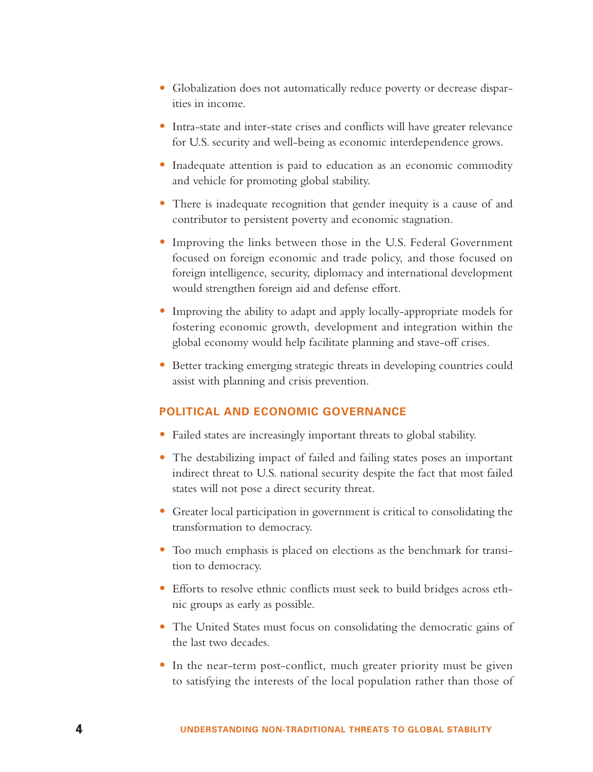- Globalization does not automatically reduce poverty or decrease disparities in income.
- Intra-state and inter-state crises and conflicts will have greater relevance for U.S. security and well-being as economic interdependence grows.
- Inadequate attention is paid to education as an economic commodity and vehicle for promoting global stability.
- There is inadequate recognition that gender inequity is a cause of and contributor to persistent poverty and economic stagnation.
- Improving the links between those in the U.S. Federal Government focused on foreign economic and trade policy, and those focused on foreign intelligence, security, diplomacy and international development would strengthen foreign aid and defense effort.
- Improving the ability to adapt and apply locally-appropriate models for fostering economic growth, development and integration within the global economy would help facilitate planning and stave-off crises.
- Better tracking emerging strategic threats in developing countries could assist with planning and crisis prevention.

### POLITICAL AND ECONOMIC GOVERNANCE

- Failed states are increasingly important threats to global stability.
- The destabilizing impact of failed and failing states poses an important indirect threat to U.S. national security despite the fact that most failed states will not pose a direct security threat.
- Greater local participation in government is critical to consolidating the transformation to democracy.
- Too much emphasis is placed on elections as the benchmark for transition to democracy.
- Efforts to resolve ethnic conflicts must seek to build bridges across ethnic groups as early as possible.
- The United States must focus on consolidating the democratic gains of the last two decades.
- In the near-term post-conflict, much greater priority must be given to satisfying the interests of the local population rather than those of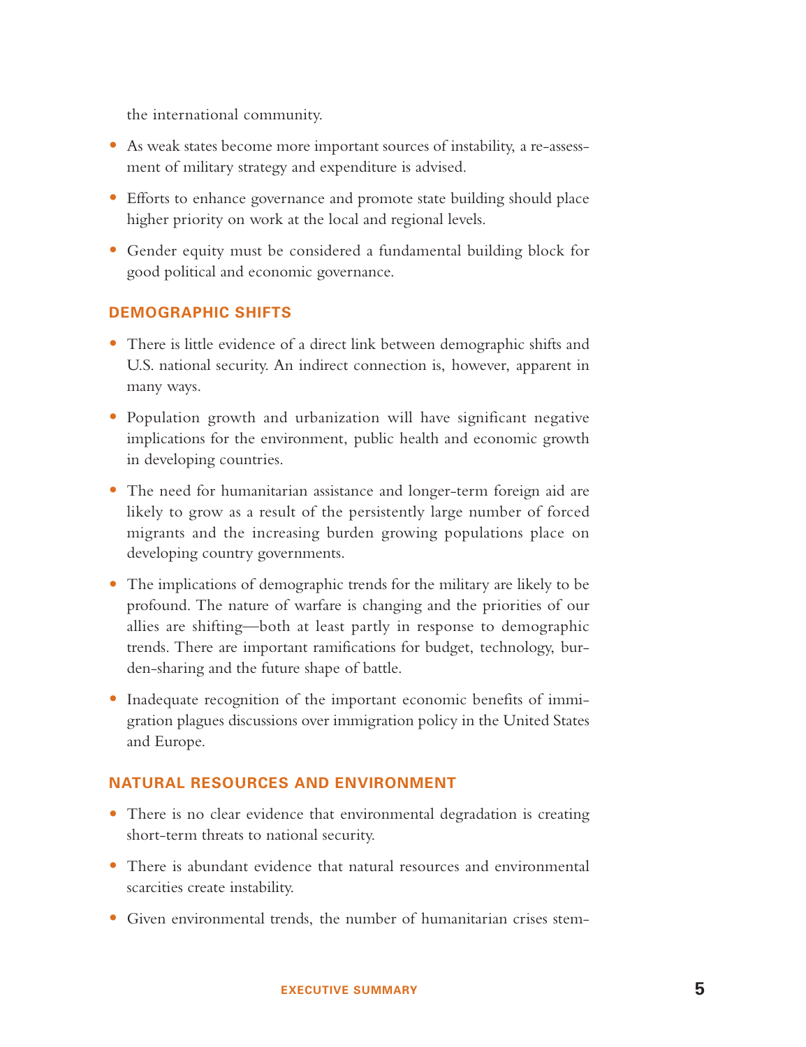the international community.

- As weak states become more important sources of instability, a re-assessment of military strategy and expenditure is advised.
- Efforts to enhance governance and promote state building should place higher priority on work at the local and regional levels.
- Gender equity must be considered a fundamental building block for good political and economic governance.

## DEMOGRAPHIC SHIFTS

- There is little evidence of a direct link between demographic shifts and U.S. national security. An indirect connection is, however, apparent in many ways.
- Population growth and urbanization will have significant negative implications for the environment, public health and economic growth in developing countries.
- The need for humanitarian assistance and longer-term foreign aid are likely to grow as a result of the persistently large number of forced migrants and the increasing burden growing populations place on developing country governments.
- The implications of demographic trends for the military are likely to be profound. The nature of warfare is changing and the priorities of our allies are shifting—both at least partly in response to demographic trends. There are important ramifications for budget, technology, burden-sharing and the future shape of battle.
- Inadequate recognition of the important economic benefits of immigration plagues discussions over immigration policy in the United States and Europe.

## NATURAL RESOURCES AND ENVIRONMENT

- There is no clear evidence that environmental degradation is creating short-term threats to national security.
- There is abundant evidence that natural resources and environmental scarcities create instability.
- Given environmental trends, the number of humanitarian crises stem-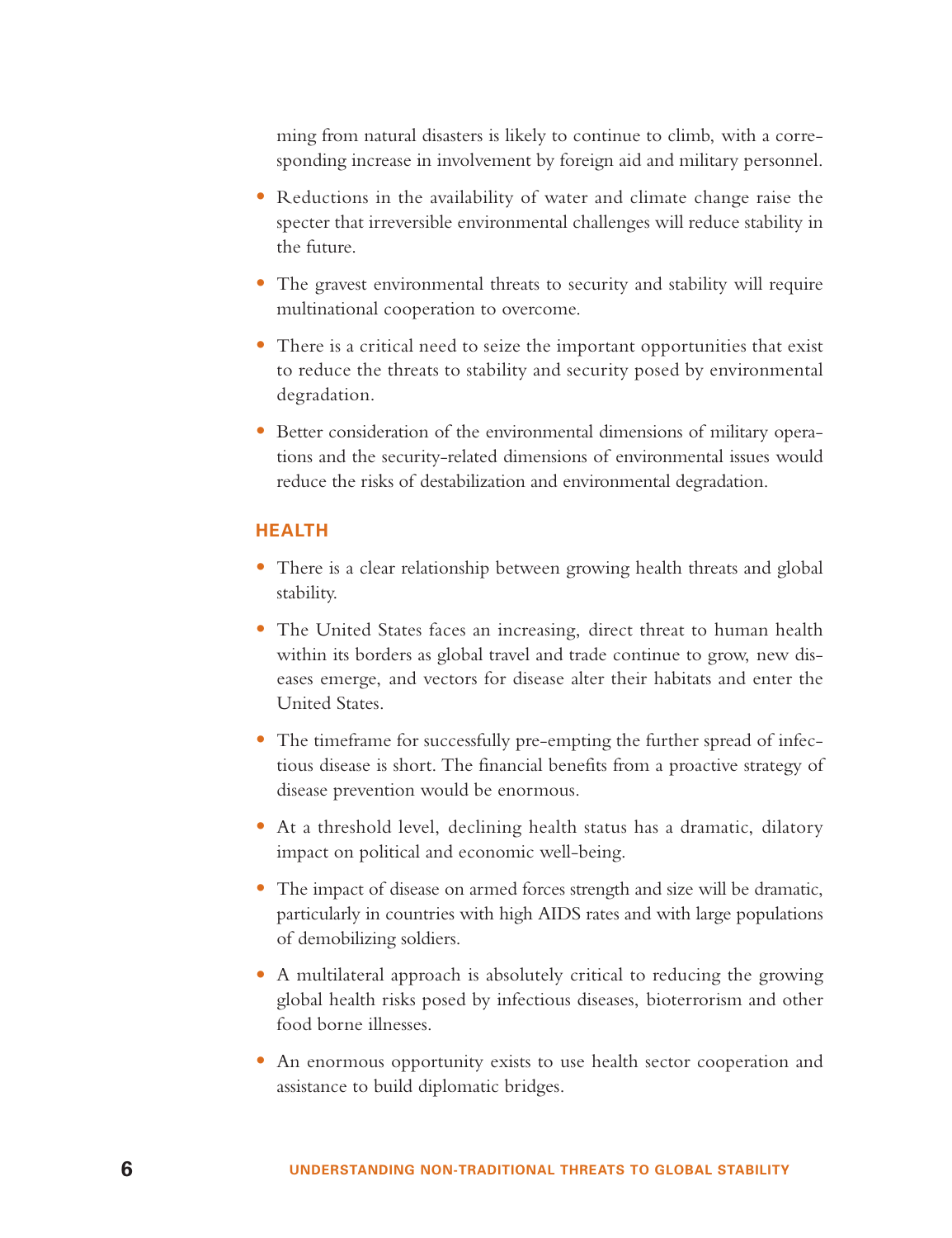ming from natural disasters is likely to continue to climb, with a corresponding increase in involvement by foreign aid and military personnel.

- Reductions in the availability of water and climate change raise the specter that irreversible environmental challenges will reduce stability in the future.
- The gravest environmental threats to security and stability will require multinational cooperation to overcome.
- There is a critical need to seize the important opportunities that exist to reduce the threats to stability and security posed by environmental degradation.
- Better consideration of the environmental dimensions of military operations and the security-related dimensions of environmental issues would reduce the risks of destabilization and environmental degradation.

## HEALTH

- There is a clear relationship between growing health threats and global stability.
- The United States faces an increasing, direct threat to human health within its borders as global travel and trade continue to grow, new diseases emerge, and vectors for disease alter their habitats and enter the United States.
- The timeframe for successfully pre-empting the further spread of infectious disease is short. The financial benefits from a proactive strategy of disease prevention would be enormous.
- At a threshold level, declining health status has a dramatic, dilatory impact on political and economic well-being.
- The impact of disease on armed forces strength and size will be dramatic, particularly in countries with high AIDS rates and with large populations of demobilizing soldiers.
- A multilateral approach is absolutely critical to reducing the growing global health risks posed by infectious diseases, bioterrorism and other food borne illnesses.
- An enormous opportunity exists to use health sector cooperation and assistance to build diplomatic bridges.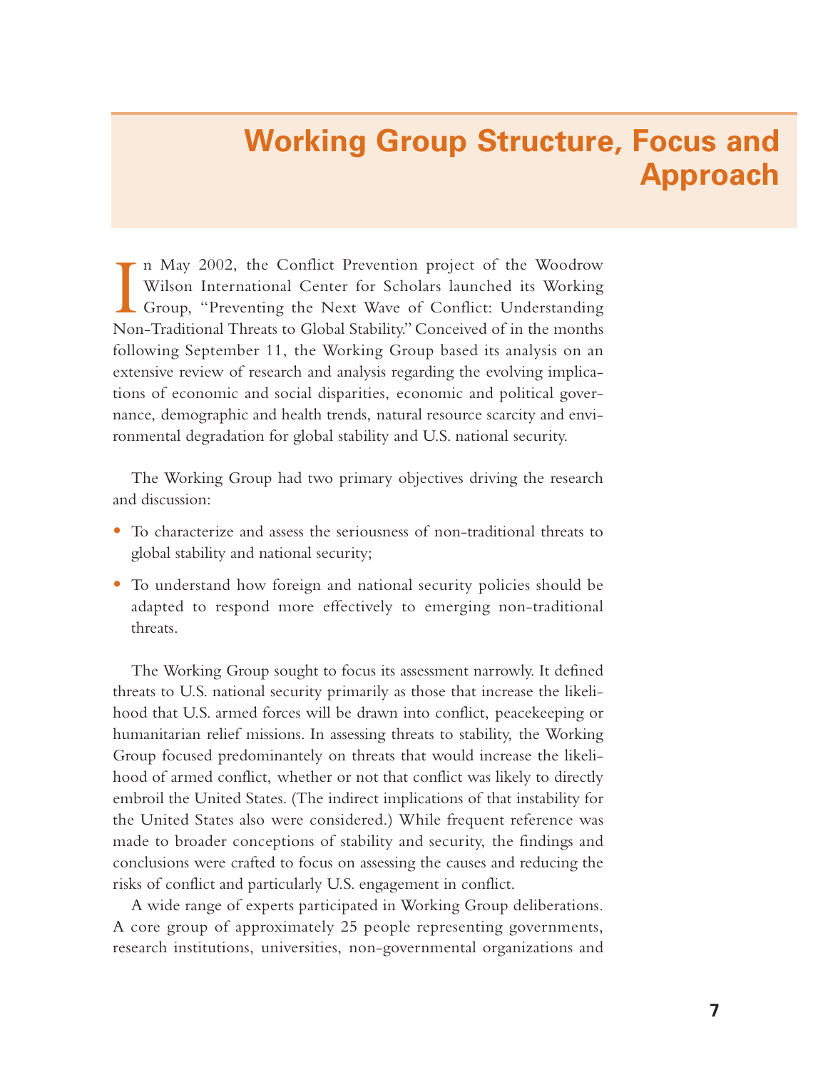# Working Group Structure, Focus and Approach

In May 2002, the Conflict Prevention project of the Woodrow Wilson International Center for Scholars launched its Working Group, "Preventing the Next Wave of Conflict: Understanding Non-Traditional Threats to Global Stability." Conceived of in the months following September 11, the Working Group based its analysis on an extensive review of research and analysis regarding the evolving implications of economic and social disparities, economic and political governance, demographic and health trends, natural resource scarcity and environmental degradation for global stability and U.S. national security.

The Working Group had two primary objectives driving the research and discussion:

- To characterize and assess the seriousness of non-traditional threats to global stability and national security;
- To understand how foreign and national security policies should be adapted to respond more effectively to emerging non-traditional threats.

The Working Group sought to focus its assessment narrowly. It defined threats to U.S. national security primarily as those that increase the likelihood that U.S. armed forces will be drawn into conflict, peacekeeping or humanitarian relief missions. In assessing threats to stability, the Working Group focused predominantely on threats that would increase the likelihood of armed conflict, whether or not that conflict was likely to directly embroil the United States. (The indirect implications of that instability for the United States also were considered.) While frequent reference was made to broader conceptions of stability and security, the findings and conclusions were crafted to focus on assessing the causes and reducing the risks of conflict and particularly U.S. engagement in conflict.

A wide range of experts participated in Working Group deliberations. A core group of approximately 25 people representing governments, research institutions, universities, non-governmental organizations and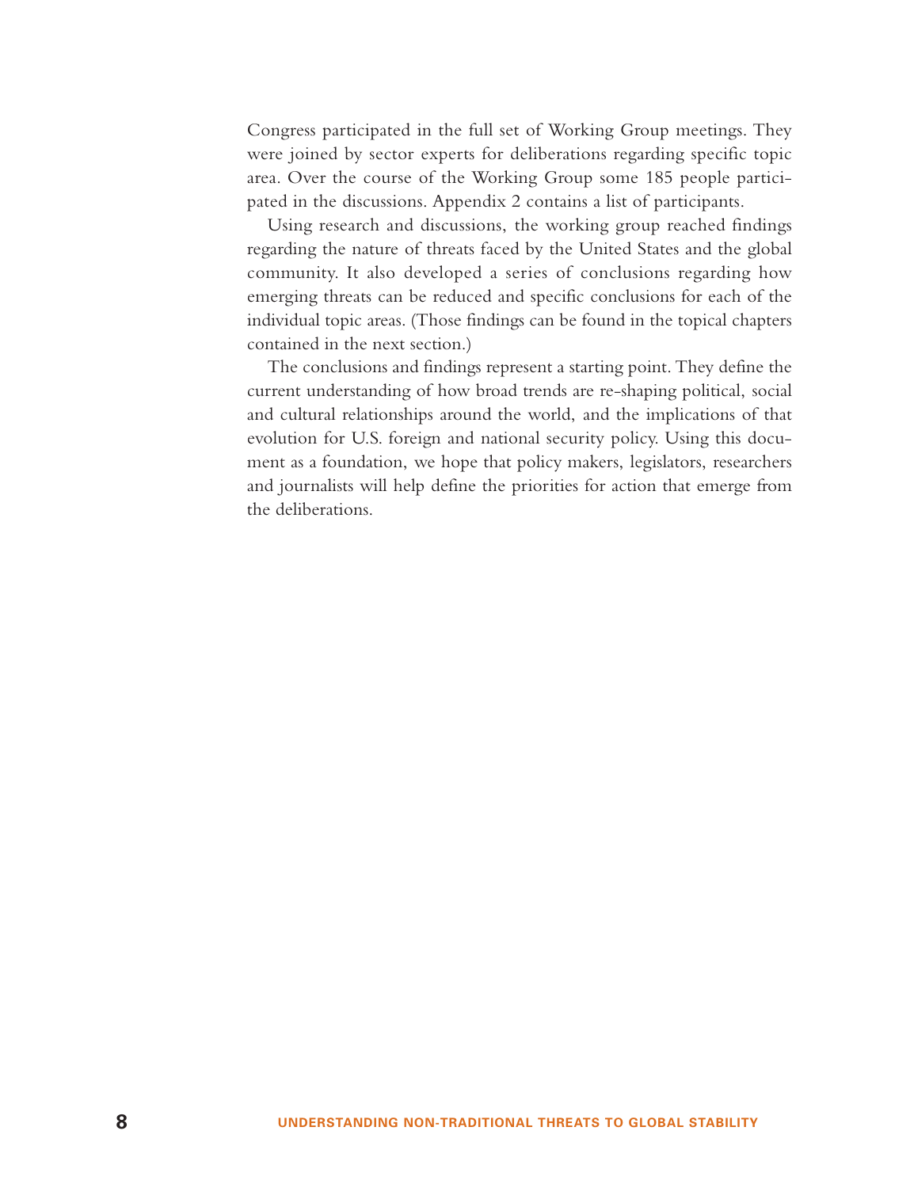Congress participated in the full set of Working Group meetings. They were joined by sector experts for deliberations regarding specific topic area. Over the course of the Working Group some 185 people participated in the discussions. Appendix 2 contains a list of participants.

Using research and discussions, the working group reached findings regarding the nature of threats faced by the United States and the global community. It also developed a series of conclusions regarding how emerging threats can be reduced and specific conclusions for each of the individual topic areas. (Those findings can be found in the topical chapters contained in the next section.)

The conclusions and findings represent a starting point. They define the current understanding of how broad trends are re-shaping political, social and cultural relationships around the world, and the implications of that evolution for U.S. foreign and national security policy. Using this document as a foundation, we hope that policy makers, legislators, researchers and journalists will help define the priorities for action that emerge from the deliberations.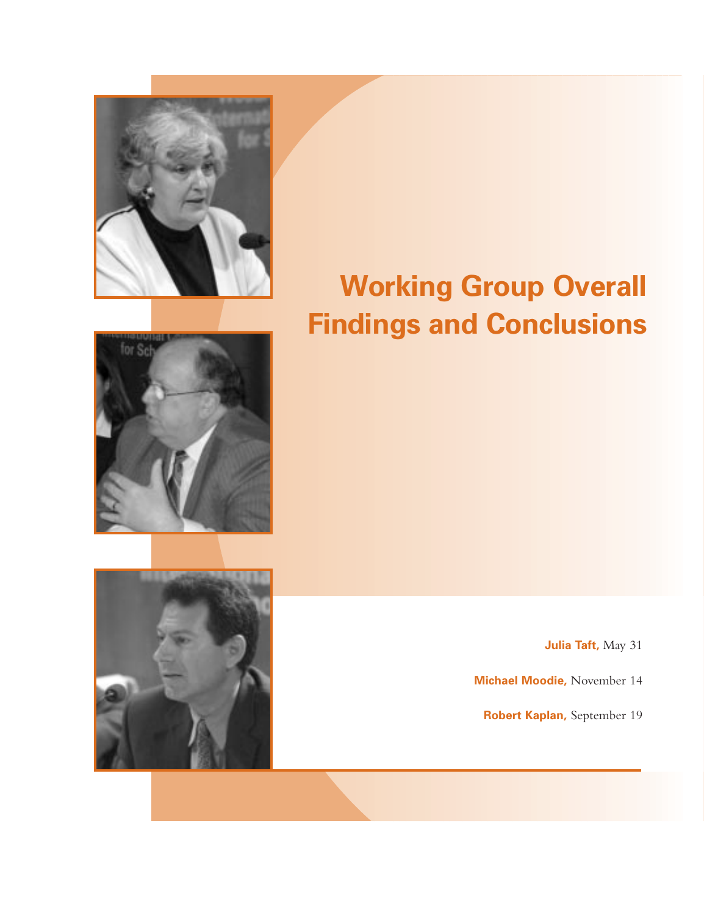# Working Group Overall Findings and Conclusions

**Julia Taft,** May 31

**Michael Moodie,** November 14

**Robert Kaplan,** September 19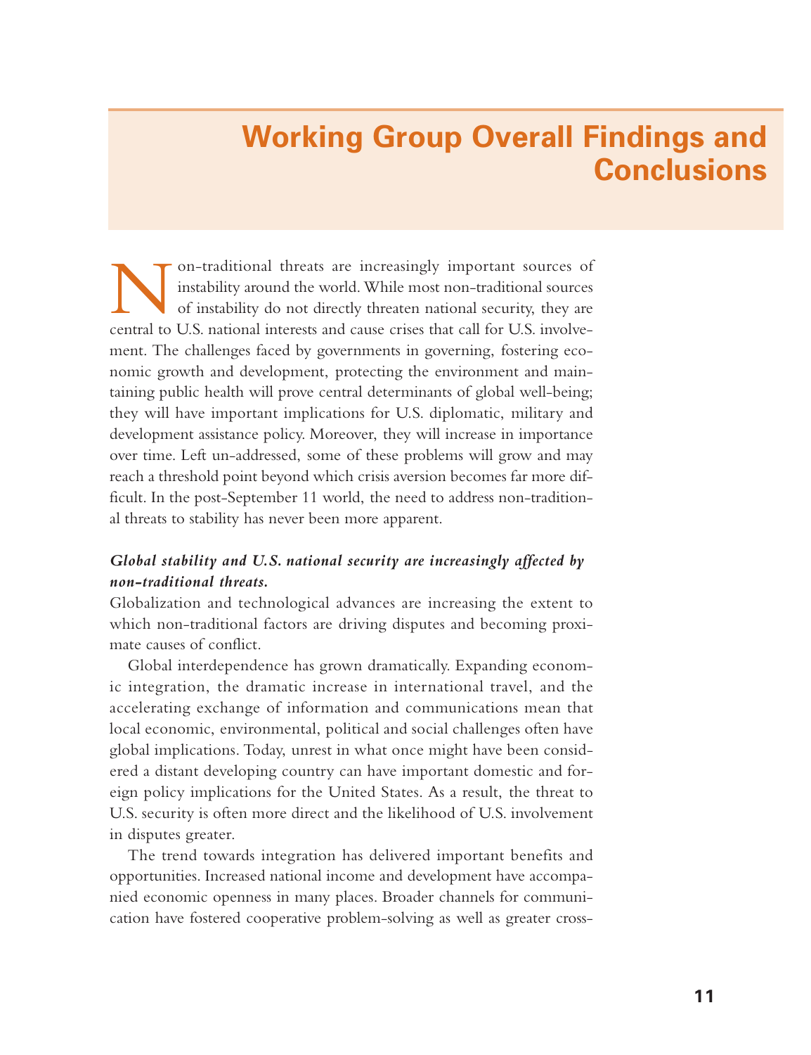# Working Group Overall Findings and Conclusions

Non-traditional threats are increasingly important sources of instability around the world. While most non-traditional sources of instability do not directly threaten national security, they are central to U.S. national interests and cause crises that call for U.S. involvement. The challenges faced by governments in governing, fostering economic growth and development, protecting the environment and maintaining public health will prove central determinants of global well-being; they will have important implications for U.S. diplomatic, military and development assistance policy. Moreover, they will increase in importance over time. Left un-addressed, some of these problems will grow and may reach a threshold point beyond which crisis aversion becomes far more difficult. In the post-September 11 world, the need to address non-traditional threats to stability has never been more apparent.

***Global stability and U.S. national security are increasingly affected by non-traditional threats.***

Globalization and technological advances are increasing the extent to which non-traditional factors are driving disputes and becoming proximate causes of conflict.

Global interdependence has grown dramatically. Expanding economic integration, the dramatic increase in international travel, and the accelerating exchange of information and communications mean that local economic, environmental, political and social challenges often have global implications. Today, unrest in what once might have been considered a distant developing country can have important domestic and foreign policy implications for the United States. As a result, the threat to U.S. security is often more direct and the likelihood of U.S. involvement in disputes greater.

The trend towards integration has delivered important benefits and opportunities. Increased national income and development have accompanied economic openness in many places. Broader channels for communication have fostered cooperative problem-solving as well as greater cross-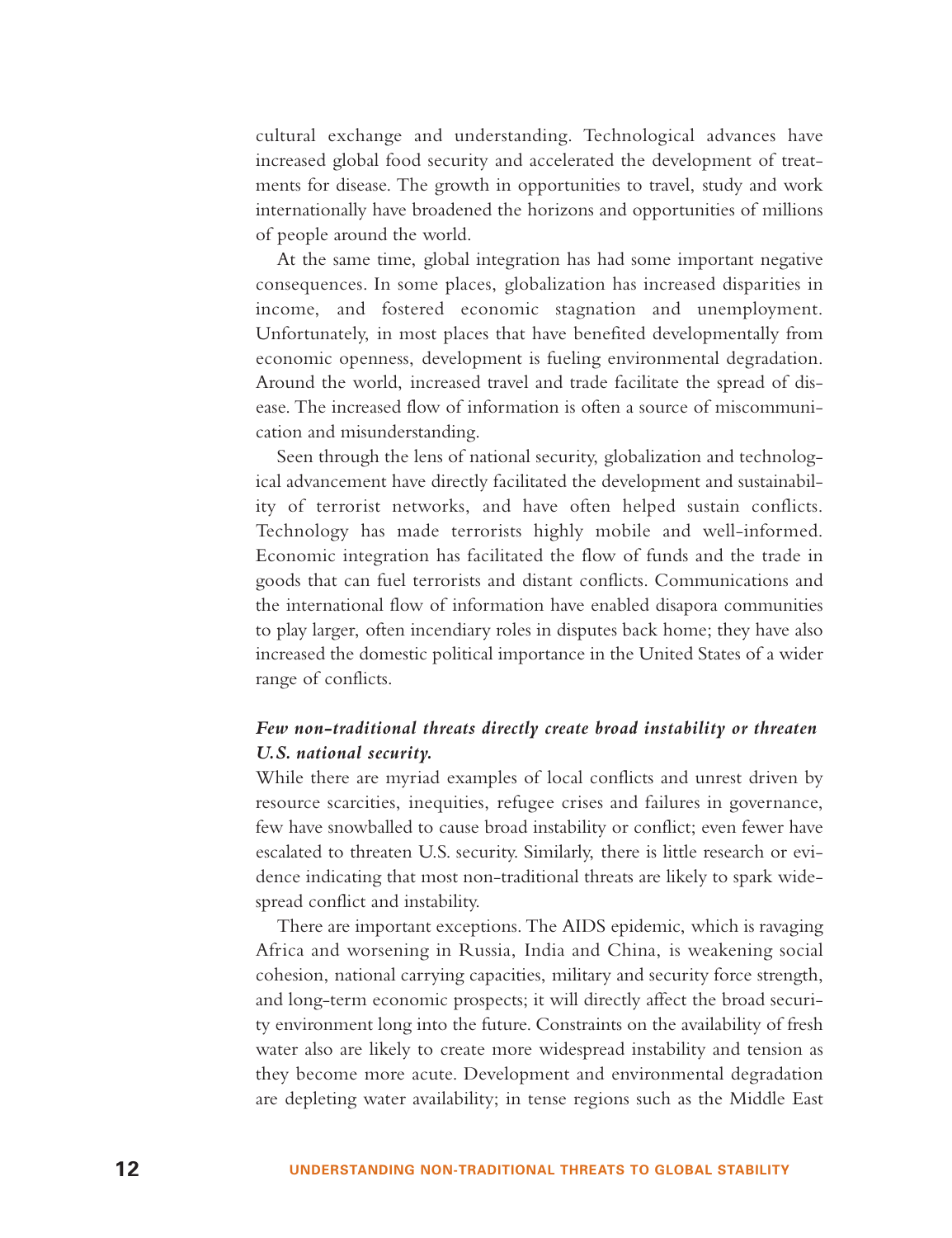cultural exchange and understanding. Technological advances have increased global food security and accelerated the development of treatments for disease. The growth in opportunities to travel, study and work internationally have broadened the horizons and opportunities of millions of people around the world.

At the same time, global integration has had some important negative consequences. In some places, globalization has increased disparities in income, and fostered economic stagnation and unemployment. Unfortunately, in most places that have benefited developmentally from economic openness, development is fueling environmental degradation. Around the world, increased travel and trade facilitate the spread of disease. The increased flow of information is often a source of miscommunication and misunderstanding.

Seen through the lens of national security, globalization and technological advancement have directly facilitated the development and sustainability of terrorist networks, and have often helped sustain conflicts. Technology has made terrorists highly mobile and well-informed. Economic integration has facilitated the flow of funds and the trade in goods that can fuel terrorists and distant conflicts. Communications and the international flow of information have enabled disapora communities to play larger, often incendiary roles in disputes back home; they have also increased the domestic political importance in the United States of a wider range of conflicts.

***Few non-traditional threats directly create broad instability or threaten U.S. national security.***

While there are myriad examples of local conflicts and unrest driven by resource scarcities, inequities, refugee crises and failures in governance, few have snowballed to cause broad instability or conflict; even fewer have escalated to threaten U.S. security. Similarly, there is little research or evidence indicating that most non-traditional threats are likely to spark widespread conflict and instability.

There are important exceptions. The AIDS epidemic, which is ravaging Africa and worsening in Russia, India and China, is weakening social cohesion, national carrying capacities, military and security force strength, and long-term economic prospects; it will directly affect the broad security environment long into the future. Constraints on the availability of fresh water also are likely to create more widespread instability and tension as they become more acute. Development and environmental degradation are depleting water availability; in tense regions such as the Middle East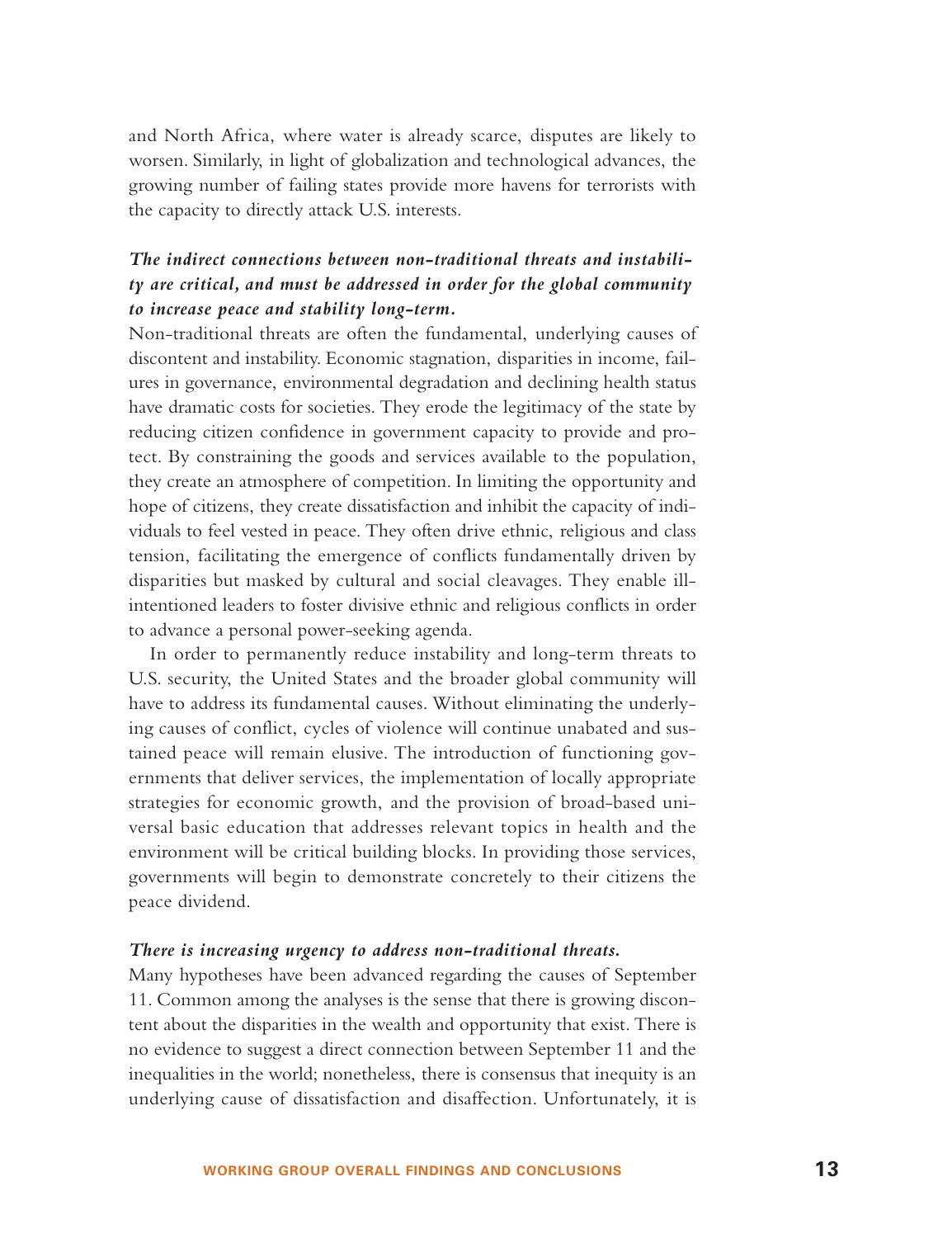and North Africa, where water is already scarce, disputes are likely to worsen. Similarly, in light of globalization and technological advances, the growing number of failing states provide more havens for terrorists with the capacity to directly attack U.S. interests.

***The indirect connections between non-traditional threats and instability are critical, and must be addressed in order for the global community to increase peace and stability long-term.***

Non-traditional threats are often the fundamental, underlying causes of discontent and instability. Economic stagnation, disparities in income, failures in governance, environmental degradation and declining health status have dramatic costs for societies. They erode the legitimacy of the state by reducing citizen confidence in government capacity to provide and protect. By constraining the goods and services available to the population, they create an atmosphere of competition. In limiting the opportunity and hope of citizens, they create dissatisfaction and inhibit the capacity of individuals to feel vested in peace. They often drive ethnic, religious and class tension, facilitating the emergence of conflicts fundamentally driven by disparities but masked by cultural and social cleavages. They enable ill-intentioned leaders to foster divisive ethnic and religious conflicts in order to advance a personal power-seeking agenda.

In order to permanently reduce instability and long-term threats to U.S. security, the United States and the broader global community will have to address its fundamental causes. Without eliminating the underlying causes of conflict, cycles of violence will continue unabated and sustained peace will remain elusive. The introduction of functioning governments that deliver services, the implementation of locally appropriate strategies for economic growth, and the provision of broad-based universal basic education that addresses relevant topics in health and the environment will be critical building blocks. In providing those services, governments will begin to demonstrate concretely to their citizens the peace dividend.

***There is increasing urgency to address non-traditional threats.***

Many hypotheses have been advanced regarding the causes of September 11. Common among the analyses is the sense that there is growing discontent about the disparities in the wealth and opportunity that exist. There is no evidence to suggest a direct connection between September 11 and the inequalities in the world; nonetheless, there is consensus that inequity is an underlying cause of dissatisfaction and disaffection. Unfortunately, it is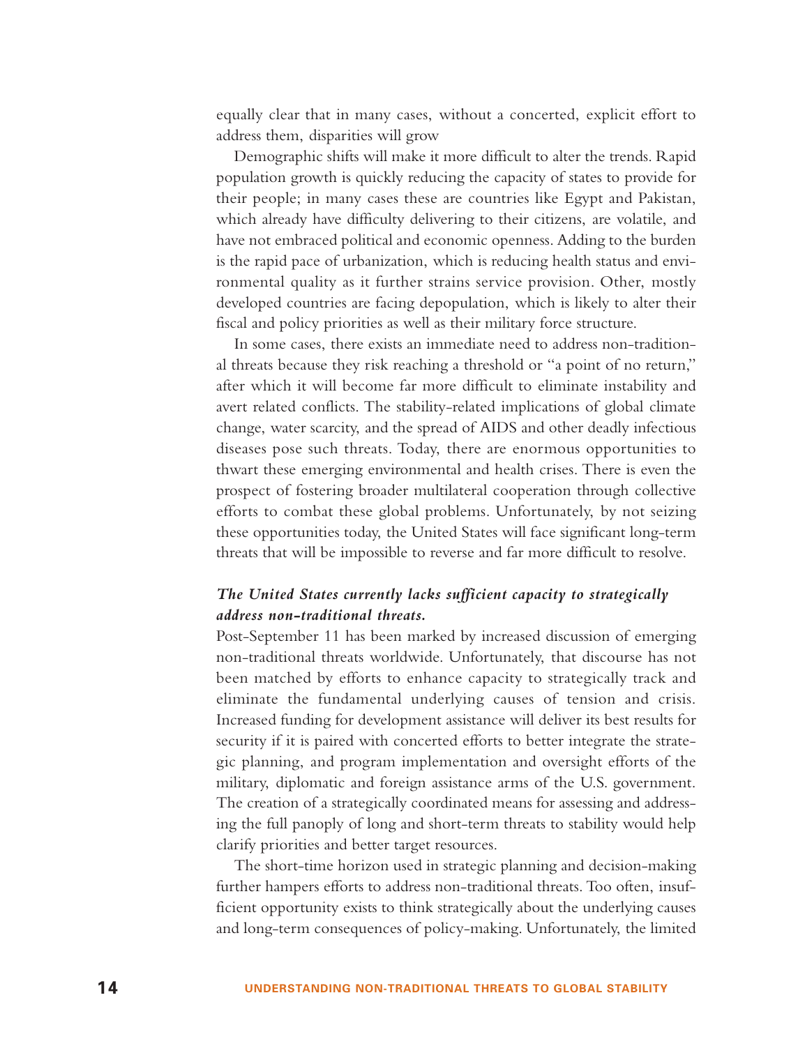equally clear that in many cases, without a concerted, explicit effort to address them, disparities will grow

Demographic shifts will make it more difficult to alter the trends. Rapid population growth is quickly reducing the capacity of states to provide for their people; in many cases these are countries like Egypt and Pakistan, which already have difficulty delivering to their citizens, are volatile, and have not embraced political and economic openness. Adding to the burden is the rapid pace of urbanization, which is reducing health status and environmental quality as it further strains service provision. Other, mostly developed countries are facing depopulation, which is likely to alter their fiscal and policy priorities as well as their military force structure.

In some cases, there exists an immediate need to address non-traditional threats because they risk reaching a threshold or "a point of no return," after which it will become far more difficult to eliminate instability and avert related conflicts. The stability-related implications of global climate change, water scarcity, and the spread of AIDS and other deadly infectious diseases pose such threats. Today, there are enormous opportunities to thwart these emerging environmental and health crises. There is even the prospect of fostering broader multilateral cooperation through collective efforts to combat these global problems. Unfortunately, by not seizing these opportunities today, the United States will face significant long-term threats that will be impossible to reverse and far more difficult to resolve.

***The United States currently lacks sufficient capacity to strategically address non-traditional threats.***

Post-September 11 has been marked by increased discussion of emerging non-traditional threats worldwide. Unfortunately, that discourse has not been matched by efforts to enhance capacity to strategically track and eliminate the fundamental underlying causes of tension and crisis. Increased funding for development assistance will deliver its best results for security if it is paired with concerted efforts to better integrate the strategic planning, and program implementation and oversight efforts of the military, diplomatic and foreign assistance arms of the U.S. government. The creation of a strategically coordinated means for assessing and addressing the full panoply of long and short-term threats to stability would help clarify priorities and better target resources.

The short-time horizon used in strategic planning and decision-making further hampers efforts to address non-traditional threats. Too often, insufficient opportunity exists to think strategically about the underlying causes and long-term consequences of policy-making. Unfortunately, the limited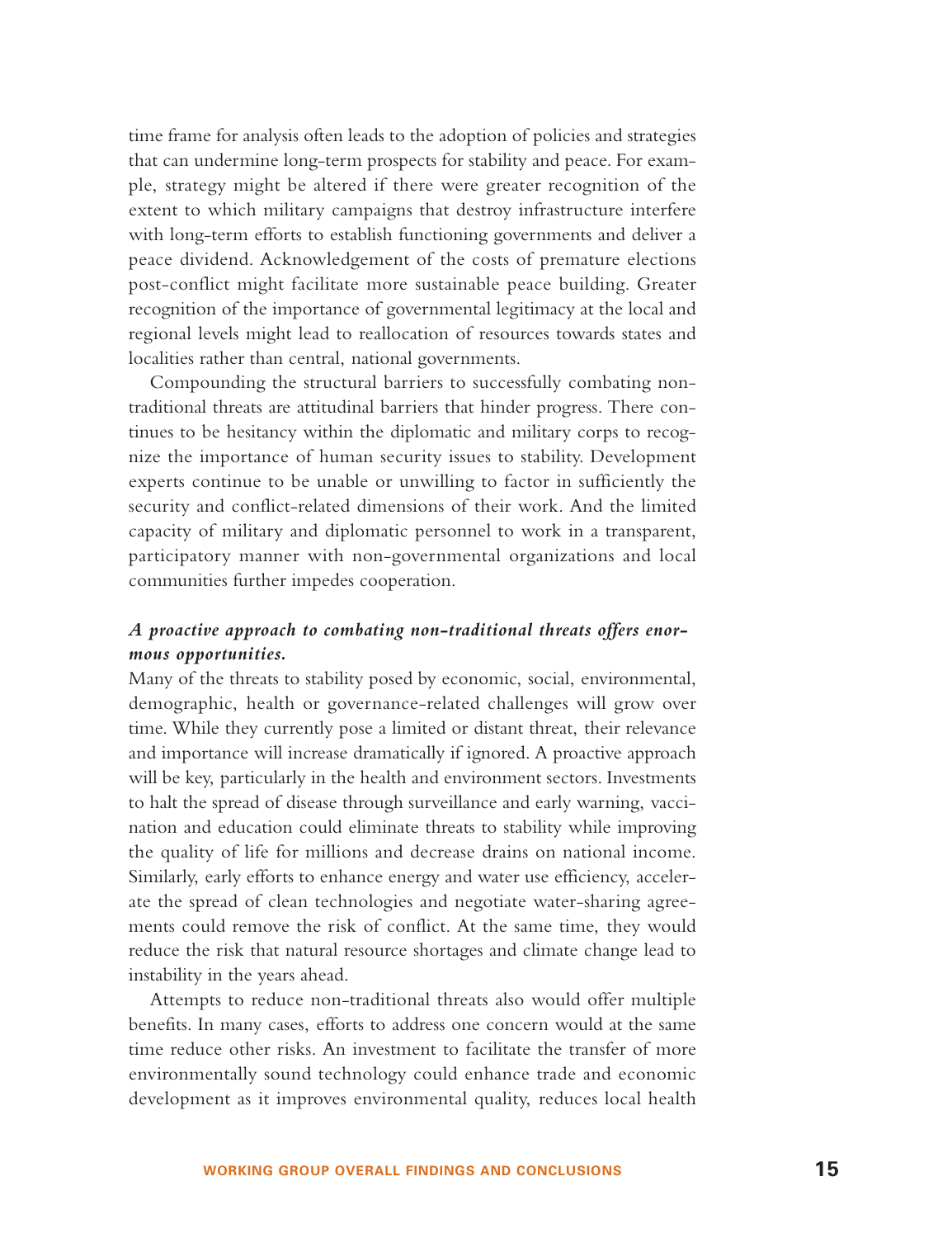time frame for analysis often leads to the adoption of policies and strategies that can undermine long-term prospects for stability and peace. For example, strategy might be altered if there were greater recognition of the extent to which military campaigns that destroy infrastructure interfere with long-term efforts to establish functioning governments and deliver a peace dividend. Acknowledgement of the costs of premature elections post-conflict might facilitate more sustainable peace building. Greater recognition of the importance of governmental legitimacy at the local and regional levels might lead to reallocation of resources towards states and localities rather than central, national governments.

Compounding the structural barriers to successfully combating non-traditional threats are attitudinal barriers that hinder progress. There continues to be hesitancy within the diplomatic and military corps to recognize the importance of human security issues to stability. Development experts continue to be unable or unwilling to factor in sufficiently the security and conflict-related dimensions of their work. And the limited capacity of military and diplomatic personnel to work in a transparent, participatory manner with non-governmental organizations and local communities further impedes cooperation.

***A proactive approach to combating non-traditional threats offers enormous opportunities.***

Many of the threats to stability posed by economic, social, environmental, demographic, health or governance-related challenges will grow over time. While they currently pose a limited or distant threat, their relevance and importance will increase dramatically if ignored. A proactive approach will be key, particularly in the health and environment sectors. Investments to halt the spread of disease through surveillance and early warning, vaccination and education could eliminate threats to stability while improving the quality of life for millions and decrease drains on national income. Similarly, early efforts to enhance energy and water use efficiency, accelerate the spread of clean technologies and negotiate water-sharing agreements could remove the risk of conflict. At the same time, they would reduce the risk that natural resource shortages and climate change lead to instability in the years ahead.

Attempts to reduce non-traditional threats also would offer multiple benefits. In many cases, efforts to address one concern would at the same time reduce other risks. An investment to facilitate the transfer of more environmentally sound technology could enhance trade and economic development as it improves environmental quality, reduces local health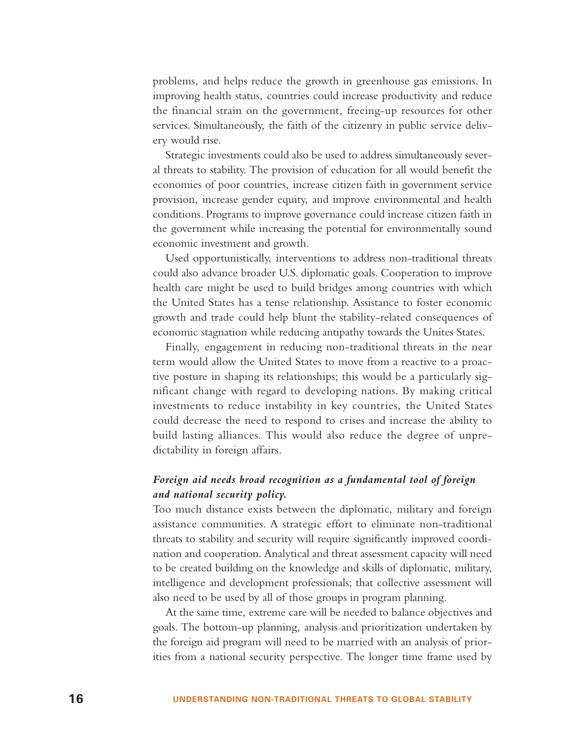problems, and helps reduce the growth in greenhouse gas emissions. In improving health status, countries could increase productivity and reduce the financial strain on the government, freeing-up resources for other services. Simultaneously, the faith of the citizenry in public service delivery would rise.

Strategic investments could also be used to address simultaneously several threats to stability. The provision of education for all would benefit the economies of poor countries, increase citizen faith in government service provision, increase gender equity, and improve environmental and health conditions. Programs to improve governance could increase citizen faith in the government while increasing the potential for environmentally sound economic investment and growth.

Used opportunistically, interventions to address non-traditional threats could also advance broader U.S. diplomatic goals. Cooperation to improve health care might be used to build bridges among countries with which the United States has a tense relationship. Assistance to foster economic growth and trade could help blunt the stability-related consequences of economic stagnation while reducing antipathy towards the Unites States.

Finally, engagement in reducing non-traditional threats in the near term would allow the United States to move from a reactive to a proactive posture in shaping its relationships; this would be a particularly significant change with regard to developing nations. By making critical investments to reduce instability in key countries, the United States could decrease the need to respond to crises and increase the ability to build lasting alliances. This would also reduce the degree of unpredictability in foreign affairs.

***Foreign aid needs broad recognition as a fundamental tool of foreign and national security policy.***

Too much distance exists between the diplomatic, military and foreign assistance communities. A strategic effort to eliminate non-traditional threats to stability and security will require significantly improved coordination and cooperation. Analytical and threat assessment capacity will need to be created building on the knowledge and skills of diplomatic, military, intelligence and development professionals; that collective assessment will also need to be used by all of those groups in program planning.

At the same time, extreme care will be needed to balance objectives and goals. The bottom-up planning, analysis and prioritization undertaken by the foreign aid program will need to be married with an analysis of priorities from a national security perspective. The longer time frame used by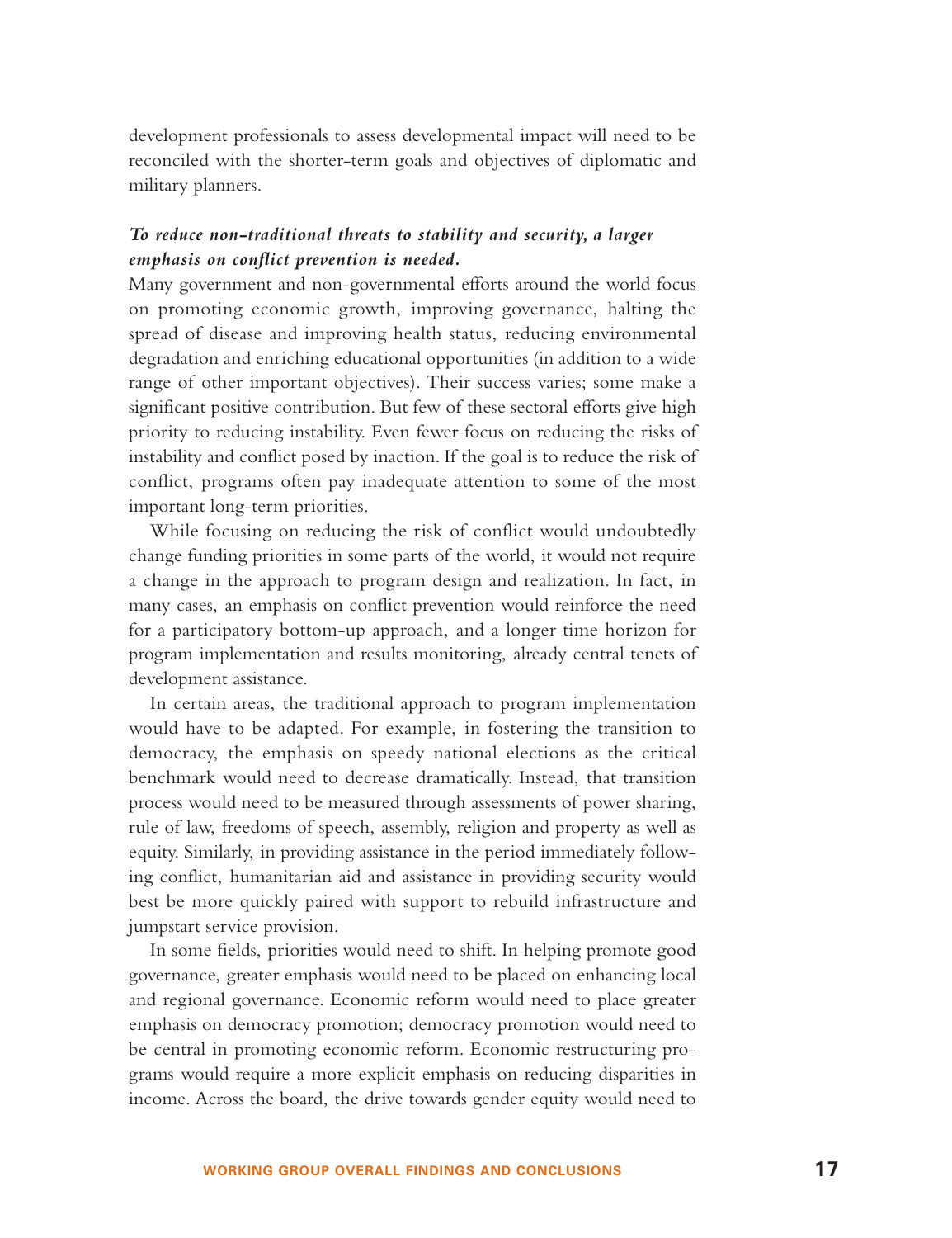development professionals to assess developmental impact will need to be reconciled with the shorter-term goals and objectives of diplomatic and military planners.

***To reduce non-traditional threats to stability and security, a larger emphasis on conflict prevention is needed.***

Many government and non-governmental efforts around the world focus on promoting economic growth, improving governance, halting the spread of disease and improving health status, reducing environmental degradation and enriching educational opportunities (in addition to a wide range of other important objectives). Their success varies; some make a significant positive contribution. But few of these sectoral efforts give high priority to reducing instability. Even fewer focus on reducing the risks of instability and conflict posed by inaction. If the goal is to reduce the risk of conflict, programs often pay inadequate attention to some of the most important long-term priorities.

While focusing on reducing the risk of conflict would undoubtedly change funding priorities in some parts of the world, it would not require a change in the approach to program design and realization. In fact, in many cases, an emphasis on conflict prevention would reinforce the need for a participatory bottom-up approach, and a longer time horizon for program implementation and results monitoring, already central tenets of development assistance.

In certain areas, the traditional approach to program implementation would have to be adapted. For example, in fostering the transition to democracy, the emphasis on speedy national elections as the critical benchmark would need to decrease dramatically. Instead, that transition process would need to be measured through assessments of power sharing, rule of law, freedoms of speech, assembly, religion and property as well as equity. Similarly, in providing assistance in the period immediately following conflict, humanitarian aid and assistance in providing security would best be more quickly paired with support to rebuild infrastructure and jumpstart service provision.

In some fields, priorities would need to shift. In helping promote good governance, greater emphasis would need to be placed on enhancing local and regional governance. Economic reform would need to place greater emphasis on democracy promotion; democracy promotion would need to be central in promoting economic reform. Economic restructuring programs would require a more explicit emphasis on reducing disparities in income. Across the board, the drive towards gender equity would need to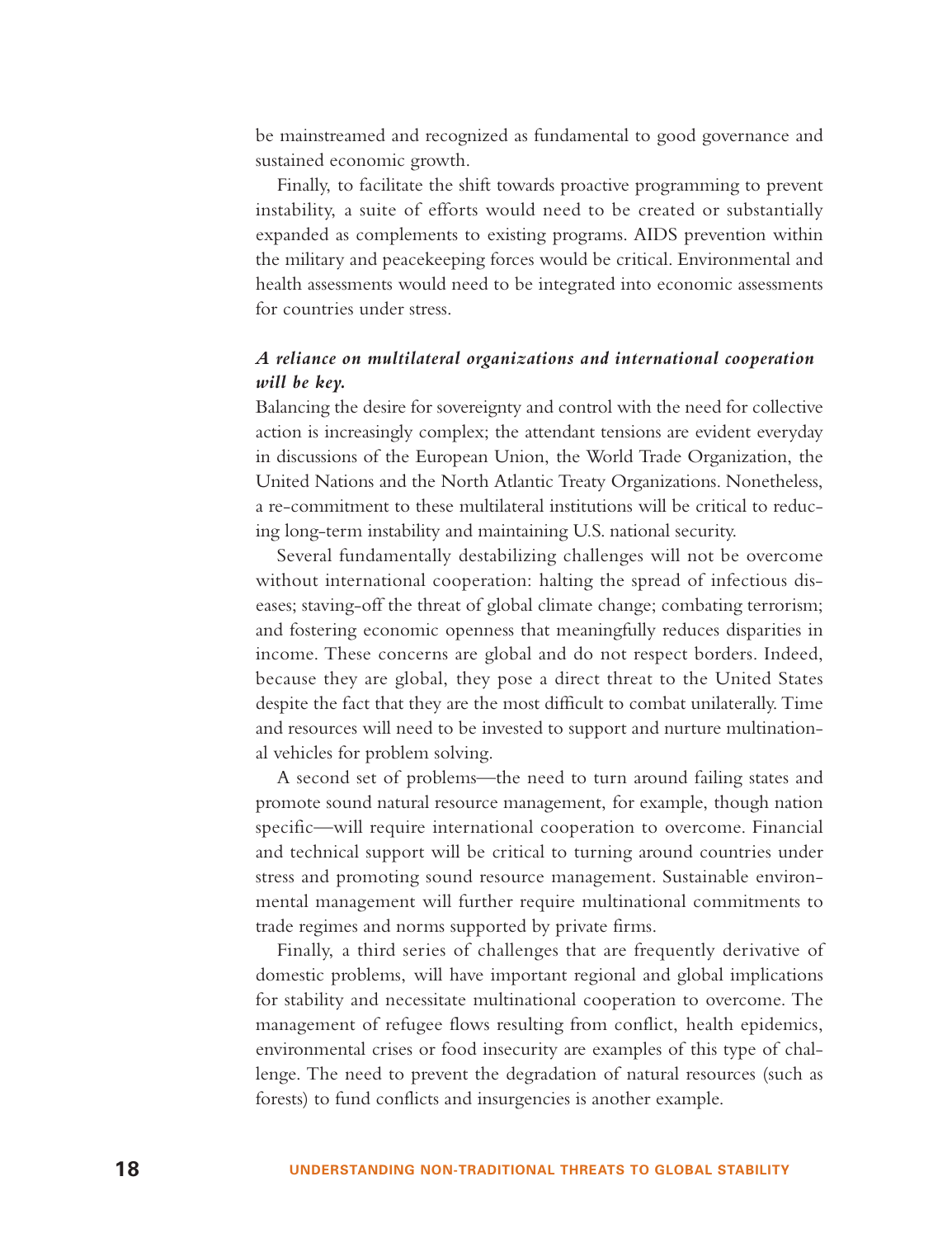be mainstreamed and recognized as fundamental to good governance and sustained economic growth.

Finally, to facilitate the shift towards proactive programming to prevent instability, a suite of efforts would need to be created or substantially expanded as complements to existing programs. AIDS prevention within the military and peacekeeping forces would be critical. Environmental and health assessments would need to be integrated into economic assessments for countries under stress.

***A reliance on multilateral organizations and international cooperation will be key.***

Balancing the desire for sovereignty and control with the need for collective action is increasingly complex; the attendant tensions are evident everyday in discussions of the European Union, the World Trade Organization, the United Nations and the North Atlantic Treaty Organizations. Nonetheless, a re-commitment to these multilateral institutions will be critical to reducing long-term instability and maintaining U.S. national security.

Several fundamentally destabilizing challenges will not be overcome without international cooperation: halting the spread of infectious diseases; staving-off the threat of global climate change; combating terrorism; and fostering economic openness that meaningfully reduces disparities in income. These concerns are global and do not respect borders. Indeed, because they are global, they pose a direct threat to the United States despite the fact that they are the most difficult to combat unilaterally. Time and resources will need to be invested to support and nurture multinational vehicles for problem solving.

A second set of problems—the need to turn around failing states and promote sound natural resource management, for example, though nation specific—will require international cooperation to overcome. Financial and technical support will be critical to turning around countries under stress and promoting sound resource management. Sustainable environmental management will further require multinational commitments to trade regimes and norms supported by private firms.

Finally, a third series of challenges that are frequently derivative of domestic problems, will have important regional and global implications for stability and necessitate multinational cooperation to overcome. The management of refugee flows resulting from conflict, health epidemics, environmental crises or food insecurity are examples of this type of challenge. The need to prevent the degradation of natural resources (such as forests) to fund conflicts and insurgencies is another example.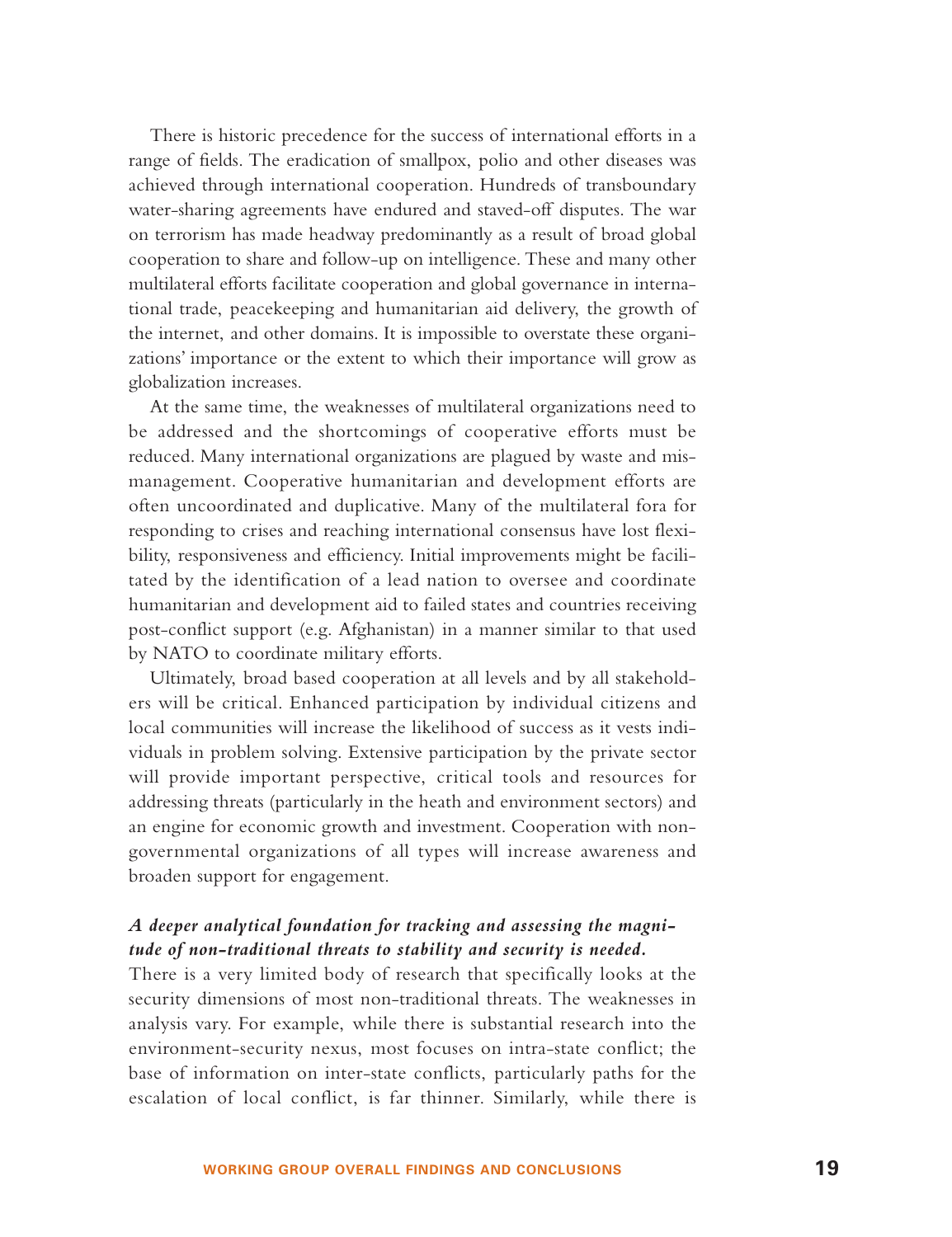There is historic precedence for the success of international efforts in a range of fields. The eradication of smallpox, polio and other diseases was achieved through international cooperation. Hundreds of transboundary water-sharing agreements have endured and staved-off disputes. The war on terrorism has made headway predominantly as a result of broad global cooperation to share and follow-up on intelligence. These and many other multilateral efforts facilitate cooperation and global governance in international trade, peacekeeping and humanitarian aid delivery, the growth of the internet, and other domains. It is impossible to overstate these organizations' importance or the extent to which their importance will grow as globalization increases.

At the same time, the weaknesses of multilateral organizations need to be addressed and the shortcomings of cooperative efforts must be reduced. Many international organizations are plagued by waste and mismanagement. Cooperative humanitarian and development efforts are often uncoordinated and duplicative. Many of the multilateral fora for responding to crises and reaching international consensus have lost flexibility, responsiveness and efficiency. Initial improvements might be facilitated by the identification of a lead nation to oversee and coordinate humanitarian and development aid to failed states and countries receiving post-conflict support (e.g. Afghanistan) in a manner similar to that used by NATO to coordinate military efforts.

Ultimately, broad based cooperation at all levels and by all stakeholders will be critical. Enhanced participation by individual citizens and local communities will increase the likelihood of success as it vests individuals in problem solving. Extensive participation by the private sector will provide important perspective, critical tools and resources for addressing threats (particularly in the heath and environment sectors) and an engine for economic growth and investment. Cooperation with non-governmental organizations of all types will increase awareness and broaden support for engagement.

***A deeper analytical foundation for tracking and assessing the magnitude of non-traditional threats to stability and security is needed.***

There is a very limited body of research that specifically looks at the security dimensions of most non-traditional threats. The weaknesses in analysis vary. For example, while there is substantial research into the environment-security nexus, most focuses on intra-state conflict; the base of information on inter-state conflicts, particularly paths for the escalation of local conflict, is far thinner. Similarly, while there is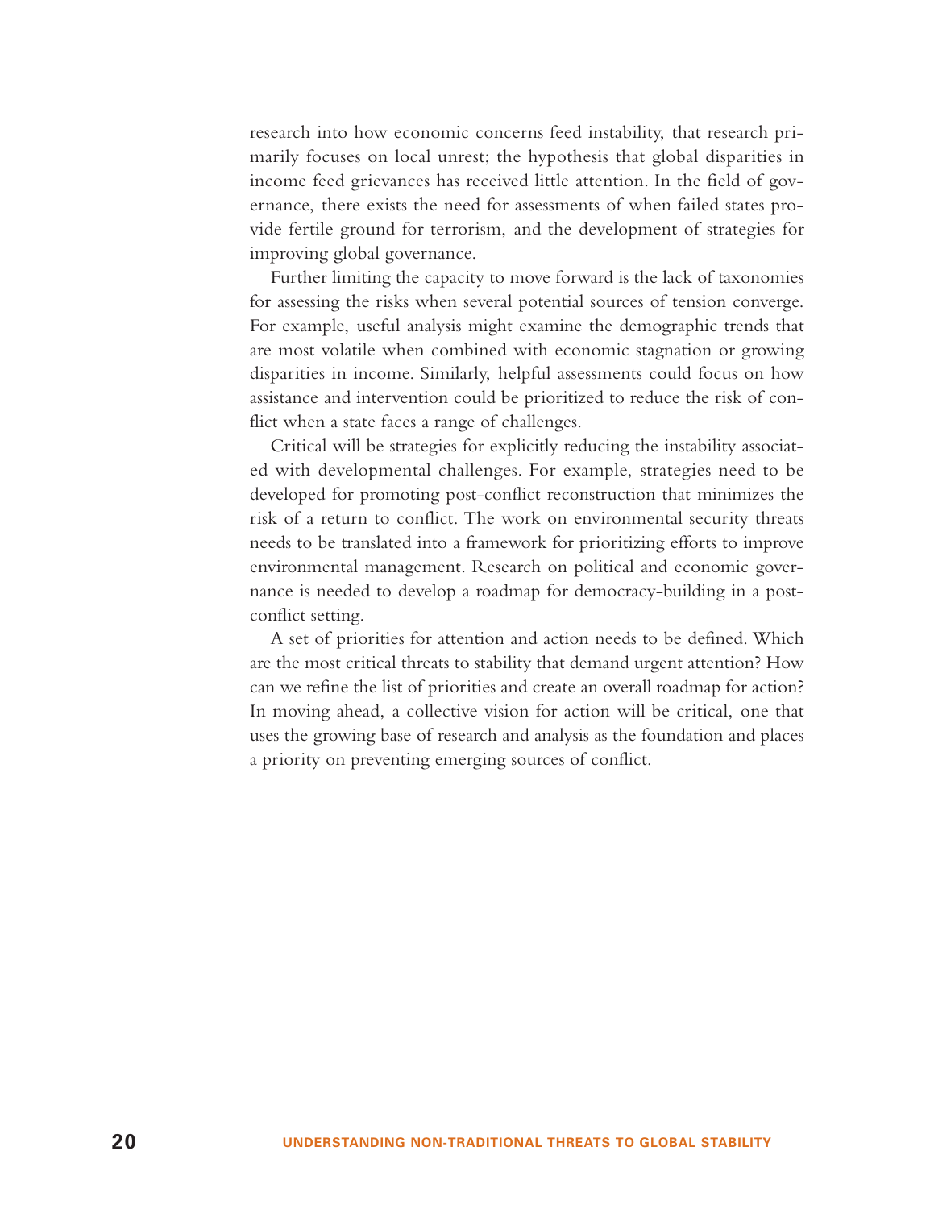research into how economic concerns feed instability, that research primarily focuses on local unrest; the hypothesis that global disparities in income feed grievances has received little attention. In the field of governance, there exists the need for assessments of when failed states provide fertile ground for terrorism, and the development of strategies for improving global governance.

Further limiting the capacity to move forward is the lack of taxonomies for assessing the risks when several potential sources of tension converge. For example, useful analysis might examine the demographic trends that are most volatile when combined with economic stagnation or growing disparities in income. Similarly, helpful assessments could focus on how assistance and intervention could be prioritized to reduce the risk of conflict when a state faces a range of challenges.

Critical will be strategies for explicitly reducing the instability associated with developmental challenges. For example, strategies need to be developed for promoting post-conflict reconstruction that minimizes the risk of a return to conflict. The work on environmental security threats needs to be translated into a framework for prioritizing efforts to improve environmental management. Research on political and economic governance is needed to develop a roadmap for democracy-building in a post-conflict setting.

A set of priorities for attention and action needs to be defined. Which are the most critical threats to stability that demand urgent attention? How can we refine the list of priorities and create an overall roadmap for action? In moving ahead, a collective vision for action will be critical, one that uses the growing base of research and analysis as the foundation and places a priority on preventing emerging sources of conflict.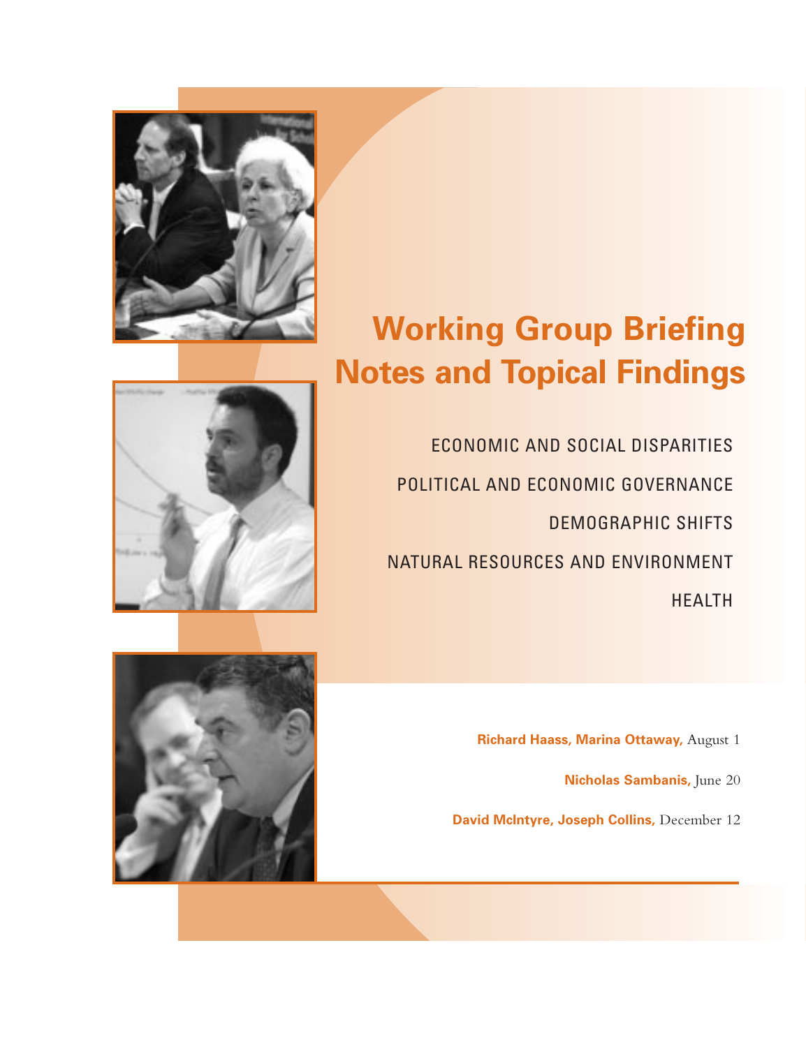# Working Group Briefing Notes and Topical Findings

ECONOMIC AND SOCIAL DISPARITIES

POLITICAL AND ECONOMIC GOVERNANCE

DEMOGRAPHIC SHIFTS

NATURAL RESOURCES AND ENVIRONMENT

HEALTH

**Richard Haass, Marina Ottaway,** August 1

**Nicholas Sambanis,** June 20

**David McIntyre, Joseph Collins,** December 12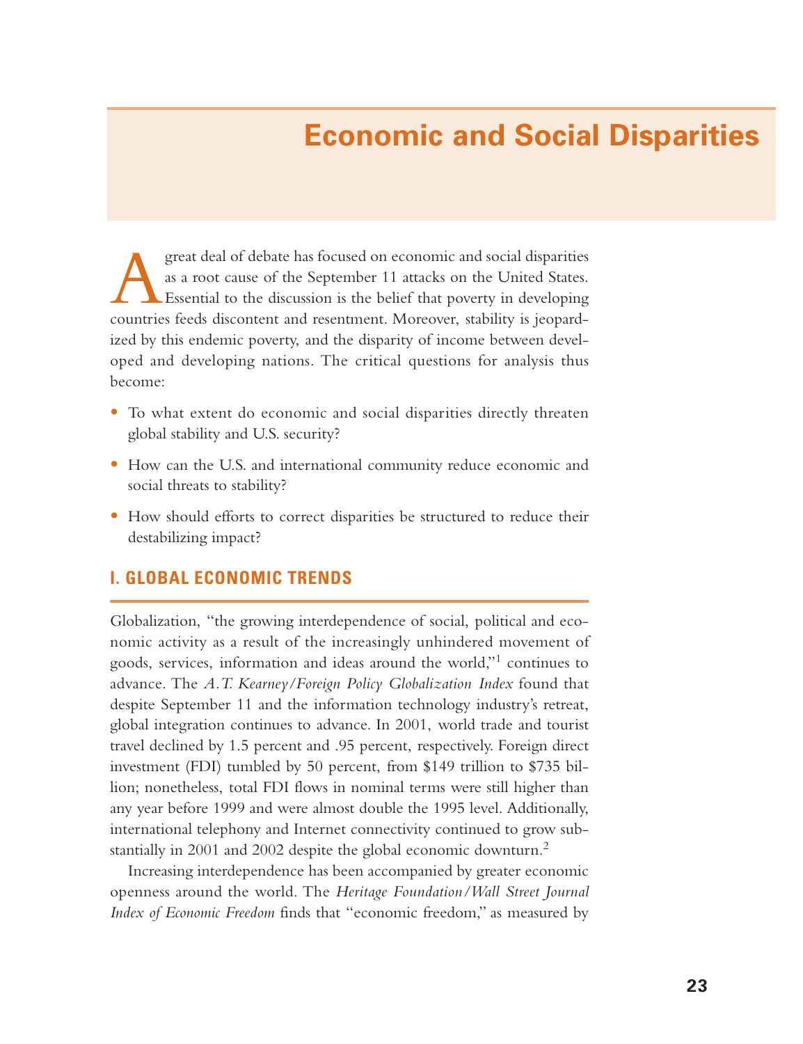# Economic and Social Disparities

A great deal of debate has focused on economic and social disparities as a root cause of the September 11 attacks on the United States. Essential to the discussion is the belief that poverty in developing countries feeds discontent and resentment. Moreover, stability is jeopardized by this endemic poverty, and the disparity of income between developed and developing nations. The critical questions for analysis thus become:

- To what extent do economic and social disparities directly threaten global stability and U.S. security?
- How can the U.S. and international community reduce economic and social threats to stability?
- How should efforts to correct disparities be structured to reduce their destabilizing impact?

## I. GLOBAL ECONOMIC TRENDS

Globalization, "the growing interdependence of social, political and economic activity as a result of the increasingly unhindered movement of goods, services, information and ideas around the world,"[1] continues to advance. The *A.T. Kearney/Foreign Policy Globalization Index* found that despite September 11 and the information technology industry's retreat, global integration continues to advance. In 2001, world trade and tourist travel declined by 1.5 percent and .95 percent, respectively. Foreign direct investment (FDI) tumbled by 50 percent, from $149 trillion to $735 billion; nonetheless, total FDI flows in nominal terms were still higher than any year before 1999 and were almost double the 1995 level. Additionally, international telephony and Internet connectivity continued to grow substantially in 2001 and 2002 despite the global economic downturn.[2]

Increasing interdependence has been accompanied by greater economic openness around the world. The *Heritage Foundation/Wall Street Journal Index of Economic Freedom* finds that "economic freedom," as measured by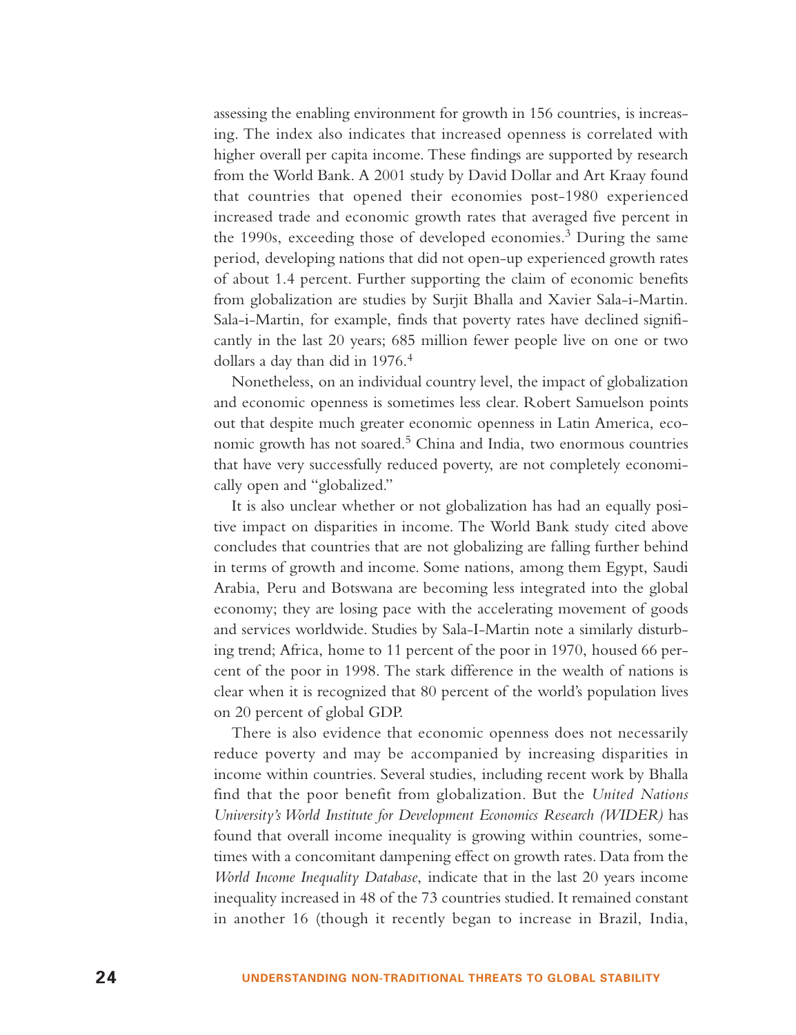assessing the enabling environment for growth in 156 countries, is increasing. The index also indicates that increased openness is correlated with higher overall per capita income. These findings are supported by research from the World Bank. A 2001 study by David Dollar and Art Kraay found that countries that opened their economies post-1980 experienced increased trade and economic growth rates that averaged five percent in the 1990s, exceeding those of developed economies.[3] During the same period, developing nations that did not open-up experienced growth rates of about 1.4 percent. Further supporting the claim of economic benefits from globalization are studies by Surjit Bhalla and Xavier Sala-i-Martin. Sala-i-Martin, for example, finds that poverty rates have declined significantly in the last 20 years; 685 million fewer people live on one or two dollars a day than did in 1976.[4]

Nonetheless, on an individual country level, the impact of globalization and economic openness is sometimes less clear. Robert Samuelson points out that despite much greater economic openness in Latin America, economic growth has not soared.[5] China and India, two enormous countries that have very successfully reduced poverty, are not completely economically open and "globalized."

It is also unclear whether or not globalization has had an equally positive impact on disparities in income. The World Bank study cited above concludes that countries that are not globalizing are falling further behind in terms of growth and income. Some nations, among them Egypt, Saudi Arabia, Peru and Botswana are becoming less integrated into the global economy; they are losing pace with the accelerating movement of goods and services worldwide. Studies by Sala-I-Martin note a similarly disturbing trend; Africa, home to 11 percent of the poor in 1970, housed 66 percent of the poor in 1998. The stark difference in the wealth of nations is clear when it is recognized that 80 percent of the world's population lives on 20 percent of global GDP.

There is also evidence that economic openness does not necessarily reduce poverty and may be accompanied by increasing disparities in income within countries. Several studies, including recent work by Bhalla find that the poor benefit from globalization. But the *United Nations University's World Institute for Development Economics Research (WIDER)* has found that overall income inequality is growing within countries, sometimes with a concomitant dampening effect on growth rates. Data from the *World Income Inequality Database*, indicate that in the last 20 years income inequality increased in 48 of the 73 countries studied. It remained constant in another 16 (though it recently began to increase in Brazil, India,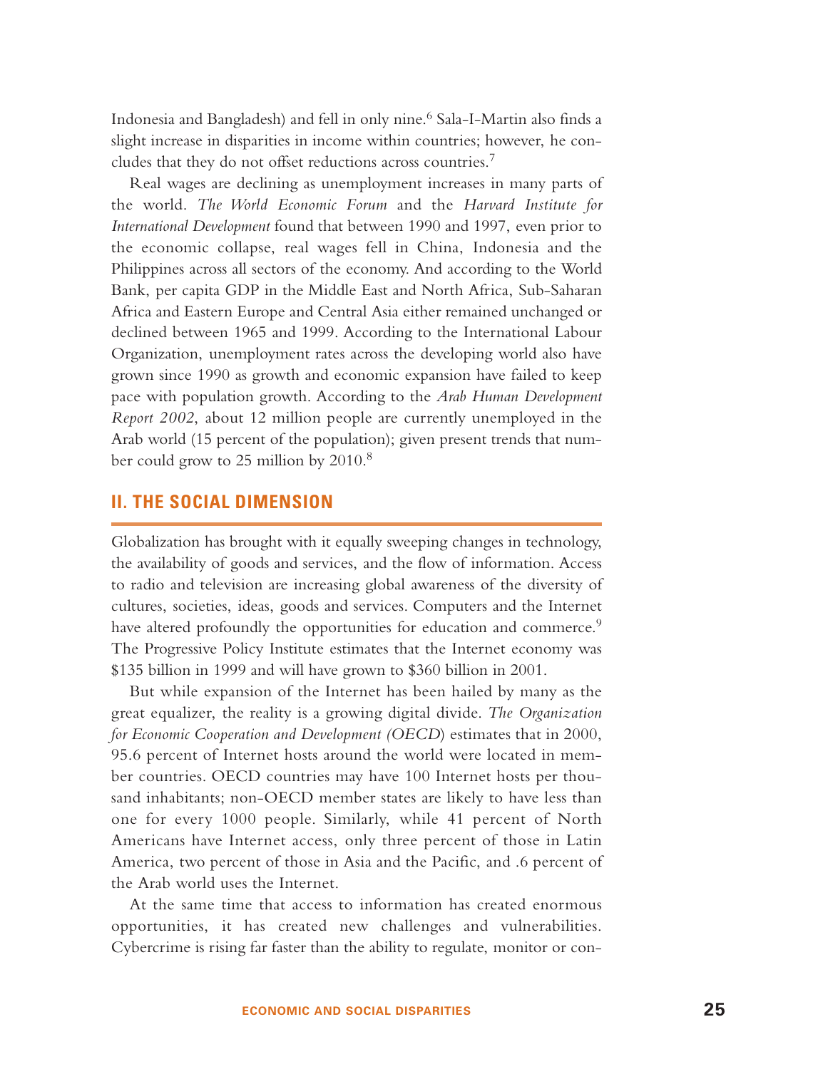Indonesia and Bangladesh) and fell in only nine.[6] Sala-I-Martin also finds a slight increase in disparities in income within countries; however, he concludes that they do not offset reductions across countries.[7]

Real wages are declining as unemployment increases in many parts of the world. *The World Economic Forum* and the *Harvard Institute for International Development* found that between 1990 and 1997, even prior to the economic collapse, real wages fell in China, Indonesia and the Philippines across all sectors of the economy. And according to the World Bank, per capita GDP in the Middle East and North Africa, Sub-Saharan Africa and Eastern Europe and Central Asia either remained unchanged or declined between 1965 and 1999. According to the International Labour Organization, unemployment rates across the developing world also have grown since 1990 as growth and economic expansion have failed to keep pace with population growth. According to the *Arab Human Development Report 2002*, about 12 million people are currently unemployed in the Arab world (15 percent of the population); given present trends that number could grow to 25 million by 2010.[8]

## II. THE SOCIAL DIMENSION

Globalization has brought with it equally sweeping changes in technology, the availability of goods and services, and the flow of information. Access to radio and television are increasing global awareness of the diversity of cultures, societies, ideas, goods and services. Computers and the Internet have altered profoundly the opportunities for education and commerce.[9] The Progressive Policy Institute estimates that the Internet economy was $135 billion in 1999 and will have grown to $360 billion in 2001.

But while expansion of the Internet has been hailed by many as the great equalizer, the reality is a growing digital divide. *The Organization for Economic Cooperation and Development (OECD*) estimates that in 2000, 95.6 percent of Internet hosts around the world were located in member countries. OECD countries may have 100 Internet hosts per thousand inhabitants; non-OECD member states are likely to have less than one for every 1000 people. Similarly, while 41 percent of North Americans have Internet access, only three percent of those in Latin America, two percent of those in Asia and the Pacific, and .6 percent of the Arab world uses the Internet.

At the same time that access to information has created enormous opportunities, it has created new challenges and vulnerabilities. Cybercrime is rising far faster than the ability to regulate, monitor or con-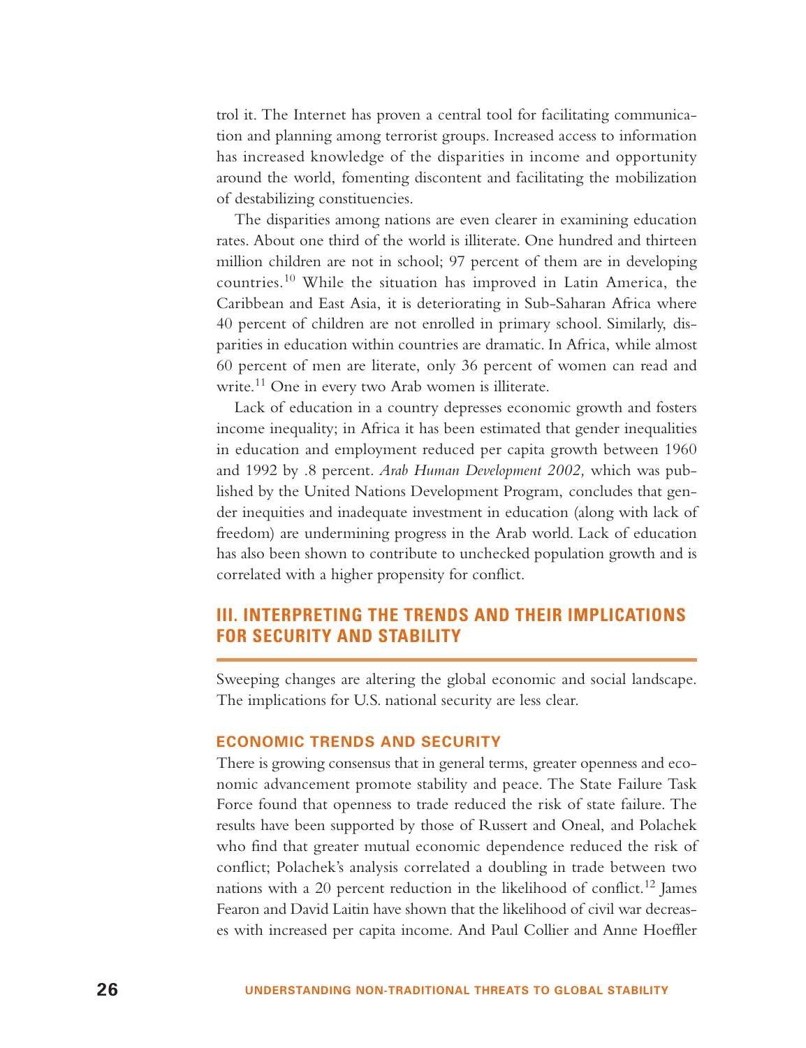trol it. The Internet has proven a central tool for facilitating communication and planning among terrorist groups. Increased access to information has increased knowledge of the disparities in income and opportunity around the world, fomenting discontent and facilitating the mobilization of destabilizing constituencies.

The disparities among nations are even clearer in examining education rates. About one third of the world is illiterate. One hundred and thirteen million children are not in school; 97 percent of them are in developing countries.[10] While the situation has improved in Latin America, the Caribbean and East Asia, it is deteriorating in Sub-Saharan Africa where 40 percent of children are not enrolled in primary school. Similarly, disparities in education within countries are dramatic. In Africa, while almost 60 percent of men are literate, only 36 percent of women can read and write.[11] One in every two Arab women is illiterate.

Lack of education in a country depresses economic growth and fosters income inequality; in Africa it has been estimated that gender inequalities in education and employment reduced per capita growth between 1960 and 1992 by .8 percent. *Arab Human Development 2002,* which was published by the United Nations Development Program, concludes that gender inequities and inadequate investment in education (along with lack of freedom) are undermining progress in the Arab world. Lack of education has also been shown to contribute to unchecked population growth and is correlated with a higher propensity for conflict.

## III. INTERPRETING THE TRENDS AND THEIR IMPLICATIONS FOR SECURITY AND STABILITY

Sweeping changes are altering the global economic and social landscape. The implications for U.S. national security are less clear.

### ECONOMIC TRENDS AND SECURITY

There is growing consensus that in general terms, greater openness and economic advancement promote stability and peace. The State Failure Task Force found that openness to trade reduced the risk of state failure. The results have been supported by those of Russert and Oneal, and Polachek who find that greater mutual economic dependence reduced the risk of conflict; Polachek's analysis correlated a doubling in trade between two nations with a 20 percent reduction in the likelihood of conflict.[12] James Fearon and David Laitin have shown that the likelihood of civil war decreases with increased per capita income. And Paul Collier and Anne Hoeffler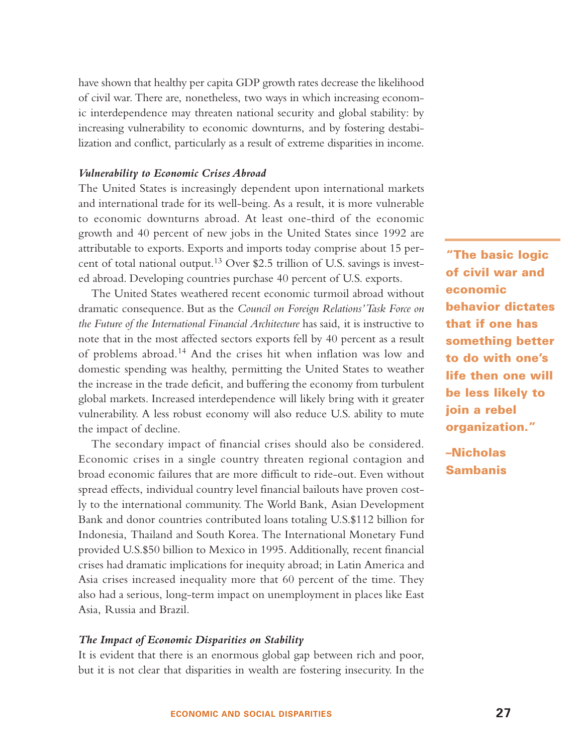have shown that healthy per capita GDP growth rates decrease the likelihood of civil war. There are, nonetheless, two ways in which increasing economic interdependence may threaten national security and global stability: by increasing vulnerability to economic downturns, and by fostering destabilization and conflict, particularly as a result of extreme disparities in income.

### *Vulnerability to Economic Crises Abroad*

The United States is increasingly dependent upon international markets and international trade for its well-being. As a result, it is more vulnerable to economic downturns abroad. At least one-third of the economic growth and 40 percent of new jobs in the United States since 1992 are attributable to exports. Exports and imports today comprise about 15 percent of total national output.[13] Over $2.5 trillion of U.S. savings is invested abroad. Developing countries purchase 40 percent of U.S. exports.

The United States weathered recent economic turmoil abroad without dramatic consequence. But as the *Council on Foreign Relations' Task Force on the Future of the International Financial Architecture* has said, it is instructive to note that in the most affected sectors exports fell by 40 percent as a result of problems abroad.[14] And the crises hit when inflation was low and domestic spending was healthy, permitting the United States to weather the increase in the trade deficit, and buffering the economy from turbulent global markets. Increased interdependence will likely bring with it greater vulnerability. A less robust economy will also reduce U.S. ability to mute the impact of decline.

> **"The basic logic of civil war and economic behavior dictates that if one has something better to do with one's life then one will be less likely to join a rebel organization."**
>
> **–Nicholas Sambanis**

The secondary impact of financial crises should also be considered. Economic crises in a single country threaten regional contagion and broad economic failures that are more difficult to ride-out. Even without spread effects, individual country level financial bailouts have proven costly to the international community. The World Bank, Asian Development Bank and donor countries contributed loans totaling U.S.$112 billion for Indonesia, Thailand and South Korea. The International Monetary Fund provided U.S.$50 billion to Mexico in 1995. Additionally, recent financial crises had dramatic implications for inequity abroad; in Latin America and Asia crises increased inequality more that 60 percent of the time. They also had a serious, long-term impact on unemployment in places like East Asia, Russia and Brazil.

### *The Impact of Economic Disparities on Stability*

It is evident that there is an enormous global gap between rich and poor, but it is not clear that disparities in wealth are fostering insecurity. In the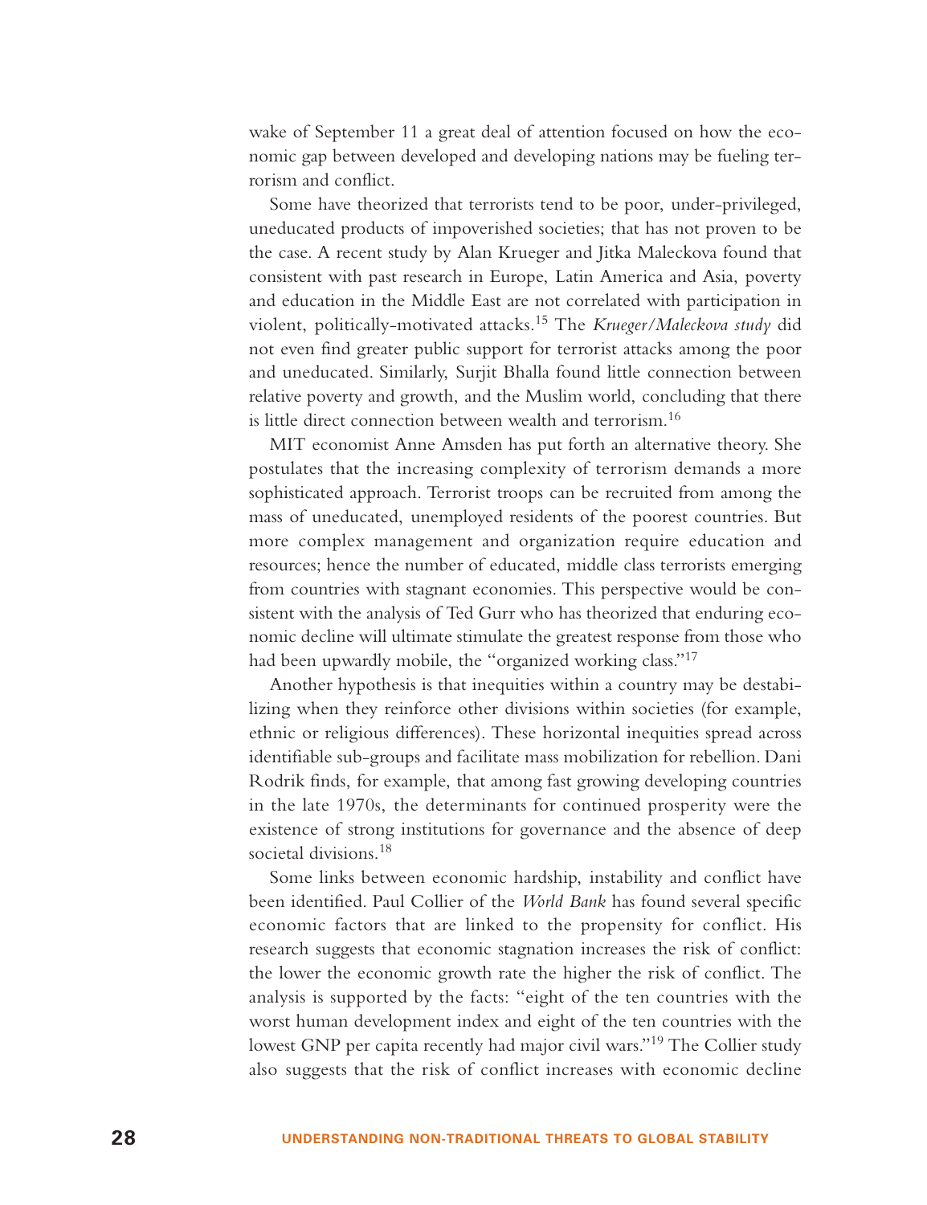wake of September 11 a great deal of attention focused on how the economic gap between developed and developing nations may be fueling terrorism and conflict.

Some have theorized that terrorists tend to be poor, under-privileged, uneducated products of impoverished societies; that has not proven to be the case. A recent study by Alan Krueger and Jitka Maleckova found that consistent with past research in Europe, Latin America and Asia, poverty and education in the Middle East are not correlated with participation in violent, politically-motivated attacks.[15] The *Krueger/Maleckova study* did not even find greater public support for terrorist attacks among the poor and uneducated. Similarly, Surjit Bhalla found little connection between relative poverty and growth, and the Muslim world, concluding that there is little direct connection between wealth and terrorism.[16]

MIT economist Anne Amsden has put forth an alternative theory. She postulates that the increasing complexity of terrorism demands a more sophisticated approach. Terrorist troops can be recruited from among the mass of uneducated, unemployed residents of the poorest countries. But more complex management and organization require education and resources; hence the number of educated, middle class terrorists emerging from countries with stagnant economies. This perspective would be consistent with the analysis of Ted Gurr who has theorized that enduring economic decline will ultimate stimulate the greatest response from those who had been upwardly mobile, the "organized working class."[17]

Another hypothesis is that inequities within a country may be destabilizing when they reinforce other divisions within societies (for example, ethnic or religious differences). These horizontal inequities spread across identifiable sub-groups and facilitate mass mobilization for rebellion. Dani Rodrik finds, for example, that among fast growing developing countries in the late 1970s, the determinants for continued prosperity were the existence of strong institutions for governance and the absence of deep societal divisions.[18]

Some links between economic hardship, instability and conflict have been identified. Paul Collier of the *World Bank* has found several specific economic factors that are linked to the propensity for conflict. His research suggests that economic stagnation increases the risk of conflict: the lower the economic growth rate the higher the risk of conflict. The analysis is supported by the facts: "eight of the ten countries with the worst human development index and eight of the ten countries with the lowest GNP per capita recently had major civil wars."[19] The Collier study also suggests that the risk of conflict increases with economic decline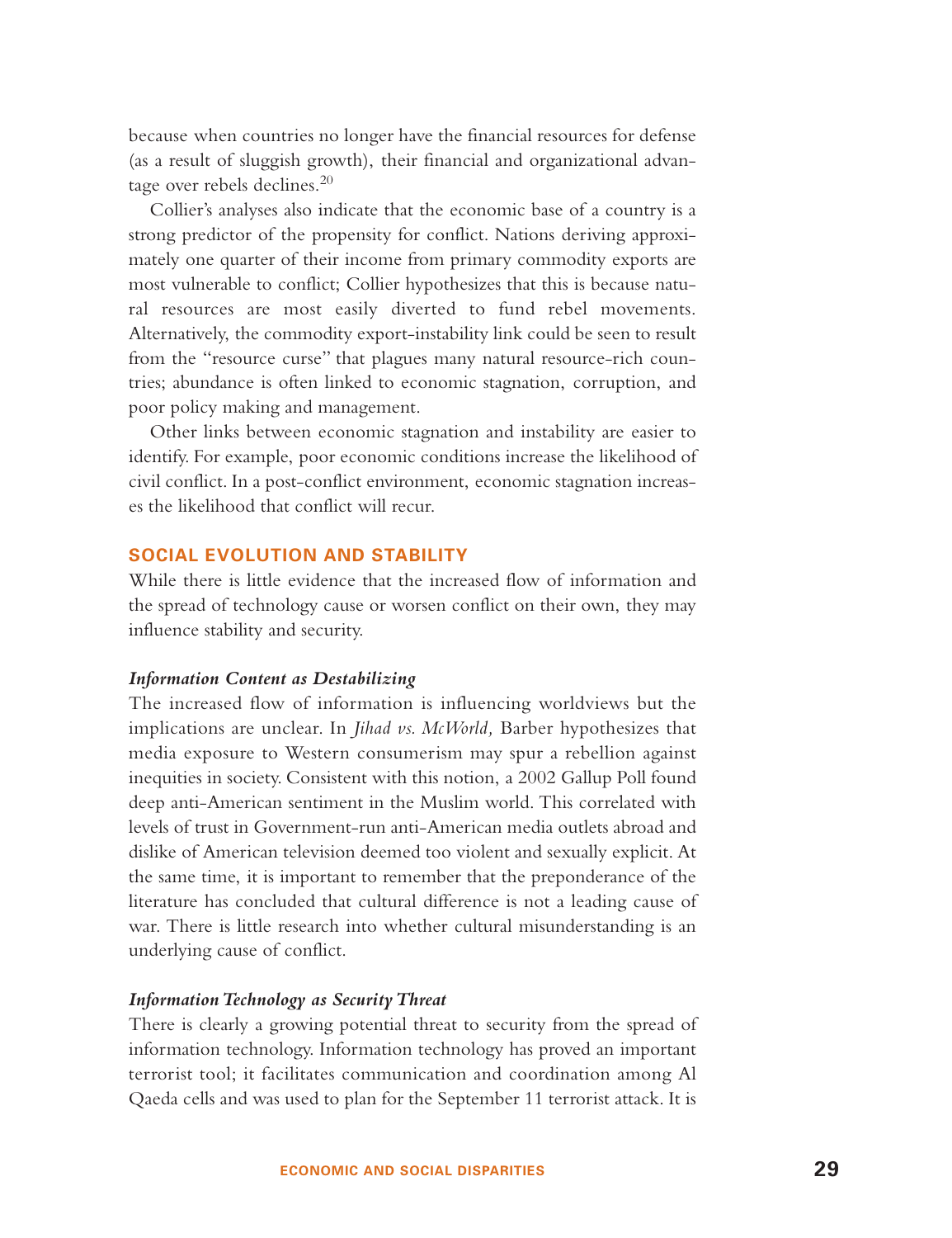because when countries no longer have the financial resources for defense (as a result of sluggish growth), their financial and organizational advantage over rebels declines.[20]

Collier's analyses also indicate that the economic base of a country is a strong predictor of the propensity for conflict. Nations deriving approximately one quarter of their income from primary commodity exports are most vulnerable to conflict; Collier hypothesizes that this is because natural resources are most easily diverted to fund rebel movements. Alternatively, the commodity export-instability link could be seen to result from the "resource curse" that plagues many natural resource-rich countries; abundance is often linked to economic stagnation, corruption, and poor policy making and management.

Other links between economic stagnation and instability are easier to identify. For example, poor economic conditions increase the likelihood of civil conflict. In a post-conflict environment, economic stagnation increases the likelihood that conflict will recur.

## SOCIAL EVOLUTION AND STABILITY

While there is little evidence that the increased flow of information and the spread of technology cause or worsen conflict on their own, they may influence stability and security.

### *Information Content as Destabilizing*

The increased flow of information is influencing worldviews but the implications are unclear. In *Jihad vs. McWorld,* Barber hypothesizes that media exposure to Western consumerism may spur a rebellion against inequities in society. Consistent with this notion, a 2002 Gallup Poll found deep anti-American sentiment in the Muslim world. This correlated with levels of trust in Government-run anti-American media outlets abroad and dislike of American television deemed too violent and sexually explicit. At the same time, it is important to remember that the preponderance of the literature has concluded that cultural difference is not a leading cause of war. There is little research into whether cultural misunderstanding is an underlying cause of conflict.

### *Information Technology as Security Threat*

There is clearly a growing potential threat to security from the spread of information technology. Information technology has proved an important terrorist tool; it facilitates communication and coordination among Al Qaeda cells and was used to plan for the September 11 terrorist attack. It is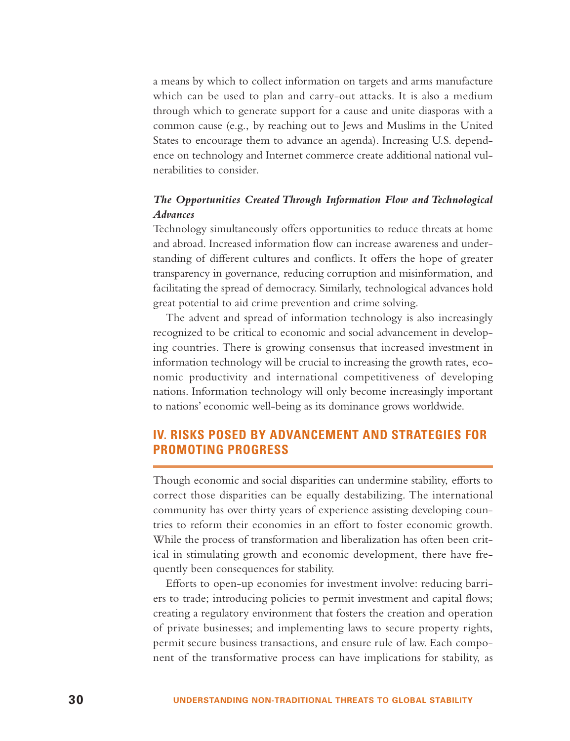a means by which to collect information on targets and arms manufacture which can be used to plan and carry-out attacks. It is also a medium through which to generate support for a cause and unite diasporas with a common cause (e.g., by reaching out to Jews and Muslims in the United States to encourage them to advance an agenda). Increasing U.S. dependence on technology and Internet commerce create additional national vulnerabilities to consider.

***The Opportunities Created Through Information Flow and Technological Advances***

Technology simultaneously offers opportunities to reduce threats at home and abroad. Increased information flow can increase awareness and understanding of different cultures and conflicts. It offers the hope of greater transparency in governance, reducing corruption and misinformation, and facilitating the spread of democracy. Similarly, technological advances hold great potential to aid crime prevention and crime solving.

The advent and spread of information technology is also increasingly recognized to be critical to economic and social advancement in developing countries. There is growing consensus that increased investment in information technology will be crucial to increasing the growth rates, economic productivity and international competitiveness of developing nations. Information technology will only become increasingly important to nations' economic well-being as its dominance grows worldwide.

## IV. RISKS POSED BY ADVANCEMENT AND STRATEGIES FOR PROMOTING PROGRESS

Though economic and social disparities can undermine stability, efforts to correct those disparities can be equally destabilizing. The international community has over thirty years of experience assisting developing countries to reform their economies in an effort to foster economic growth. While the process of transformation and liberalization has often been critical in stimulating growth and economic development, there have frequently been consequences for stability.

Efforts to open-up economies for investment involve: reducing barriers to trade; introducing policies to permit investment and capital flows; creating a regulatory environment that fosters the creation and operation of private businesses; and implementing laws to secure property rights, permit secure business transactions, and ensure rule of law. Each component of the transformative process can have implications for stability, as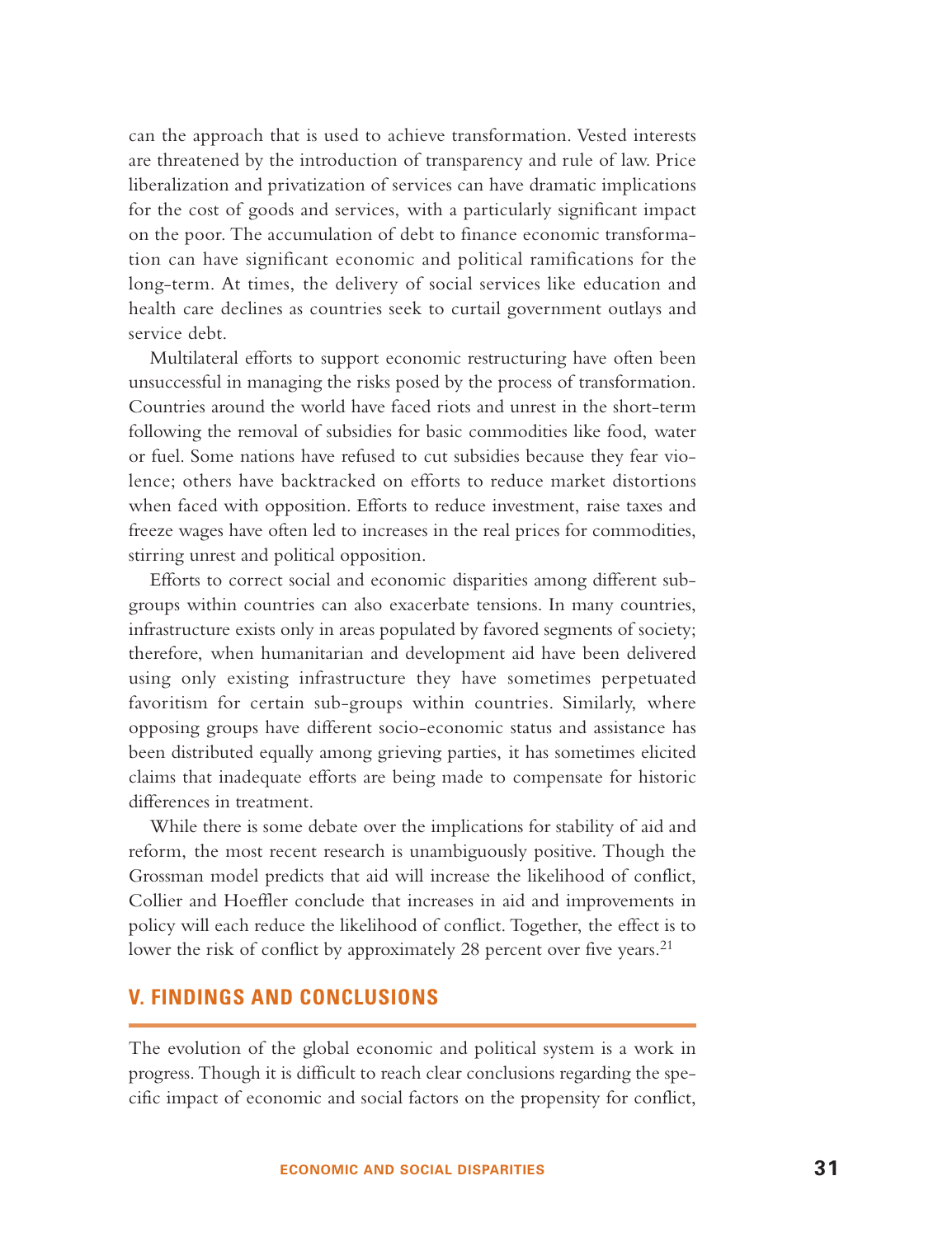can the approach that is used to achieve transformation. Vested interests are threatened by the introduction of transparency and rule of law. Price liberalization and privatization of services can have dramatic implications for the cost of goods and services, with a particularly significant impact on the poor. The accumulation of debt to finance economic transformation can have significant economic and political ramifications for the long-term. At times, the delivery of social services like education and health care declines as countries seek to curtail government outlays and service debt.

Multilateral efforts to support economic restructuring have often been unsuccessful in managing the risks posed by the process of transformation. Countries around the world have faced riots and unrest in the short-term following the removal of subsidies for basic commodities like food, water or fuel. Some nations have refused to cut subsidies because they fear violence; others have backtracked on efforts to reduce market distortions when faced with opposition. Efforts to reduce investment, raise taxes and freeze wages have often led to increases in the real prices for commodities, stirring unrest and political opposition.

Efforts to correct social and economic disparities among different subgroups within countries can also exacerbate tensions. In many countries, infrastructure exists only in areas populated by favored segments of society; therefore, when humanitarian and development aid have been delivered using only existing infrastructure they have sometimes perpetuated favoritism for certain sub-groups within countries. Similarly, where opposing groups have different socio-economic status and assistance has been distributed equally among grieving parties, it has sometimes elicited claims that inadequate efforts are being made to compensate for historic differences in treatment.

While there is some debate over the implications for stability of aid and reform, the most recent research is unambiguously positive. Though the Grossman model predicts that aid will increase the likelihood of conflict, Collier and Hoeffler conclude that increases in aid and improvements in policy will each reduce the likelihood of conflict. Together, the effect is to lower the risk of conflict by approximately 28 percent over five years.[21]

## V. FINDINGS AND CONCLUSIONS

The evolution of the global economic and political system is a work in progress. Though it is difficult to reach clear conclusions regarding the specific impact of economic and social factors on the propensity for conflict,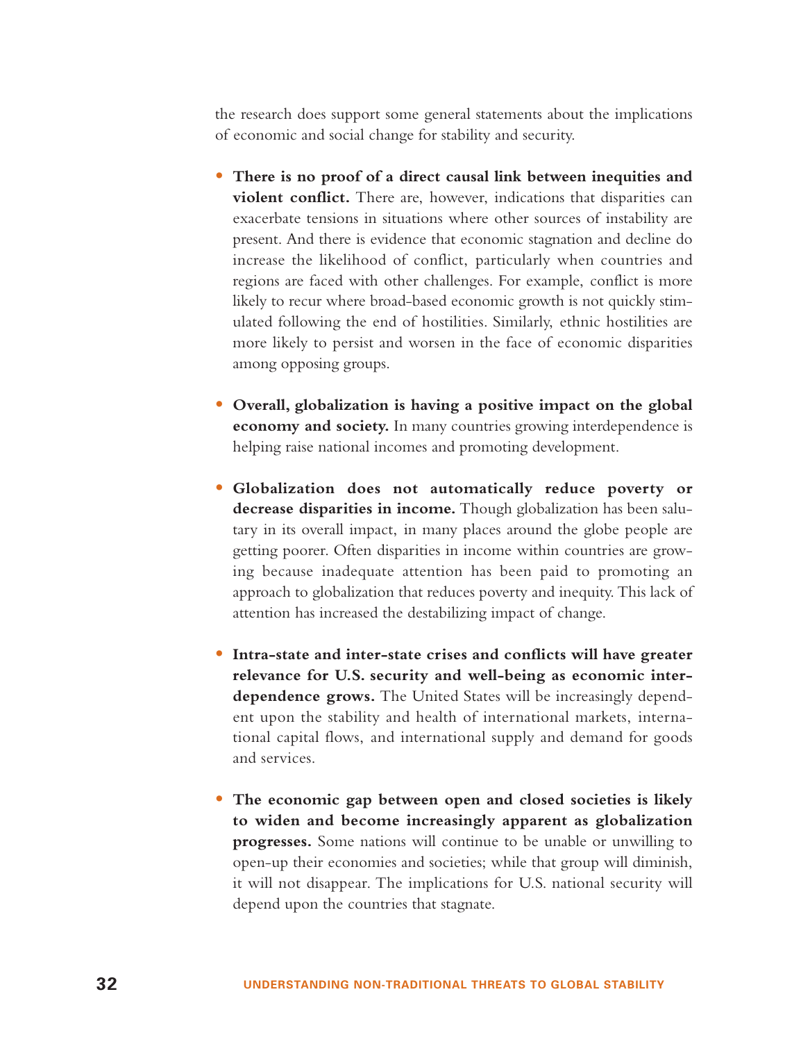the research does support some general statements about the implications of economic and social change for stability and security.

- **There is no proof of a direct causal link between inequities and violent conflict.** There are, however, indications that disparities can exacerbate tensions in situations where other sources of instability are present. And there is evidence that economic stagnation and decline do increase the likelihood of conflict, particularly when countries and regions are faced with other challenges. For example, conflict is more likely to recur where broad-based economic growth is not quickly stimulated following the end of hostilities. Similarly, ethnic hostilities are more likely to persist and worsen in the face of economic disparities among opposing groups.

- **Overall, globalization is having a positive impact on the global economy and society.** In many countries growing interdependence is helping raise national incomes and promoting development.

- **Globalization does not automatically reduce poverty or decrease disparities in income.** Though globalization has been salutary in its overall impact, in many places around the globe people are getting poorer. Often disparities in income within countries are growing because inadequate attention has been paid to promoting an approach to globalization that reduces poverty and inequity. This lack of attention has increased the destabilizing impact of change.

- **Intra-state and inter-state crises and conflicts will have greater relevance for U.S. security and well-being as economic interdependence grows.** The United States will be increasingly dependent upon the stability and health of international markets, international capital flows, and international supply and demand for goods and services.

- **The economic gap between open and closed societies is likely to widen and become increasingly apparent as globalization progresses.** Some nations will continue to be unable or unwilling to open-up their economies and societies; while that group will diminish, it will not disappear. The implications for U.S. national security will depend upon the countries that stagnate.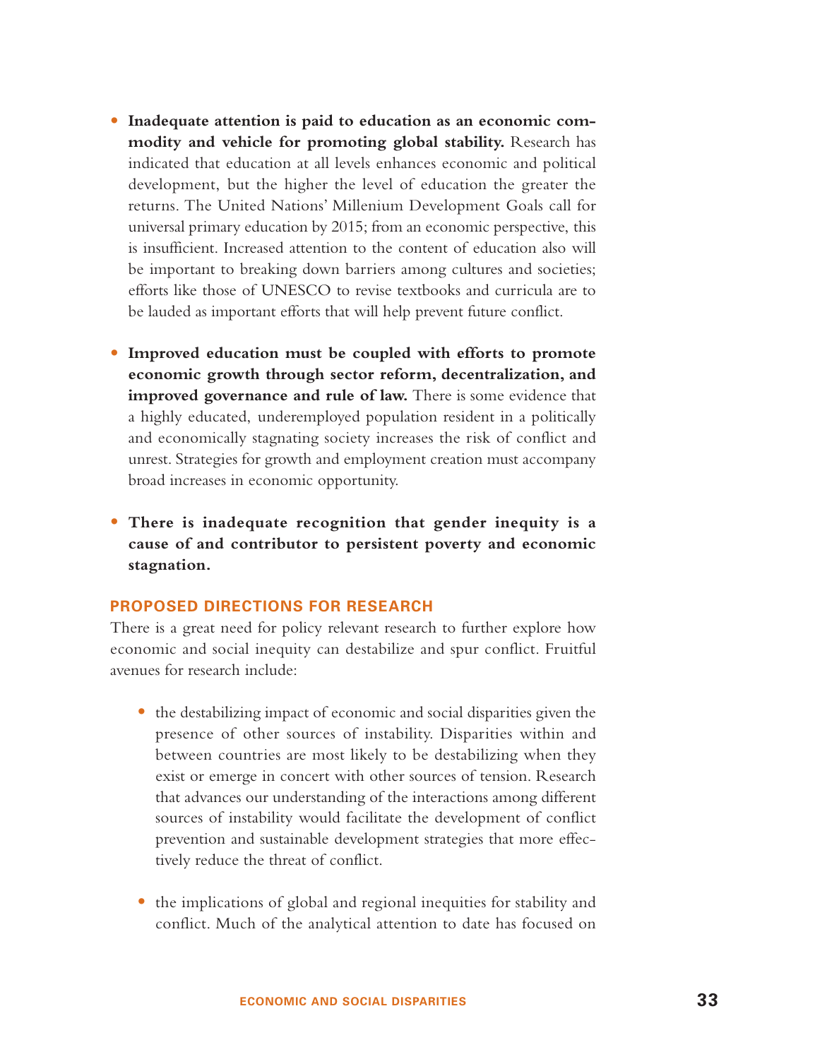- **Inadequate attention is paid to education as an economic commodity and vehicle for promoting global stability.** Research has indicated that education at all levels enhances economic and political development, but the higher the level of education the greater the returns. The United Nations' Millenium Development Goals call for universal primary education by 2015; from an economic perspective, this is insufficient. Increased attention to the content of education also will be important to breaking down barriers among cultures and societies; efforts like those of UNESCO to revise textbooks and curricula are to be lauded as important efforts that will help prevent future conflict.

- **Improved education must be coupled with efforts to promote economic growth through sector reform, decentralization, and improved governance and rule of law.** There is some evidence that a highly educated, underemployed population resident in a politically and economically stagnating society increases the risk of conflict and unrest. Strategies for growth and employment creation must accompany broad increases in economic opportunity.

- **There is inadequate recognition that gender inequity is a cause of and contributor to persistent poverty and economic stagnation.**

## PROPOSED DIRECTIONS FOR RESEARCH

There is a great need for policy relevant research to further explore how economic and social inequity can destabilize and spur conflict. Fruitful avenues for research include:

- the destabilizing impact of economic and social disparities given the presence of other sources of instability. Disparities within and between countries are most likely to be destabilizing when they exist or emerge in concert with other sources of tension. Research that advances our understanding of the interactions among different sources of instability would facilitate the development of conflict prevention and sustainable development strategies that more effectively reduce the threat of conflict.

- the implications of global and regional inequities for stability and conflict. Much of the analytical attention to date has focused on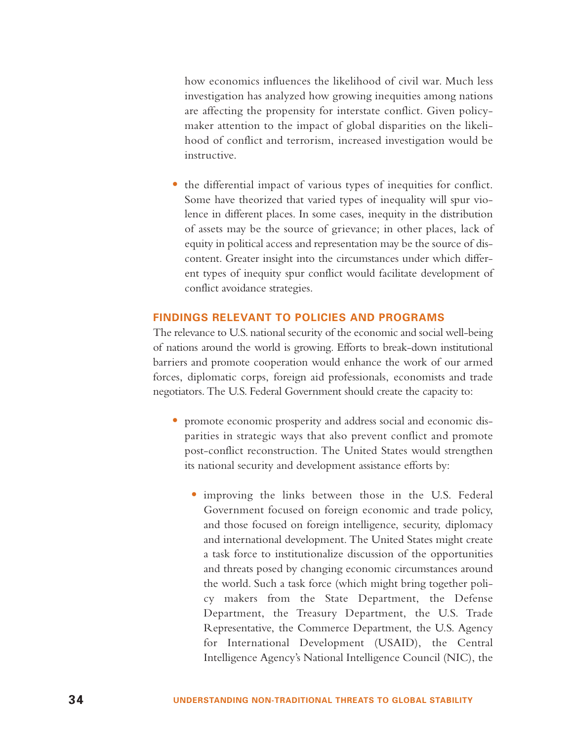how economics influences the likelihood of civil war. Much less investigation has analyzed how growing inequities among nations are affecting the propensity for interstate conflict. Given policy-maker attention to the impact of global disparities on the likelihood of conflict and terrorism, increased investigation would be instructive.

- the differential impact of various types of inequities for conflict. Some have theorized that varied types of inequality will spur violence in different places. In some cases, inequity in the distribution of assets may be the source of grievance; in other places, lack of equity in political access and representation may be the source of discontent. Greater insight into the circumstances under which different types of inequity spur conflict would facilitate development of conflict avoidance strategies.

### FINDINGS RELEVANT TO POLICIES AND PROGRAMS

The relevance to U.S. national security of the economic and social well-being of nations around the world is growing. Efforts to break-down institutional barriers and promote cooperation would enhance the work of our armed forces, diplomatic corps, foreign aid professionals, economists and trade negotiators. The U.S. Federal Government should create the capacity to:

- promote economic prosperity and address social and economic disparities in strategic ways that also prevent conflict and promote post-conflict reconstruction. The United States would strengthen its national security and development assistance efforts by:
    - improving the links between those in the U.S. Federal Government focused on foreign economic and trade policy, and those focused on foreign intelligence, security, diplomacy and international development. The United States might create a task force to institutionalize discussion of the opportunities and threats posed by changing economic circumstances around the world. Such a task force (which might bring together policy makers from the State Department, the Defense Department, the Treasury Department, the U.S. Trade Representative, the Commerce Department, the U.S. Agency for International Development (USAID), the Central Intelligence Agency's National Intelligence Council (NIC), the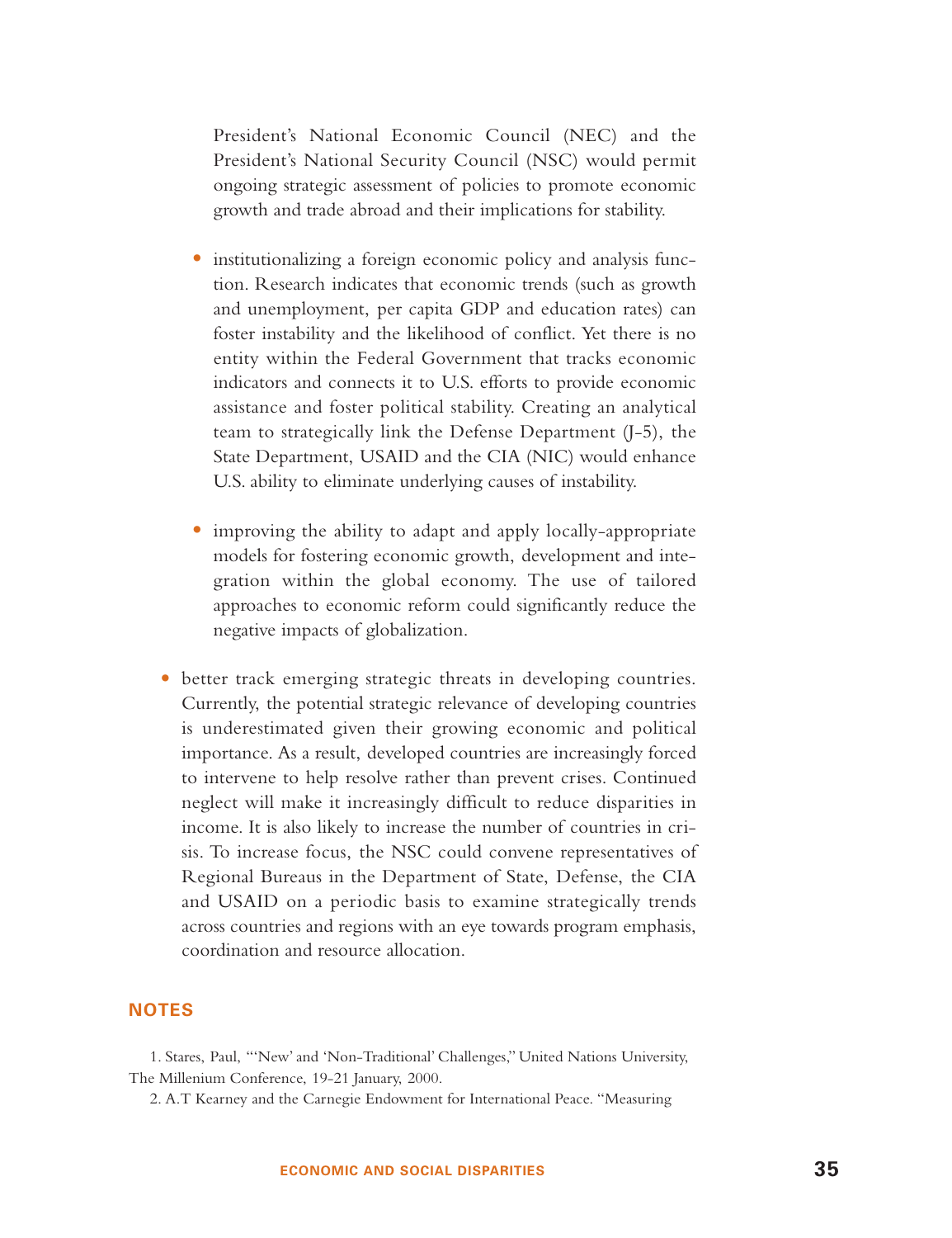President's National Economic Council (NEC) and the President's National Security Council (NSC) would permit ongoing strategic assessment of policies to promote economic growth and trade abroad and their implications for stability.

- institutionalizing a foreign economic policy and analysis function. Research indicates that economic trends (such as growth and unemployment, per capita GDP and education rates) can foster instability and the likelihood of conflict. Yet there is no entity within the Federal Government that tracks economic indicators and connects it to U.S. efforts to provide economic assistance and foster political stability. Creating an analytical team to strategically link the Defense Department (J-5), the State Department, USAID and the CIA (NIC) would enhance U.S. ability to eliminate underlying causes of instability.

- improving the ability to adapt and apply locally-appropriate models for fostering economic growth, development and integration within the global economy. The use of tailored approaches to economic reform could significantly reduce the negative impacts of globalization.

- better track emerging strategic threats in developing countries. Currently, the potential strategic relevance of developing countries is underestimated given their growing economic and political importance. As a result, developed countries are increasingly forced to intervene to help resolve rather than prevent crises. Continued neglect will make it increasingly difficult to reduce disparities in income. It is also likely to increase the number of countries in crisis. To increase focus, the NSC could convene representatives of Regional Bureaus in the Department of State, Defense, the CIA and USAID on a periodic basis to examine strategically trends across countries and regions with an eye towards program emphasis, coordination and resource allocation.

## NOTES

1. Stares, Paul, "'New' and 'Non-Traditional' Challenges," United Nations University, The Millenium Conference, 19-21 January, 2000.

2. A.T Kearney and the Carnegie Endowment for International Peace. "Measuring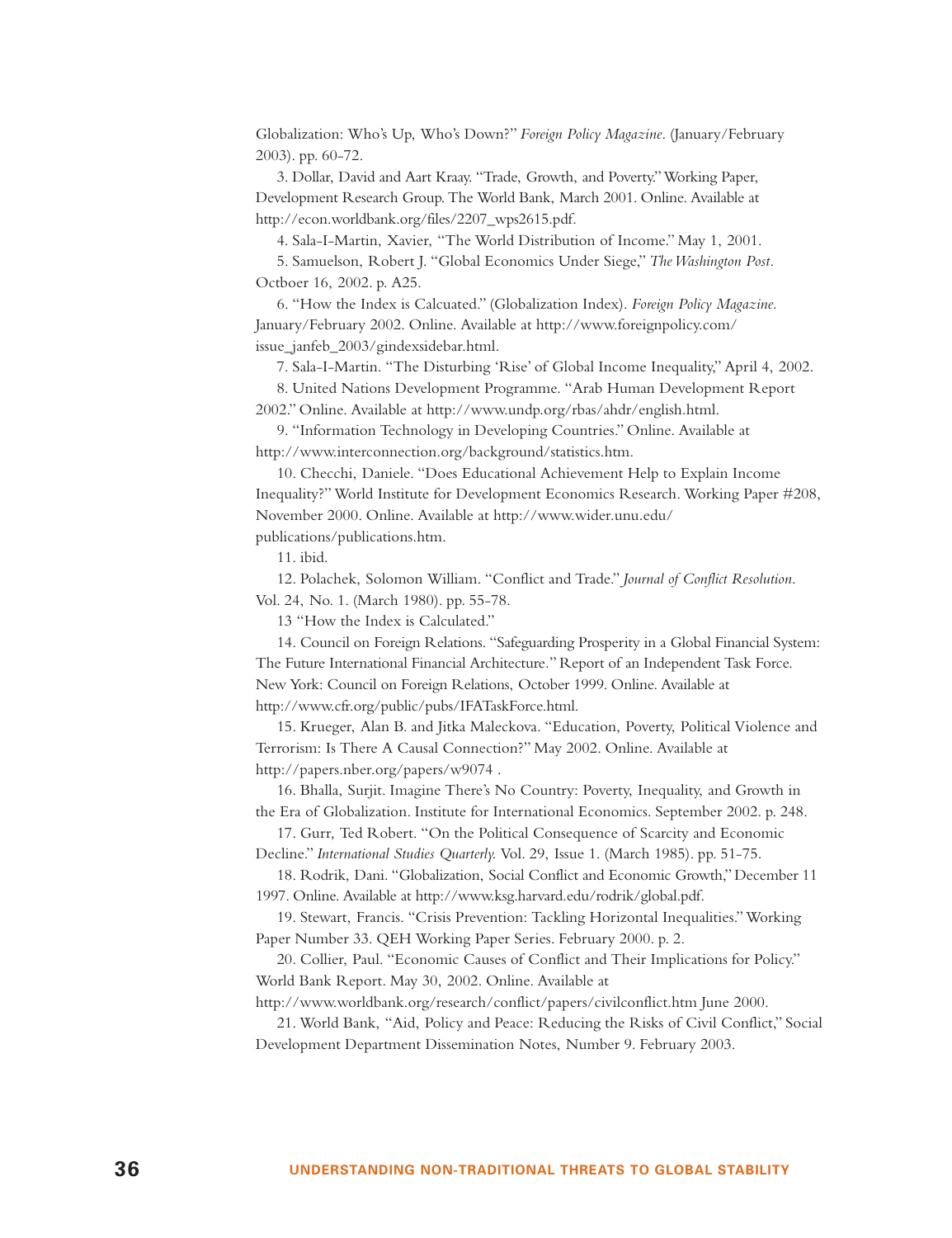Globalization: Who's Up, Who's Down?" *Foreign Policy Magazine*. (January/February 2003). pp. 60-72.

3. Dollar, David and Aart Kraay. "Trade, Growth, and Poverty." Working Paper, Development Research Group. The World Bank, March 2001. Online. Available at http://econ.worldbank.org/files/2207_wps2615.pdf.

4. Sala-I-Martin, Xavier, "The World Distribution of Income." May 1, 2001.

5. Samuelson, Robert J. "Global Economics Under Siege," *The Washington Post*. Octboer 16, 2002. p. A25.

6. "How the Index is Calcuated." (Globalization Index). *Foreign Policy Magazine*. January/February 2002. Online. Available at http://www.foreignpolicy.com/issue_janfeb_2003/gindexsidebar.html.

7. Sala-I-Martin. "The Disturbing 'Rise' of Global Income Inequality," April 4, 2002.

8. United Nations Development Programme. "Arab Human Development Report 2002." Online. Available at http://www.undp.org/rbas/ahdr/english.html.

9. "Information Technology in Developing Countries." Online. Available at http://www.interconnection.org/background/statistics.htm.

10. Checchi, Daniele. "Does Educational Achievement Help to Explain Income Inequality?" World Institute for Development Economics Research. Working Paper #208, November 2000. Online. Available at http://www.wider.unu.edu/publications/publications.htm.

11. ibid.

12. Polachek, Solomon William. "Conflict and Trade." *Journal of Conflict Resolution*. Vol. 24, No. 1. (March 1980). pp. 55-78.

13 "How the Index is Calculated."

14. Council on Foreign Relations. "Safeguarding Prosperity in a Global Financial System: The Future International Financial Architecture." Report of an Independent Task Force. New York: Council on Foreign Relations, October 1999. Online. Available at http://www.cfr.org/public/pubs/IFATaskForce.html.

15. Krueger, Alan B. and Jitka Maleckova. "Education, Poverty, Political Violence and Terrorism: Is There A Causal Connection?" May 2002. Online. Available at http://papers.nber.org/papers/w9074 .

16. Bhalla, Surjit. Imagine There's No Country: Poverty, Inequality, and Growth in the Era of Globalization. Institute for International Economics. September 2002. p. 248.

17. Gurr, Ted Robert. "On the Political Consequence of Scarcity and Economic Decline." *International Studies Quarterly.* Vol. 29, Issue 1. (March 1985). pp. 51-75.

18. Rodrik, Dani. "Globalization, Social Conflict and Economic Growth," December 11 1997. Online. Available at http://www.ksg.harvard.edu/rodrik/global.pdf.

19. Stewart, Francis. "Crisis Prevention: Tackling Horizontal Inequalities." Working Paper Number 33. QEH Working Paper Series. February 2000. p. 2.

20. Collier, Paul. "Economic Causes of Conflict and Their Implications for Policy." World Bank Report. May 30, 2002. Online. Available at http://www.worldbank.org/research/conflict/papers/civilconflict.htm June 2000.

21. World Bank, "Aid, Policy and Peace: Reducing the Risks of Civil Conflict," Social Development Department Dissemination Notes, Number 9. February 2003.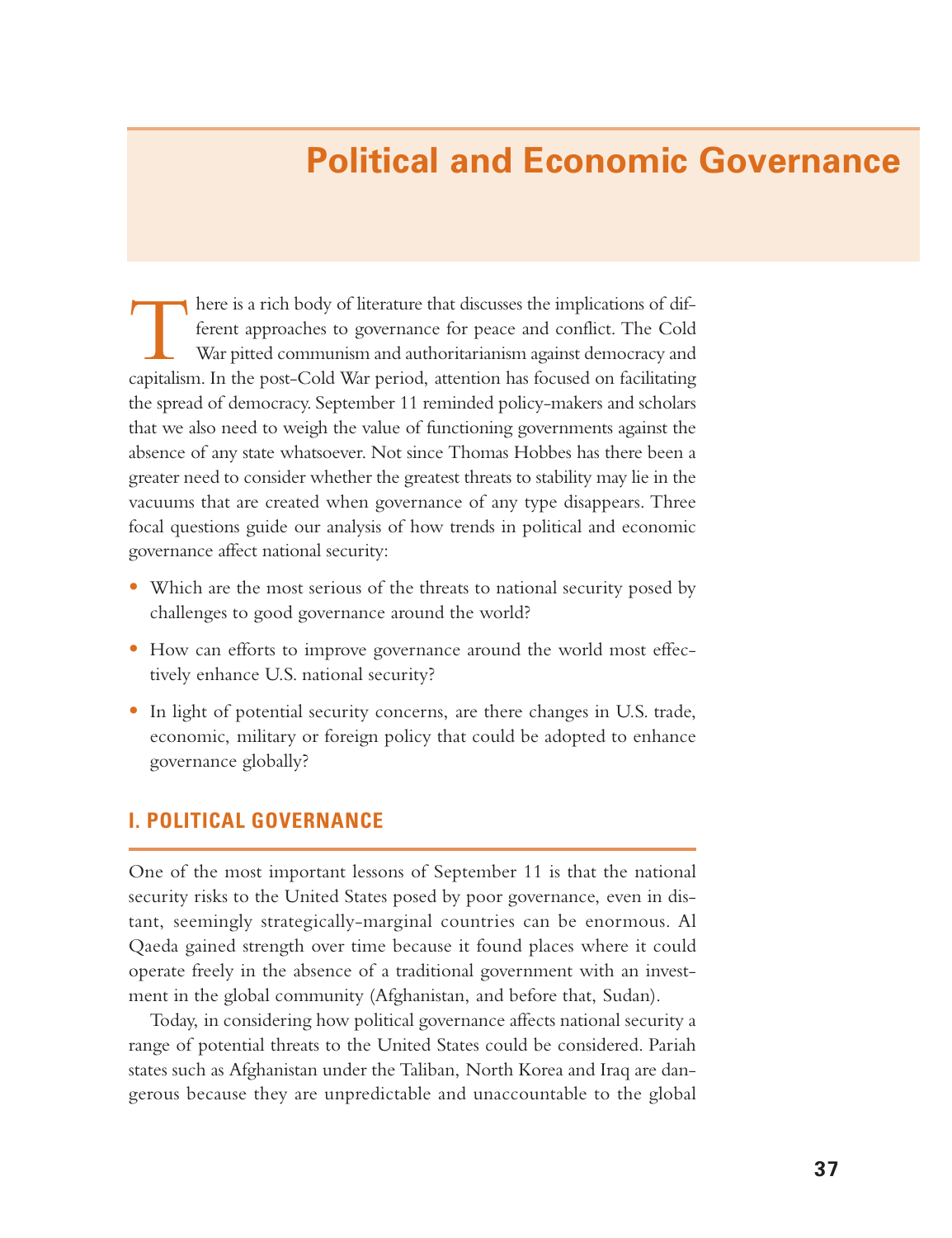# Political and Economic Governance

There is a rich body of literature that discusses the implications of different approaches to governance for peace and conflict. The Cold War pitted communism and authoritarianism against democracy and capitalism. In the post-Cold War period, attention has focused on facilitating the spread of democracy. September 11 reminded policy-makers and scholars that we also need to weigh the value of functioning governments against the absence of any state whatsoever. Not since Thomas Hobbes has there been a greater need to consider whether the greatest threats to stability may lie in the vacuums that are created when governance of any type disappears. Three focal questions guide our analysis of how trends in political and economic governance affect national security:

- Which are the most serious of the threats to national security posed by challenges to good governance around the world?
- How can efforts to improve governance around the world most effectively enhance U.S. national security?
- In light of potential security concerns, are there changes in U.S. trade, economic, military or foreign policy that could be adopted to enhance governance globally?

## I. POLITICAL GOVERNANCE

One of the most important lessons of September 11 is that the national security risks to the United States posed by poor governance, even in distant, seemingly strategically-marginal countries can be enormous. Al Qaeda gained strength over time because it found places where it could operate freely in the absence of a traditional government with an investment in the global community (Afghanistan, and before that, Sudan).

Today, in considering how political governance affects national security a range of potential threats to the United States could be considered. Pariah states such as Afghanistan under the Taliban, North Korea and Iraq are dangerous because they are unpredictable and unaccountable to the global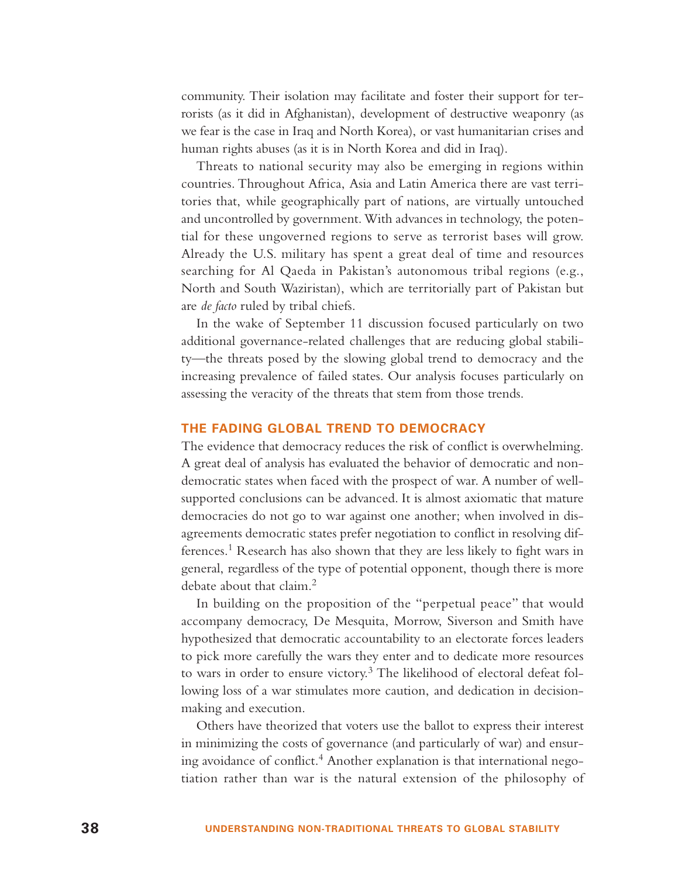community. Their isolation may facilitate and foster their support for terrorists (as it did in Afghanistan), development of destructive weaponry (as we fear is the case in Iraq and North Korea), or vast humanitarian crises and human rights abuses (as it is in North Korea and did in Iraq).

Threats to national security may also be emerging in regions within countries. Throughout Africa, Asia and Latin America there are vast territories that, while geographically part of nations, are virtually untouched and uncontrolled by government. With advances in technology, the potential for these ungoverned regions to serve as terrorist bases will grow. Already the U.S. military has spent a great deal of time and resources searching for Al Qaeda in Pakistan's autonomous tribal regions (e.g., North and South Waziristan), which are territorially part of Pakistan but are *de facto* ruled by tribal chiefs.

In the wake of September 11 discussion focused particularly on two additional governance-related challenges that are reducing global stability—the threats posed by the slowing global trend to democracy and the increasing prevalence of failed states. Our analysis focuses particularly on assessing the veracity of the threats that stem from those trends.

## THE FADING GLOBAL TREND TO DEMOCRACY

The evidence that democracy reduces the risk of conflict is overwhelming. A great deal of analysis has evaluated the behavior of democratic and non-democratic states when faced with the prospect of war. A number of well-supported conclusions can be advanced. It is almost axiomatic that mature democracies do not go to war against one another; when involved in disagreements democratic states prefer negotiation to conflict in resolving differences.[1] Research has also shown that they are less likely to fight wars in general, regardless of the type of potential opponent, though there is more debate about that claim.[2]

In building on the proposition of the "perpetual peace" that would accompany democracy, De Mesquita, Morrow, Siverson and Smith have hypothesized that democratic accountability to an electorate forces leaders to pick more carefully the wars they enter and to dedicate more resources to wars in order to ensure victory.[3] The likelihood of electoral defeat following loss of a war stimulates more caution, and dedication in decision-making and execution.

Others have theorized that voters use the ballot to express their interest in minimizing the costs of governance (and particularly of war) and ensuring avoidance of conflict.[4] Another explanation is that international negotiation rather than war is the natural extension of the philosophy of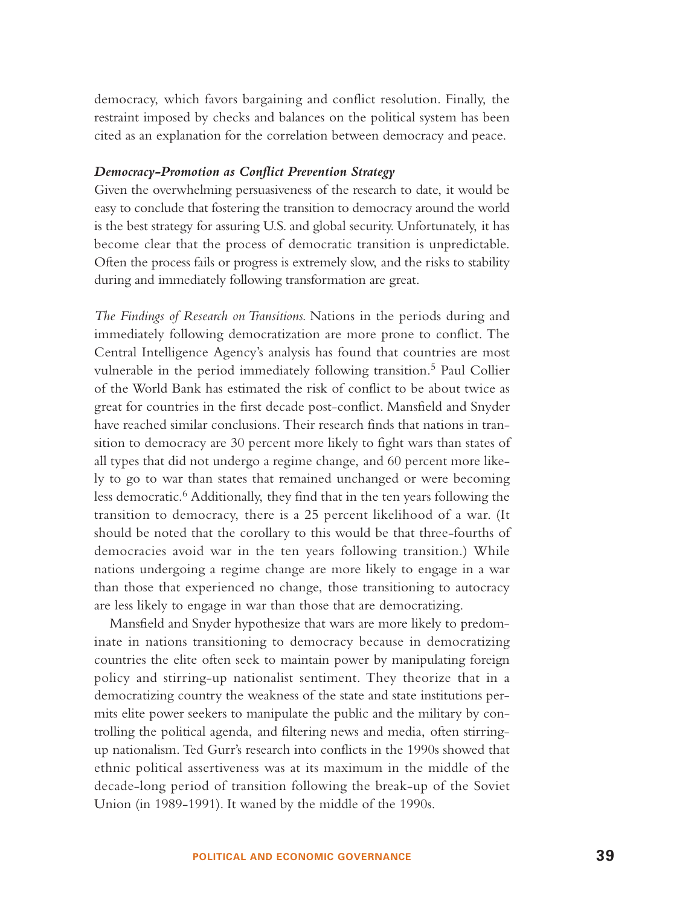democracy, which favors bargaining and conflict resolution. Finally, the restraint imposed by checks and balances on the political system has been cited as an explanation for the correlation between democracy and peace.

***Democracy-Promotion as Conflict Prevention Strategy***

Given the overwhelming persuasiveness of the research to date, it would be easy to conclude that fostering the transition to democracy around the world is the best strategy for assuring U.S. and global security. Unfortunately, it has become clear that the process of democratic transition is unpredictable. Often the process fails or progress is extremely slow, and the risks to stability during and immediately following transformation are great.

*The Findings of Research on Transitions.* Nations in the periods during and immediately following democratization are more prone to conflict. The Central Intelligence Agency's analysis has found that countries are most vulnerable in the period immediately following transition.[5] Paul Collier of the World Bank has estimated the risk of conflict to be about twice as great for countries in the first decade post-conflict. Mansfield and Snyder have reached similar conclusions. Their research finds that nations in transition to democracy are 30 percent more likely to fight wars than states of all types that did not undergo a regime change, and 60 percent more likely to go to war than states that remained unchanged or were becoming less democratic.[6] Additionally, they find that in the ten years following the transition to democracy, there is a 25 percent likelihood of a war. (It should be noted that the corollary to this would be that three-fourths of democracies avoid war in the ten years following transition.) While nations undergoing a regime change are more likely to engage in a war than those that experienced no change, those transitioning to autocracy are less likely to engage in war than those that are democratizing.

Mansfield and Snyder hypothesize that wars are more likely to predominate in nations transitioning to democracy because in democratizing countries the elite often seek to maintain power by manipulating foreign policy and stirring-up nationalist sentiment. They theorize that in a democratizing country the weakness of the state and state institutions permits elite power seekers to manipulate the public and the military by controlling the political agenda, and filtering news and media, often stirring-up nationalism. Ted Gurr's research into conflicts in the 1990s showed that ethnic political assertiveness was at its maximum in the middle of the decade-long period of transition following the break-up of the Soviet Union (in 1989-1991). It waned by the middle of the 1990s.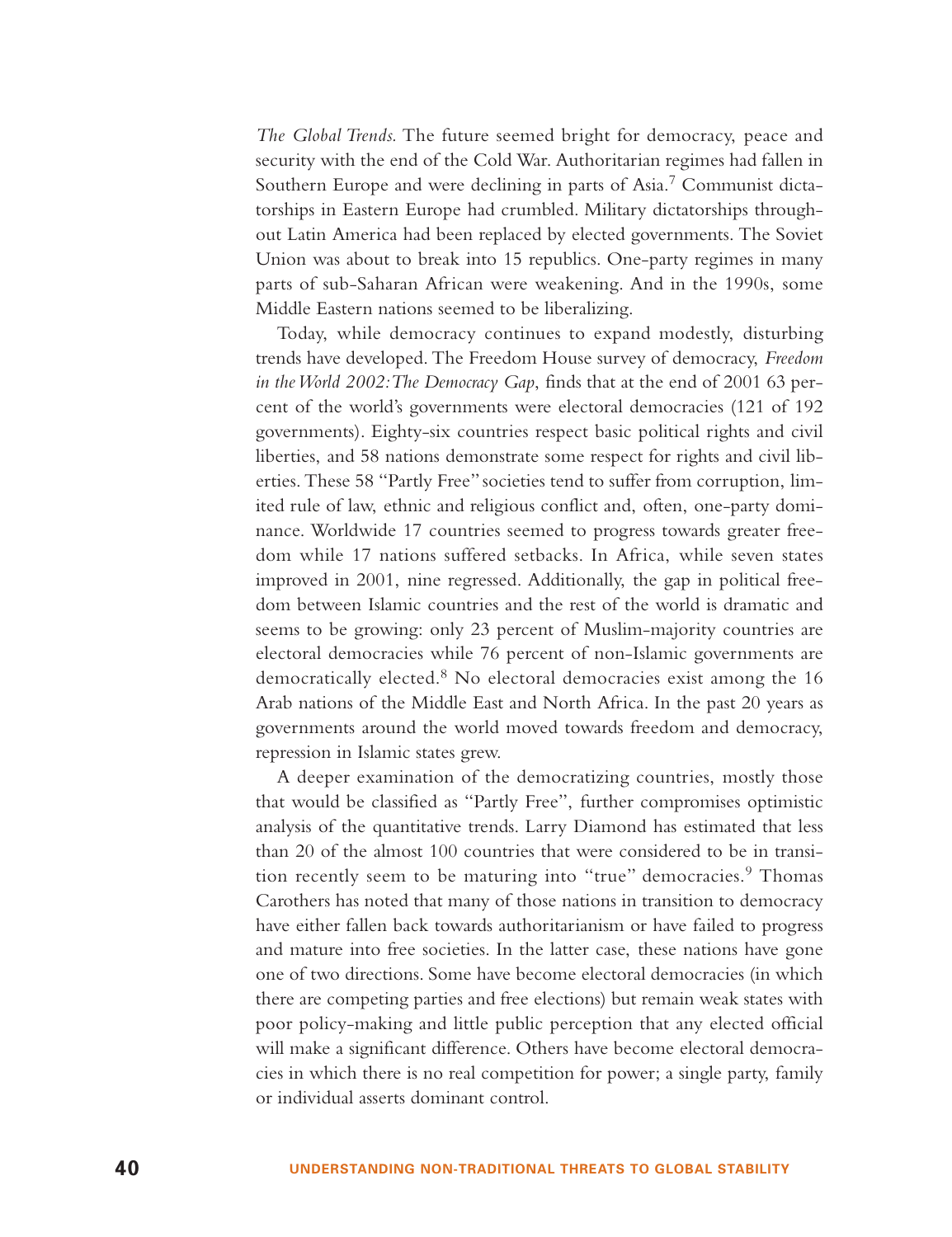*The Global Trends.* The future seemed bright for democracy, peace and security with the end of the Cold War. Authoritarian regimes had fallen in Southern Europe and were declining in parts of Asia.[7] Communist dictatorships in Eastern Europe had crumbled. Military dictatorships throughout Latin America had been replaced by elected governments. The Soviet Union was about to break into 15 republics. One-party regimes in many parts of sub-Saharan African were weakening. And in the 1990s, some Middle Eastern nations seemed to be liberalizing.

Today, while democracy continues to expand modestly, disturbing trends have developed. The Freedom House survey of democracy, *Freedom in the World 2002: The Democracy Gap*, finds that at the end of 2001 63 percent of the world's governments were electoral democracies (121 of 192 governments). Eighty-six countries respect basic political rights and civil liberties, and 58 nations demonstrate some respect for rights and civil liberties. These 58 "Partly Free" societies tend to suffer from corruption, limited rule of law, ethnic and religious conflict and, often, one-party dominance. Worldwide 17 countries seemed to progress towards greater freedom while 17 nations suffered setbacks. In Africa, while seven states improved in 2001, nine regressed. Additionally, the gap in political freedom between Islamic countries and the rest of the world is dramatic and seems to be growing: only 23 percent of Muslim-majority countries are electoral democracies while 76 percent of non-Islamic governments are democratically elected.[8] No electoral democracies exist among the 16 Arab nations of the Middle East and North Africa. In the past 20 years as governments around the world moved towards freedom and democracy, repression in Islamic states grew.

A deeper examination of the democratizing countries, mostly those that would be classified as "Partly Free", further compromises optimistic analysis of the quantitative trends. Larry Diamond has estimated that less than 20 of the almost 100 countries that were considered to be in transition recently seem to be maturing into "true" democracies.[9] Thomas Carothers has noted that many of those nations in transition to democracy have either fallen back towards authoritarianism or have failed to progress and mature into free societies. In the latter case, these nations have gone one of two directions. Some have become electoral democracies (in which there are competing parties and free elections) but remain weak states with poor policy-making and little public perception that any elected official will make a significant difference. Others have become electoral democracies in which there is no real competition for power; a single party, family or individual asserts dominant control.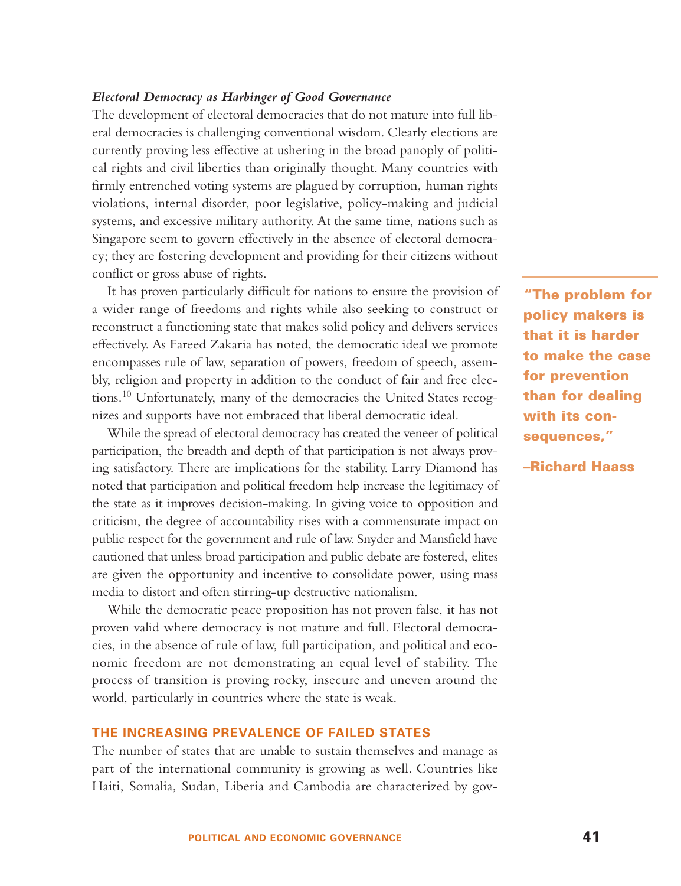*Electoral Democracy as Harbinger of Good Governance*

The development of electoral democracies that do not mature into full liberal democracies is challenging conventional wisdom. Clearly elections are currently proving less effective at ushering in the broad panoply of political rights and civil liberties than originally thought. Many countries with firmly entrenched voting systems are plagued by corruption, human rights violations, internal disorder, poor legislative, policy-making and judicial systems, and excessive military authority. At the same time, nations such as Singapore seem to govern effectively in the absence of electoral democracy; they are fostering development and providing for their citizens without conflict or gross abuse of rights.

It has proven particularly difficult for nations to ensure the provision of a wider range of freedoms and rights while also seeking to construct or reconstruct a functioning state that makes solid policy and delivers services effectively. As Fareed Zakaria has noted, the democratic ideal we promote encompasses rule of law, separation of powers, freedom of speech, assembly, religion and property in addition to the conduct of fair and free elections.[10] Unfortunately, many of the democracies the United States recognizes and supports have not embraced that liberal democratic ideal.

**"The problem for policy makers is that it is harder to make the case for prevention than for dealing with its consequences,"**

**–Richard Haass**

While the spread of electoral democracy has created the veneer of political participation, the breadth and depth of that participation is not always proving satisfactory. There are implications for the stability. Larry Diamond has noted that participation and political freedom help increase the legitimacy of the state as it improves decision-making. In giving voice to opposition and criticism, the degree of accountability rises with a commensurate impact on public respect for the government and rule of law. Snyder and Mansfield have cautioned that unless broad participation and public debate are fostered, elites are given the opportunity and incentive to consolidate power, using mass media to distort and often stirring-up destructive nationalism.

While the democratic peace proposition has not proven false, it has not proven valid where democracy is not mature and full. Electoral democracies, in the absence of rule of law, full participation, and political and economic freedom are not demonstrating an equal level of stability. The process of transition is proving rocky, insecure and uneven around the world, particularly in countries where the state is weak.

## THE INCREASING PREVALENCE OF FAILED STATES

The number of states that are unable to sustain themselves and manage as part of the international community is growing as well. Countries like Haiti, Somalia, Sudan, Liberia and Cambodia are characterized by gov-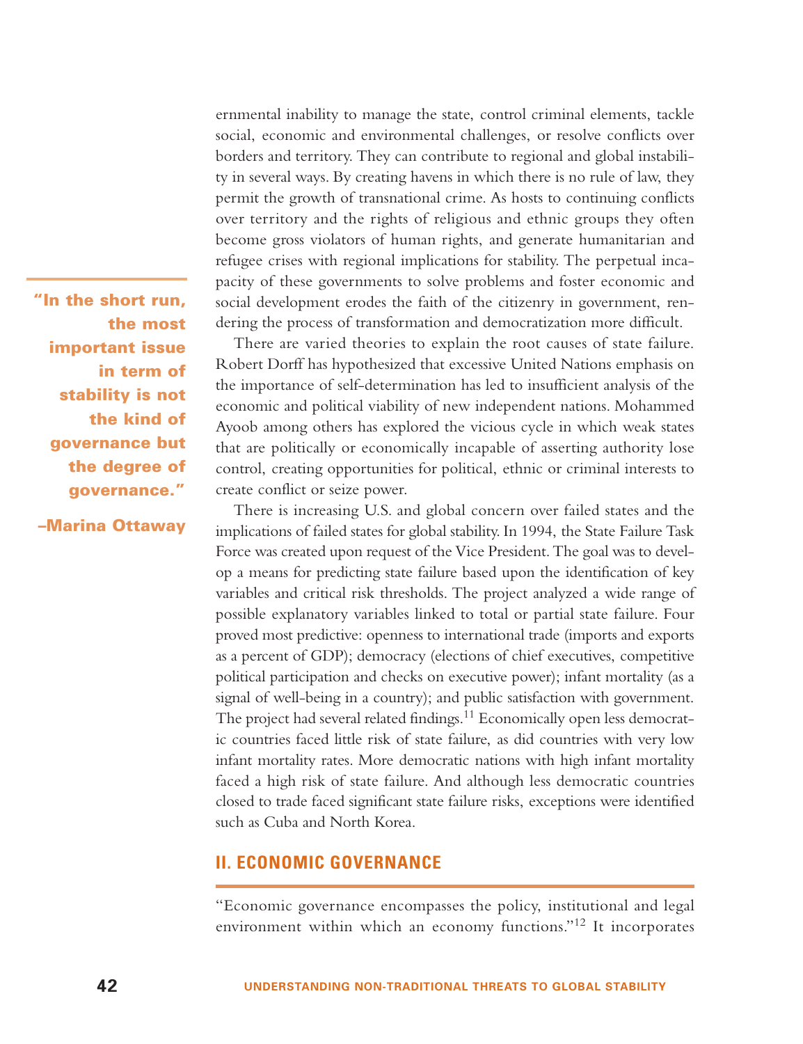ernmental inability to manage the state, control criminal elements, tackle social, economic and environmental challenges, or resolve conflicts over borders and territory. They can contribute to regional and global instability in several ways. By creating havens in which there is no rule of law, they permit the growth of transnational crime. As hosts to continuing conflicts over territory and the rights of religious and ethnic groups they often become gross violators of human rights, and generate humanitarian and refugee crises with regional implications for stability. The perpetual incapacity of these governments to solve problems and foster economic and social development erodes the faith of the citizenry in government, rendering the process of transformation and democratization more difficult.

> **"In the short run, the most important issue in term of stability is not the kind of governance but the degree of governance."**
>
> **–Marina Ottaway**

There are varied theories to explain the root causes of state failure. Robert Dorff has hypothesized that excessive United Nations emphasis on the importance of self-determination has led to insufficient analysis of the economic and political viability of new independent nations. Mohammed Ayoob among others has explored the vicious cycle in which weak states that are politically or economically incapable of asserting authority lose control, creating opportunities for political, ethnic or criminal interests to create conflict or seize power.

There is increasing U.S. and global concern over failed states and the implications of failed states for global stability. In 1994, the State Failure Task Force was created upon request of the Vice President. The goal was to develop a means for predicting state failure based upon the identification of key variables and critical risk thresholds. The project analyzed a wide range of possible explanatory variables linked to total or partial state failure. Four proved most predictive: openness to international trade (imports and exports as a percent of GDP); democracy (elections of chief executives, competitive political participation and checks on executive power); infant mortality (as a signal of well-being in a country); and public satisfaction with government. The project had several related findings.[11] Economically open less democratic countries faced little risk of state failure, as did countries with very low infant mortality rates. More democratic nations with high infant mortality faced a high risk of state failure. And although less democratic countries closed to trade faced significant state failure risks, exceptions were identified such as Cuba and North Korea.

## II. ECONOMIC GOVERNANCE

"Economic governance encompasses the policy, institutional and legal environment within which an economy functions."[12] It incorporates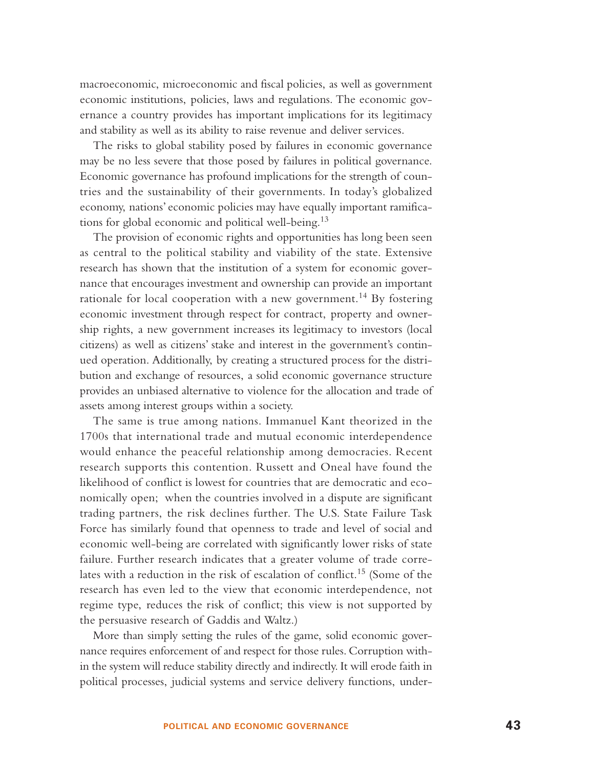macroeconomic, microeconomic and fiscal policies, as well as government economic institutions, policies, laws and regulations. The economic governance a country provides has important implications for its legitimacy and stability as well as its ability to raise revenue and deliver services.

The risks to global stability posed by failures in economic governance may be no less severe that those posed by failures in political governance. Economic governance has profound implications for the strength of countries and the sustainability of their governments. In today's globalized economy, nations' economic policies may have equally important ramifications for global economic and political well-being.[13]

The provision of economic rights and opportunities has long been seen as central to the political stability and viability of the state. Extensive research has shown that the institution of a system for economic governance that encourages investment and ownership can provide an important rationale for local cooperation with a new government.[14] By fostering economic investment through respect for contract, property and ownership rights, a new government increases its legitimacy to investors (local citizens) as well as citizens' stake and interest in the government's continued operation. Additionally, by creating a structured process for the distribution and exchange of resources, a solid economic governance structure provides an unbiased alternative to violence for the allocation and trade of assets among interest groups within a society.

The same is true among nations. Immanuel Kant theorized in the 1700s that international trade and mutual economic interdependence would enhance the peaceful relationship among democracies. Recent research supports this contention. Russett and Oneal have found the likelihood of conflict is lowest for countries that are democratic and economically open; when the countries involved in a dispute are significant trading partners, the risk declines further. The U.S. State Failure Task Force has similarly found that openness to trade and level of social and economic well-being are correlated with significantly lower risks of state failure. Further research indicates that a greater volume of trade correlates with a reduction in the risk of escalation of conflict.[15] (Some of the research has even led to the view that economic interdependence, not regime type, reduces the risk of conflict; this view is not supported by the persuasive research of Gaddis and Waltz.)

More than simply setting the rules of the game, solid economic governance requires enforcement of and respect for those rules. Corruption within the system will reduce stability directly and indirectly. It will erode faith in political processes, judicial systems and service delivery functions, under-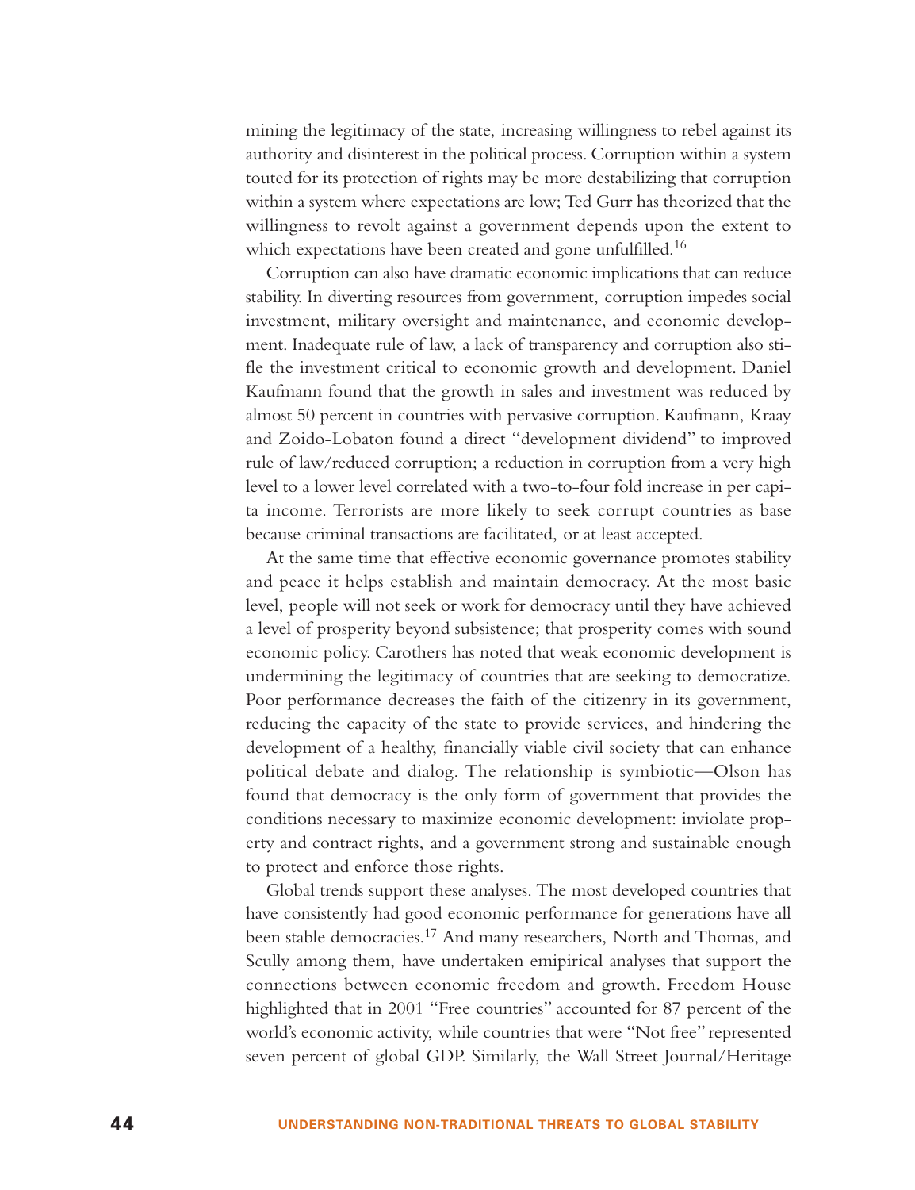mining the legitimacy of the state, increasing willingness to rebel against its authority and disinterest in the political process. Corruption within a system touted for its protection of rights may be more destabilizing that corruption within a system where expectations are low; Ted Gurr has theorized that the willingness to revolt against a government depends upon the extent to which expectations have been created and gone unfulfilled.[16]

Corruption can also have dramatic economic implications that can reduce stability. In diverting resources from government, corruption impedes social investment, military oversight and maintenance, and economic development. Inadequate rule of law, a lack of transparency and corruption also stifle the investment critical to economic growth and development. Daniel Kaufmann found that the growth in sales and investment was reduced by almost 50 percent in countries with pervasive corruption. Kaufmann, Kraay and Zoido-Lobaton found a direct "development dividend" to improved rule of law/reduced corruption; a reduction in corruption from a very high level to a lower level correlated with a two-to-four fold increase in per capita income. Terrorists are more likely to seek corrupt countries as base because criminal transactions are facilitated, or at least accepted.

At the same time that effective economic governance promotes stability and peace it helps establish and maintain democracy. At the most basic level, people will not seek or work for democracy until they have achieved a level of prosperity beyond subsistence; that prosperity comes with sound economic policy. Carothers has noted that weak economic development is undermining the legitimacy of countries that are seeking to democratize. Poor performance decreases the faith of the citizenry in its government, reducing the capacity of the state to provide services, and hindering the development of a healthy, financially viable civil society that can enhance political debate and dialog. The relationship is symbiotic—Olson has found that democracy is the only form of government that provides the conditions necessary to maximize economic development: inviolate property and contract rights, and a government strong and sustainable enough to protect and enforce those rights.

Global trends support these analyses. The most developed countries that have consistently had good economic performance for generations have all been stable democracies.[17] And many researchers, North and Thomas, and Scully among them, have undertaken emipirical analyses that support the connections between economic freedom and growth. Freedom House highlighted that in 2001 "Free countries" accounted for 87 percent of the world's economic activity, while countries that were "Not free" represented seven percent of global GDP. Similarly, the Wall Street Journal/Heritage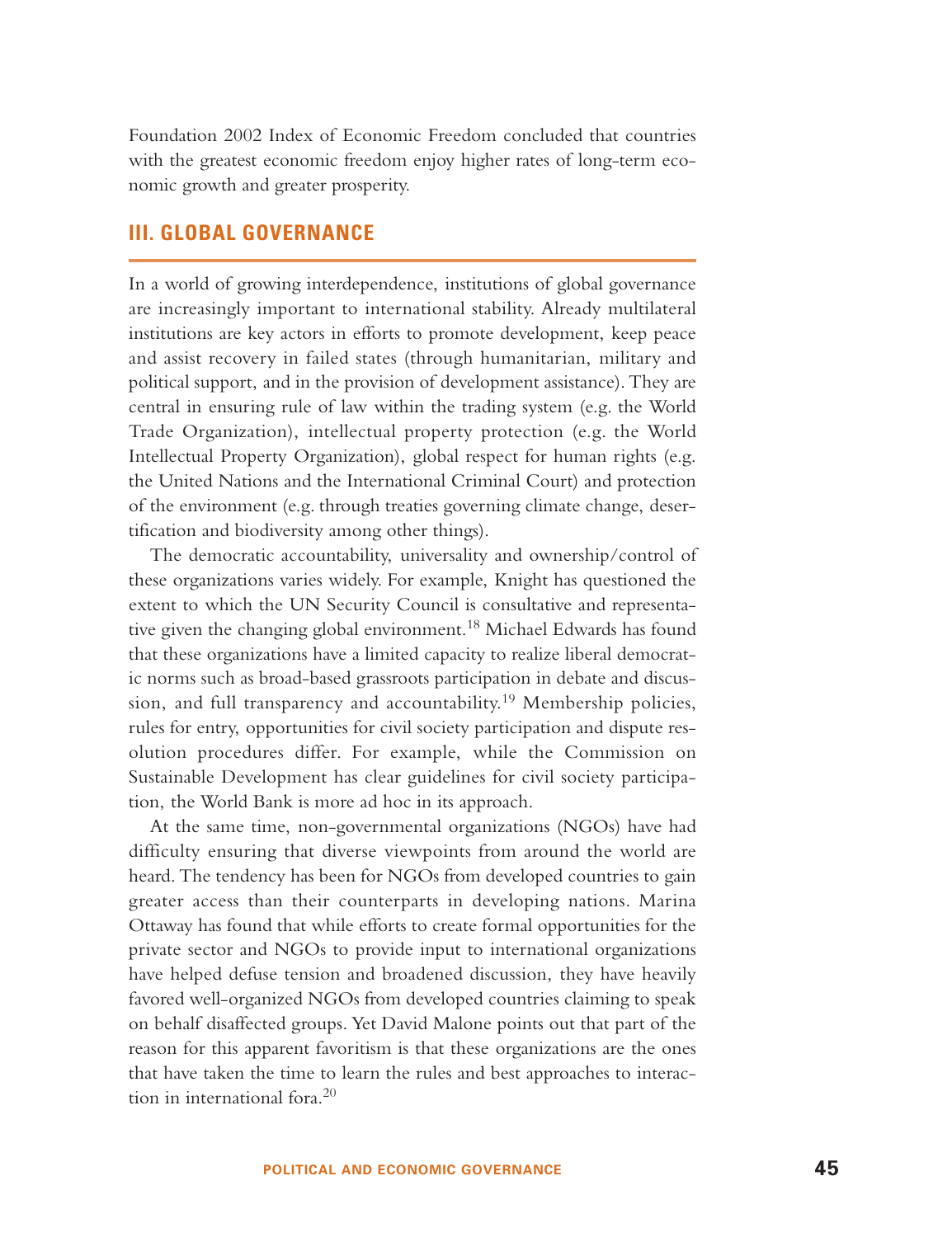Foundation 2002 Index of Economic Freedom concluded that countries with the greatest economic freedom enjoy higher rates of long-term economic growth and greater prosperity.

## III. GLOBAL GOVERNANCE

In a world of growing interdependence, institutions of global governance are increasingly important to international stability. Already multilateral institutions are key actors in efforts to promote development, keep peace and assist recovery in failed states (through humanitarian, military and political support, and in the provision of development assistance). They are central in ensuring rule of law within the trading system (e.g. the World Trade Organization), intellectual property protection (e.g. the World Intellectual Property Organization), global respect for human rights (e.g. the United Nations and the International Criminal Court) and protection of the environment (e.g. through treaties governing climate change, desertification and biodiversity among other things).

The democratic accountability, universality and ownership/control of these organizations varies widely. For example, Knight has questioned the extent to which the UN Security Council is consultative and representative given the changing global environment.[18] Michael Edwards has found that these organizations have a limited capacity to realize liberal democratic norms such as broad-based grassroots participation in debate and discussion, and full transparency and accountability.[19] Membership policies, rules for entry, opportunities for civil society participation and dispute resolution procedures differ. For example, while the Commission on Sustainable Development has clear guidelines for civil society participation, the World Bank is more ad hoc in its approach.

At the same time, non-governmental organizations (NGOs) have had difficulty ensuring that diverse viewpoints from around the world are heard. The tendency has been for NGOs from developed countries to gain greater access than their counterparts in developing nations. Marina Ottaway has found that while efforts to create formal opportunities for the private sector and NGOs to provide input to international organizations have helped defuse tension and broadened discussion, they have heavily favored well-organized NGOs from developed countries claiming to speak on behalf disaffected groups. Yet David Malone points out that part of the reason for this apparent favoritism is that these organizations are the ones that have taken the time to learn the rules and best approaches to interaction in international fora.[20]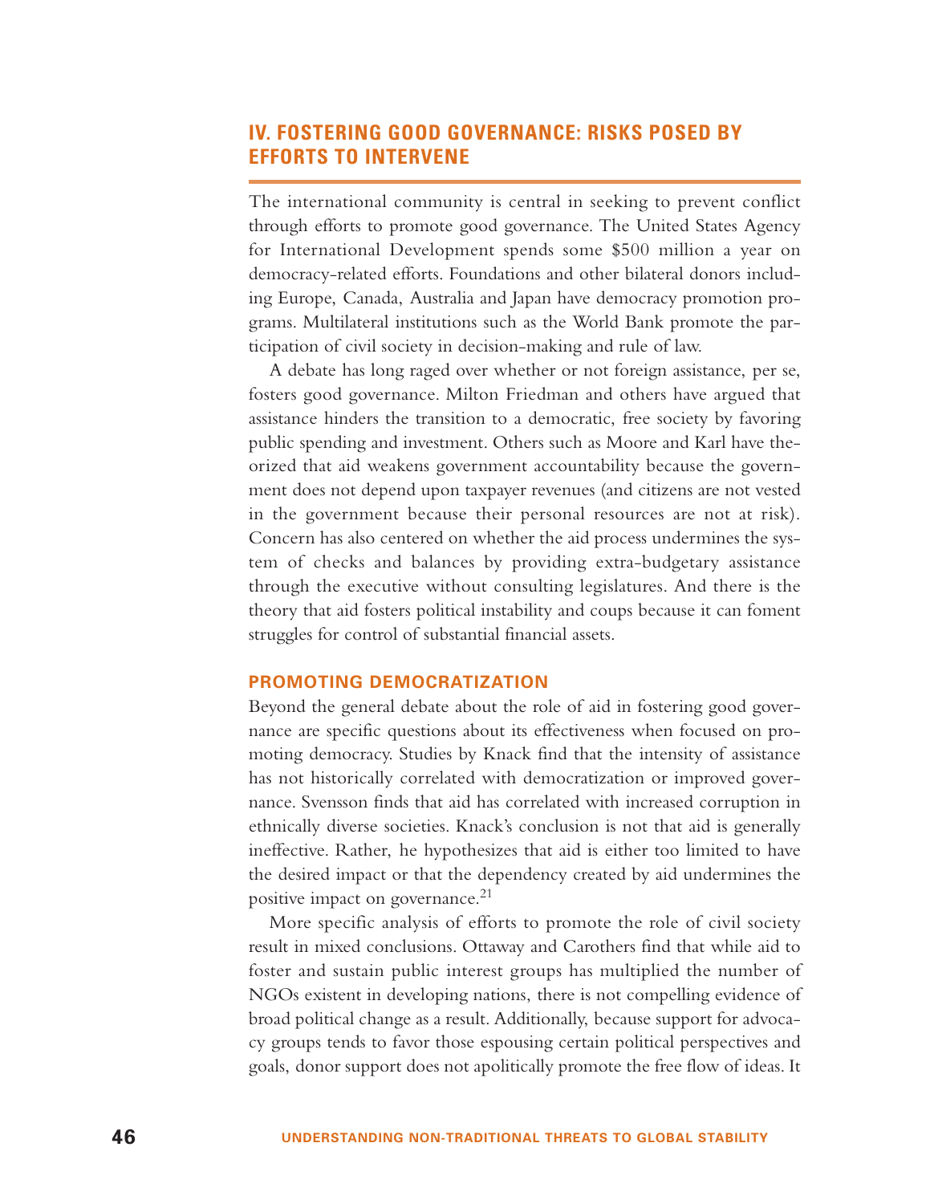## IV. FOSTERING GOOD GOVERNANCE: RISKS POSED BY EFFORTS TO INTERVENE

The international community is central in seeking to prevent conflict through efforts to promote good governance. The United States Agency for International Development spends some $500 million a year on democracy-related efforts. Foundations and other bilateral donors including Europe, Canada, Australia and Japan have democracy promotion programs. Multilateral institutions such as the World Bank promote the participation of civil society in decision-making and rule of law.

A debate has long raged over whether or not foreign assistance, per se, fosters good governance. Milton Friedman and others have argued that assistance hinders the transition to a democratic, free society by favoring public spending and investment. Others such as Moore and Karl have theorized that aid weakens government accountability because the government does not depend upon taxpayer revenues (and citizens are not vested in the government because their personal resources are not at risk). Concern has also centered on whether the aid process undermines the system of checks and balances by providing extra-budgetary assistance through the executive without consulting legislatures. And there is the theory that aid fosters political instability and coups because it can foment struggles for control of substantial financial assets.

### PROMOTING DEMOCRATIZATION

Beyond the general debate about the role of aid in fostering good governance are specific questions about its effectiveness when focused on promoting democracy. Studies by Knack find that the intensity of assistance has not historically correlated with democratization or improved governance. Svensson finds that aid has correlated with increased corruption in ethnically diverse societies. Knack's conclusion is not that aid is generally ineffective. Rather, he hypothesizes that aid is either too limited to have the desired impact or that the dependency created by aid undermines the positive impact on governance.[21]

More specific analysis of efforts to promote the role of civil society result in mixed conclusions. Ottaway and Carothers find that while aid to foster and sustain public interest groups has multiplied the number of NGOs existent in developing nations, there is not compelling evidence of broad political change as a result. Additionally, because support for advocacy groups tends to favor those espousing certain political perspectives and goals, donor support does not apolitically promote the free flow of ideas. It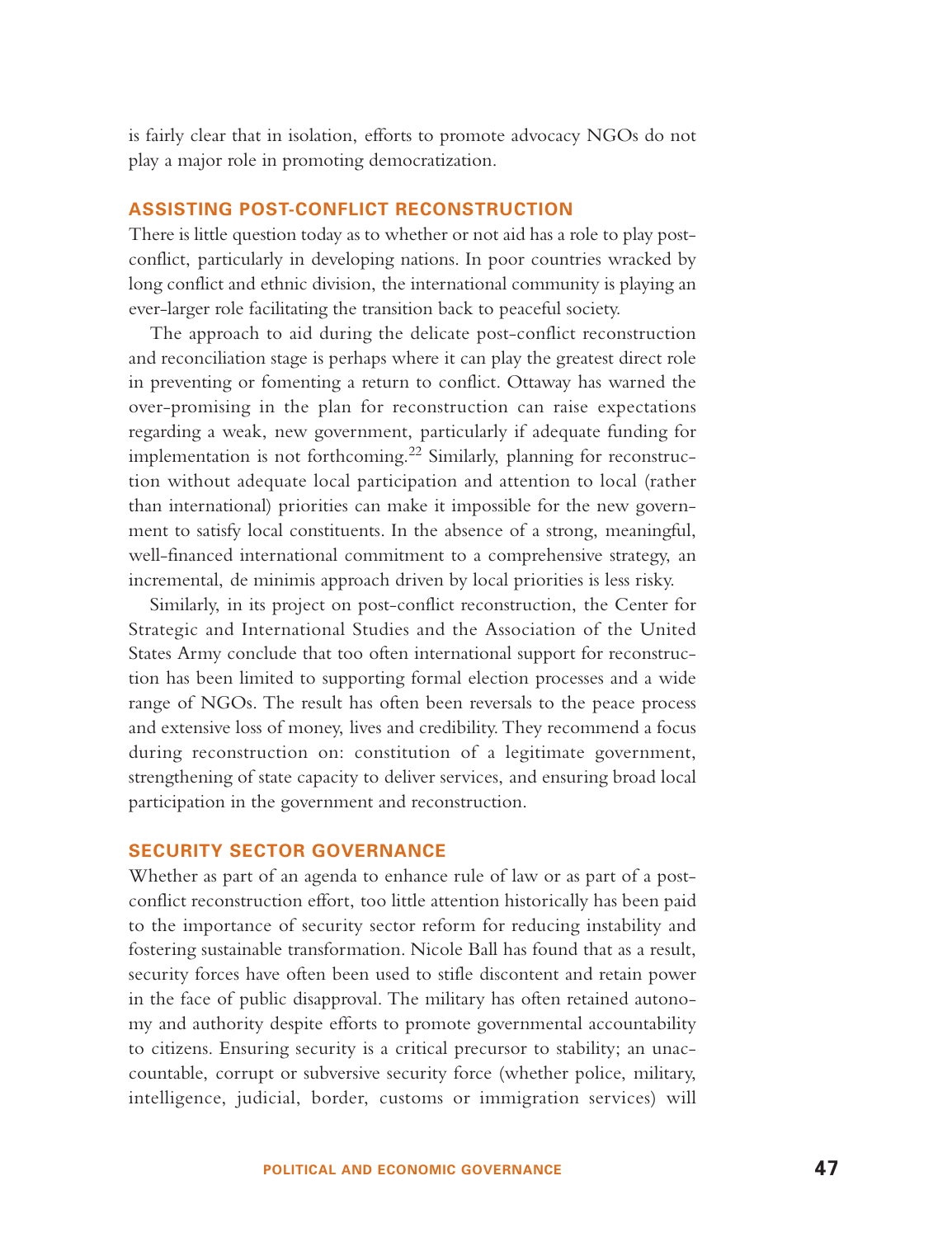is fairly clear that in isolation, efforts to promote advocacy NGOs do not play a major role in promoting democratization.

## ASSISTING POST-CONFLICT RECONSTRUCTION

There is little question today as to whether or not aid has a role to play post-conflict, particularly in developing nations. In poor countries wracked by long conflict and ethnic division, the international community is playing an ever-larger role facilitating the transition back to peaceful society.

The approach to aid during the delicate post-conflict reconstruction and reconciliation stage is perhaps where it can play the greatest direct role in preventing or fomenting a return to conflict. Ottaway has warned the over-promising in the plan for reconstruction can raise expectations regarding a weak, new government, particularly if adequate funding for implementation is not forthcoming.[22] Similarly, planning for reconstruction without adequate local participation and attention to local (rather than international) priorities can make it impossible for the new government to satisfy local constituents. In the absence of a strong, meaningful, well-financed international commitment to a comprehensive strategy, an incremental, de minimis approach driven by local priorities is less risky.

Similarly, in its project on post-conflict reconstruction, the Center for Strategic and International Studies and the Association of the United States Army conclude that too often international support for reconstruction has been limited to supporting formal election processes and a wide range of NGOs. The result has often been reversals to the peace process and extensive loss of money, lives and credibility. They recommend a focus during reconstruction on: constitution of a legitimate government, strengthening of state capacity to deliver services, and ensuring broad local participation in the government and reconstruction.

## SECURITY SECTOR GOVERNANCE

Whether as part of an agenda to enhance rule of law or as part of a post-conflict reconstruction effort, too little attention historically has been paid to the importance of security sector reform for reducing instability and fostering sustainable transformation. Nicole Ball has found that as a result, security forces have often been used to stifle discontent and retain power in the face of public disapproval. The military has often retained autonomy and authority despite efforts to promote governmental accountability to citizens. Ensuring security is a critical precursor to stability; an unaccountable, corrupt or subversive security force (whether police, military, intelligence, judicial, border, customs or immigration services) will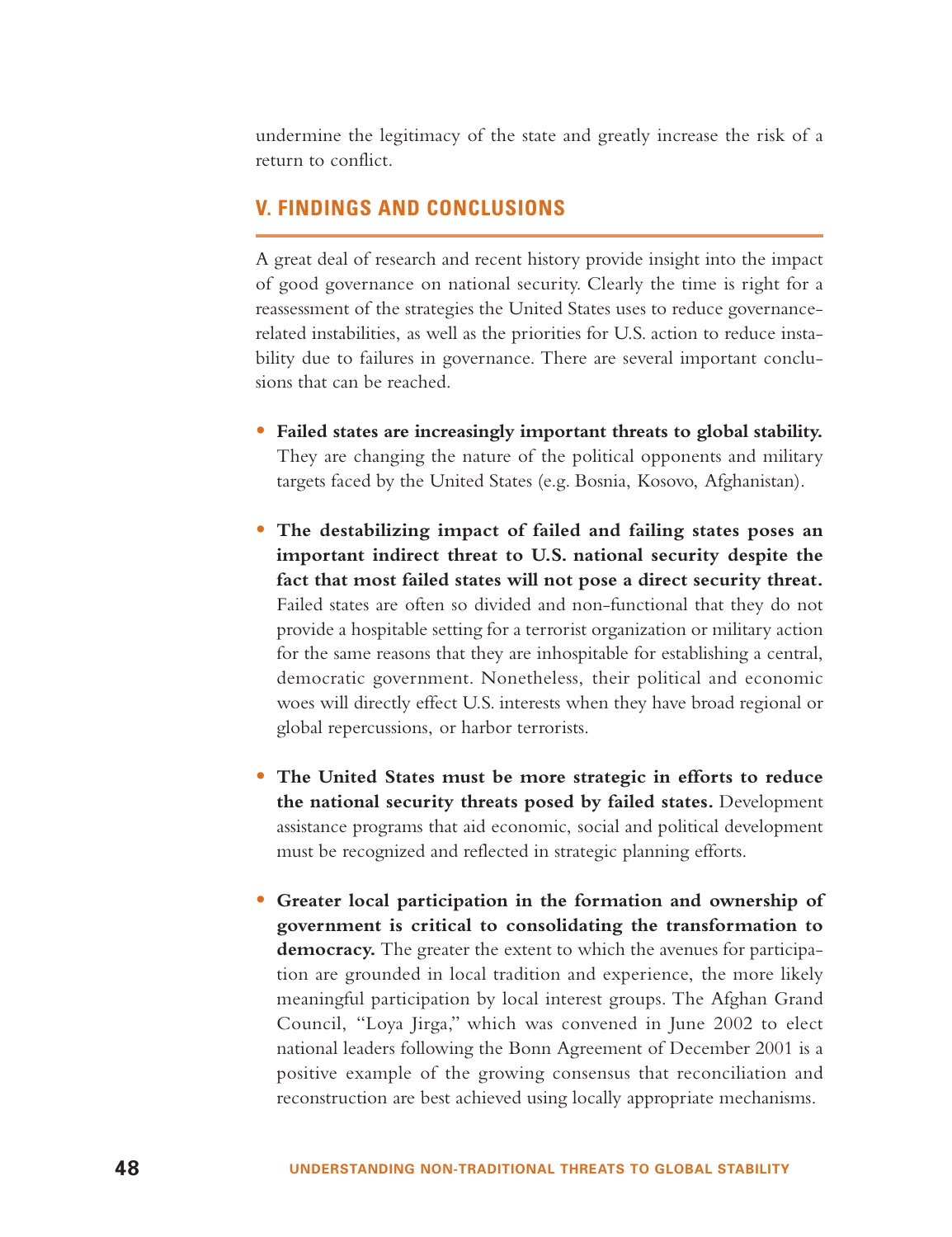undermine the legitimacy of the state and greatly increase the risk of a return to conflict.

## V. FINDINGS AND CONCLUSIONS

A great deal of research and recent history provide insight into the impact of good governance on national security. Clearly the time is right for a reassessment of the strategies the United States uses to reduce governance-related instabilities, as well as the priorities for U.S. action to reduce instability due to failures in governance. There are several important conclusions that can be reached.

- **Failed states are increasingly important threats to global stability.** They are changing the nature of the political opponents and military targets faced by the United States (e.g. Bosnia, Kosovo, Afghanistan).

- **The destabilizing impact of failed and failing states poses an important indirect threat to U.S. national security despite the fact that most failed states will not pose a direct security threat.** Failed states are often so divided and non-functional that they do not provide a hospitable setting for a terrorist organization or military action for the same reasons that they are inhospitable for establishing a central, democratic government. Nonetheless, their political and economic woes will directly effect U.S. interests when they have broad regional or global repercussions, or harbor terrorists.

- **The United States must be more strategic in efforts to reduce the national security threats posed by failed states.** Development assistance programs that aid economic, social and political development must be recognized and reflected in strategic planning efforts.

- **Greater local participation in the formation and ownership of government is critical to consolidating the transformation to democracy.** The greater the extent to which the avenues for participation are grounded in local tradition and experience, the more likely meaningful participation by local interest groups. The Afghan Grand Council, "Loya Jirga," which was convened in June 2002 to elect national leaders following the Bonn Agreement of December 2001 is a positive example of the growing consensus that reconciliation and reconstruction are best achieved using locally appropriate mechanisms.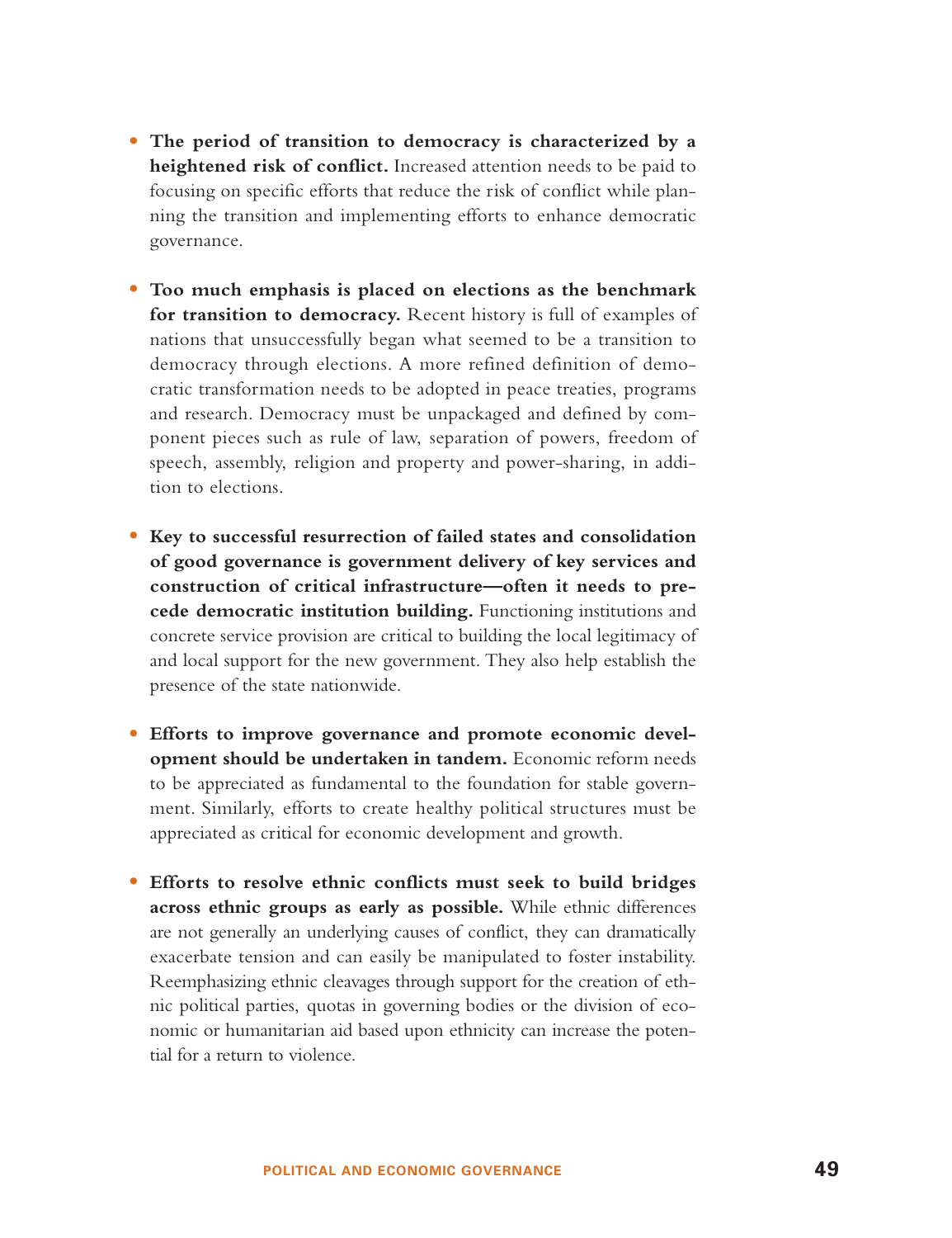- **The period of transition to democracy is characterized by a heightened risk of conflict.** Increased attention needs to be paid to focusing on specific efforts that reduce the risk of conflict while planning the transition and implementing efforts to enhance democratic governance.

- **Too much emphasis is placed on elections as the benchmark for transition to democracy.** Recent history is full of examples of nations that unsuccessfully began what seemed to be a transition to democracy through elections. A more refined definition of democratic transformation needs to be adopted in peace treaties, programs and research. Democracy must be unpackaged and defined by component pieces such as rule of law, separation of powers, freedom of speech, assembly, religion and property and power-sharing, in addition to elections.

- **Key to successful resurrection of failed states and consolidation of good governance is government delivery of key services and construction of critical infrastructure—often it needs to precede democratic institution building.** Functioning institutions and concrete service provision are critical to building the local legitimacy of and local support for the new government. They also help establish the presence of the state nationwide.

- **Efforts to improve governance and promote economic development should be undertaken in tandem.** Economic reform needs to be appreciated as fundamental to the foundation for stable government. Similarly, efforts to create healthy political structures must be appreciated as critical for economic development and growth.

- **Efforts to resolve ethnic conflicts must seek to build bridges across ethnic groups as early as possible.** While ethnic differences are not generally an underlying causes of conflict, they can dramatically exacerbate tension and can easily be manipulated to foster instability. Reemphasizing ethnic cleavages through support for the creation of ethnic political parties, quotas in governing bodies or the division of economic or humanitarian aid based upon ethnicity can increase the potential for a return to violence.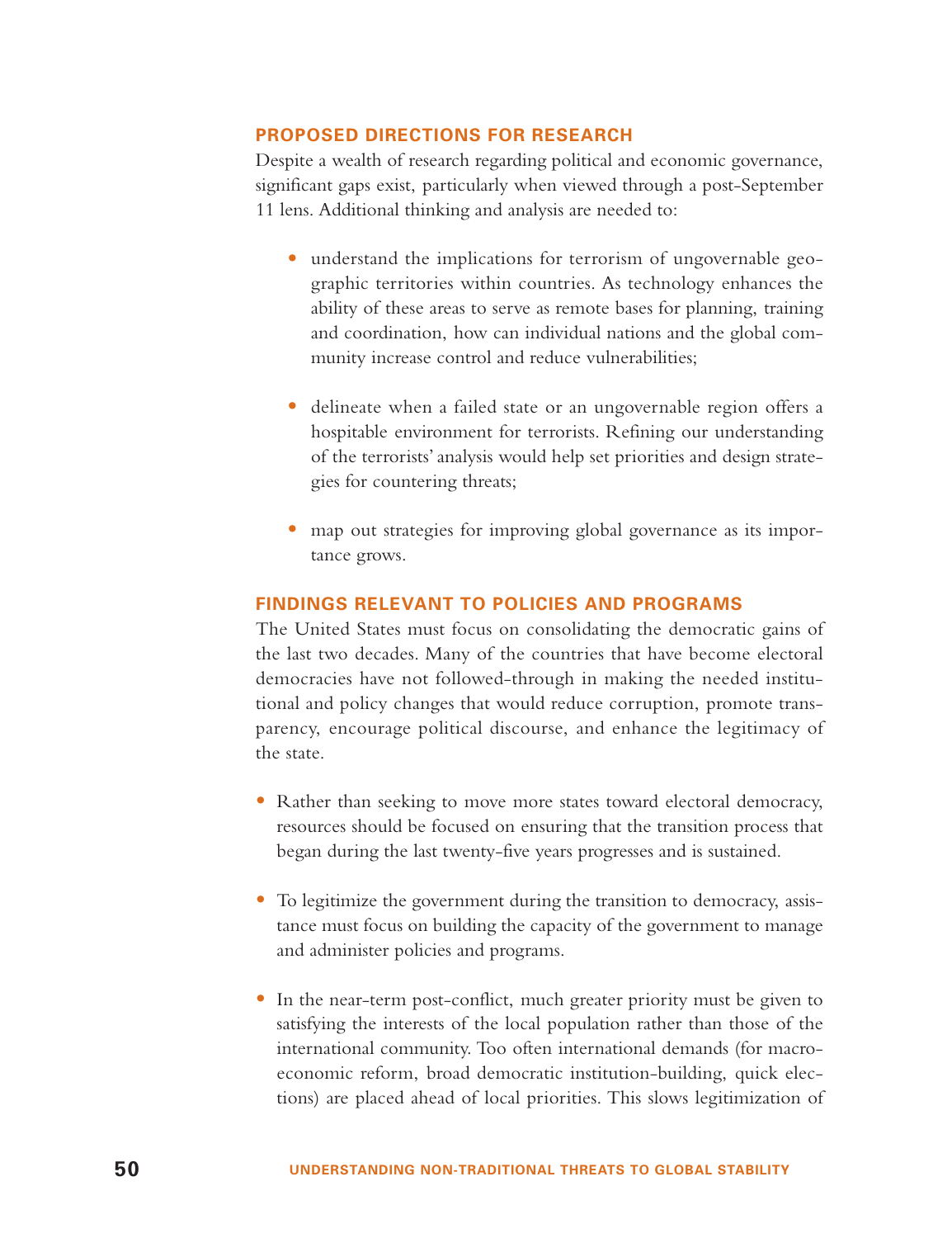## PROPOSED DIRECTIONS FOR RESEARCH

Despite a wealth of research regarding political and economic governance, significant gaps exist, particularly when viewed through a post-September 11 lens. Additional thinking and analysis are needed to:

- understand the implications for terrorism of ungovernable geographic territories within countries. As technology enhances the ability of these areas to serve as remote bases for planning, training and coordination, how can individual nations and the global community increase control and reduce vulnerabilities;
- delineate when a failed state or an ungovernable region offers a hospitable environment for terrorists. Refining our understanding of the terrorists' analysis would help set priorities and design strategies for countering threats;
- map out strategies for improving global governance as its importance grows.

## FINDINGS RELEVANT TO POLICIES AND PROGRAMS

The United States must focus on consolidating the democratic gains of the last two decades. Many of the countries that have become electoral democracies have not followed-through in making the needed institutional and policy changes that would reduce corruption, promote transparency, encourage political discourse, and enhance the legitimacy of the state.

- Rather than seeking to move more states toward electoral democracy, resources should be focused on ensuring that the transition process that began during the last twenty-five years progresses and is sustained.
- To legitimize the government during the transition to democracy, assistance must focus on building the capacity of the government to manage and administer policies and programs.
- In the near-term post-conflict, much greater priority must be given to satisfying the interests of the local population rather than those of the international community. Too often international demands (for macroeconomic reform, broad democratic institution-building, quick elections) are placed ahead of local priorities. This slows legitimization of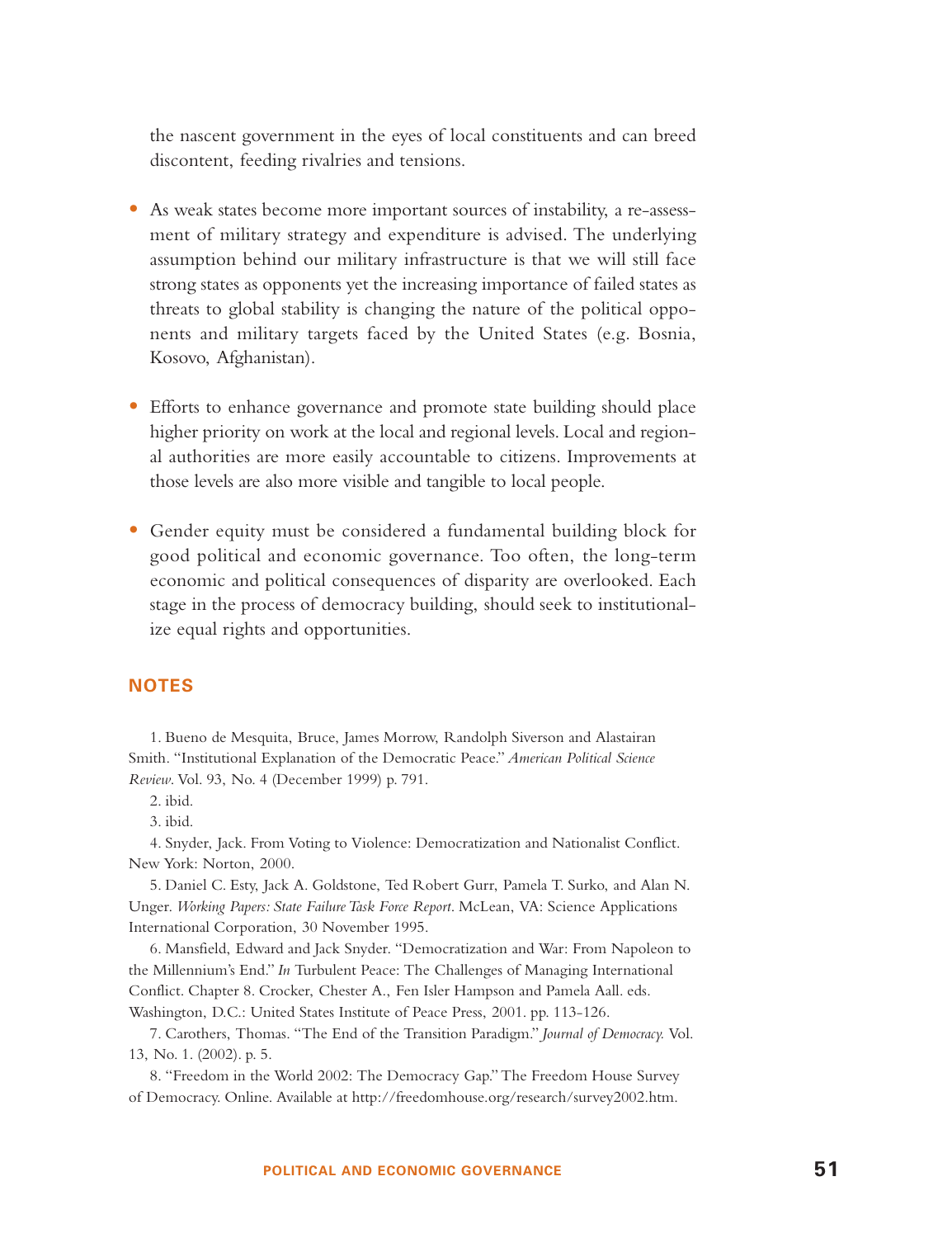the nascent government in the eyes of local constituents and can breed discontent, feeding rivalries and tensions.

- As weak states become more important sources of instability, a re-assessment of military strategy and expenditure is advised. The underlying assumption behind our military infrastructure is that we will still face strong states as opponents yet the increasing importance of failed states as threats to global stability is changing the nature of the political opponents and military targets faced by the United States (e.g. Bosnia, Kosovo, Afghanistan).

- Efforts to enhance governance and promote state building should place higher priority on work at the local and regional levels. Local and regional authorities are more easily accountable to citizens. Improvements at those levels are also more visible and tangible to local people.

- Gender equity must be considered a fundamental building block for good political and economic governance. Too often, the long-term economic and political consequences of disparity are overlooked. Each stage in the process of democracy building, should seek to institutionalize equal rights and opportunities.

## NOTES

1. Bueno de Mesquita, Bruce, James Morrow, Randolph Siverson and Alastairan Smith. "Institutional Explanation of the Democratic Peace." *American Political Science Review*. Vol. 93, No. 4 (December 1999) p. 791.

2. ibid.

3. ibid.

4. Snyder, Jack. From Voting to Violence: Democratization and Nationalist Conflict. New York: Norton, 2000.

5. Daniel C. Esty, Jack A. Goldstone, Ted Robert Gurr, Pamela T. Surko, and Alan N. Unger. *Working Papers: State Failure Task Force Report*. McLean, VA: Science Applications International Corporation, 30 November 1995.

6. Mansfield, Edward and Jack Snyder. "Democratization and War: From Napoleon to the Millennium's End." *In* Turbulent Peace: The Challenges of Managing International Conflict. Chapter 8. Crocker, Chester A., Fen Isler Hampson and Pamela Aall. eds. Washington, D.C.: United States Institute of Peace Press, 2001. pp. 113-126.

7. Carothers, Thomas. "The End of the Transition Paradigm." *Journal of Democracy.* Vol. 13, No. 1. (2002). p. 5.

8. "Freedom in the World 2002: The Democracy Gap." The Freedom House Survey of Democracy. Online. Available at http://freedomhouse.org/research/survey2002.htm.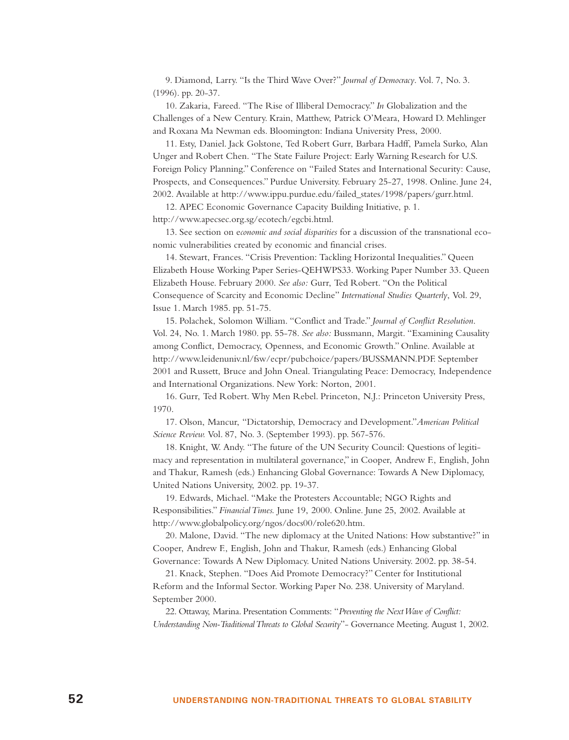9. Diamond, Larry. "Is the Third Wave Over?" *Journal of Democracy*. Vol. 7, No. 3. (1996). pp. 20-37.

10. Zakaria, Fareed. "The Rise of Illiberal Democracy." *In* Globalization and the Challenges of a New Century. Krain, Matthew, Patrick O'Meara, Howard D. Mehlinger and Roxana Ma Newman eds. Bloomington: Indiana University Press, 2000.

11. Esty, Daniel. Jack Golstone, Ted Robert Gurr, Barbara Hadff, Pamela Surko, Alan Unger and Robert Chen. "The State Failure Project: Early Warning Research for U.S. Foreign Policy Planning." Conference on "Failed States and International Security: Cause, Prospects, and Consequences." Purdue University. February 25-27, 1998. Online. June 24, 2002. Available at http://www.ippu.purdue.edu/failed_states/1998/papers/gurr.html.

12. APEC Economic Governance Capacity Building Initiative, p. 1. http://www.apecsec.org.sg/ecotech/egcbi.html.

13. See section on e*conomic and social disparities* for a discussion of the transnational economic vulnerabilities created by economic and financial crises.

14. Stewart, Frances. "Crisis Prevention: Tackling Horizontal Inequalities." Queen Elizabeth House Working Paper Series-QEHWPS33. Working Paper Number 33. Queen Elizabeth House. February 2000. *See also:* Gurr, Ted Robert. "On the Political Consequence of Scarcity and Economic Decline" *International Studies Quarterly*, Vol. 29, Issue 1. March 1985. pp. 51-75.

15. Polachek, Solomon William. "Conflict and Trade." *Journal of Conflict Resolution*. Vol. 24, No. 1. March 1980. pp. 55-78. *See also:* Bussmann, Margit. "Examining Causality among Conflict, Democracy, Openness, and Economic Growth." Online. Available at http://www.leidenuniv.nl/fsw/ecpr/pubchoice/papers/BUSSMANN.PDF. September 2001 and Russett, Bruce and John Oneal. Triangulating Peace: Democracy, Independence and International Organizations. New York: Norton, 2001.

16. Gurr, Ted Robert. Why Men Rebel. Princeton, N.J.: Princeton University Press, 1970.

17. Olson, Mancur, "Dictatorship, Democracy and Development."*American Political Science Review.* Vol. 87, No. 3. (September 1993). pp. 567-576.

18. Knight, W. Andy. "The future of the UN Security Council: Questions of legitimacy and representation in multilateral governance," in Cooper, Andrew F., English, John and Thakur, Ramesh (eds.) Enhancing Global Governance: Towards A New Diplomacy, United Nations University, 2002. pp. 19-37.

19. Edwards, Michael. "Make the Protesters Accountable; NGO Rights and Responsibilities." *Financial Times.* June 19, 2000. Online. June 25, 2002. Available at http://www.globalpolicy.org/ngos/docs00/role620.htm.

20. Malone, David. "The new diplomacy at the United Nations: How substantive?" in Cooper, Andrew F., English, John and Thakur, Ramesh (eds.) Enhancing Global Governance: Towards A New Diplomacy. United Nations University. 2002. pp. 38-54.

21. Knack, Stephen. "Does Aid Promote Democracy?" Center for Institutional Reform and the Informal Sector. Working Paper No. 238. University of Maryland. September 2000.

22. Ottaway, Marina. Presentation Comments: "*Preventing the Next Wave of Conflict: Understanding Non-Traditional Threats to Global Security*"- Governance Meeting. August 1, 2002.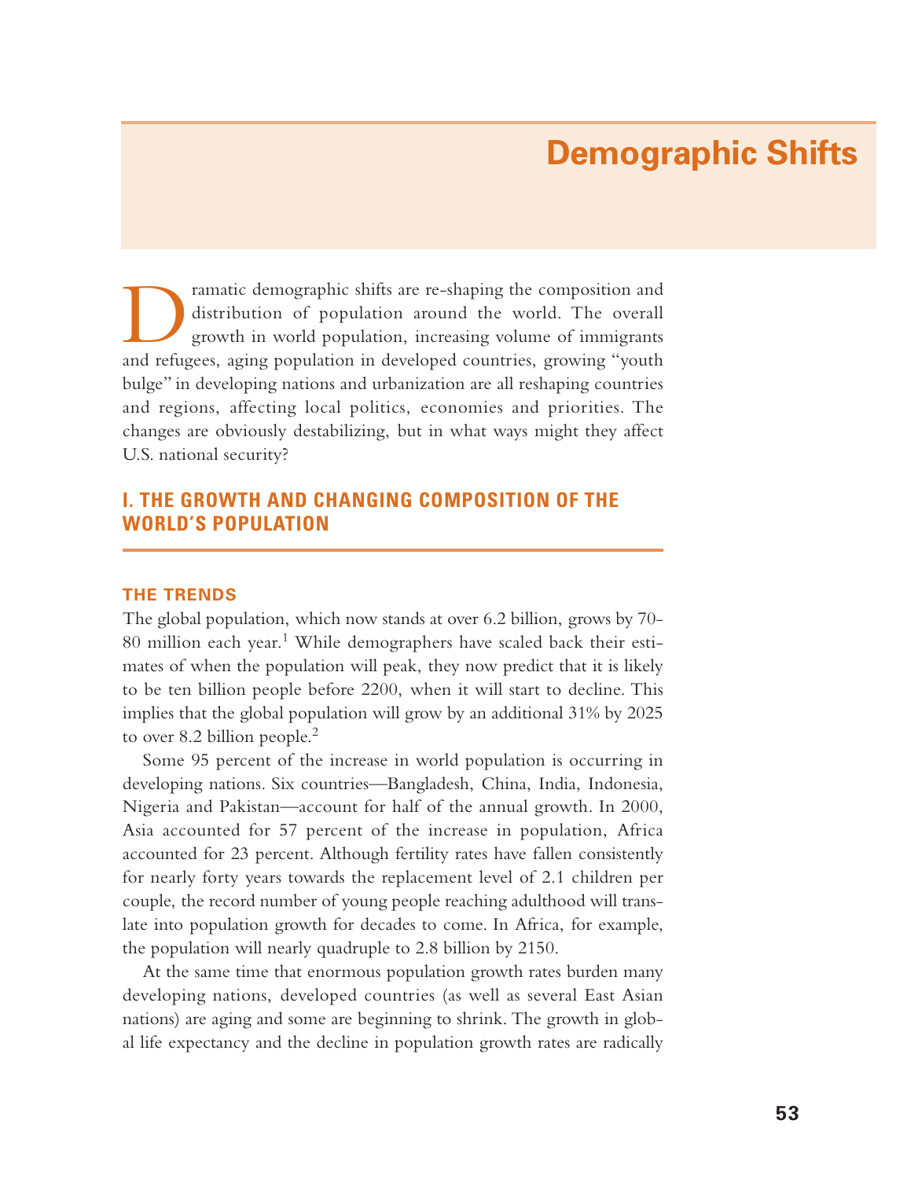# Demographic Shifts

Dramatic demographic shifts are re-shaping the composition and distribution of population around the world. The overall growth in world population, increasing volume of immigrants and refugees, aging population in developed countries, growing "youth bulge" in developing nations and urbanization are all reshaping countries and regions, affecting local politics, economies and priorities. The changes are obviously destabilizing, but in what ways might they affect U.S. national security?

## I. THE GROWTH AND CHANGING COMPOSITION OF THE WORLD'S POPULATION

### THE TRENDS

The global population, which now stands at over 6.2 billion, grows by 70-80 million each year.[1] While demographers have scaled back their estimates of when the population will peak, they now predict that it is likely to be ten billion people before 2200, when it will start to decline. This implies that the global population will grow by an additional 31% by 2025 to over 8.2 billion people.[2]

Some 95 percent of the increase in world population is occurring in developing nations. Six countries—Bangladesh, China, India, Indonesia, Nigeria and Pakistan—account for half of the annual growth. In 2000, Asia accounted for 57 percent of the increase in population, Africa accounted for 23 percent. Although fertility rates have fallen consistently for nearly forty years towards the replacement level of 2.1 children per couple, the record number of young people reaching adulthood will translate into population growth for decades to come. In Africa, for example, the population will nearly quadruple to 2.8 billion by 2150.

At the same time that enormous population growth rates burden many developing nations, developed countries (as well as several East Asian nations) are aging and some are beginning to shrink. The growth in global life expectancy and the decline in population growth rates are radically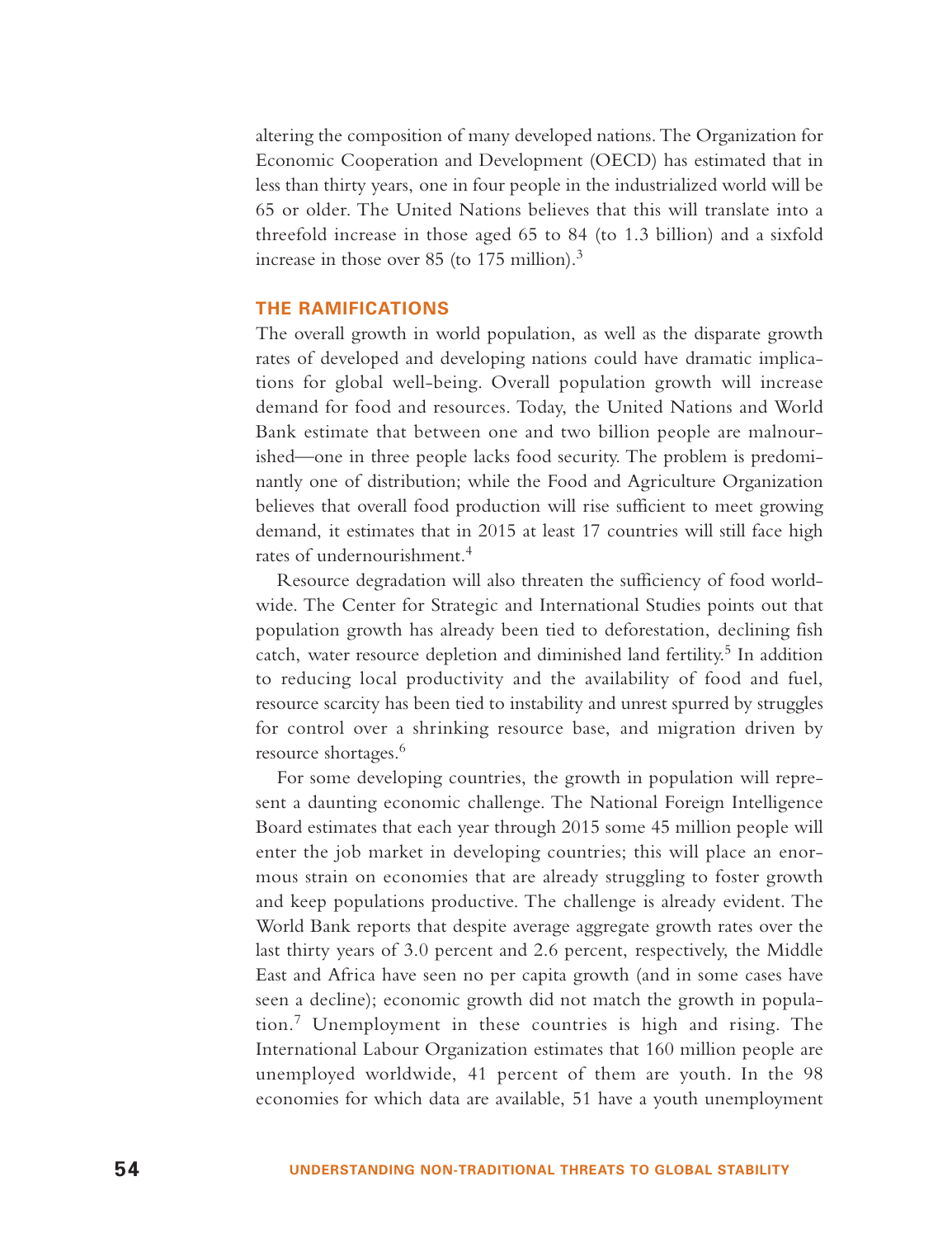altering the composition of many developed nations. The Organization for Economic Cooperation and Development (OECD) has estimated that in less than thirty years, one in four people in the industrialized world will be 65 or older. The United Nations believes that this will translate into a threefold increase in those aged 65 to 84 (to 1.3 billion) and a sixfold increase in those over 85 (to 175 million).[3]

## THE RAMIFICATIONS

The overall growth in world population, as well as the disparate growth rates of developed and developing nations could have dramatic implications for global well-being. Overall population growth will increase demand for food and resources. Today, the United Nations and World Bank estimate that between one and two billion people are malnourished—one in three people lacks food security. The problem is predominantly one of distribution; while the Food and Agriculture Organization believes that overall food production will rise sufficient to meet growing demand, it estimates that in 2015 at least 17 countries will still face high rates of undernourishment.[4]

Resource degradation will also threaten the sufficiency of food worldwide. The Center for Strategic and International Studies points out that population growth has already been tied to deforestation, declining fish catch, water resource depletion and diminished land fertility.[5] In addition to reducing local productivity and the availability of food and fuel, resource scarcity has been tied to instability and unrest spurred by struggles for control over a shrinking resource base, and migration driven by resource shortages.[6]

For some developing countries, the growth in population will represent a daunting economic challenge. The National Foreign Intelligence Board estimates that each year through 2015 some 45 million people will enter the job market in developing countries; this will place an enormous strain on economies that are already struggling to foster growth and keep populations productive. The challenge is already evident. The World Bank reports that despite average aggregate growth rates over the last thirty years of 3.0 percent and 2.6 percent, respectively, the Middle East and Africa have seen no per capita growth (and in some cases have seen a decline); economic growth did not match the growth in population.[7] Unemployment in these countries is high and rising. The International Labour Organization estimates that 160 million people are unemployed worldwide, 41 percent of them are youth. In the 98 economies for which data are available, 51 have a youth unemployment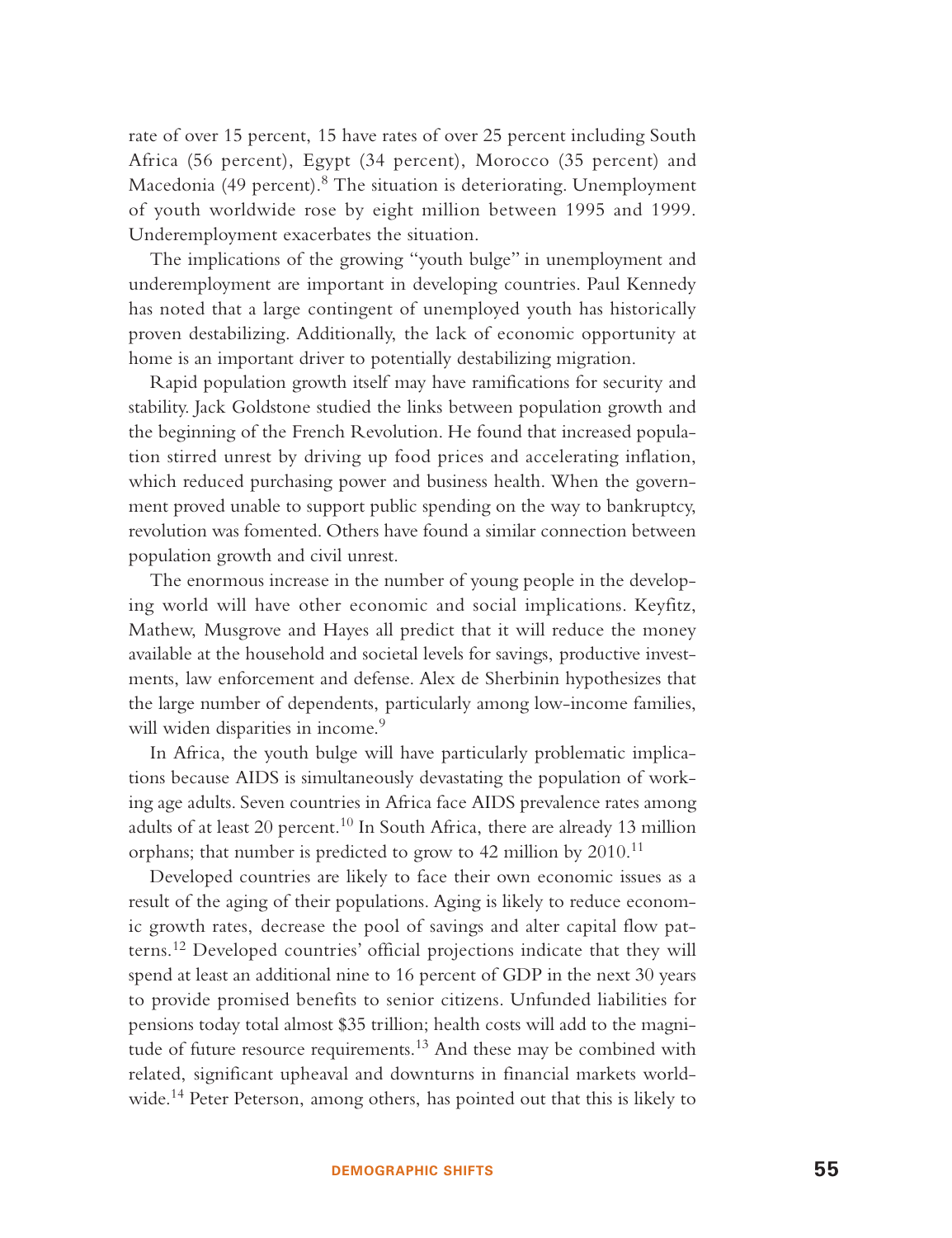rate of over 15 percent, 15 have rates of over 25 percent including South Africa (56 percent), Egypt (34 percent), Morocco (35 percent) and Macedonia (49 percent).[8] The situation is deteriorating. Unemployment of youth worldwide rose by eight million between 1995 and 1999. Underemployment exacerbates the situation.

The implications of the growing "youth bulge" in unemployment and underemployment are important in developing countries. Paul Kennedy has noted that a large contingent of unemployed youth has historically proven destabilizing. Additionally, the lack of economic opportunity at home is an important driver to potentially destabilizing migration.

Rapid population growth itself may have ramifications for security and stability. Jack Goldstone studied the links between population growth and the beginning of the French Revolution. He found that increased population stirred unrest by driving up food prices and accelerating inflation, which reduced purchasing power and business health. When the government proved unable to support public spending on the way to bankruptcy, revolution was fomented. Others have found a similar connection between population growth and civil unrest.

The enormous increase in the number of young people in the developing world will have other economic and social implications. Keyfitz, Mathew, Musgrove and Hayes all predict that it will reduce the money available at the household and societal levels for savings, productive investments, law enforcement and defense. Alex de Sherbinin hypothesizes that the large number of dependents, particularly among low-income families, will widen disparities in income.[9]

In Africa, the youth bulge will have particularly problematic implications because AIDS is simultaneously devastating the population of working age adults. Seven countries in Africa face AIDS prevalence rates among adults of at least 20 percent.[10] In South Africa, there are already 13 million orphans; that number is predicted to grow to 42 million by 2010.[11]

Developed countries are likely to face their own economic issues as a result of the aging of their populations. Aging is likely to reduce economic growth rates, decrease the pool of savings and alter capital flow patterns.[12] Developed countries' official projections indicate that they will spend at least an additional nine to 16 percent of GDP in the next 30 years to provide promised benefits to senior citizens. Unfunded liabilities for pensions today total almost $35 trillion; health costs will add to the magnitude of future resource requirements.[13] And these may be combined with related, significant upheaval and downturns in financial markets worldwide.[14] Peter Peterson, among others, has pointed out that this is likely to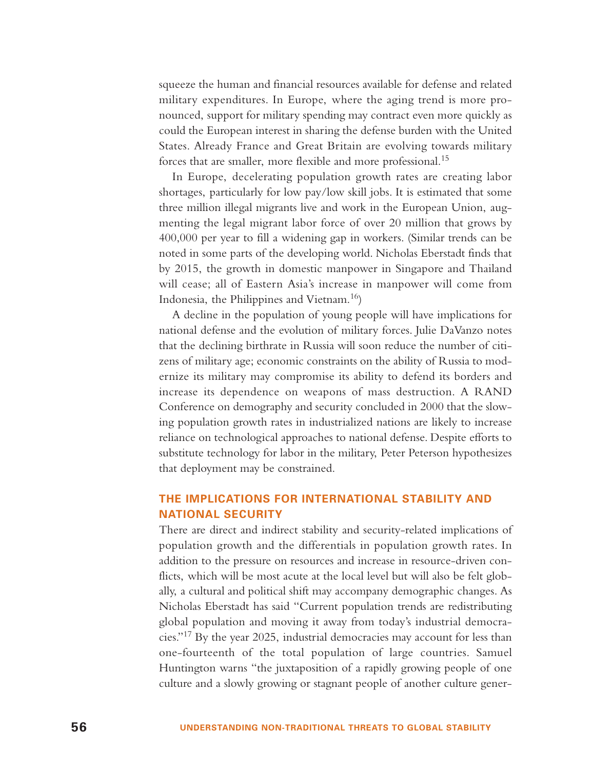squeeze the human and financial resources available for defense and related military expenditures. In Europe, where the aging trend is more pronounced, support for military spending may contract even more quickly as could the European interest in sharing the defense burden with the United States. Already France and Great Britain are evolving towards military forces that are smaller, more flexible and more professional.[15]

In Europe, decelerating population growth rates are creating labor shortages, particularly for low pay/low skill jobs. It is estimated that some three million illegal migrants live and work in the European Union, augmenting the legal migrant labor force of over 20 million that grows by 400,000 per year to fill a widening gap in workers. (Similar trends can be noted in some parts of the developing world. Nicholas Eberstadt finds that by 2015, the growth in domestic manpower in Singapore and Thailand will cease; all of Eastern Asia's increase in manpower will come from Indonesia, the Philippines and Vietnam.[16])

A decline in the population of young people will have implications for national defense and the evolution of military forces. Julie DaVanzo notes that the declining birthrate in Russia will soon reduce the number of citizens of military age; economic constraints on the ability of Russia to modernize its military may compromise its ability to defend its borders and increase its dependence on weapons of mass destruction. A RAND Conference on demography and security concluded in 2000 that the slowing population growth rates in industrialized nations are likely to increase reliance on technological approaches to national defense. Despite efforts to substitute technology for labor in the military, Peter Peterson hypothesizes that deployment may be constrained.

## THE IMPLICATIONS FOR INTERNATIONAL STABILITY AND NATIONAL SECURITY

There are direct and indirect stability and security-related implications of population growth and the differentials in population growth rates. In addition to the pressure on resources and increase in resource-driven conflicts, which will be most acute at the local level but will also be felt globally, a cultural and political shift may accompany demographic changes. As Nicholas Eberstadt has said "Current population trends are redistributing global population and moving it away from today's industrial democracies."[17] By the year 2025, industrial democracies may account for less than one-fourteenth of the total population of large countries. Samuel Huntington warns "the juxtaposition of a rapidly growing people of one culture and a slowly growing or stagnant people of another culture gener-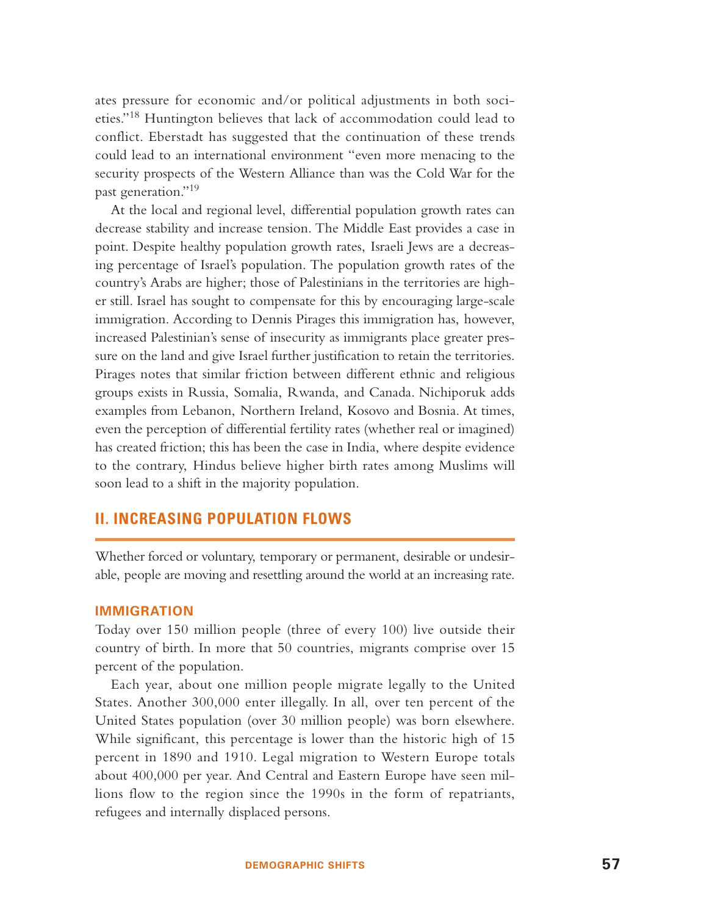ates pressure for economic and/or political adjustments in both societies."[18] Huntington believes that lack of accommodation could lead to conflict. Eberstadt has suggested that the continuation of these trends could lead to an international environment "even more menacing to the security prospects of the Western Alliance than was the Cold War for the past generation."[19]

At the local and regional level, differential population growth rates can decrease stability and increase tension. The Middle East provides a case in point. Despite healthy population growth rates, Israeli Jews are a decreasing percentage of Israel's population. The population growth rates of the country's Arabs are higher; those of Palestinians in the territories are higher still. Israel has sought to compensate for this by encouraging large-scale immigration. According to Dennis Pirages this immigration has, however, increased Palestinian's sense of insecurity as immigrants place greater pressure on the land and give Israel further justification to retain the territories. Pirages notes that similar friction between different ethnic and religious groups exists in Russia, Somalia, Rwanda, and Canada. Nichiporuk adds examples from Lebanon, Northern Ireland, Kosovo and Bosnia. At times, even the perception of differential fertility rates (whether real or imagined) has created friction; this has been the case in India, where despite evidence to the contrary, Hindus believe higher birth rates among Muslims will soon lead to a shift in the majority population.

## II. INCREASING POPULATION FLOWS

Whether forced or voluntary, temporary or permanent, desirable or undesirable, people are moving and resettling around the world at an increasing rate.

### IMMIGRATION

Today over 150 million people (three of every 100) live outside their country of birth. In more that 50 countries, migrants comprise over 15 percent of the population.

Each year, about one million people migrate legally to the United States. Another 300,000 enter illegally. In all, over ten percent of the United States population (over 30 million people) was born elsewhere. While significant, this percentage is lower than the historic high of 15 percent in 1890 and 1910. Legal migration to Western Europe totals about 400,000 per year. And Central and Eastern Europe have seen millions flow to the region since the 1990s in the form of repatriants, refugees and internally displaced persons.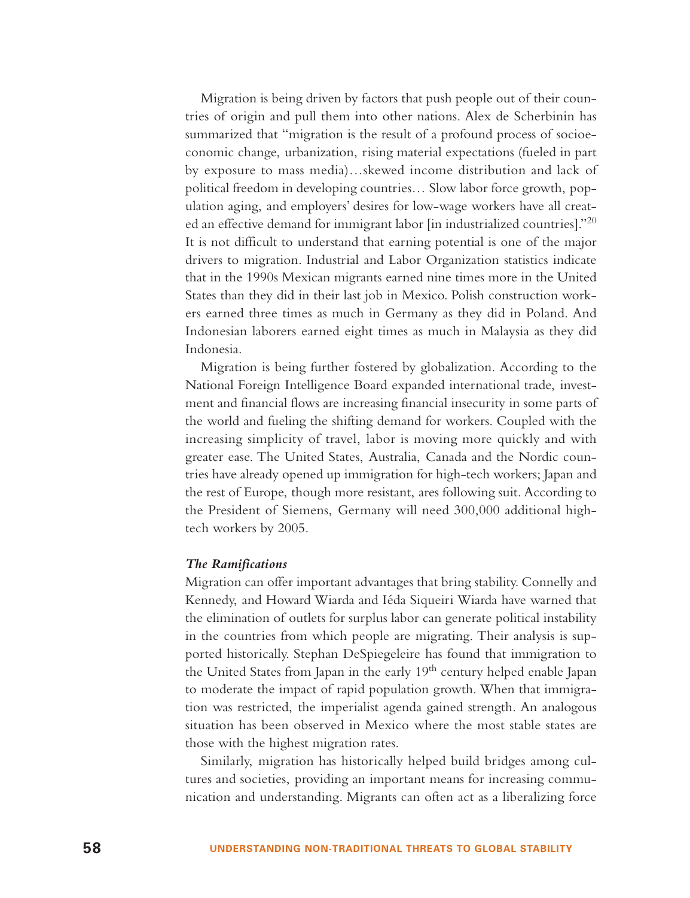Migration is being driven by factors that push people out of their countries of origin and pull them into other nations. Alex de Scherbinin has summarized that "migration is the result of a profound process of socioeconomic change, urbanization, rising material expectations (fueled in part by exposure to mass media)…skewed income distribution and lack of political freedom in developing countries… Slow labor force growth, population aging, and employers' desires for low-wage workers have all created an effective demand for immigrant labor [in industrialized countries]."[20] It is not difficult to understand that earning potential is one of the major drivers to migration. Industrial and Labor Organization statistics indicate that in the 1990s Mexican migrants earned nine times more in the United States than they did in their last job in Mexico. Polish construction workers earned three times as much in Germany as they did in Poland. And Indonesian laborers earned eight times as much in Malaysia as they did Indonesia.

Migration is being further fostered by globalization. According to the National Foreign Intelligence Board expanded international trade, investment and financial flows are increasing financial insecurity in some parts of the world and fueling the shifting demand for workers. Coupled with the increasing simplicity of travel, labor is moving more quickly and with greater ease. The United States, Australia, Canada and the Nordic countries have already opened up immigration for high-tech workers; Japan and the rest of Europe, though more resistant, ares following suit. According to the President of Siemens, Germany will need 300,000 additional high-tech workers by 2005.

***The Ramifications***

Migration can offer important advantages that bring stability. Connelly and Kennedy, and Howard Wiarda and Iéda Siqueiri Wiarda have warned that the elimination of outlets for surplus labor can generate political instability in the countries from which people are migrating. Their analysis is supported historically. Stephan DeSpiegeleire has found that immigration to the United States from Japan in the early 19th century helped enable Japan to moderate the impact of rapid population growth. When that immigration was restricted, the imperialist agenda gained strength. An analogous situation has been observed in Mexico where the most stable states are those with the highest migration rates.

Similarly, migration has historically helped build bridges among cultures and societies, providing an important means for increasing communication and understanding. Migrants can often act as a liberalizing force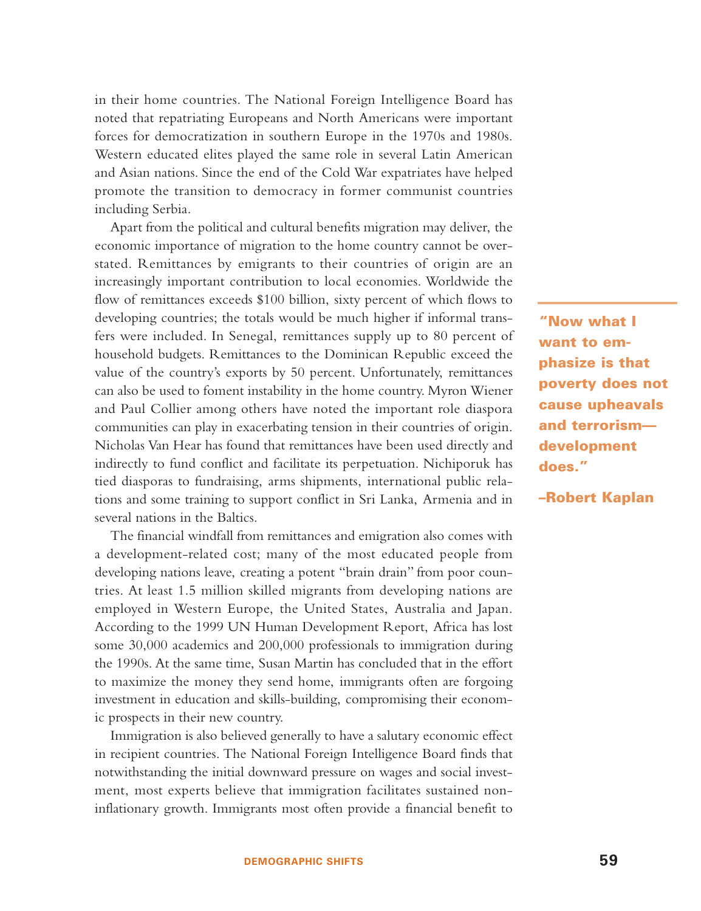in their home countries. The National Foreign Intelligence Board has noted that repatriating Europeans and North Americans were important forces for democratization in southern Europe in the 1970s and 1980s. Western educated elites played the same role in several Latin American and Asian nations. Since the end of the Cold War expatriates have helped promote the transition to democracy in former communist countries including Serbia.

Apart from the political and cultural benefits migration may deliver, the economic importance of migration to the home country cannot be overstated. Remittances by emigrants to their countries of origin are an increasingly important contribution to local economies. Worldwide the flow of remittances exceeds $100 billion, sixty percent of which flows to developing countries; the totals would be much higher if informal transfers were included. In Senegal, remittances supply up to 80 percent of household budgets. Remittances to the Dominican Republic exceed the value of the country's exports by 50 percent. Unfortunately, remittances can also be used to foment instability in the home country. Myron Wiener and Paul Collier among others have noted the important role diaspora communities can play in exacerbating tension in their countries of origin. Nicholas Van Hear has found that remittances have been used directly and indirectly to fund conflict and facilitate its perpetuation. Nichiporuk has tied diasporas to fundraising, arms shipments, international public relations and some training to support conflict in Sri Lanka, Armenia and in several nations in the Baltics.

> **"Now what I want to emphasize is that poverty does not cause upheavals and terrorism—development does."**
>
> **–Robert Kaplan**

The financial windfall from remittances and emigration also comes with a development-related cost; many of the most educated people from developing nations leave, creating a potent "brain drain" from poor countries. At least 1.5 million skilled migrants from developing nations are employed in Western Europe, the United States, Australia and Japan. According to the 1999 UN Human Development Report, Africa has lost some 30,000 academics and 200,000 professionals to immigration during the 1990s. At the same time, Susan Martin has concluded that in the effort to maximize the money they send home, immigrants often are forgoing investment in education and skills-building, compromising their economic prospects in their new country.

Immigration is also believed generally to have a salutary economic effect in recipient countries. The National Foreign Intelligence Board finds that notwithstanding the initial downward pressure on wages and social investment, most experts believe that immigration facilitates sustained non-inflationary growth. Immigrants most often provide a financial benefit to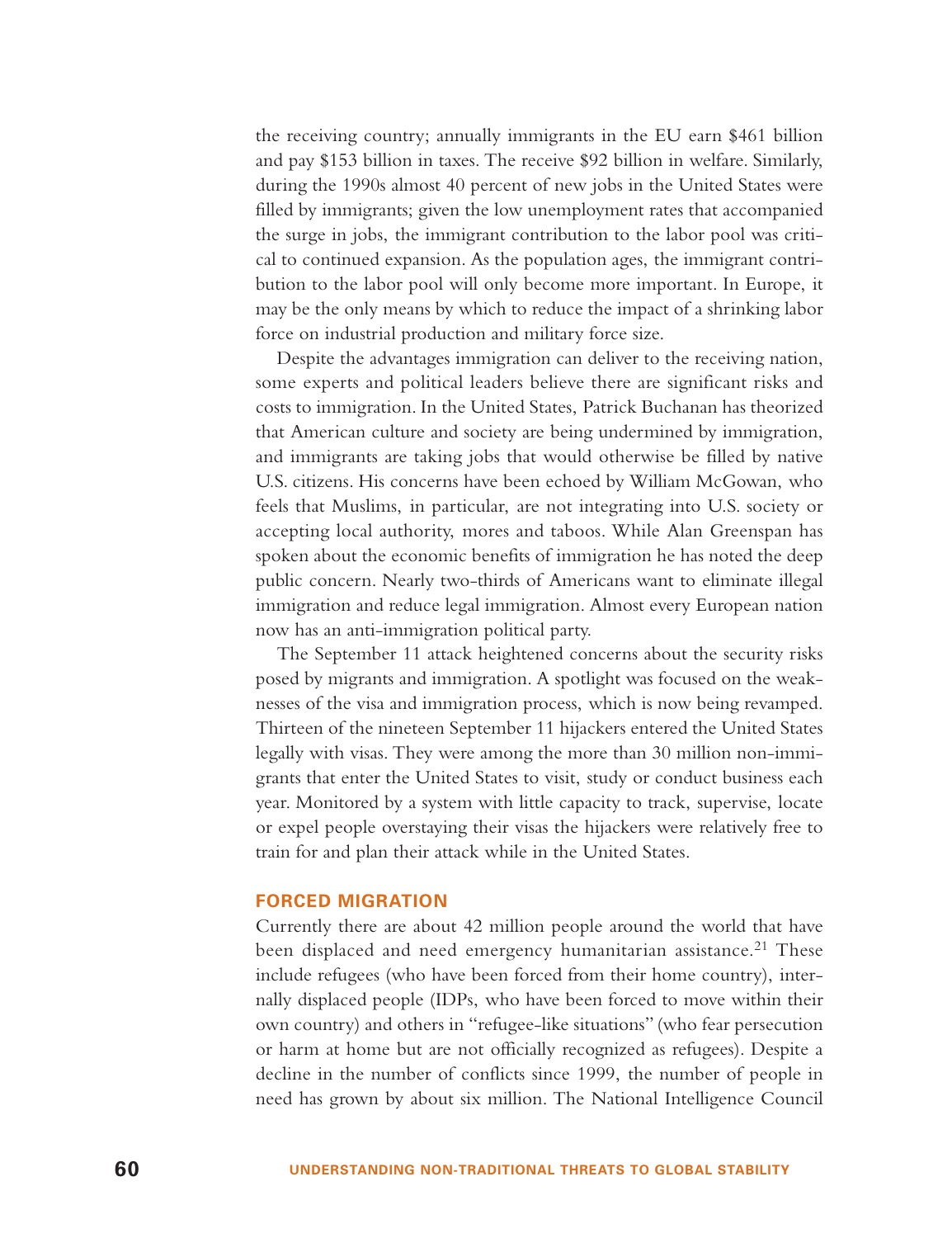the receiving country; annually immigrants in the EU earn $461 billion and pay $153 billion in taxes. The receive $92 billion in welfare. Similarly, during the 1990s almost 40 percent of new jobs in the United States were filled by immigrants; given the low unemployment rates that accompanied the surge in jobs, the immigrant contribution to the labor pool was critical to continued expansion. As the population ages, the immigrant contribution to the labor pool will only become more important. In Europe, it may be the only means by which to reduce the impact of a shrinking labor force on industrial production and military force size.

Despite the advantages immigration can deliver to the receiving nation, some experts and political leaders believe there are significant risks and costs to immigration. In the United States, Patrick Buchanan has theorized that American culture and society are being undermined by immigration, and immigrants are taking jobs that would otherwise be filled by native U.S. citizens. His concerns have been echoed by William McGowan, who feels that Muslims, in particular, are not integrating into U.S. society or accepting local authority, mores and taboos. While Alan Greenspan has spoken about the economic benefits of immigration he has noted the deep public concern. Nearly two-thirds of Americans want to eliminate illegal immigration and reduce legal immigration. Almost every European nation now has an anti-immigration political party.

The September 11 attack heightened concerns about the security risks posed by migrants and immigration. A spotlight was focused on the weaknesses of the visa and immigration process, which is now being revamped. Thirteen of the nineteen September 11 hijackers entered the United States legally with visas. They were among the more than 30 million non-immigrants that enter the United States to visit, study or conduct business each year. Monitored by a system with little capacity to track, supervise, locate or expel people overstaying their visas the hijackers were relatively free to train for and plan their attack while in the United States.

### FORCED MIGRATION

Currently there are about 42 million people around the world that have been displaced and need emergency humanitarian assistance.[21] These include refugees (who have been forced from their home country), internally displaced people (IDPs, who have been forced to move within their own country) and others in "refugee-like situations" (who fear persecution or harm at home but are not officially recognized as refugees). Despite a decline in the number of conflicts since 1999, the number of people in need has grown by about six million. The National Intelligence Council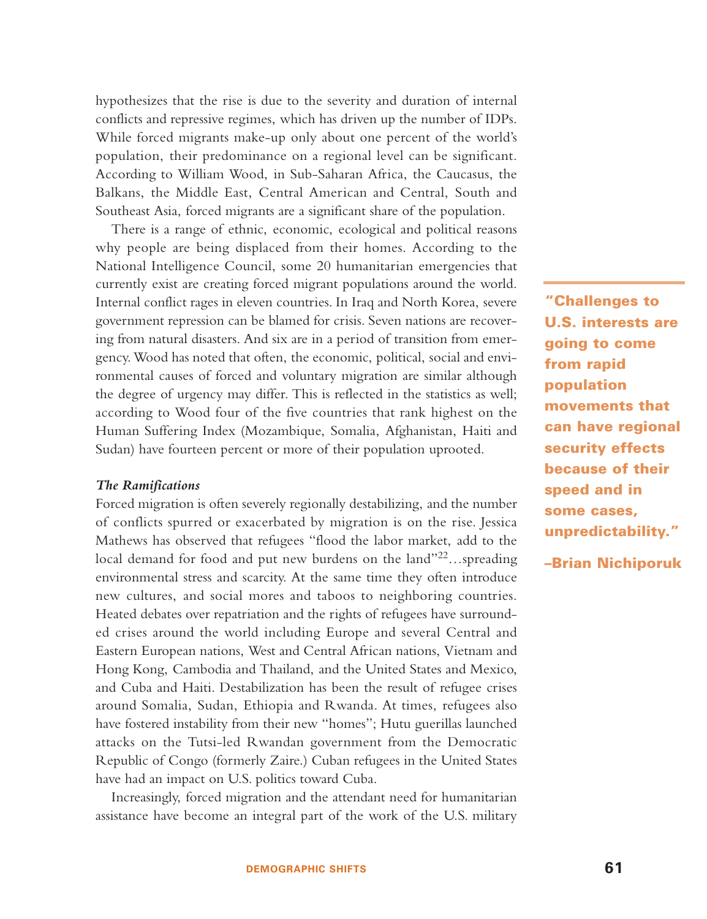hypothesizes that the rise is due to the severity and duration of internal conflicts and repressive regimes, which has driven up the number of IDPs. While forced migrants make-up only about one percent of the world's population, their predominance on a regional level can be significant. According to William Wood, in Sub-Saharan Africa, the Caucasus, the Balkans, the Middle East, Central American and Central, South and Southeast Asia, forced migrants are a significant share of the population.

There is a range of ethnic, economic, ecological and political reasons why people are being displaced from their homes. According to the National Intelligence Council, some 20 humanitarian emergencies that currently exist are creating forced migrant populations around the world. Internal conflict rages in eleven countries. In Iraq and North Korea, severe government repression can be blamed for crisis. Seven nations are recovering from natural disasters. And six are in a period of transition from emergency. Wood has noted that often, the economic, political, social and environmental causes of forced and voluntary migration are similar although the degree of urgency may differ. This is reflected in the statistics as well; according to Wood four of the five countries that rank highest on the Human Suffering Index (Mozambique, Somalia, Afghanistan, Haiti and Sudan) have fourteen percent or more of their population uprooted.

> **"Challenges to U.S. interests are going to come from rapid population movements that can have regional security effects because of their speed and in some cases, unpredictability."**
>
> **–Brian Nichiporuk**

***The Ramifications***

Forced migration is often severely regionally destabilizing, and the number of conflicts spurred or exacerbated by migration is on the rise. Jessica Mathews has observed that refugees "flood the labor market, add to the local demand for food and put new burdens on the land"[22]…spreading environmental stress and scarcity. At the same time they often introduce new cultures, and social mores and taboos to neighboring countries. Heated debates over repatriation and the rights of refugees have surrounded crises around the world including Europe and several Central and Eastern European nations, West and Central African nations, Vietnam and Hong Kong, Cambodia and Thailand, and the United States and Mexico, and Cuba and Haiti. Destabilization has been the result of refugee crises around Somalia, Sudan, Ethiopia and Rwanda. At times, refugees also have fostered instability from their new "homes"; Hutu guerillas launched attacks on the Tutsi-led Rwandan government from the Democratic Republic of Congo (formerly Zaire.) Cuban refugees in the United States have had an impact on U.S. politics toward Cuba.

Increasingly, forced migration and the attendant need for humanitarian assistance have become an integral part of the work of the U.S. military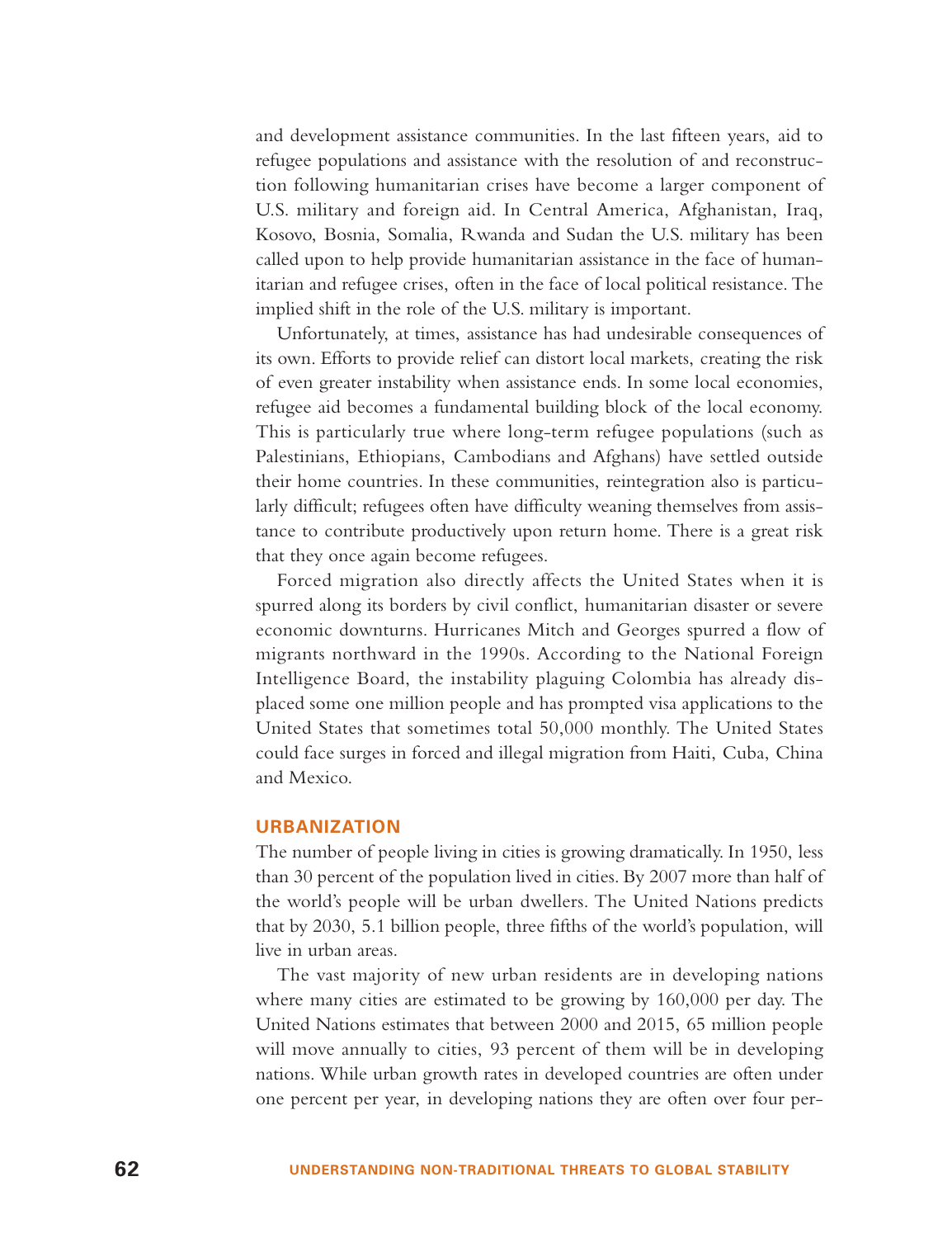and development assistance communities. In the last fifteen years, aid to refugee populations and assistance with the resolution of and reconstruction following humanitarian crises have become a larger component of U.S. military and foreign aid. In Central America, Afghanistan, Iraq, Kosovo, Bosnia, Somalia, Rwanda and Sudan the U.S. military has been called upon to help provide humanitarian assistance in the face of humanitarian and refugee crises, often in the face of local political resistance. The implied shift in the role of the U.S. military is important.

Unfortunately, at times, assistance has had undesirable consequences of its own. Efforts to provide relief can distort local markets, creating the risk of even greater instability when assistance ends. In some local economies, refugee aid becomes a fundamental building block of the local economy. This is particularly true where long-term refugee populations (such as Palestinians, Ethiopians, Cambodians and Afghans) have settled outside their home countries. In these communities, reintegration also is particularly difficult; refugees often have difficulty weaning themselves from assistance to contribute productively upon return home. There is a great risk that they once again become refugees.

Forced migration also directly affects the United States when it is spurred along its borders by civil conflict, humanitarian disaster or severe economic downturns. Hurricanes Mitch and Georges spurred a flow of migrants northward in the 1990s. According to the National Foreign Intelligence Board, the instability plaguing Colombia has already displaced some one million people and has prompted visa applications to the United States that sometimes total 50,000 monthly. The United States could face surges in forced and illegal migration from Haiti, Cuba, China and Mexico.

### URBANIZATION

The number of people living in cities is growing dramatically. In 1950, less than 30 percent of the population lived in cities. By 2007 more than half of the world's people will be urban dwellers. The United Nations predicts that by 2030, 5.1 billion people, three fifths of the world's population, will live in urban areas.

The vast majority of new urban residents are in developing nations where many cities are estimated to be growing by 160,000 per day. The United Nations estimates that between 2000 and 2015, 65 million people will move annually to cities, 93 percent of them will be in developing nations. While urban growth rates in developed countries are often under one percent per year, in developing nations they are often over four per-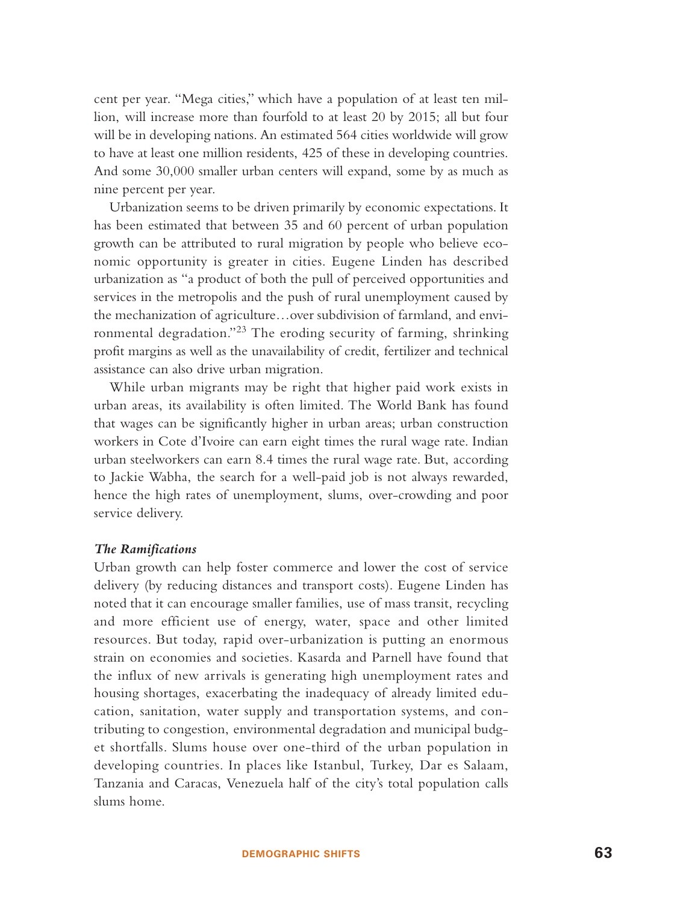cent per year. "Mega cities," which have a population of at least ten million, will increase more than fourfold to at least 20 by 2015; all but four will be in developing nations. An estimated 564 cities worldwide will grow to have at least one million residents, 425 of these in developing countries. And some 30,000 smaller urban centers will expand, some by as much as nine percent per year.

Urbanization seems to be driven primarily by economic expectations. It has been estimated that between 35 and 60 percent of urban population growth can be attributed to rural migration by people who believe economic opportunity is greater in cities. Eugene Linden has described urbanization as "a product of both the pull of perceived opportunities and services in the metropolis and the push of rural unemployment caused by the mechanization of agriculture…over subdivision of farmland, and environmental degradation."[23] The eroding security of farming, shrinking profit margins as well as the unavailability of credit, fertilizer and technical assistance can also drive urban migration.

While urban migrants may be right that higher paid work exists in urban areas, its availability is often limited. The World Bank has found that wages can be significantly higher in urban areas; urban construction workers in Cote d'Ivoire can earn eight times the rural wage rate. Indian urban steelworkers can earn 8.4 times the rural wage rate. But, according to Jackie Wabha, the search for a well-paid job is not always rewarded, hence the high rates of unemployment, slums, over-crowding and poor service delivery.

### *The Ramifications*

Urban growth can help foster commerce and lower the cost of service delivery (by reducing distances and transport costs). Eugene Linden has noted that it can encourage smaller families, use of mass transit, recycling and more efficient use of energy, water, space and other limited resources. But today, rapid over-urbanization is putting an enormous strain on economies and societies. Kasarda and Parnell have found that the influx of new arrivals is generating high unemployment rates and housing shortages, exacerbating the inadequacy of already limited education, sanitation, water supply and transportation systems, and contributing to congestion, environmental degradation and municipal budget shortfalls. Slums house over one-third of the urban population in developing countries. In places like Istanbul, Turkey, Dar es Salaam, Tanzania and Caracas, Venezuela half of the city's total population calls slums home.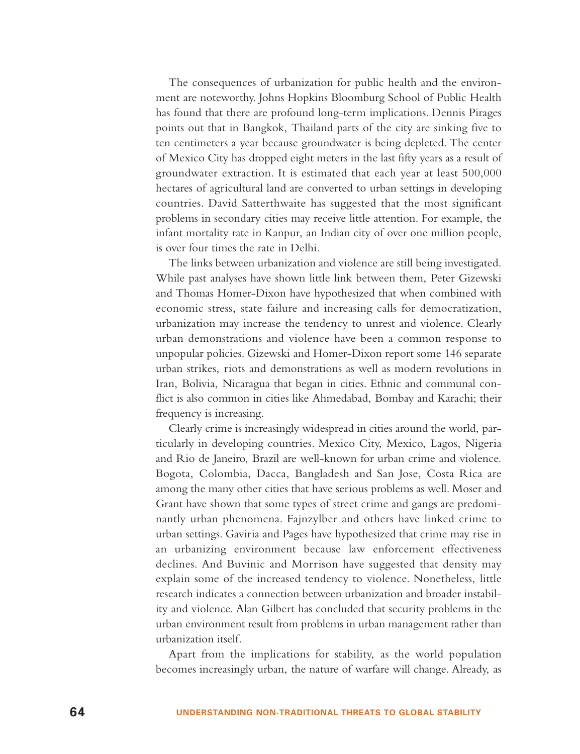The consequences of urbanization for public health and the environment are noteworthy. Johns Hopkins Bloomburg School of Public Health has found that there are profound long-term implications. Dennis Pirages points out that in Bangkok, Thailand parts of the city are sinking five to ten centimeters a year because groundwater is being depleted. The center of Mexico City has dropped eight meters in the last fifty years as a result of groundwater extraction. It is estimated that each year at least 500,000 hectares of agricultural land are converted to urban settings in developing countries. David Satterthwaite has suggested that the most significant problems in secondary cities may receive little attention. For example, the infant mortality rate in Kanpur, an Indian city of over one million people, is over four times the rate in Delhi.

The links between urbanization and violence are still being investigated. While past analyses have shown little link between them, Peter Gizewski and Thomas Homer-Dixon have hypothesized that when combined with economic stress, state failure and increasing calls for democratization, urbanization may increase the tendency to unrest and violence. Clearly urban demonstrations and violence have been a common response to unpopular policies. Gizewski and Homer-Dixon report some 146 separate urban strikes, riots and demonstrations as well as modern revolutions in Iran, Bolivia, Nicaragua that began in cities. Ethnic and communal conflict is also common in cities like Ahmedabad, Bombay and Karachi; their frequency is increasing.

Clearly crime is increasingly widespread in cities around the world, particularly in developing countries. Mexico City, Mexico, Lagos, Nigeria and Rio de Janeiro, Brazil are well-known for urban crime and violence. Bogota, Colombia, Dacca, Bangladesh and San Jose, Costa Rica are among the many other cities that have serious problems as well. Moser and Grant have shown that some types of street crime and gangs are predominantly urban phenomena. Fajnzylber and others have linked crime to urban settings. Gaviria and Pages have hypothesized that crime may rise in an urbanizing environment because law enforcement effectiveness declines. And Buvinic and Morrison have suggested that density may explain some of the increased tendency to violence. Nonetheless, little research indicates a connection between urbanization and broader instability and violence. Alan Gilbert has concluded that security problems in the urban environment result from problems in urban management rather than urbanization itself.

Apart from the implications for stability, as the world population becomes increasingly urban, the nature of warfare will change. Already, as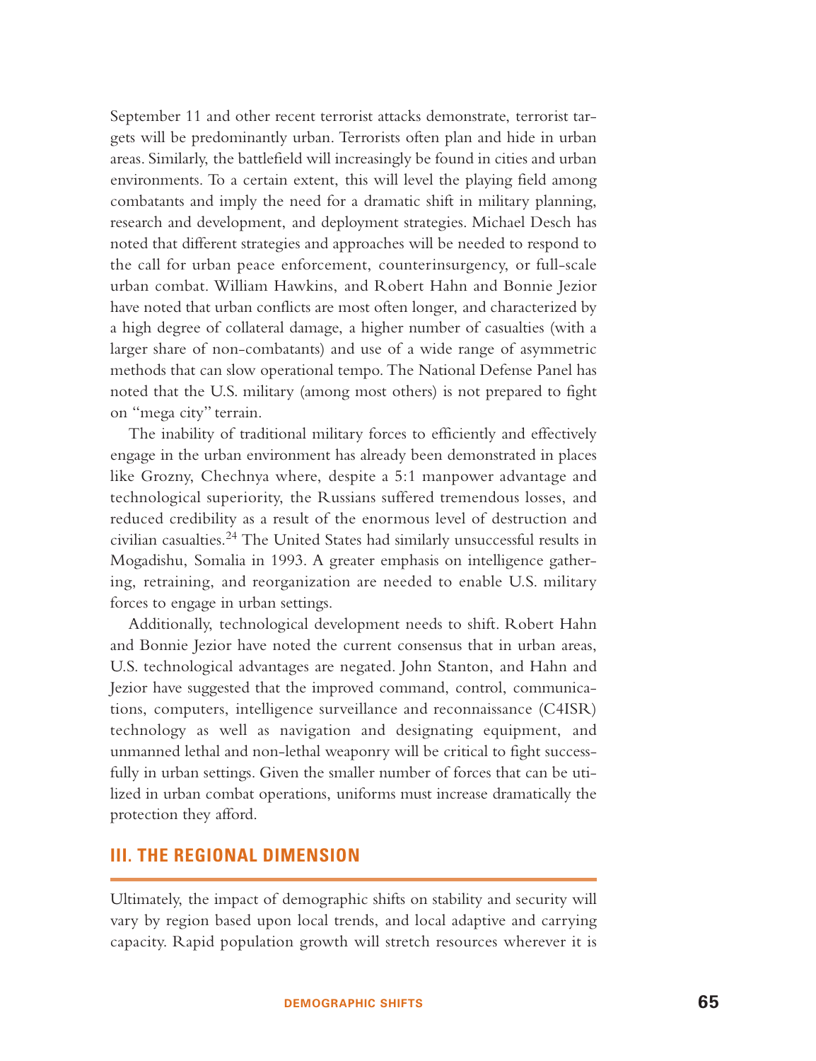September 11 and other recent terrorist attacks demonstrate, terrorist targets will be predominantly urban. Terrorists often plan and hide in urban areas. Similarly, the battlefield will increasingly be found in cities and urban environments. To a certain extent, this will level the playing field among combatants and imply the need for a dramatic shift in military planning, research and development, and deployment strategies. Michael Desch has noted that different strategies and approaches will be needed to respond to the call for urban peace enforcement, counterinsurgency, or full-scale urban combat. William Hawkins, and Robert Hahn and Bonnie Jezior have noted that urban conflicts are most often longer, and characterized by a high degree of collateral damage, a higher number of casualties (with a larger share of non-combatants) and use of a wide range of asymmetric methods that can slow operational tempo. The National Defense Panel has noted that the U.S. military (among most others) is not prepared to fight on "mega city" terrain.

The inability of traditional military forces to efficiently and effectively engage in the urban environment has already been demonstrated in places like Grozny, Chechnya where, despite a 5:1 manpower advantage and technological superiority, the Russians suffered tremendous losses, and reduced credibility as a result of the enormous level of destruction and civilian casualties.[24] The United States had similarly unsuccessful results in Mogadishu, Somalia in 1993. A greater emphasis on intelligence gathering, retraining, and reorganization are needed to enable U.S. military forces to engage in urban settings.

Additionally, technological development needs to shift. Robert Hahn and Bonnie Jezior have noted the current consensus that in urban areas, U.S. technological advantages are negated. John Stanton, and Hahn and Jezior have suggested that the improved command, control, communications, computers, intelligence surveillance and reconnaissance (C4ISR) technology as well as navigation and designating equipment, and unmanned lethal and non-lethal weaponry will be critical to fight successfully in urban settings. Given the smaller number of forces that can be utilized in urban combat operations, uniforms must increase dramatically the protection they afford.

## III. THE REGIONAL DIMENSION

Ultimately, the impact of demographic shifts on stability and security will vary by region based upon local trends, and local adaptive and carrying capacity. Rapid population growth will stretch resources wherever it is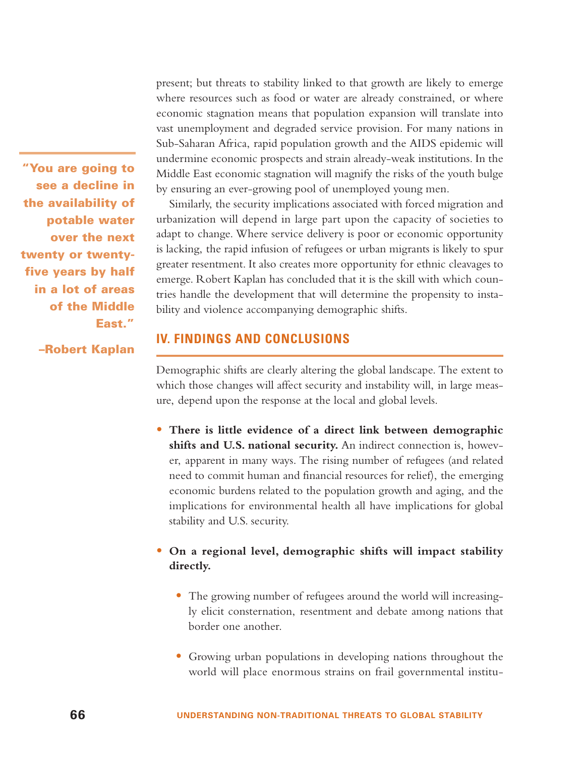present; but threats to stability linked to that growth are likely to emerge where resources such as food or water are already constrained, or where economic stagnation means that population expansion will translate into vast unemployment and degraded service provision. For many nations in Sub-Saharan Africa, rapid population growth and the AIDS epidemic will undermine economic prospects and strain already-weak institutions. In the Middle East economic stagnation will magnify the risks of the youth bulge by ensuring an ever-growing pool of unemployed young men.

> **"You are going to see a decline in the availability of potable water over the next twenty or twenty-five years by half in a lot of areas of the Middle East."**
>
> **–Robert Kaplan**

Similarly, the security implications associated with forced migration and urbanization will depend in large part upon the capacity of societies to adapt to change. Where service delivery is poor or economic opportunity is lacking, the rapid infusion of refugees or urban migrants is likely to spur greater resentment. It also creates more opportunity for ethnic cleavages to emerge. Robert Kaplan has concluded that it is the skill with which countries handle the development that will determine the propensity to instability and violence accompanying demographic shifts.

## IV. FINDINGS AND CONCLUSIONS

Demographic shifts are clearly altering the global landscape. The extent to which those changes will affect security and instability will, in large measure, depend upon the response at the local and global levels.

- **There is little evidence of a direct link between demographic shifts and U.S. national security.** An indirect connection is, however, apparent in many ways. The rising number of refugees (and related need to commit human and financial resources for relief), the emerging economic burdens related to the population growth and aging, and the implications for environmental health all have implications for global stability and U.S. security.

- **On a regional level, demographic shifts will impact stability directly.**

    - The growing number of refugees around the world will increasingly elicit consternation, resentment and debate among nations that border one another.

    - Growing urban populations in developing nations throughout the world will place enormous strains on frail governmental institu-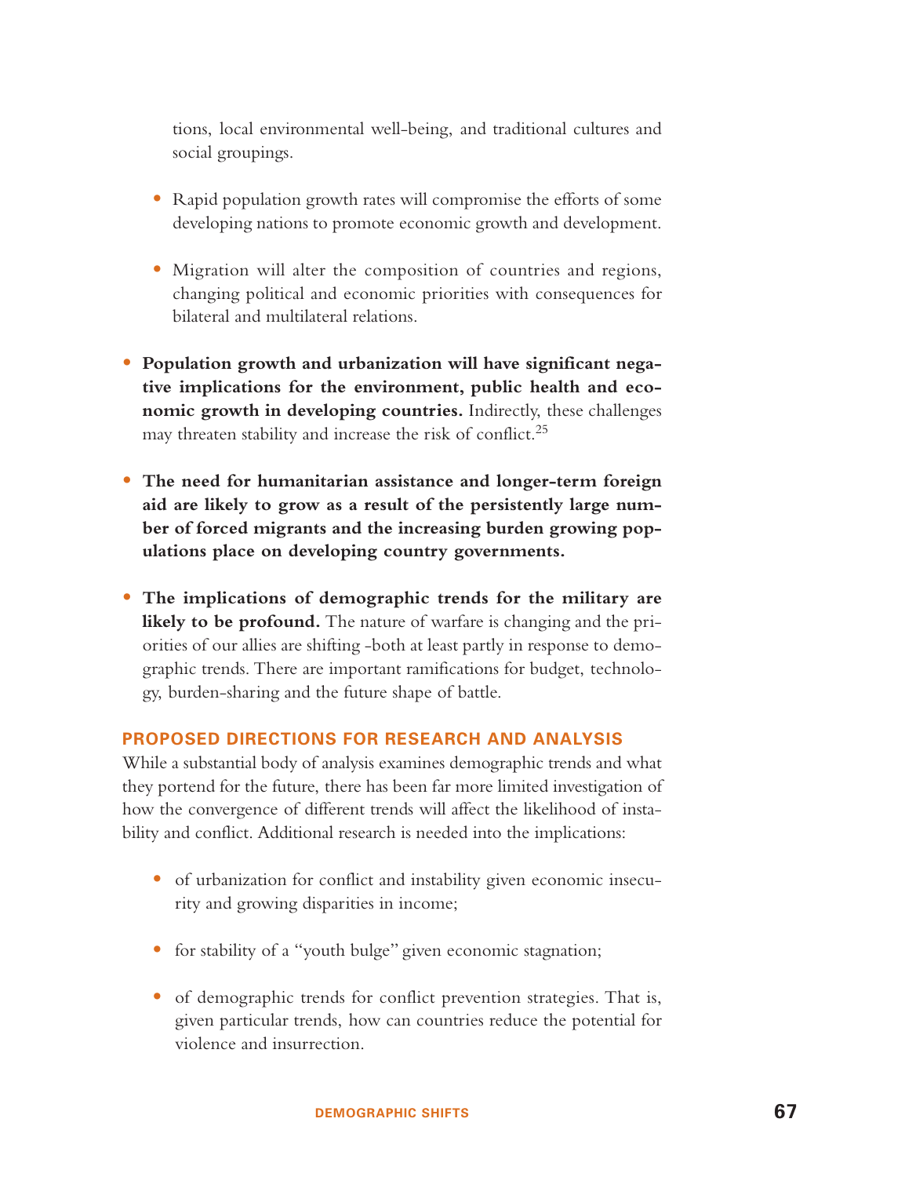tions, local environmental well-being, and traditional cultures and social groupings.

- Rapid population growth rates will compromise the efforts of some developing nations to promote economic growth and development.

- Migration will alter the composition of countries and regions, changing political and economic priorities with consequences for bilateral and multilateral relations.

- **Population growth and urbanization will have significant negative implications for the environment, public health and economic growth in developing countries.** Indirectly, these challenges may threaten stability and increase the risk of conflict.[25]

- **The need for humanitarian assistance and longer-term foreign aid are likely to grow as a result of the persistently large number of forced migrants and the increasing burden growing populations place on developing country governments.**

- **The implications of demographic trends for the military are likely to be profound.** The nature of warfare is changing and the priorities of our allies are shifting -both at least partly in response to demographic trends. There are important ramifications for budget, technology, burden-sharing and the future shape of battle.

## PROPOSED DIRECTIONS FOR RESEARCH AND ANALYSIS

While a substantial body of analysis examines demographic trends and what they portend for the future, there has been far more limited investigation of how the convergence of different trends will affect the likelihood of instability and conflict. Additional research is needed into the implications:

- of urbanization for conflict and instability given economic insecurity and growing disparities in income;

- for stability of a "youth bulge" given economic stagnation;

- of demographic trends for conflict prevention strategies. That is, given particular trends, how can countries reduce the potential for violence and insurrection.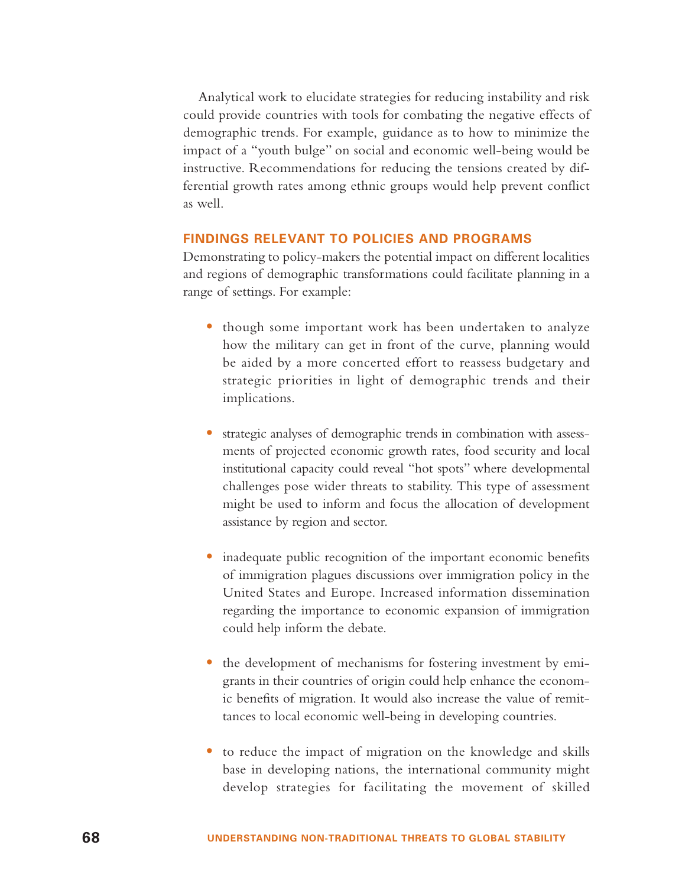Analytical work to elucidate strategies for reducing instability and risk could provide countries with tools for combating the negative effects of demographic trends. For example, guidance as to how to minimize the impact of a "youth bulge" on social and economic well-being would be instructive. Recommendations for reducing the tensions created by differential growth rates among ethnic groups would help prevent conflict as well.

## FINDINGS RELEVANT TO POLICIES AND PROGRAMS

Demonstrating to policy-makers the potential impact on different localities and regions of demographic transformations could facilitate planning in a range of settings. For example:

- though some important work has been undertaken to analyze how the military can get in front of the curve, planning would be aided by a more concerted effort to reassess budgetary and strategic priorities in light of demographic trends and their implications.

- strategic analyses of demographic trends in combination with assessments of projected economic growth rates, food security and local institutional capacity could reveal "hot spots" where developmental challenges pose wider threats to stability. This type of assessment might be used to inform and focus the allocation of development assistance by region and sector.

- inadequate public recognition of the important economic benefits of immigration plagues discussions over immigration policy in the United States and Europe. Increased information dissemination regarding the importance to economic expansion of immigration could help inform the debate.

- the development of mechanisms for fostering investment by emigrants in their countries of origin could help enhance the economic benefits of migration. It would also increase the value of remittances to local economic well-being in developing countries.

- to reduce the impact of migration on the knowledge and skills base in developing nations, the international community might develop strategies for facilitating the movement of skilled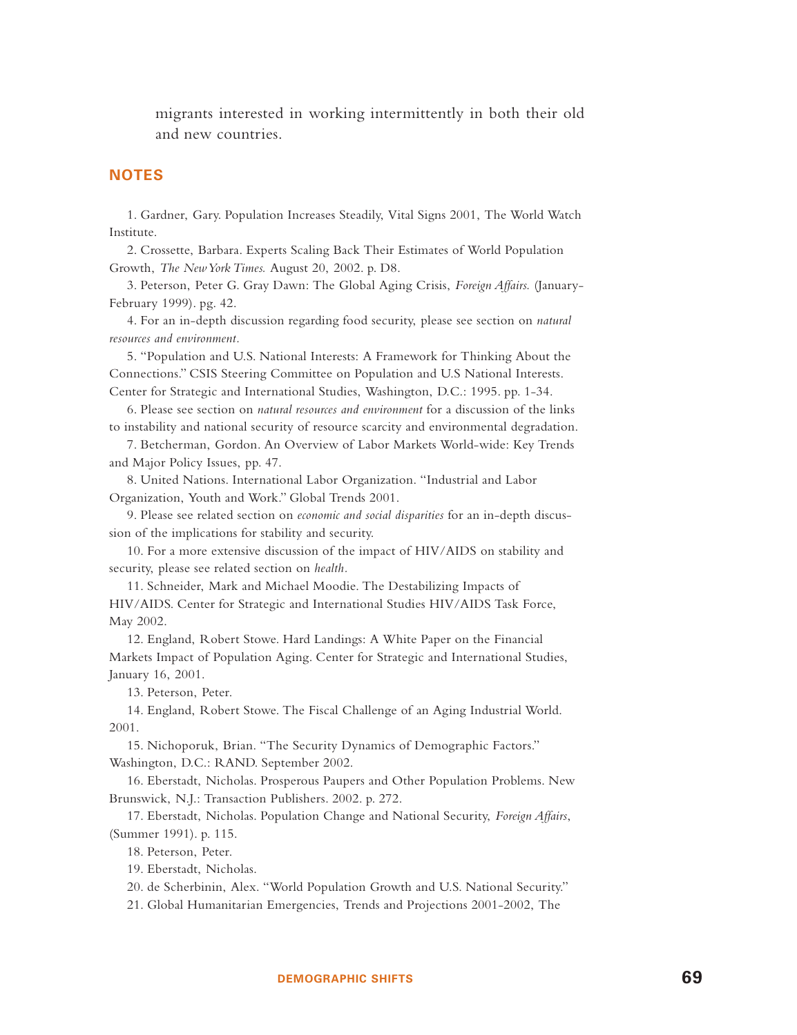migrants interested in working intermittently in both their old and new countries.

## NOTES

1. Gardner, Gary. Population Increases Steadily, Vital Signs 2001, The World Watch Institute.

2. Crossette, Barbara. Experts Scaling Back Their Estimates of World Population Growth, *The New York Times.* August 20, 2002. p. D8.

3. Peterson, Peter G. Gray Dawn: The Global Aging Crisis, *Foreign Affairs.* (January-February 1999). pg. 42.

4. For an in-depth discussion regarding food security, please see section on *natural resources and environment*.

5. "Population and U.S. National Interests: A Framework for Thinking About the Connections." CSIS Steering Committee on Population and U.S National Interests. Center for Strategic and International Studies, Washington, D.C.: 1995. pp. 1-34.

6. Please see section on *natural resources and environment* for a discussion of the links to instability and national security of resource scarcity and environmental degradation.

7. Betcherman, Gordon. An Overview of Labor Markets World-wide: Key Trends and Major Policy Issues, pp. 47.

8. United Nations. International Labor Organization. "Industrial and Labor Organization, Youth and Work." Global Trends 2001.

9. Please see related section on *economic and social disparities* for an in-depth discussion of the implications for stability and security.

10. For a more extensive discussion of the impact of HIV/AIDS on stability and security, please see related section on *health*.

11. Schneider, Mark and Michael Moodie. The Destabilizing Impacts of HIV/AIDS. Center for Strategic and International Studies HIV/AIDS Task Force, May 2002.

12. England, Robert Stowe. Hard Landings: A White Paper on the Financial Markets Impact of Population Aging. Center for Strategic and International Studies, January 16, 2001.

13. Peterson, Peter.

14. England, Robert Stowe. The Fiscal Challenge of an Aging Industrial World. 2001.

15. Nichoporuk, Brian. "The Security Dynamics of Demographic Factors." Washington, D.C.: RAND. September 2002.

16. Eberstadt, Nicholas. Prosperous Paupers and Other Population Problems. New Brunswick, N.J.: Transaction Publishers. 2002. p. 272.

17. Eberstadt, Nicholas. Population Change and National Security, *Foreign Affairs*, (Summer 1991). p. 115.

18. Peterson, Peter.

19. Eberstadt, Nicholas.

20. de Scherbinin, Alex. "World Population Growth and U.S. National Security."

21. Global Humanitarian Emergencies, Trends and Projections 2001-2002, The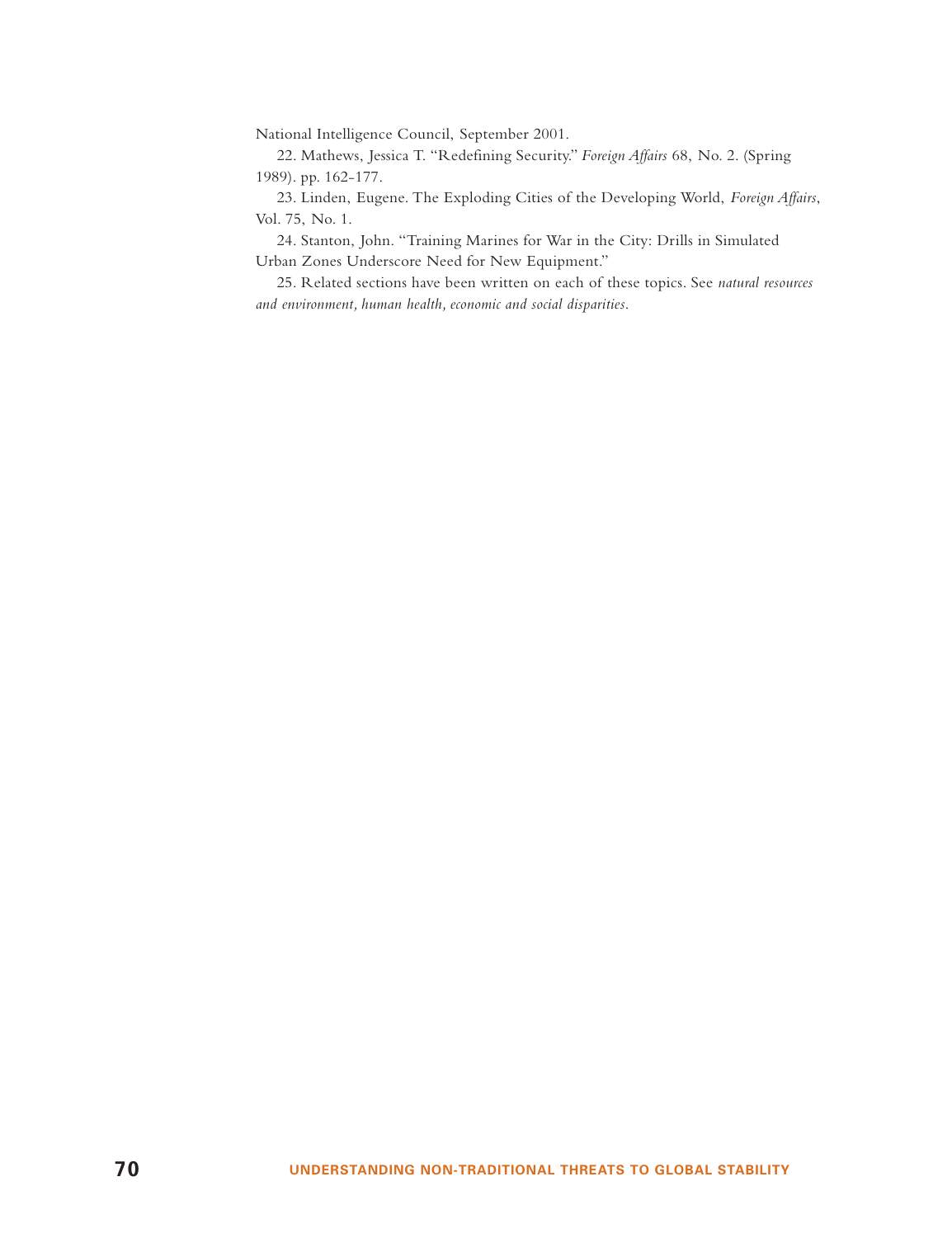National Intelligence Council, September 2001.

22. Mathews, Jessica T. "Redefining Security." *Foreign Affairs* 68, No. 2. (Spring 1989). pp. 162-177.

23. Linden, Eugene. The Exploding Cities of the Developing World, *Foreign Affairs*, Vol. 75, No. 1.

24. Stanton, John. "Training Marines for War in the City: Drills in Simulated Urban Zones Underscore Need for New Equipment."

25. Related sections have been written on each of these topics. See *natural resources and environment, human health, economic and social disparities*.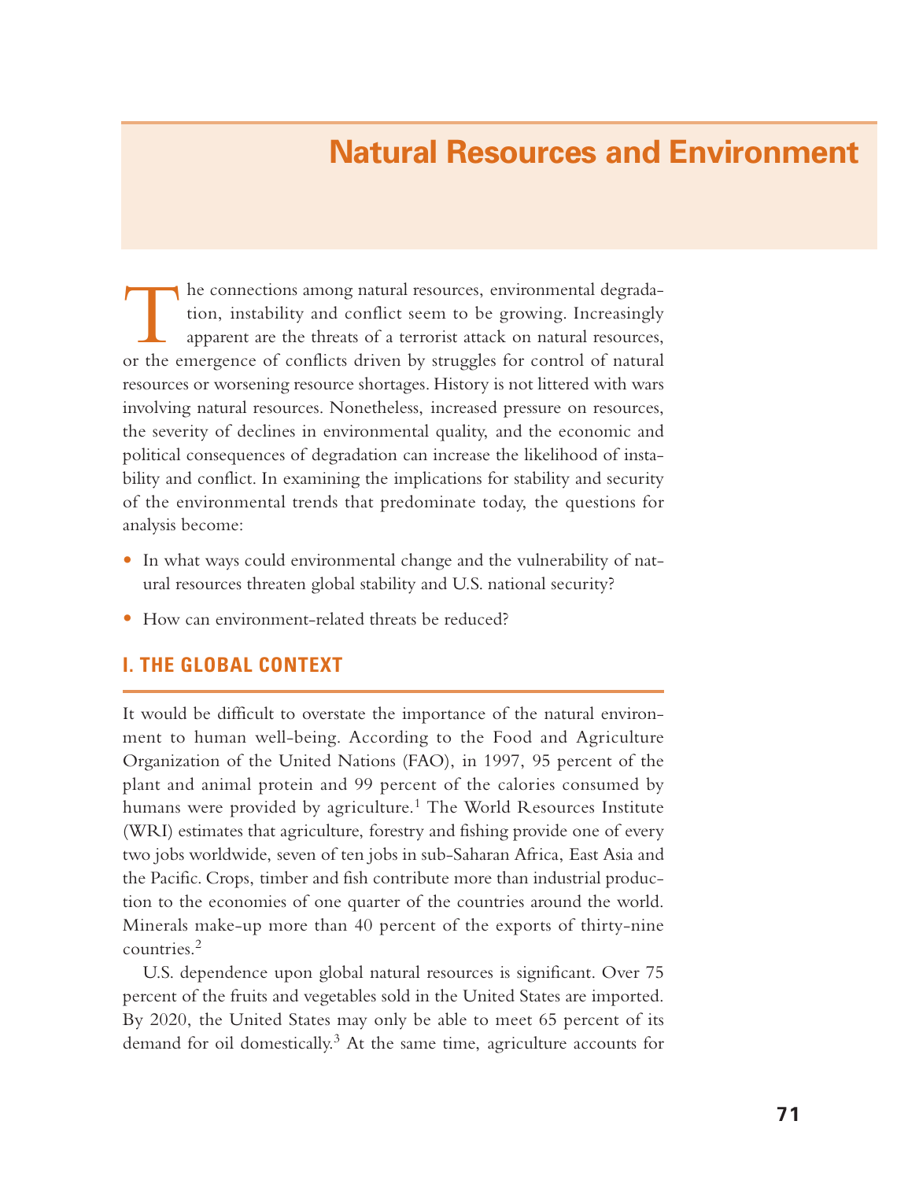# Natural Resources and Environment

The connections among natural resources, environmental degradation, instability and conflict seem to be growing. Increasingly apparent are the threats of a terrorist attack on natural resources, or the emergence of conflicts driven by struggles for control of natural resources or worsening resource shortages. History is not littered with wars involving natural resources. Nonetheless, increased pressure on resources, the severity of declines in environmental quality, and the economic and political consequences of degradation can increase the likelihood of instability and conflict. In examining the implications for stability and security of the environmental trends that predominate today, the questions for analysis become:

- In what ways could environmental change and the vulnerability of natural resources threaten global stability and U.S. national security?
- How can environment-related threats be reduced?

## I. THE GLOBAL CONTEXT

It would be difficult to overstate the importance of the natural environment to human well-being. According to the Food and Agriculture Organization of the United Nations (FAO), in 1997, 95 percent of the plant and animal protein and 99 percent of the calories consumed by humans were provided by agriculture.[1] The World Resources Institute (WRI) estimates that agriculture, forestry and fishing provide one of every two jobs worldwide, seven of ten jobs in sub-Saharan Africa, East Asia and the Pacific. Crops, timber and fish contribute more than industrial production to the economies of one quarter of the countries around the world. Minerals make-up more than 40 percent of the exports of thirty-nine countries.[2]

U.S. dependence upon global natural resources is significant. Over 75 percent of the fruits and vegetables sold in the United States are imported. By 2020, the United States may only be able to meet 65 percent of its demand for oil domestically.[3] At the same time, agriculture accounts for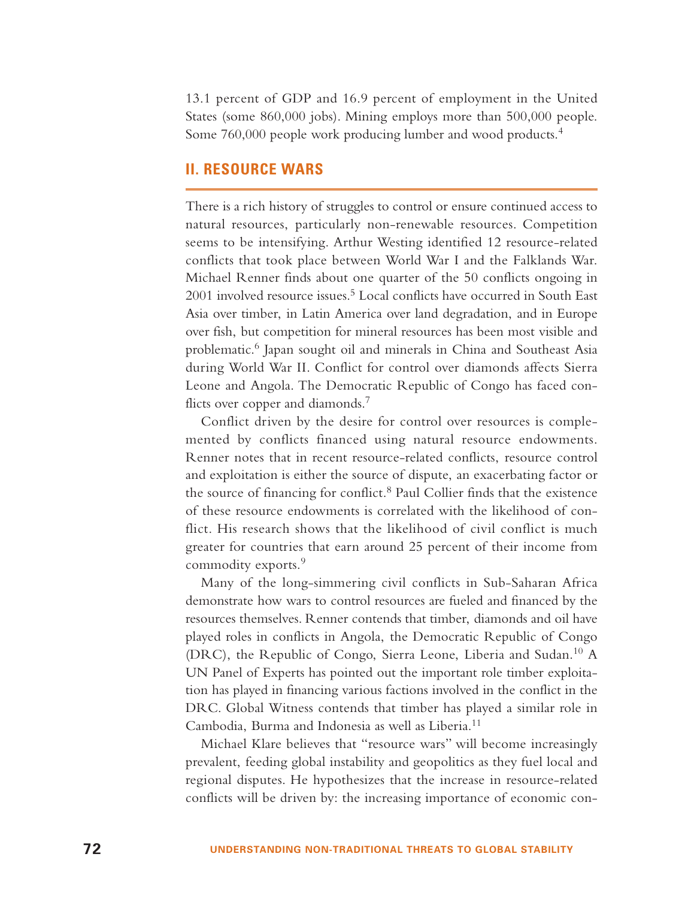13.1 percent of GDP and 16.9 percent of employment in the United States (some 860,000 jobs). Mining employs more than 500,000 people. Some 760,000 people work producing lumber and wood products.[4]

## II. RESOURCE WARS

There is a rich history of struggles to control or ensure continued access to natural resources, particularly non-renewable resources. Competition seems to be intensifying. Arthur Westing identified 12 resource-related conflicts that took place between World War I and the Falklands War. Michael Renner finds about one quarter of the 50 conflicts ongoing in 2001 involved resource issues.[5] Local conflicts have occurred in South East Asia over timber, in Latin America over land degradation, and in Europe over fish, but competition for mineral resources has been most visible and problematic.[6] Japan sought oil and minerals in China and Southeast Asia during World War II. Conflict for control over diamonds affects Sierra Leone and Angola. The Democratic Republic of Congo has faced conflicts over copper and diamonds.[7]

Conflict driven by the desire for control over resources is complemented by conflicts financed using natural resource endowments. Renner notes that in recent resource-related conflicts, resource control and exploitation is either the source of dispute, an exacerbating factor or the source of financing for conflict.[8] Paul Collier finds that the existence of these resource endowments is correlated with the likelihood of conflict. His research shows that the likelihood of civil conflict is much greater for countries that earn around 25 percent of their income from commodity exports.[9]

Many of the long-simmering civil conflicts in Sub-Saharan Africa demonstrate how wars to control resources are fueled and financed by the resources themselves. Renner contends that timber, diamonds and oil have played roles in conflicts in Angola, the Democratic Republic of Congo (DRC), the Republic of Congo, Sierra Leone, Liberia and Sudan.[10] A UN Panel of Experts has pointed out the important role timber exploitation has played in financing various factions involved in the conflict in the DRC. Global Witness contends that timber has played a similar role in Cambodia, Burma and Indonesia as well as Liberia.[11]

Michael Klare believes that "resource wars" will become increasingly prevalent, feeding global instability and geopolitics as they fuel local and regional disputes. He hypothesizes that the increase in resource-related conflicts will be driven by: the increasing importance of economic con-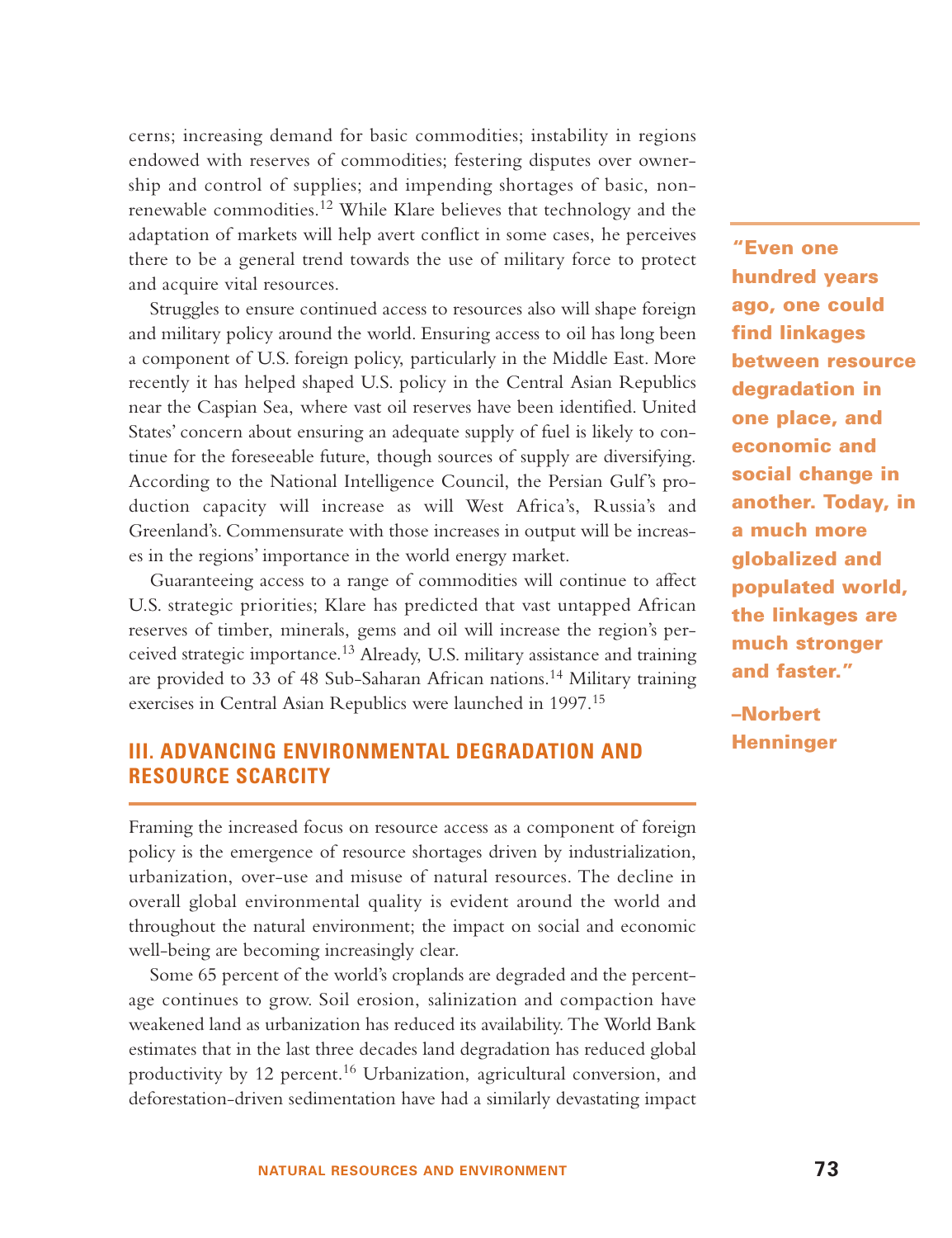cerns; increasing demand for basic commodities; instability in regions endowed with reserves of commodities; festering disputes over ownership and control of supplies; and impending shortages of basic, nonrenewable commodities.[12] While Klare believes that technology and the adaptation of markets will help avert conflict in some cases, he perceives there to be a general trend towards the use of military force to protect and acquire vital resources.

Struggles to ensure continued access to resources also will shape foreign and military policy around the world. Ensuring access to oil has long been a component of U.S. foreign policy, particularly in the Middle East. More recently it has helped shaped U.S. policy in the Central Asian Republics near the Caspian Sea, where vast oil reserves have been identified. United States' concern about ensuring an adequate supply of fuel is likely to continue for the foreseeable future, though sources of supply are diversifying. According to the National Intelligence Council, the Persian Gulf's production capacity will increase as will West Africa's, Russia's and Greenland's. Commensurate with those increases in output will be increases in the regions' importance in the world energy market.

Guaranteeing access to a range of commodities will continue to affect U.S. strategic priorities; Klare has predicted that vast untapped African reserves of timber, minerals, gems and oil will increase the region's perceived strategic importance.[13] Already, U.S. military assistance and training are provided to 33 of 48 Sub-Saharan African nations.[14] Military training exercises in Central Asian Republics were launched in 1997.[15]

> **"Even one hundred years ago, one could find linkages between resource degradation in one place, and economic and social change in another. Today, in a much more globalized and populated world, the linkages are much stronger and faster."**
>
> **–Norbert Henninger**

## III. ADVANCING ENVIRONMENTAL DEGRADATION AND RESOURCE SCARCITY

Framing the increased focus on resource access as a component of foreign policy is the emergence of resource shortages driven by industrialization, urbanization, over-use and misuse of natural resources. The decline in overall global environmental quality is evident around the world and throughout the natural environment; the impact on social and economic well-being are becoming increasingly clear.

Some 65 percent of the world's croplands are degraded and the percentage continues to grow. Soil erosion, salinization and compaction have weakened land as urbanization has reduced its availability. The World Bank estimates that in the last three decades land degradation has reduced global productivity by 12 percent.[16] Urbanization, agricultural conversion, and deforestation-driven sedimentation have had a similarly devastating impact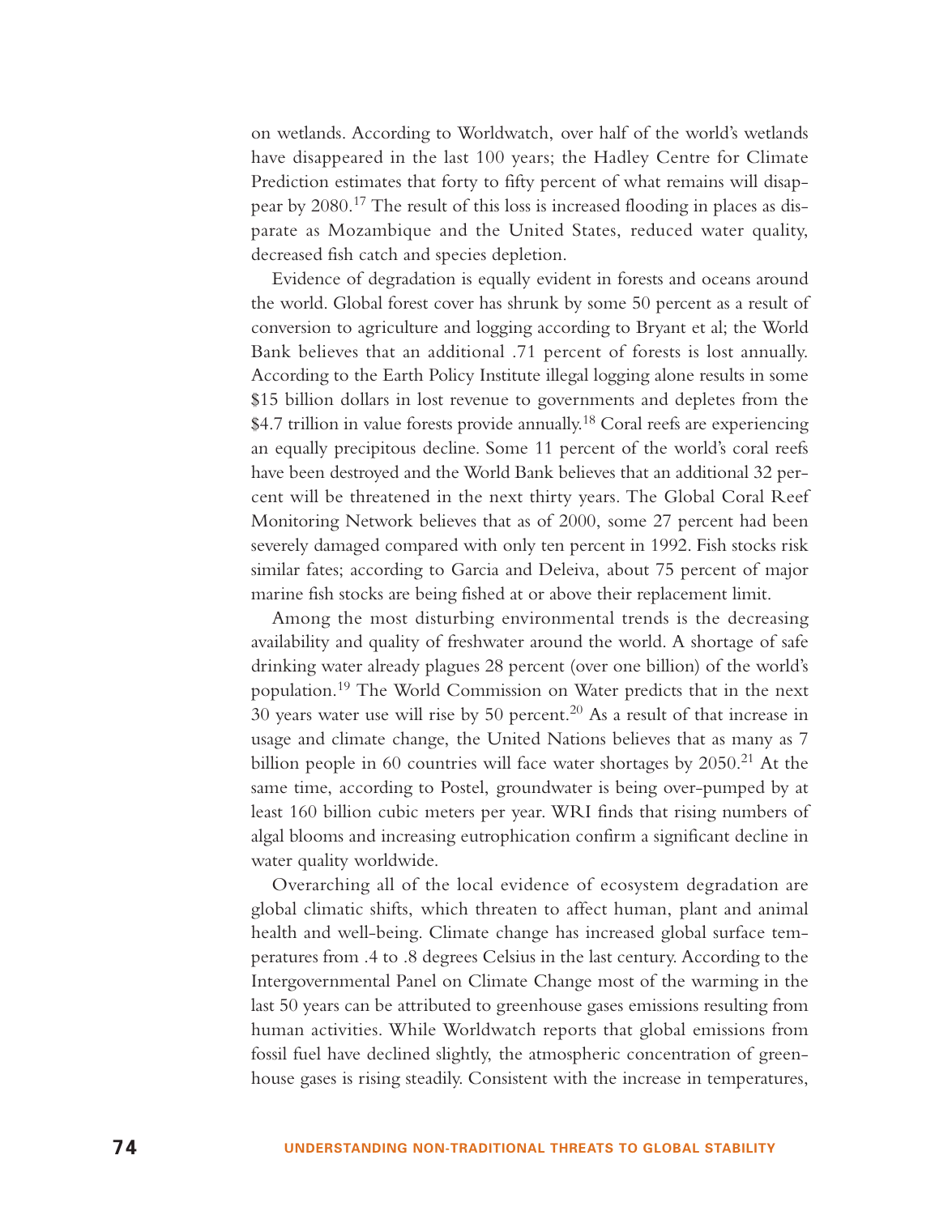on wetlands. According to Worldwatch, over half of the world's wetlands have disappeared in the last 100 years; the Hadley Centre for Climate Prediction estimates that forty to fifty percent of what remains will disappear by 2080.[17] The result of this loss is increased flooding in places as disparate as Mozambique and the United States, reduced water quality, decreased fish catch and species depletion.

Evidence of degradation is equally evident in forests and oceans around the world. Global forest cover has shrunk by some 50 percent as a result of conversion to agriculture and logging according to Bryant et al; the World Bank believes that an additional .71 percent of forests is lost annually. According to the Earth Policy Institute illegal logging alone results in some $15 billion dollars in lost revenue to governments and depletes from the $4.7 trillion in value forests provide annually.[18] Coral reefs are experiencing an equally precipitous decline. Some 11 percent of the world's coral reefs have been destroyed and the World Bank believes that an additional 32 percent will be threatened in the next thirty years. The Global Coral Reef Monitoring Network believes that as of 2000, some 27 percent had been severely damaged compared with only ten percent in 1992. Fish stocks risk similar fates; according to Garcia and Deleiva, about 75 percent of major marine fish stocks are being fished at or above their replacement limit.

Among the most disturbing environmental trends is the decreasing availability and quality of freshwater around the world. A shortage of safe drinking water already plagues 28 percent (over one billion) of the world's population.[19] The World Commission on Water predicts that in the next 30 years water use will rise by 50 percent.[20] As a result of that increase in usage and climate change, the United Nations believes that as many as 7 billion people in 60 countries will face water shortages by 2050.[21] At the same time, according to Postel, groundwater is being over-pumped by at least 160 billion cubic meters per year. WRI finds that rising numbers of algal blooms and increasing eutrophication confirm a significant decline in water quality worldwide.

Overarching all of the local evidence of ecosystem degradation are global climatic shifts, which threaten to affect human, plant and animal health and well-being. Climate change has increased global surface temperatures from .4 to .8 degrees Celsius in the last century. According to the Intergovernmental Panel on Climate Change most of the warming in the last 50 years can be attributed to greenhouse gases emissions resulting from human activities. While Worldwatch reports that global emissions from fossil fuel have declined slightly, the atmospheric concentration of greenhouse gases is rising steadily. Consistent with the increase in temperatures,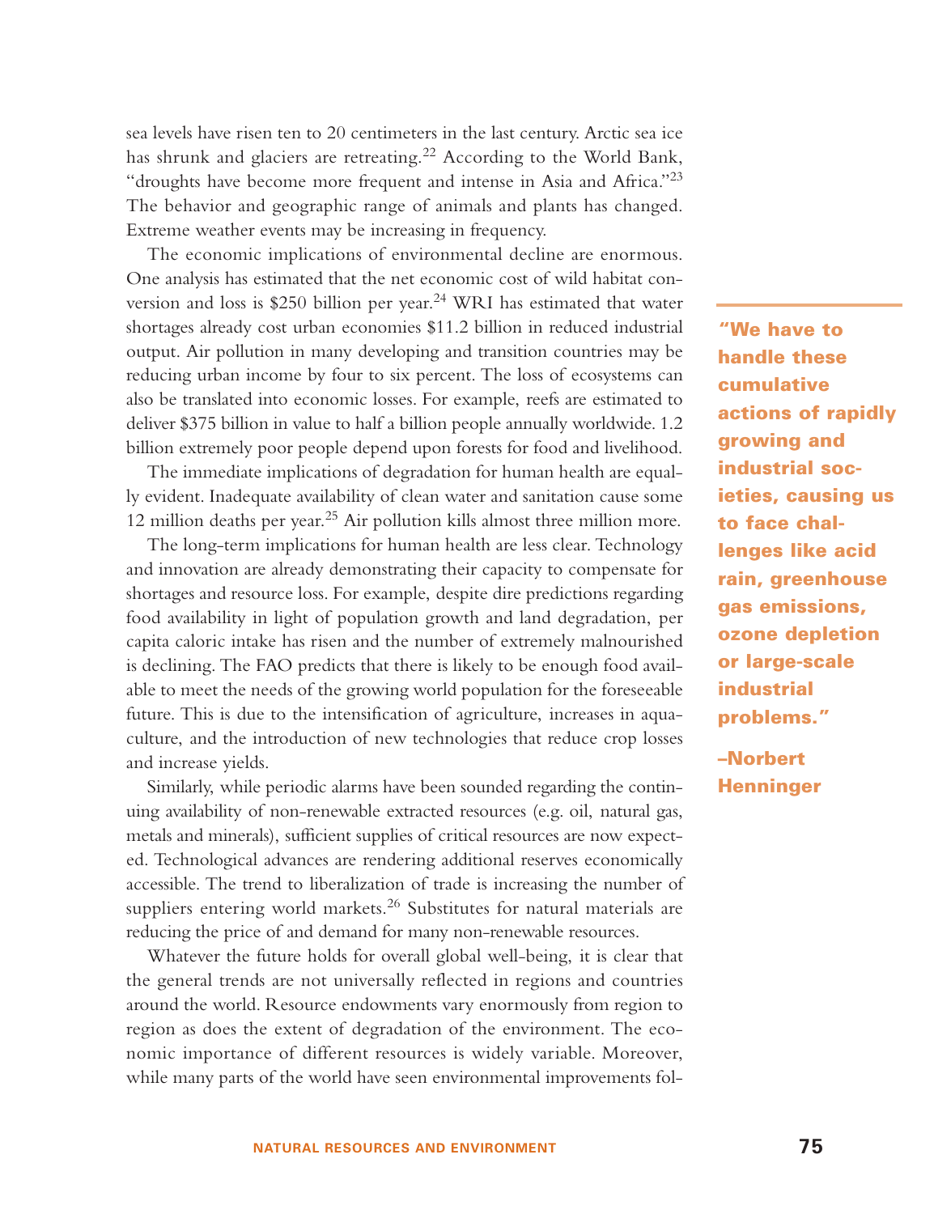sea levels have risen ten to 20 centimeters in the last century. Arctic sea ice has shrunk and glaciers are retreating.[22] According to the World Bank, "droughts have become more frequent and intense in Asia and Africa."[23] The behavior and geographic range of animals and plants has changed. Extreme weather events may be increasing in frequency.

The economic implications of environmental decline are enormous. One analysis has estimated that the net economic cost of wild habitat conversion and loss is $250 billion per year.[24] WRI has estimated that water shortages already cost urban economies $11.2 billion in reduced industrial output. Air pollution in many developing and transition countries may be reducing urban income by four to six percent. The loss of ecosystems can also be translated into economic losses. For example, reefs are estimated to deliver $375 billion in value to half a billion people annually worldwide. 1.2 billion extremely poor people depend upon forests for food and livelihood.

> **"We have to handle these cumulative actions of rapidly growing and industrial societies, causing us to face challenges like acid rain, greenhouse gas emissions, ozone depletion or large-scale industrial problems."**
>
> **–Norbert Henninger**

The immediate implications of degradation for human health are equally evident. Inadequate availability of clean water and sanitation cause some 12 million deaths per year.[25] Air pollution kills almost three million more.

The long-term implications for human health are less clear. Technology and innovation are already demonstrating their capacity to compensate for shortages and resource loss. For example, despite dire predictions regarding food availability in light of population growth and land degradation, per capita caloric intake has risen and the number of extremely malnourished is declining. The FAO predicts that there is likely to be enough food available to meet the needs of the growing world population for the foreseeable future. This is due to the intensification of agriculture, increases in aquaculture, and the introduction of new technologies that reduce crop losses and increase yields.

Similarly, while periodic alarms have been sounded regarding the continuing availability of non-renewable extracted resources (e.g. oil, natural gas, metals and minerals), sufficient supplies of critical resources are now expected. Technological advances are rendering additional reserves economically accessible. The trend to liberalization of trade is increasing the number of suppliers entering world markets.[26] Substitutes for natural materials are reducing the price of and demand for many non-renewable resources.

Whatever the future holds for overall global well-being, it is clear that the general trends are not universally reflected in regions and countries around the world. Resource endowments vary enormously from region to region as does the extent of degradation of the environment. The economic importance of different resources is widely variable. Moreover, while many parts of the world have seen environmental improvements fol-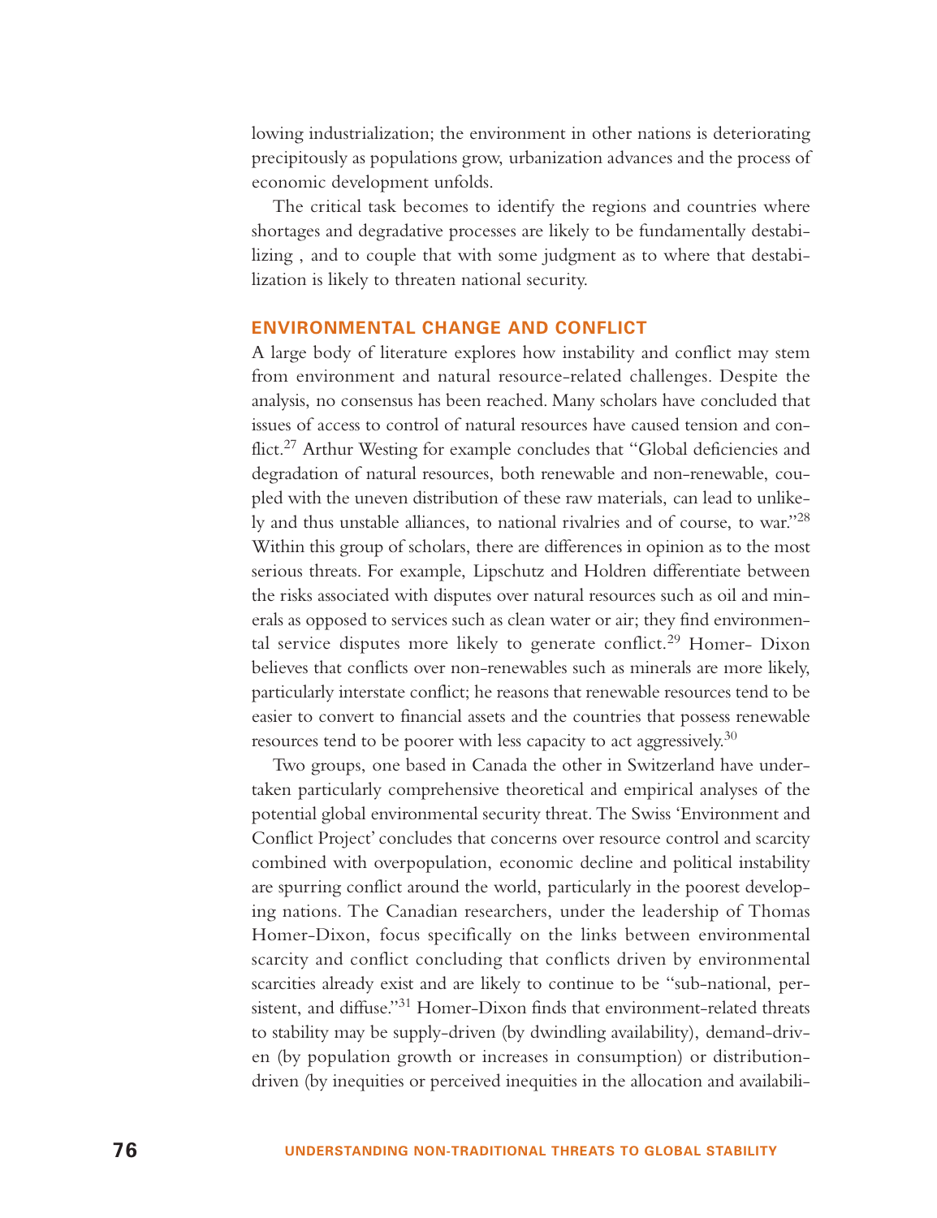lowing industrialization; the environment in other nations is deteriorating precipitously as populations grow, urbanization advances and the process of economic development unfolds.

The critical task becomes to identify the regions and countries where shortages and degradative processes are likely to be fundamentally destabilizing , and to couple that with some judgment as to where that destabilization is likely to threaten national security.

## ENVIRONMENTAL CHANGE AND CONFLICT

A large body of literature explores how instability and conflict may stem from environment and natural resource-related challenges. Despite the analysis, no consensus has been reached. Many scholars have concluded that issues of access to control of natural resources have caused tension and conflict.[27] Arthur Westing for example concludes that "Global deficiencies and degradation of natural resources, both renewable and non-renewable, coupled with the uneven distribution of these raw materials, can lead to unlikely and thus unstable alliances, to national rivalries and of course, to war."[28] Within this group of scholars, there are differences in opinion as to the most serious threats. For example, Lipschutz and Holdren differentiate between the risks associated with disputes over natural resources such as oil and minerals as opposed to services such as clean water or air; they find environmental service disputes more likely to generate conflict.[29] Homer- Dixon believes that conflicts over non-renewables such as minerals are more likely, particularly interstate conflict; he reasons that renewable resources tend to be easier to convert to financial assets and the countries that possess renewable resources tend to be poorer with less capacity to act aggressively.[30]

Two groups, one based in Canada the other in Switzerland have undertaken particularly comprehensive theoretical and empirical analyses of the potential global environmental security threat. The Swiss 'Environment and Conflict Project' concludes that concerns over resource control and scarcity combined with overpopulation, economic decline and political instability are spurring conflict around the world, particularly in the poorest developing nations. The Canadian researchers, under the leadership of Thomas Homer-Dixon, focus specifically on the links between environmental scarcity and conflict concluding that conflicts driven by environmental scarcities already exist and are likely to continue to be "sub-national, persistent, and diffuse."[31] Homer-Dixon finds that environment-related threats to stability may be supply-driven (by dwindling availability), demand-driven (by population growth or increases in consumption) or distribution-driven (by inequities or perceived inequities in the allocation and availabili-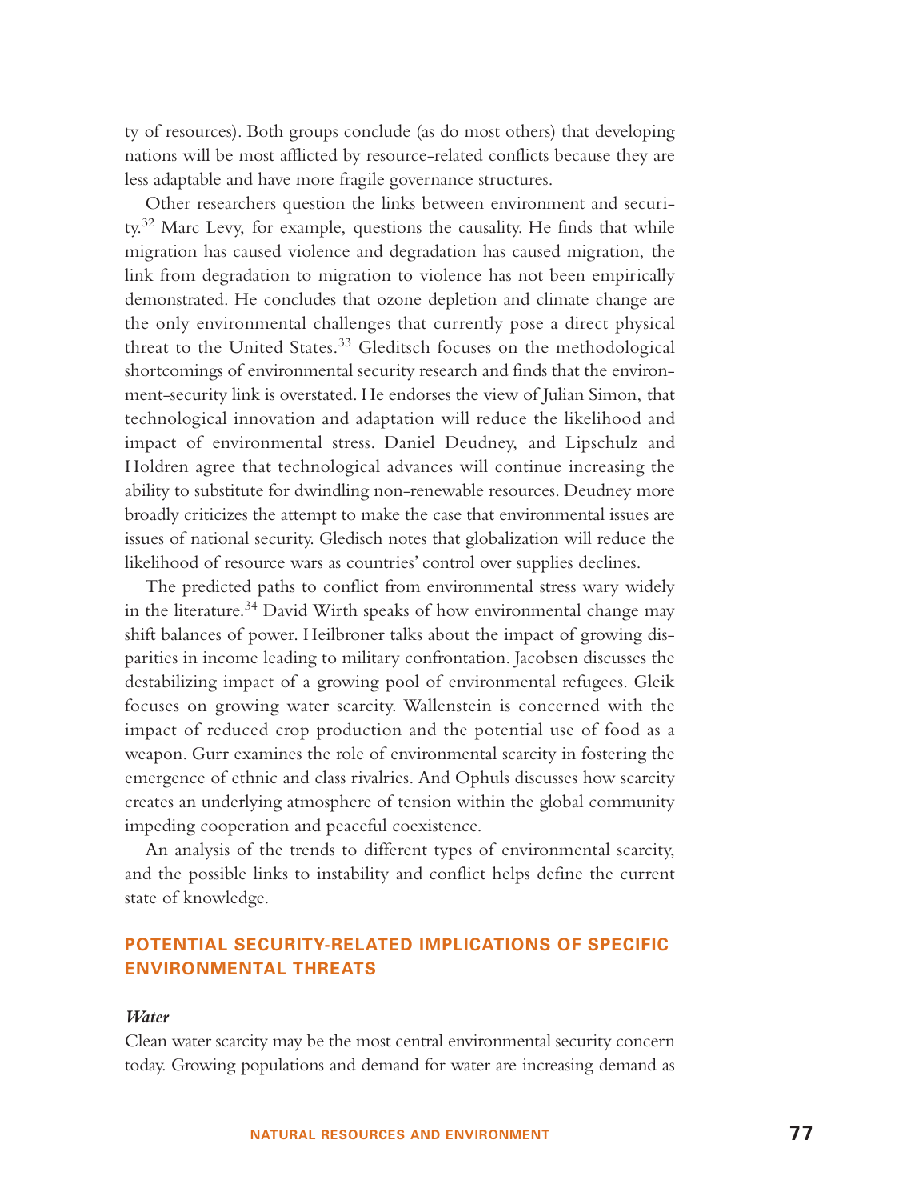ty of resources). Both groups conclude (as do most others) that developing nations will be most afflicted by resource-related conflicts because they are less adaptable and have more fragile governance structures.

Other researchers question the links between environment and security.[32] Marc Levy, for example, questions the causality. He finds that while migration has caused violence and degradation has caused migration, the link from degradation to migration to violence has not been empirically demonstrated. He concludes that ozone depletion and climate change are the only environmental challenges that currently pose a direct physical threat to the United States.[33] Gleditsch focuses on the methodological shortcomings of environmental security research and finds that the environment-security link is overstated. He endorses the view of Julian Simon, that technological innovation and adaptation will reduce the likelihood and impact of environmental stress. Daniel Deudney, and Lipschulz and Holdren agree that technological advances will continue increasing the ability to substitute for dwindling non-renewable resources. Deudney more broadly criticizes the attempt to make the case that environmental issues are issues of national security. Gledisch notes that globalization will reduce the likelihood of resource wars as countries' control over supplies declines.

The predicted paths to conflict from environmental stress wary widely in the literature.[34] David Wirth speaks of how environmental change may shift balances of power. Heilbroner talks about the impact of growing disparities in income leading to military confrontation. Jacobsen discusses the destabilizing impact of a growing pool of environmental refugees. Gleik focuses on growing water scarcity. Wallenstein is concerned with the impact of reduced crop production and the potential use of food as a weapon. Gurr examines the role of environmental scarcity in fostering the emergence of ethnic and class rivalries. And Ophuls discusses how scarcity creates an underlying atmosphere of tension within the global community impeding cooperation and peaceful coexistence.

An analysis of the trends to different types of environmental scarcity, and the possible links to instability and conflict helps define the current state of knowledge.

## POTENTIAL SECURITY-RELATED IMPLICATIONS OF SPECIFIC ENVIRONMENTAL THREATS

### *Water*

Clean water scarcity may be the most central environmental security concern today. Growing populations and demand for water are increasing demand as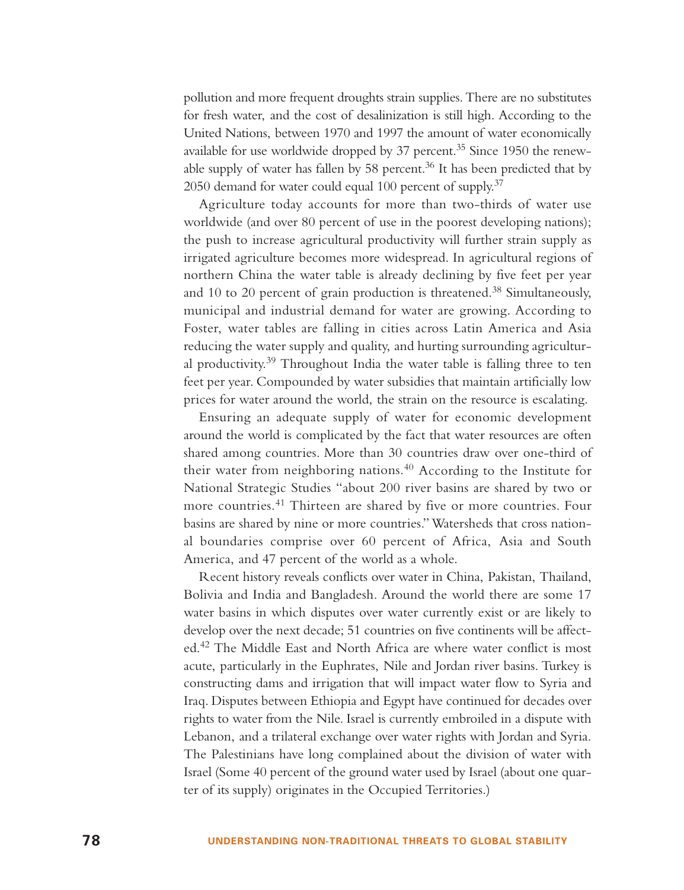pollution and more frequent droughts strain supplies. There are no substitutes for fresh water, and the cost of desalinization is still high. According to the United Nations, between 1970 and 1997 the amount of water economically available for use worldwide dropped by 37 percent.[35] Since 1950 the renewable supply of water has fallen by 58 percent.[36] It has been predicted that by 2050 demand for water could equal 100 percent of supply.[37]

Agriculture today accounts for more than two-thirds of water use worldwide (and over 80 percent of use in the poorest developing nations); the push to increase agricultural productivity will further strain supply as irrigated agriculture becomes more widespread. In agricultural regions of northern China the water table is already declining by five feet per year and 10 to 20 percent of grain production is threatened.[38] Simultaneously, municipal and industrial demand for water are growing. According to Foster, water tables are falling in cities across Latin America and Asia reducing the water supply and quality, and hurting surrounding agricultural productivity.[39] Throughout India the water table is falling three to ten feet per year. Compounded by water subsidies that maintain artificially low prices for water around the world, the strain on the resource is escalating.

Ensuring an adequate supply of water for economic development around the world is complicated by the fact that water resources are often shared among countries. More than 30 countries draw over one-third of their water from neighboring nations.[40] According to the Institute for National Strategic Studies "about 200 river basins are shared by two or more countries.[41] Thirteen are shared by five or more countries. Four basins are shared by nine or more countries." Watersheds that cross national boundaries comprise over 60 percent of Africa, Asia and South America, and 47 percent of the world as a whole.

Recent history reveals conflicts over water in China, Pakistan, Thailand, Bolivia and India and Bangladesh. Around the world there are some 17 water basins in which disputes over water currently exist or are likely to develop over the next decade; 51 countries on five continents will be affected.[42] The Middle East and North Africa are where water conflict is most acute, particularly in the Euphrates, Nile and Jordan river basins. Turkey is constructing dams and irrigation that will impact water flow to Syria and Iraq. Disputes between Ethiopia and Egypt have continued for decades over rights to water from the Nile. Israel is currently embroiled in a dispute with Lebanon, and a trilateral exchange over water rights with Jordan and Syria. The Palestinians have long complained about the division of water with Israel (Some 40 percent of the ground water used by Israel (about one quarter of its supply) originates in the Occupied Territories.)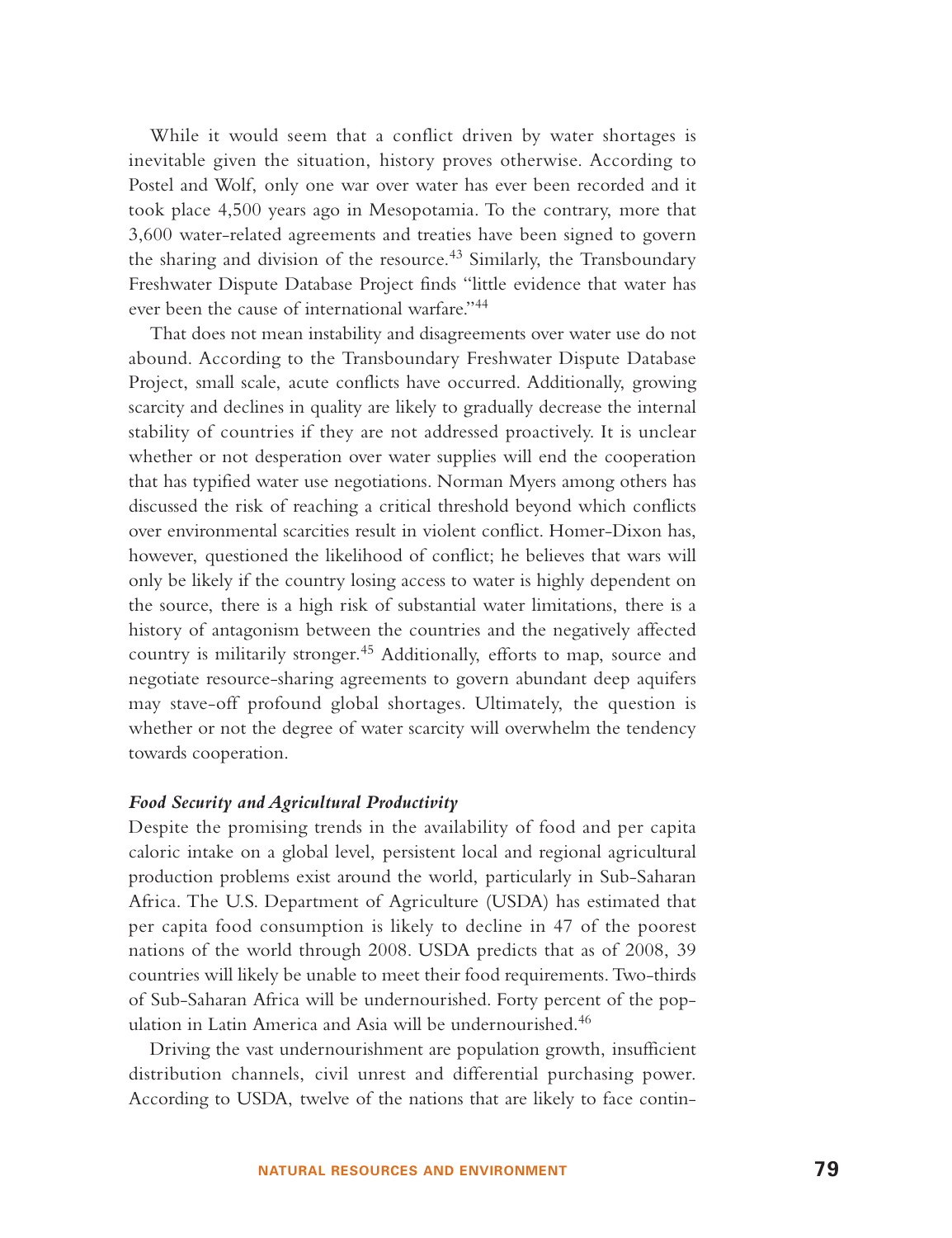While it would seem that a conflict driven by water shortages is inevitable given the situation, history proves otherwise. According to Postel and Wolf, only one war over water has ever been recorded and it took place 4,500 years ago in Mesopotamia. To the contrary, more that 3,600 water-related agreements and treaties have been signed to govern the sharing and division of the resource.[43] Similarly, the Transboundary Freshwater Dispute Database Project finds "little evidence that water has ever been the cause of international warfare."[44]

That does not mean instability and disagreements over water use do not abound. According to the Transboundary Freshwater Dispute Database Project, small scale, acute conflicts have occurred. Additionally, growing scarcity and declines in quality are likely to gradually decrease the internal stability of countries if they are not addressed proactively. It is unclear whether or not desperation over water supplies will end the cooperation that has typified water use negotiations. Norman Myers among others has discussed the risk of reaching a critical threshold beyond which conflicts over environmental scarcities result in violent conflict. Homer-Dixon has, however, questioned the likelihood of conflict; he believes that wars will only be likely if the country losing access to water is highly dependent on the source, there is a high risk of substantial water limitations, there is a history of antagonism between the countries and the negatively affected country is militarily stronger.[45] Additionally, efforts to map, source and negotiate resource-sharing agreements to govern abundant deep aquifers may stave-off profound global shortages. Ultimately, the question is whether or not the degree of water scarcity will overwhelm the tendency towards cooperation.

### *Food Security and Agricultural Productivity*

Despite the promising trends in the availability of food and per capita caloric intake on a global level, persistent local and regional agricultural production problems exist around the world, particularly in Sub-Saharan Africa. The U.S. Department of Agriculture (USDA) has estimated that per capita food consumption is likely to decline in 47 of the poorest nations of the world through 2008. USDA predicts that as of 2008, 39 countries will likely be unable to meet their food requirements. Two-thirds of Sub-Saharan Africa will be undernourished. Forty percent of the population in Latin America and Asia will be undernourished.[46]

Driving the vast undernourishment are population growth, insufficient distribution channels, civil unrest and differential purchasing power. According to USDA, twelve of the nations that are likely to face contin-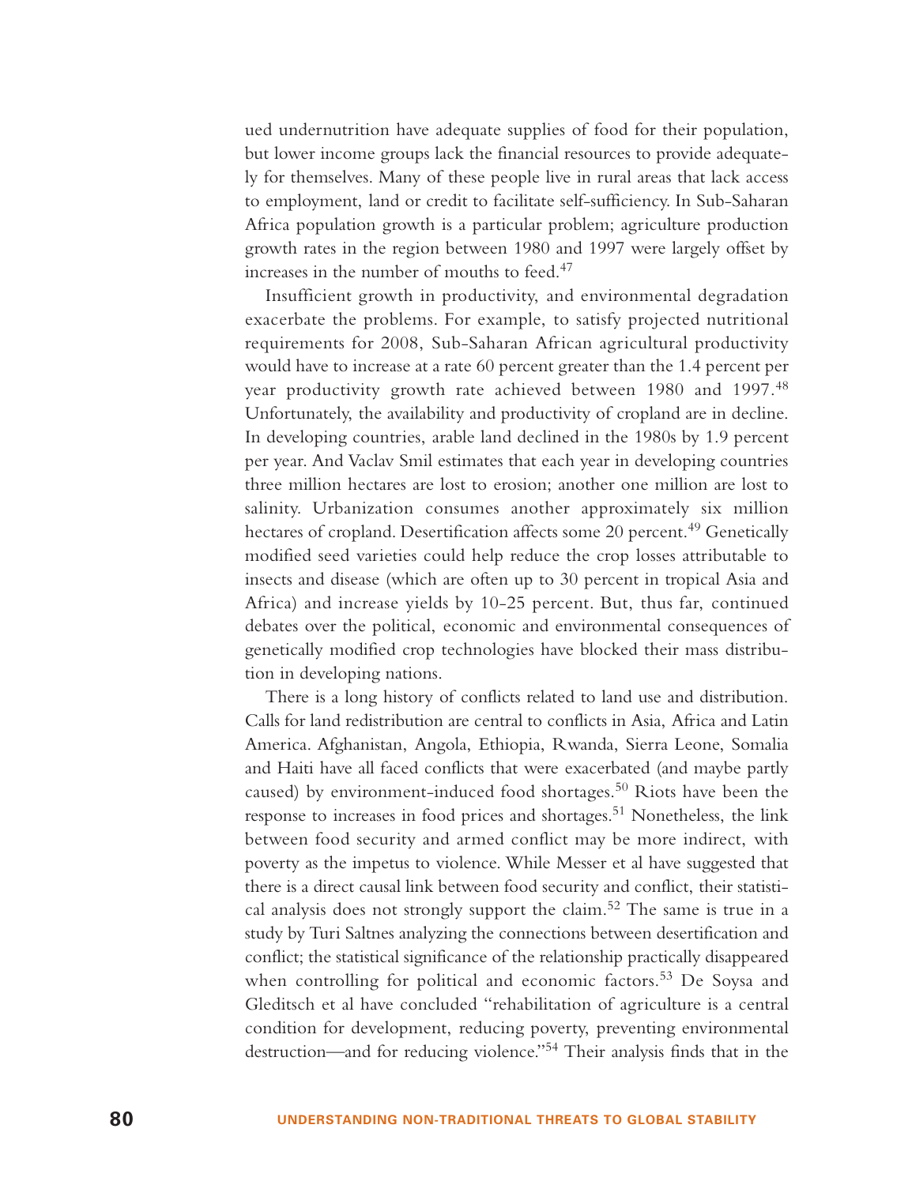ued undernutrition have adequate supplies of food for their population, but lower income groups lack the financial resources to provide adequately for themselves. Many of these people live in rural areas that lack access to employment, land or credit to facilitate self-sufficiency. In Sub-Saharan Africa population growth is a particular problem; agriculture production growth rates in the region between 1980 and 1997 were largely offset by increases in the number of mouths to feed.[47]

Insufficient growth in productivity, and environmental degradation exacerbate the problems. For example, to satisfy projected nutritional requirements for 2008, Sub-Saharan African agricultural productivity would have to increase at a rate 60 percent greater than the 1.4 percent per year productivity growth rate achieved between 1980 and 1997.[48] Unfortunately, the availability and productivity of cropland are in decline. In developing countries, arable land declined in the 1980s by 1.9 percent per year. And Vaclav Smil estimates that each year in developing countries three million hectares are lost to erosion; another one million are lost to salinity. Urbanization consumes another approximately six million hectares of cropland. Desertification affects some 20 percent.[49] Genetically modified seed varieties could help reduce the crop losses attributable to insects and disease (which are often up to 30 percent in tropical Asia and Africa) and increase yields by 10-25 percent. But, thus far, continued debates over the political, economic and environmental consequences of genetically modified crop technologies have blocked their mass distribution in developing nations.

There is a long history of conflicts related to land use and distribution. Calls for land redistribution are central to conflicts in Asia, Africa and Latin America. Afghanistan, Angola, Ethiopia, Rwanda, Sierra Leone, Somalia and Haiti have all faced conflicts that were exacerbated (and maybe partly caused) by environment-induced food shortages.[50] Riots have been the response to increases in food prices and shortages.[51] Nonetheless, the link between food security and armed conflict may be more indirect, with poverty as the impetus to violence. While Messer et al have suggested that there is a direct causal link between food security and conflict, their statistical analysis does not strongly support the claim.[52] The same is true in a study by Turi Saltnes analyzing the connections between desertification and conflict; the statistical significance of the relationship practically disappeared when controlling for political and economic factors.[53] De Soysa and Gleditsch et al have concluded "rehabilitation of agriculture is a central condition for development, reducing poverty, preventing environmental destruction—and for reducing violence."[54] Their analysis finds that in the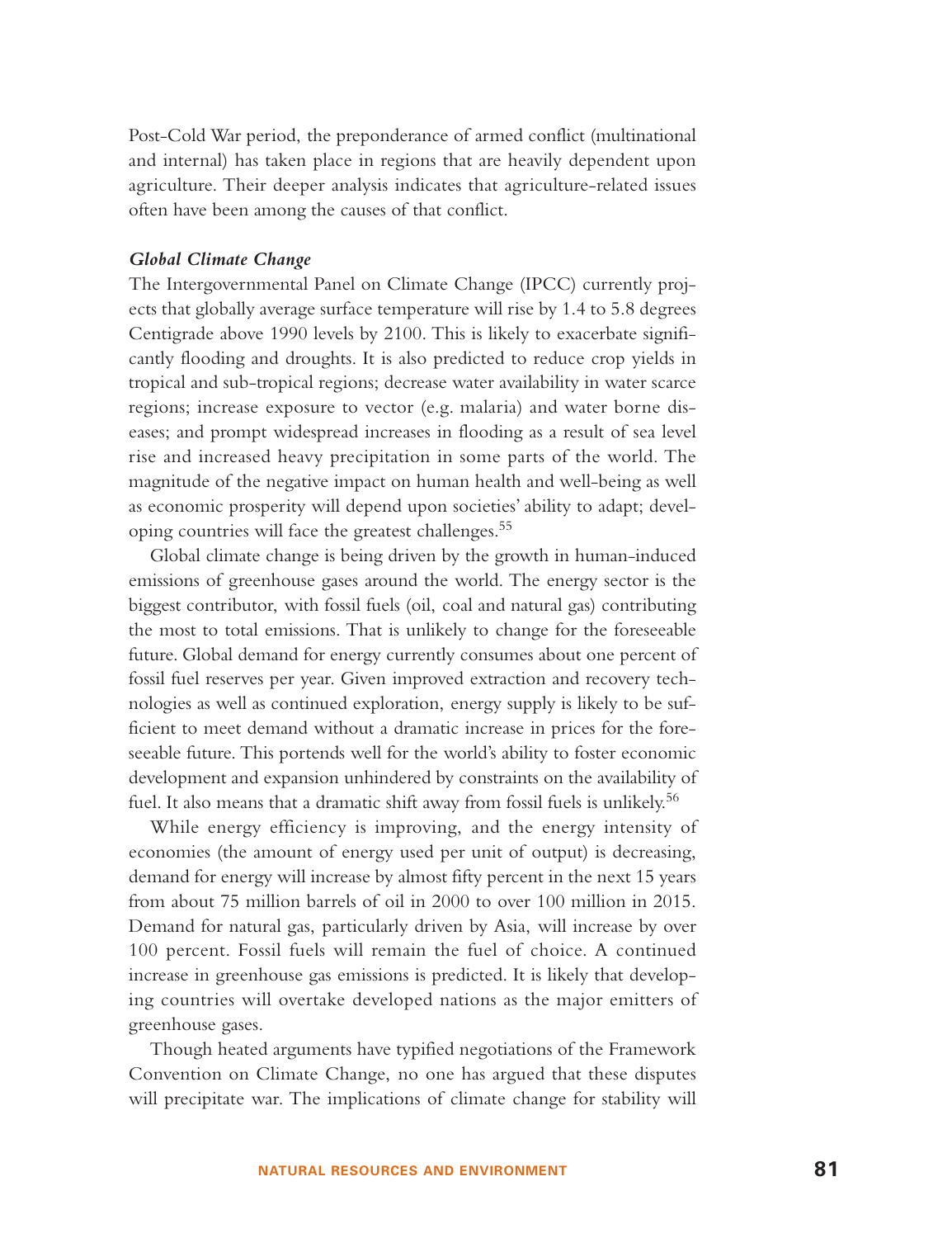Post-Cold War period, the preponderance of armed conflict (multinational and internal) has taken place in regions that are heavily dependent upon agriculture. Their deeper analysis indicates that agriculture-related issues often have been among the causes of that conflict.

### *Global Climate Change*

The Intergovernmental Panel on Climate Change (IPCC) currently projects that globally average surface temperature will rise by 1.4 to 5.8 degrees Centigrade above 1990 levels by 2100. This is likely to exacerbate significantly flooding and droughts. It is also predicted to reduce crop yields in tropical and sub-tropical regions; decrease water availability in water scarce regions; increase exposure to vector (e.g. malaria) and water borne diseases; and prompt widespread increases in flooding as a result of sea level rise and increased heavy precipitation in some parts of the world. The magnitude of the negative impact on human health and well-being as well as economic prosperity will depend upon societies' ability to adapt; developing countries will face the greatest challenges.[55]

Global climate change is being driven by the growth in human-induced emissions of greenhouse gases around the world. The energy sector is the biggest contributor, with fossil fuels (oil, coal and natural gas) contributing the most to total emissions. That is unlikely to change for the foreseeable future. Global demand for energy currently consumes about one percent of fossil fuel reserves per year. Given improved extraction and recovery technologies as well as continued exploration, energy supply is likely to be sufficient to meet demand without a dramatic increase in prices for the foreseeable future. This portends well for the world's ability to foster economic development and expansion unhindered by constraints on the availability of fuel. It also means that a dramatic shift away from fossil fuels is unlikely.[56]

While energy efficiency is improving, and the energy intensity of economies (the amount of energy used per unit of output) is decreasing, demand for energy will increase by almost fifty percent in the next 15 years from about 75 million barrels of oil in 2000 to over 100 million in 2015. Demand for natural gas, particularly driven by Asia, will increase by over 100 percent. Fossil fuels will remain the fuel of choice. A continued increase in greenhouse gas emissions is predicted. It is likely that developing countries will overtake developed nations as the major emitters of greenhouse gases.

Though heated arguments have typified negotiations of the Framework Convention on Climate Change, no one has argued that these disputes will precipitate war. The implications of climate change for stability will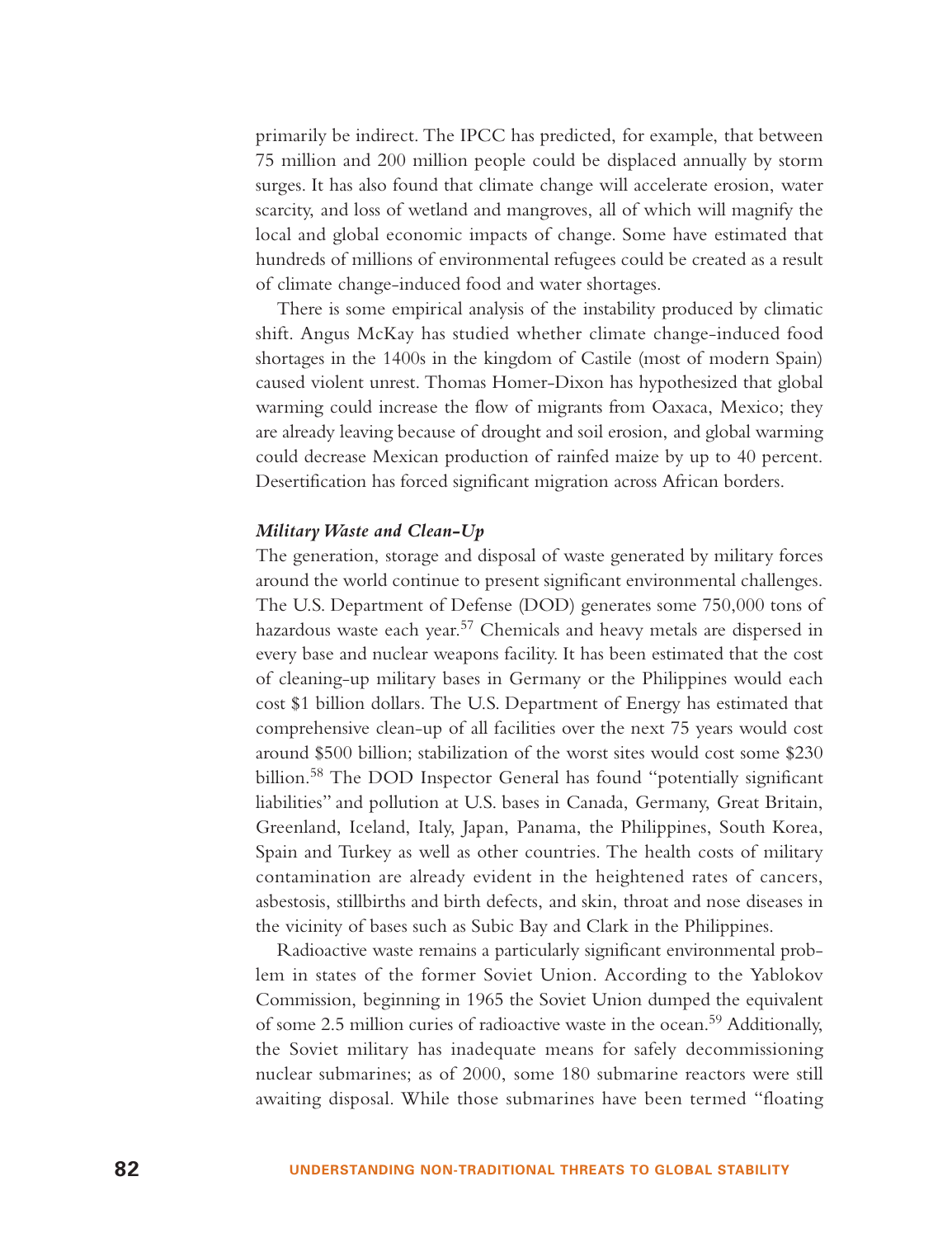primarily be indirect. The IPCC has predicted, for example, that between 75 million and 200 million people could be displaced annually by storm surges. It has also found that climate change will accelerate erosion, water scarcity, and loss of wetland and mangroves, all of which will magnify the local and global economic impacts of change. Some have estimated that hundreds of millions of environmental refugees could be created as a result of climate change-induced food and water shortages.

There is some empirical analysis of the instability produced by climatic shift. Angus McKay has studied whether climate change-induced food shortages in the 1400s in the kingdom of Castile (most of modern Spain) caused violent unrest. Thomas Homer-Dixon has hypothesized that global warming could increase the flow of migrants from Oaxaca, Mexico; they are already leaving because of drought and soil erosion, and global warming could decrease Mexican production of rainfed maize by up to 40 percent. Desertification has forced significant migration across African borders.

### *Military Waste and Clean-Up*

The generation, storage and disposal of waste generated by military forces around the world continue to present significant environmental challenges. The U.S. Department of Defense (DOD) generates some 750,000 tons of hazardous waste each year.[57] Chemicals and heavy metals are dispersed in every base and nuclear weapons facility. It has been estimated that the cost of cleaning-up military bases in Germany or the Philippines would each cost $1 billion dollars. The U.S. Department of Energy has estimated that comprehensive clean-up of all facilities over the next 75 years would cost around $500 billion; stabilization of the worst sites would cost some $230 billion.[58] The DOD Inspector General has found "potentially significant liabilities" and pollution at U.S. bases in Canada, Germany, Great Britain, Greenland, Iceland, Italy, Japan, Panama, the Philippines, South Korea, Spain and Turkey as well as other countries. The health costs of military contamination are already evident in the heightened rates of cancers, asbestosis, stillbirths and birth defects, and skin, throat and nose diseases in the vicinity of bases such as Subic Bay and Clark in the Philippines.

Radioactive waste remains a particularly significant environmental problem in states of the former Soviet Union. According to the Yablokov Commission, beginning in 1965 the Soviet Union dumped the equivalent of some 2.5 million curies of radioactive waste in the ocean.[59] Additionally, the Soviet military has inadequate means for safely decommissioning nuclear submarines; as of 2000, some 180 submarine reactors were still awaiting disposal. While those submarines have been termed "floating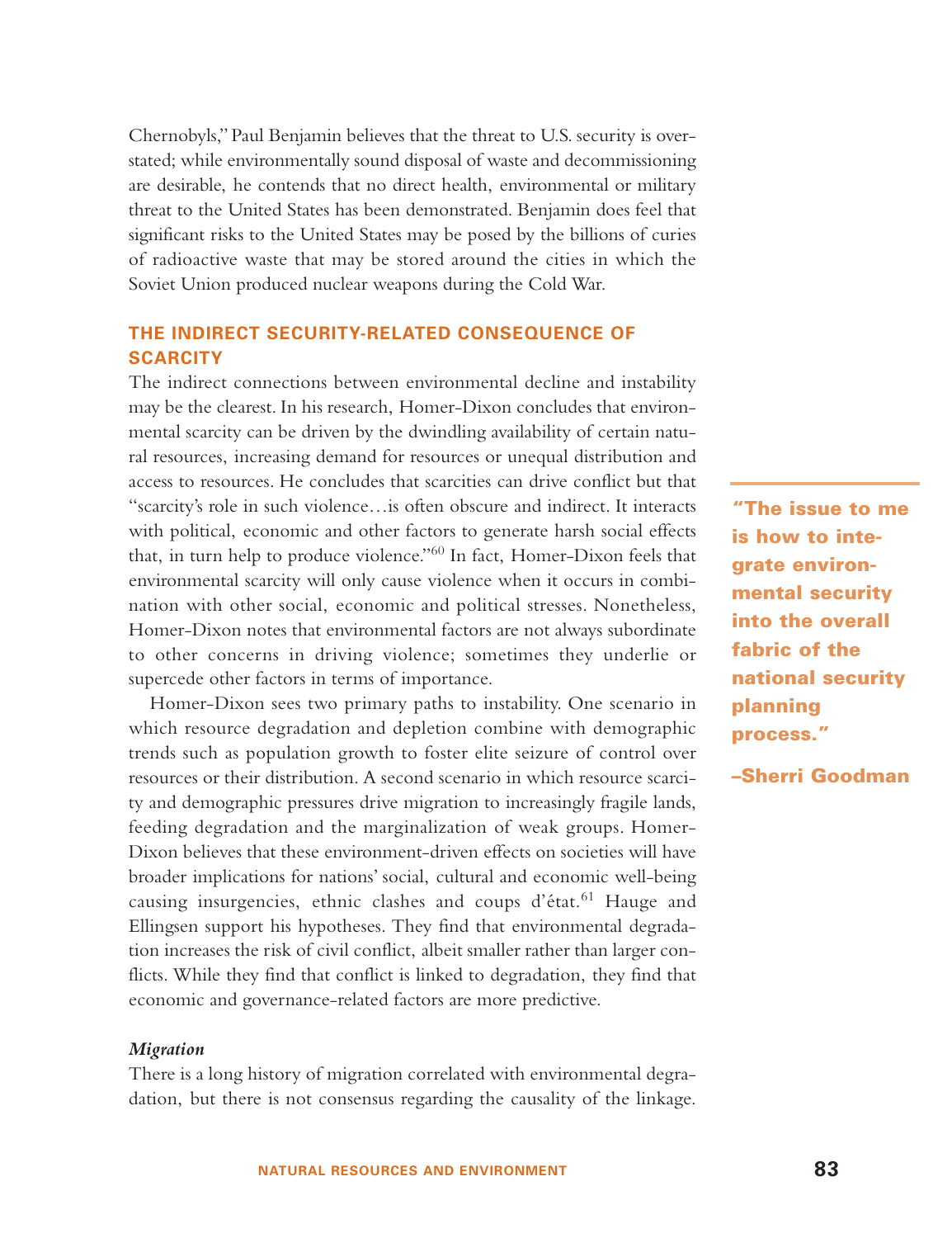Chernobyls," Paul Benjamin believes that the threat to U.S. security is overstated; while environmentally sound disposal of waste and decommissioning are desirable, he contends that no direct health, environmental or military threat to the United States has been demonstrated. Benjamin does feel that significant risks to the United States may be posed by the billions of curies of radioactive waste that may be stored around the cities in which the Soviet Union produced nuclear weapons during the Cold War.

## THE INDIRECT SECURITY-RELATED CONSEQUENCE OF SCARCITY

The indirect connections between environmental decline and instability may be the clearest. In his research, Homer-Dixon concludes that environmental scarcity can be driven by the dwindling availability of certain natural resources, increasing demand for resources or unequal distribution and access to resources. He concludes that scarcities can drive conflict but that "scarcity's role in such violence…is often obscure and indirect. It interacts with political, economic and other factors to generate harsh social effects that, in turn help to produce violence."[60] In fact, Homer-Dixon feels that environmental scarcity will only cause violence when it occurs in combination with other social, economic and political stresses. Nonetheless, Homer-Dixon notes that environmental factors are not always subordinate to other concerns in driving violence; sometimes they underlie or supercede other factors in terms of importance.

> **"The issue to me is how to integrate environmental security into the overall fabric of the national security planning process."**
>
> **–Sherri Goodman**

Homer-Dixon sees two primary paths to instability. One scenario in which resource degradation and depletion combine with demographic trends such as population growth to foster elite seizure of control over resources or their distribution. A second scenario in which resource scarcity and demographic pressures drive migration to increasingly fragile lands, feeding degradation and the marginalization of weak groups. Homer-Dixon believes that these environment-driven effects on societies will have broader implications for nations' social, cultural and economic well-being causing insurgencies, ethnic clashes and coups d'état.[61] Hauge and Ellingsen support his hypotheses. They find that environmental degradation increases the risk of civil conflict, albeit smaller rather than larger conflicts. While they find that conflict is linked to degradation, they find that economic and governance-related factors are more predictive.

### *Migration*

There is a long history of migration correlated with environmental degradation, but there is not consensus regarding the causality of the linkage.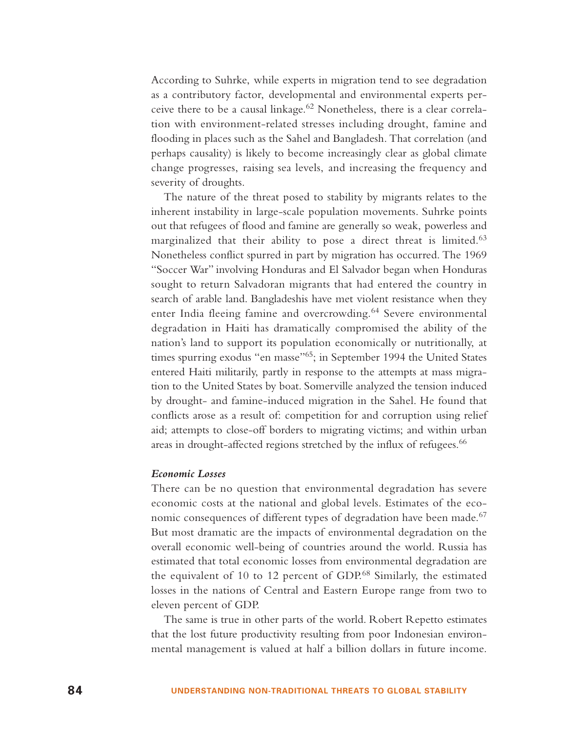According to Suhrke, while experts in migration tend to see degradation as a contributory factor, developmental and environmental experts perceive there to be a causal linkage.[62] Nonetheless, there is a clear correlation with environment-related stresses including drought, famine and flooding in places such as the Sahel and Bangladesh. That correlation (and perhaps causality) is likely to become increasingly clear as global climate change progresses, raising sea levels, and increasing the frequency and severity of droughts.

The nature of the threat posed to stability by migrants relates to the inherent instability in large-scale population movements. Suhrke points out that refugees of flood and famine are generally so weak, powerless and marginalized that their ability to pose a direct threat is limited.[63] Nonetheless conflict spurred in part by migration has occurred. The 1969 "Soccer War" involving Honduras and El Salvador began when Honduras sought to return Salvadoran migrants that had entered the country in search of arable land. Bangladeshis have met violent resistance when they enter India fleeing famine and overcrowding.[64] Severe environmental degradation in Haiti has dramatically compromised the ability of the nation's land to support its population economically or nutritionally, at times spurring exodus "en masse"[65]; in September 1994 the United States entered Haiti militarily, partly in response to the attempts at mass migration to the United States by boat. Somerville analyzed the tension induced by drought- and famine-induced migration in the Sahel. He found that conflicts arose as a result of: competition for and corruption using relief aid; attempts to close-off borders to migrating victims; and within urban areas in drought-affected regions stretched by the influx of refugees.[66]

***Economic Losses***

There can be no question that environmental degradation has severe economic costs at the national and global levels. Estimates of the economic consequences of different types of degradation have been made.[67] But most dramatic are the impacts of environmental degradation on the overall economic well-being of countries around the world. Russia has estimated that total economic losses from environmental degradation are the equivalent of 10 to 12 percent of GDP.[68] Similarly, the estimated losses in the nations of Central and Eastern Europe range from two to eleven percent of GDP.

The same is true in other parts of the world. Robert Repetto estimates that the lost future productivity resulting from poor Indonesian environmental management is valued at half a billion dollars in future income.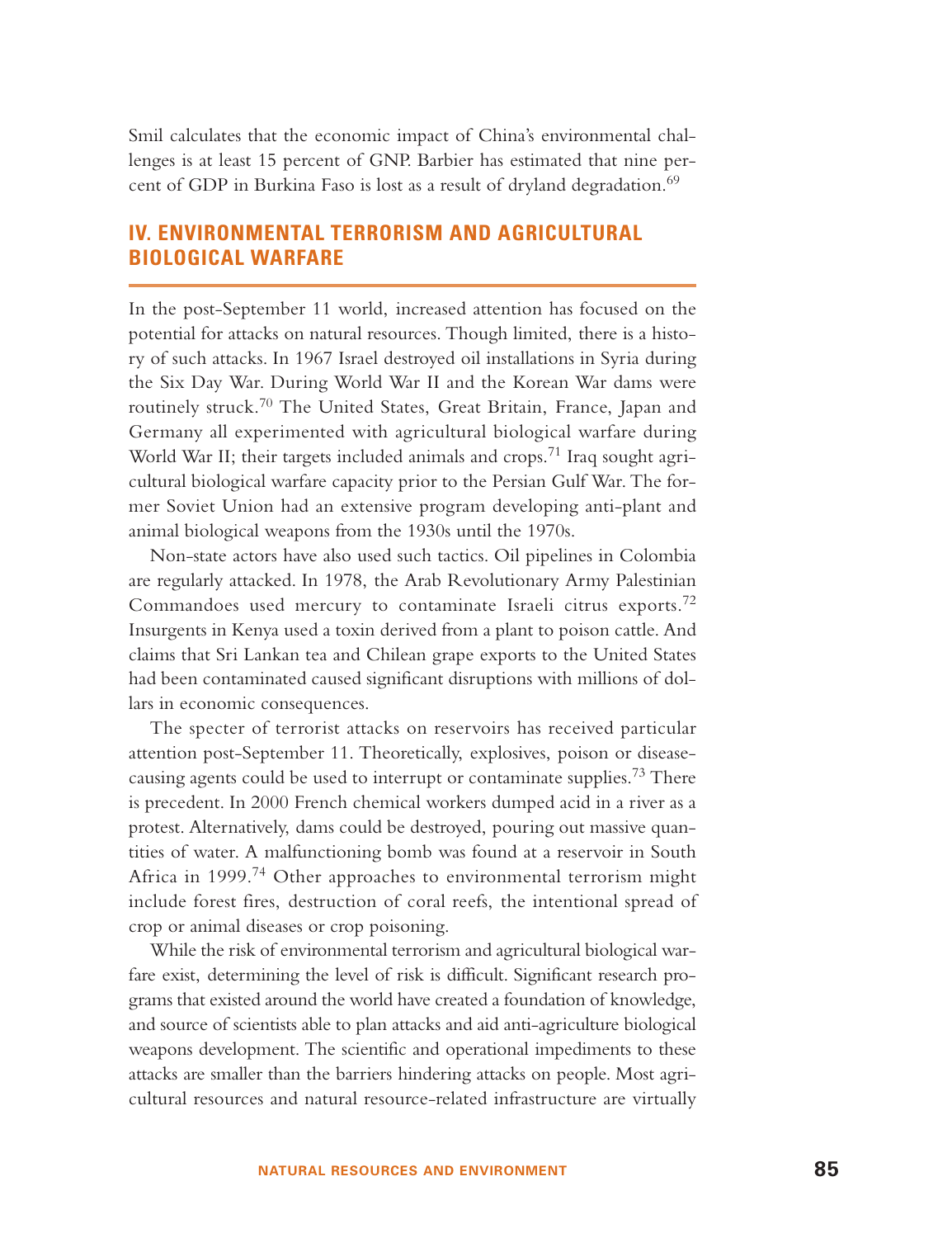Smil calculates that the economic impact of China's environmental challenges is at least 15 percent of GNP. Barbier has estimated that nine percent of GDP in Burkina Faso is lost as a result of dryland degradation.[69]

## IV. ENVIRONMENTAL TERRORISM AND AGRICULTURAL BIOLOGICAL WARFARE

In the post-September 11 world, increased attention has focused on the potential for attacks on natural resources. Though limited, there is a history of such attacks. In 1967 Israel destroyed oil installations in Syria during the Six Day War. During World War II and the Korean War dams were routinely struck.[70] The United States, Great Britain, France, Japan and Germany all experimented with agricultural biological warfare during World War II; their targets included animals and crops.[71] Iraq sought agricultural biological warfare capacity prior to the Persian Gulf War. The former Soviet Union had an extensive program developing anti-plant and animal biological weapons from the 1930s until the 1970s.

Non-state actors have also used such tactics. Oil pipelines in Colombia are regularly attacked. In 1978, the Arab Revolutionary Army Palestinian Commandoes used mercury to contaminate Israeli citrus exports.[72] Insurgents in Kenya used a toxin derived from a plant to poison cattle. And claims that Sri Lankan tea and Chilean grape exports to the United States had been contaminated caused significant disruptions with millions of dollars in economic consequences.

The specter of terrorist attacks on reservoirs has received particular attention post-September 11. Theoretically, explosives, poison or disease-causing agents could be used to interrupt or contaminate supplies.[73] There is precedent. In 2000 French chemical workers dumped acid in a river as a protest. Alternatively, dams could be destroyed, pouring out massive quantities of water. A malfunctioning bomb was found at a reservoir in South Africa in 1999.[74] Other approaches to environmental terrorism might include forest fires, destruction of coral reefs, the intentional spread of crop or animal diseases or crop poisoning.

While the risk of environmental terrorism and agricultural biological warfare exist, determining the level of risk is difficult. Significant research programs that existed around the world have created a foundation of knowledge, and source of scientists able to plan attacks and aid anti-agriculture biological weapons development. The scientific and operational impediments to these attacks are smaller than the barriers hindering attacks on people. Most agricultural resources and natural resource-related infrastructure are virtually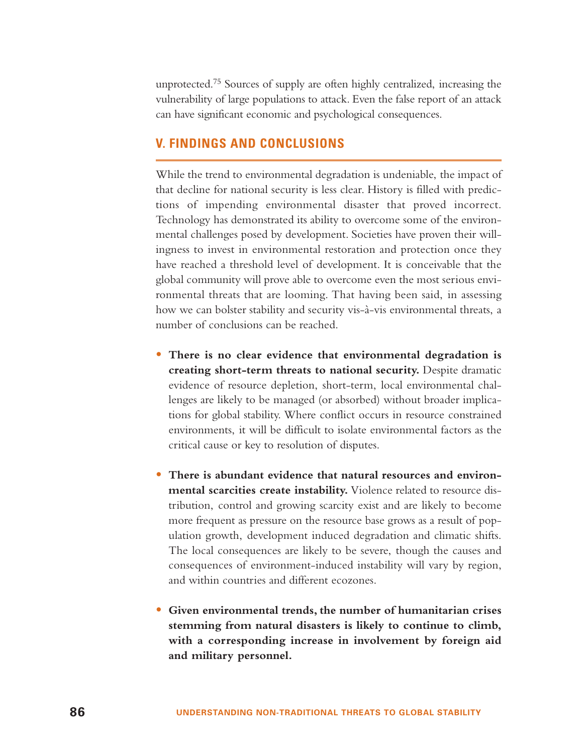unprotected.[75] Sources of supply are often highly centralized, increasing the vulnerability of large populations to attack. Even the false report of an attack can have significant economic and psychological consequences.

## V. FINDINGS AND CONCLUSIONS

While the trend to environmental degradation is undeniable, the impact of that decline for national security is less clear. History is filled with predictions of impending environmental disaster that proved incorrect. Technology has demonstrated its ability to overcome some of the environmental challenges posed by development. Societies have proven their willingness to invest in environmental restoration and protection once they have reached a threshold level of development. It is conceivable that the global community will prove able to overcome even the most serious environmental threats that are looming. That having been said, in assessing how we can bolster stability and security vis-à-vis environmental threats, a number of conclusions can be reached.

- **There is no clear evidence that environmental degradation is creating short-term threats to national security.** Despite dramatic evidence of resource depletion, short-term, local environmental challenges are likely to be managed (or absorbed) without broader implications for global stability. Where conflict occurs in resource constrained environments, it will be difficult to isolate environmental factors as the critical cause or key to resolution of disputes.

- **There is abundant evidence that natural resources and environmental scarcities create instability.** Violence related to resource distribution, control and growing scarcity exist and are likely to become more frequent as pressure on the resource base grows as a result of population growth, development induced degradation and climatic shifts. The local consequences are likely to be severe, though the causes and consequences of environment-induced instability will vary by region, and within countries and different ecozones.

- **Given environmental trends, the number of humanitarian crises stemming from natural disasters is likely to continue to climb, with a corresponding increase in involvement by foreign aid and military personnel.**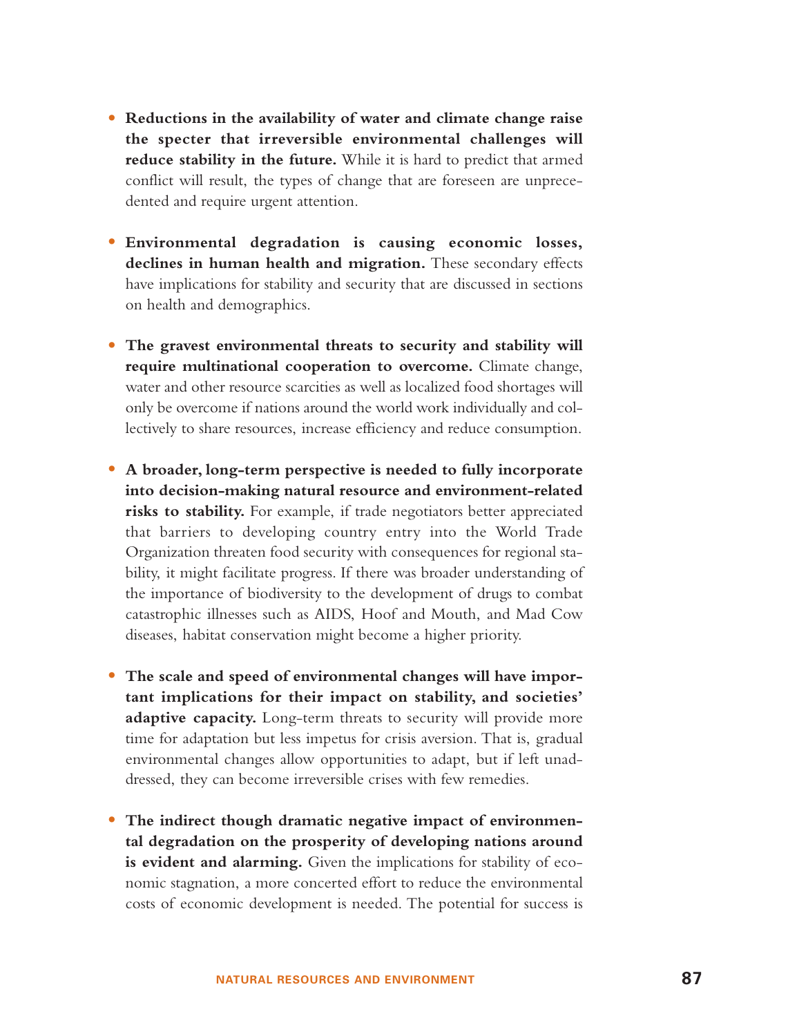- **Reductions in the availability of water and climate change raise the specter that irreversible environmental challenges will reduce stability in the future.** While it is hard to predict that armed conflict will result, the types of change that are foreseen are unprecedented and require urgent attention.

- **Environmental degradation is causing economic losses, declines in human health and migration.** These secondary effects have implications for stability and security that are discussed in sections on health and demographics.

- **The gravest environmental threats to security and stability will require multinational cooperation to overcome.** Climate change, water and other resource scarcities as well as localized food shortages will only be overcome if nations around the world work individually and collectively to share resources, increase efficiency and reduce consumption.

- **A broader, long-term perspective is needed to fully incorporate into decision-making natural resource and environment-related risks to stability.** For example, if trade negotiators better appreciated that barriers to developing country entry into the World Trade Organization threaten food security with consequences for regional stability, it might facilitate progress. If there was broader understanding of the importance of biodiversity to the development of drugs to combat catastrophic illnesses such as AIDS, Hoof and Mouth, and Mad Cow diseases, habitat conservation might become a higher priority.

- **The scale and speed of environmental changes will have important implications for their impact on stability, and societies' adaptive capacity.** Long-term threats to security will provide more time for adaptation but less impetus for crisis aversion. That is, gradual environmental changes allow opportunities to adapt, but if left unaddressed, they can become irreversible crises with few remedies.

- **The indirect though dramatic negative impact of environmental degradation on the prosperity of developing nations around is evident and alarming.** Given the implications for stability of economic stagnation, a more concerted effort to reduce the environmental costs of economic development is needed. The potential for success is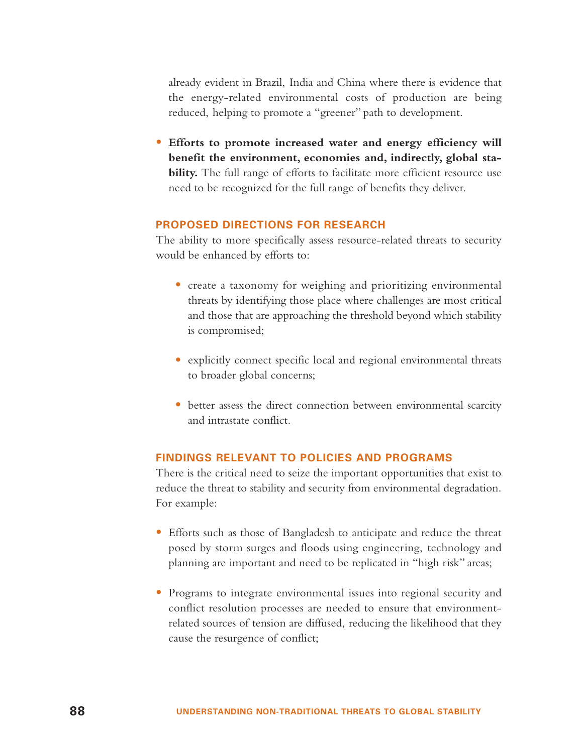already evident in Brazil, India and China where there is evidence that the energy-related environmental costs of production are being reduced, helping to promote a "greener" path to development.

- **Efforts to promote increased water and energy efficiency will benefit the environment, economies and, indirectly, global stability.** The full range of efforts to facilitate more efficient resource use need to be recognized for the full range of benefits they deliver.

### PROPOSED DIRECTIONS FOR RESEARCH

The ability to more specifically assess resource-related threats to security would be enhanced by efforts to:

- create a taxonomy for weighing and prioritizing environmental threats by identifying those place where challenges are most critical and those that are approaching the threshold beyond which stability is compromised;
- explicitly connect specific local and regional environmental threats to broader global concerns;
- better assess the direct connection between environmental scarcity and intrastate conflict.

### FINDINGS RELEVANT TO POLICIES AND PROGRAMS

There is the critical need to seize the important opportunities that exist to reduce the threat to stability and security from environmental degradation. For example:

- Efforts such as those of Bangladesh to anticipate and reduce the threat posed by storm surges and floods using engineering, technology and planning are important and need to be replicated in "high risk" areas;
- Programs to integrate environmental issues into regional security and conflict resolution processes are needed to ensure that environment-related sources of tension are diffused, reducing the likelihood that they cause the resurgence of conflict;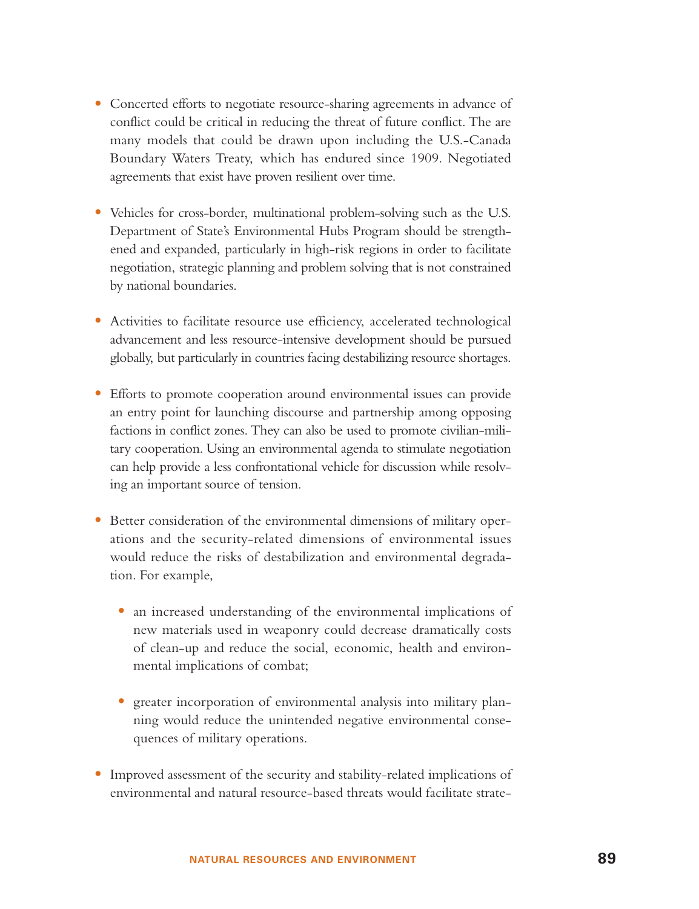- Concerted efforts to negotiate resource-sharing agreements in advance of conflict could be critical in reducing the threat of future conflict. The are many models that could be drawn upon including the U.S.-Canada Boundary Waters Treaty, which has endured since 1909. Negotiated agreements that exist have proven resilient over time.

- Vehicles for cross-border, multinational problem-solving such as the U.S. Department of State's Environmental Hubs Program should be strengthened and expanded, particularly in high-risk regions in order to facilitate negotiation, strategic planning and problem solving that is not constrained by national boundaries.

- Activities to facilitate resource use efficiency, accelerated technological advancement and less resource-intensive development should be pursued globally, but particularly in countries facing destabilizing resource shortages.

- Efforts to promote cooperation around environmental issues can provide an entry point for launching discourse and partnership among opposing factions in conflict zones. They can also be used to promote civilian-military cooperation. Using an environmental agenda to stimulate negotiation can help provide a less confrontational vehicle for discussion while resolving an important source of tension.

- Better consideration of the environmental dimensions of military operations and the security-related dimensions of environmental issues would reduce the risks of destabilization and environmental degradation. For example,

  - an increased understanding of the environmental implications of new materials used in weaponry could decrease dramatically costs of clean-up and reduce the social, economic, health and environmental implications of combat;

  - greater incorporation of environmental analysis into military planning would reduce the unintended negative environmental consequences of military operations.

- Improved assessment of the security and stability-related implications of environmental and natural resource-based threats would facilitate strate-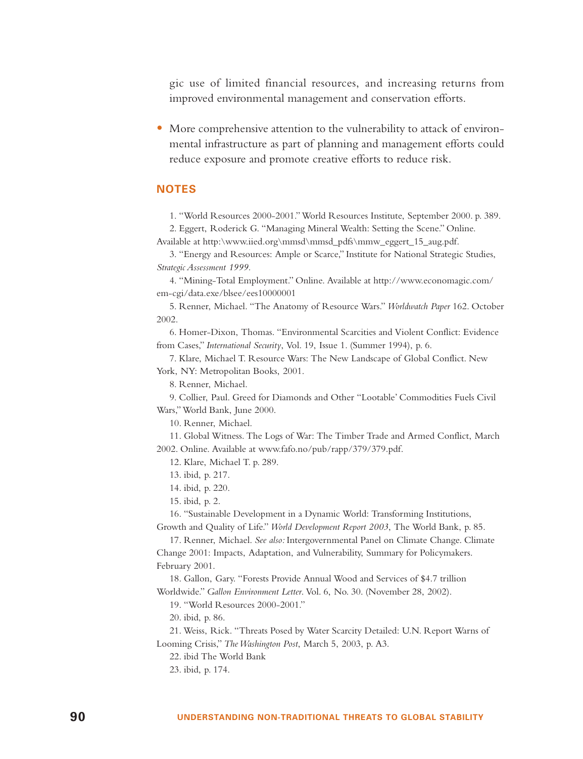gic use of limited financial resources, and increasing returns from improved environmental management and conservation efforts.

- More comprehensive attention to the vulnerability to attack of environmental infrastructure as part of planning and management efforts could reduce exposure and promote creative efforts to reduce risk.

## NOTES

1. "World Resources 2000-2001." World Resources Institute, September 2000. p. 389.
2. Eggert, Roderick G. "Managing Mineral Wealth: Setting the Scene." Online. Available at http:\www.iied.org\mmsd\mmsd_pdfs\mmw_eggert_15_aug.pdf.
3. "Energy and Resources: Ample or Scarce," Institute for National Strategic Studies, *Strategic Assessment 1999.*
4. "Mining-Total Employment." Online. Available at http://www.economagic.com/em-cgi/data.exe/blsee/ees10000001
5. Renner, Michael. "The Anatomy of Resource Wars." *Worldwatch Paper* 162. October 2002.
6. Homer-Dixon, Thomas. "Environmental Scarcities and Violent Conflict: Evidence from Cases," *International Security*, Vol. 19, Issue 1. (Summer 1994), p. 6.
7. Klare, Michael T. Resource Wars: The New Landscape of Global Conflict. New York, NY: Metropolitan Books, 2001.
8. Renner, Michael.
9. Collier, Paul. Greed for Diamonds and Other "Lootable' Commodities Fuels Civil Wars," World Bank, June 2000.
10. Renner, Michael.
11. Global Witness. The Logs of War: The Timber Trade and Armed Conflict, March 2002. Online. Available at www.fafo.no/pub/rapp/379/379.pdf.
12. Klare, Michael T. p. 289.
13. ibid, p. 217.
14. ibid, p. 220.
15. ibid, p. 2.
16. "Sustainable Development in a Dynamic World: Transforming Institutions, Growth and Quality of Life." *World Development Report 2003*, The World Bank, p. 85.
17. Renner, Michael. *See also:* Intergovernmental Panel on Climate Change. Climate Change 2001: Impacts, Adaptation, and Vulnerability, Summary for Policymakers. February 2001.
18. Gallon, Gary. "Forests Provide Annual Wood and Services of $4.7 trillion Worldwide." *Gallon Environment Letter*. Vol. 6, No. 30. (November 28, 2002).
19. "World Resources 2000-2001."
20. ibid, p. 86.
21. Weiss, Rick. "Threats Posed by Water Scarcity Detailed: U.N. Report Warns of Looming Crisis," *The Washington Post*, March 5, 2003, p. A3.
22. ibid The World Bank
23. ibid, p. 174.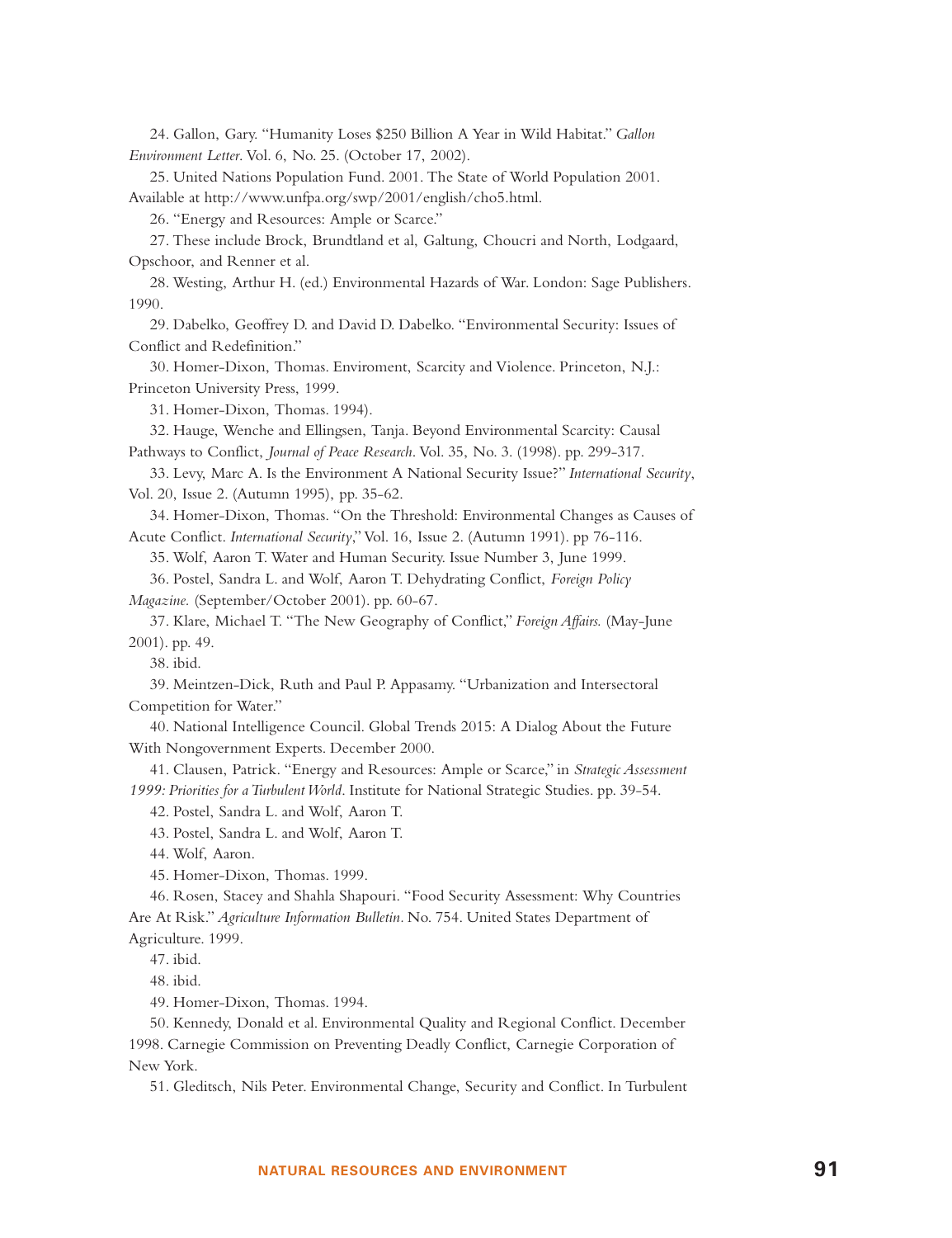24. Gallon, Gary. "Humanity Loses $250 Billion A Year in Wild Habitat." *Gallon Environment Letter*. Vol. 6, No. 25. (October 17, 2002).

25. United Nations Population Fund. 2001. The State of World Population 2001. Available at http://www.unfpa.org/swp/2001/english/ch05.html.

26. "Energy and Resources: Ample or Scarce."

27. These include Brock, Brundtland et al, Galtung, Choucri and North, Lodgaard, Opschoor, and Renner et al.

28. Westing, Arthur H. (ed.) Environmental Hazards of War. London: Sage Publishers. 1990.

29. Dabelko, Geoffrey D. and David D. Dabelko. "Environmental Security: Issues of Conflict and Redefinition."

30. Homer-Dixon, Thomas. Enviroment, Scarcity and Violence. Princeton, N.J.: Princeton University Press, 1999.

31. Homer-Dixon, Thomas. 1994).

32. Hauge, Wenche and Ellingsen, Tanja. Beyond Environmental Scarcity: Causal Pathways to Conflict, *Journal of Peace Research*. Vol. 35, No. 3. (1998). pp. 299-317.

33. Levy, Marc A. Is the Environment A National Security Issue?" *International Security*, Vol. 20, Issue 2. (Autumn 1995), pp. 35-62.

34. Homer-Dixon, Thomas. "On the Threshold: Environmental Changes as Causes of Acute Conflict. *International Security*," Vol. 16, Issue 2. (Autumn 1991). pp 76-116.

35. Wolf, Aaron T. Water and Human Security. Issue Number 3, June 1999.

36. Postel, Sandra L. and Wolf, Aaron T. Dehydrating Conflict, *Foreign Policy Magazine*. (September/October 2001). pp. 60-67.

37. Klare, Michael T. "The New Geography of Conflict," *Foreign Affairs*. (May-June 2001). pp. 49.

38. ibid.

39. Meintzen-Dick, Ruth and Paul P. Appasamy. "Urbanization and Intersectoral Competition for Water."

40. National Intelligence Council. Global Trends 2015: A Dialog About the Future With Nongovernment Experts. December 2000.

41. Clausen, Patrick. "Energy and Resources: Ample or Scarce," in *Strategic Assessment 1999: Priorities for a Turbulent World*. Institute for National Strategic Studies. pp. 39-54.

42. Postel, Sandra L. and Wolf, Aaron T.

43. Postel, Sandra L. and Wolf, Aaron T.

44. Wolf, Aaron.

45. Homer-Dixon, Thomas. 1999.

46. Rosen, Stacey and Shahla Shapouri. "Food Security Assessment: Why Countries Are At Risk." *Agriculture Information Bulletin*. No. 754. United States Department of Agriculture. 1999.

47. ibid.

48. ibid.

49. Homer-Dixon, Thomas. 1994.

50. Kennedy, Donald et al. Environmental Quality and Regional Conflict. December 1998. Carnegie Commission on Preventing Deadly Conflict, Carnegie Corporation of New York.

51. Gleditsch, Nils Peter. Environmental Change, Security and Conflict. In Turbulent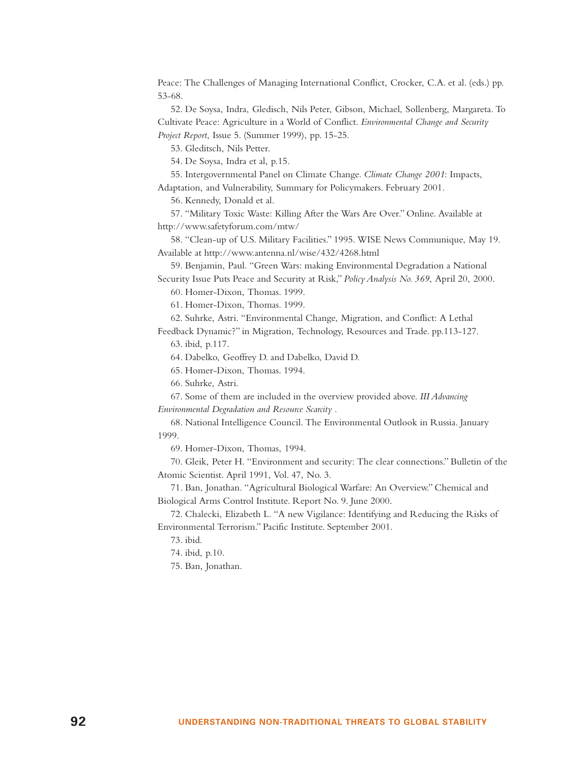Peace: The Challenges of Managing International Conflict, Crocker, C.A. et al. (eds.) pp. 53-68.

52. De Soysa, Indra, Gledisch, Nils Peter, Gibson, Michael, Sollenberg, Margareta. To Cultivate Peace: Agriculture in a World of Conflict. *Environmental Change and Security Project Report*, Issue 5. (Summer 1999), pp. 15-25.

53. Gleditsch, Nils Petter.

54. De Soysa, Indra et al, p.15.

55. Intergovernmental Panel on Climate Change. *Climate Change 2001*: Impacts, Adaptation, and Vulnerability, Summary for Policymakers. February 2001.

56. Kennedy, Donald et al.

57. "Military Toxic Waste: Killing After the Wars Are Over." Online. Available at http://www.safetyforum.com/mtw/

58. "Clean-up of U.S. Military Facilities." 1995. WISE News Communique, May 19. Available at http://www.antenna.nl/wise/432/4268.html

59. Benjamin, Paul. "Green Wars: making Environmental Degradation a National Security Issue Puts Peace and Security at Risk," *Policy Analysis No. 369*, April 20, 2000.

60. Homer-Dixon, Thomas. 1999.

61. Homer-Dixon, Thomas. 1999.

62. Suhrke, Astri. "Environmental Change, Migration, and Conflict: A Lethal Feedback Dynamic?" in Migration, Technology, Resources and Trade. pp.113-127.

63. ibid, p.117.

64. Dabelko, Geoffrey D. and Dabelko, David D.

65. Homer-Dixon, Thomas. 1994.

66. Suhrke, Astri.

67. Some of them are included in the overview provided above. *III Advancing Environmental Degradation and Resource Scarcity* .

68. National Intelligence Council. The Environmental Outlook in Russia. January 1999.

69. Homer-Dixon, Thomas, 1994.

70. Gleik, Peter H. "Environment and security: The clear connections." Bulletin of the Atomic Scientist. April 1991, Vol. 47, No. 3.

71. Ban, Jonathan. "Agricultural Biological Warfare: An Overview." Chemical and Biological Arms Control Institute. Report No. 9. June 2000.

72. Chalecki, Elizabeth L. "A new Vigilance: Identifying and Reducing the Risks of Environmental Terrorism." Pacific Institute. September 2001.

73. ibid.

74. ibid, p.10.

75. Ban, Jonathan.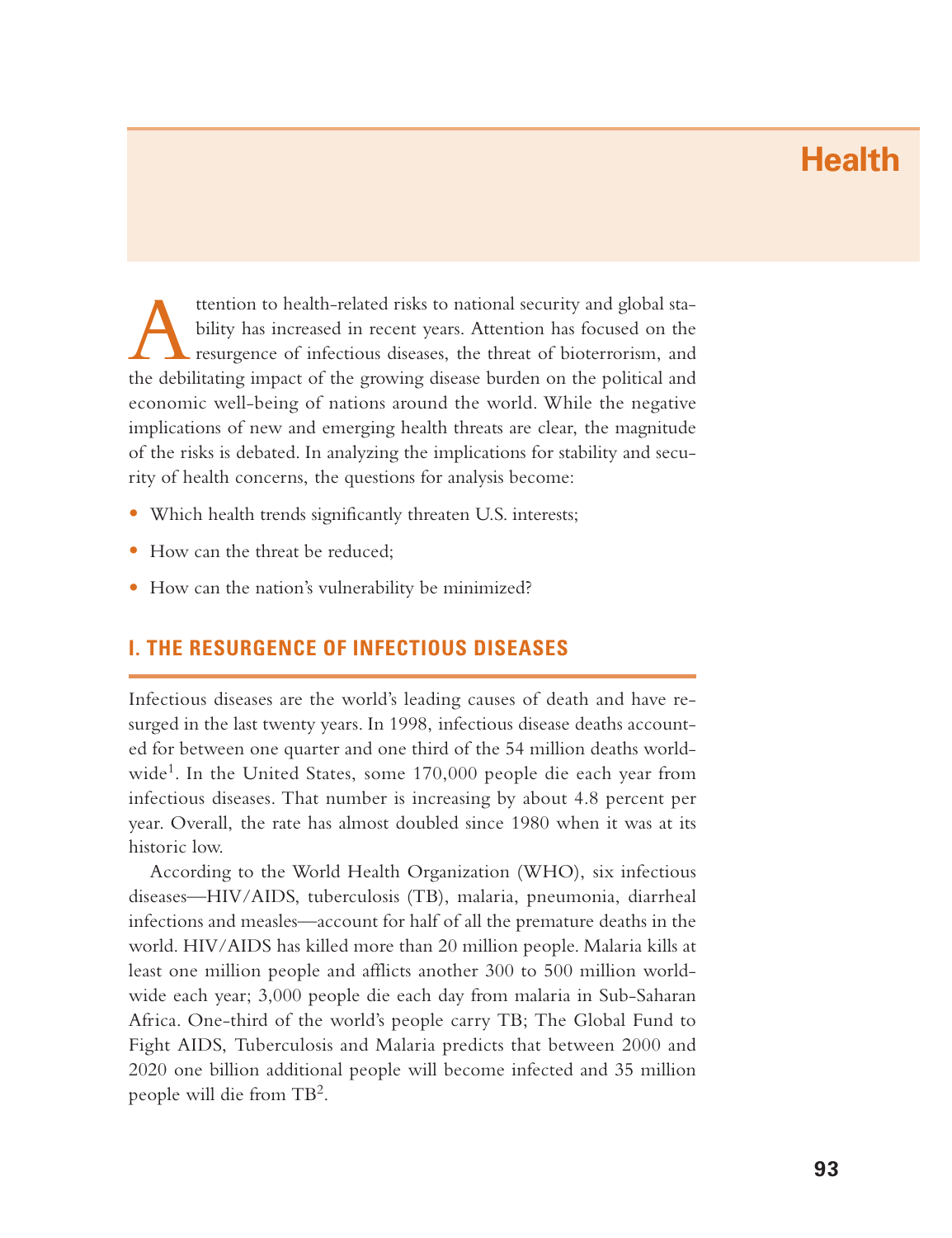# Health

Attention to health-related risks to national security and global stability has increased in recent years. Attention has focused on the resurgence of infectious diseases, the threat of bioterrorism, and the debilitating impact of the growing disease burden on the political and economic well-being of nations around the world. While the negative implications of new and emerging health threats are clear, the magnitude of the risks is debated. In analyzing the implications for stability and security of health concerns, the questions for analysis become:

- Which health trends significantly threaten U.S. interests;
- How can the threat be reduced;
- How can the nation's vulnerability be minimized?

## I. THE RESURGENCE OF INFECTIOUS DISEASES

Infectious diseases are the world's leading causes of death and have resurged in the last twenty years. In 1998, infectious disease deaths accounted for between one quarter and one third of the 54 million deaths worldwide[1]. In the United States, some 170,000 people die each year from infectious diseases. That number is increasing by about 4.8 percent per year. Overall, the rate has almost doubled since 1980 when it was at its historic low.

According to the World Health Organization (WHO), six infectious diseases—HIV/AIDS, tuberculosis (TB), malaria, pneumonia, diarrheal infections and measles—account for half of all the premature deaths in the world. HIV/AIDS has killed more than 20 million people. Malaria kills at least one million people and afflicts another 300 to 500 million worldwide each year; 3,000 people die each day from malaria in Sub-Saharan Africa. One-third of the world's people carry TB; The Global Fund to Fight AIDS, Tuberculosis and Malaria predicts that between 2000 and 2020 one billion additional people will become infected and 35 million people will die from TB[2].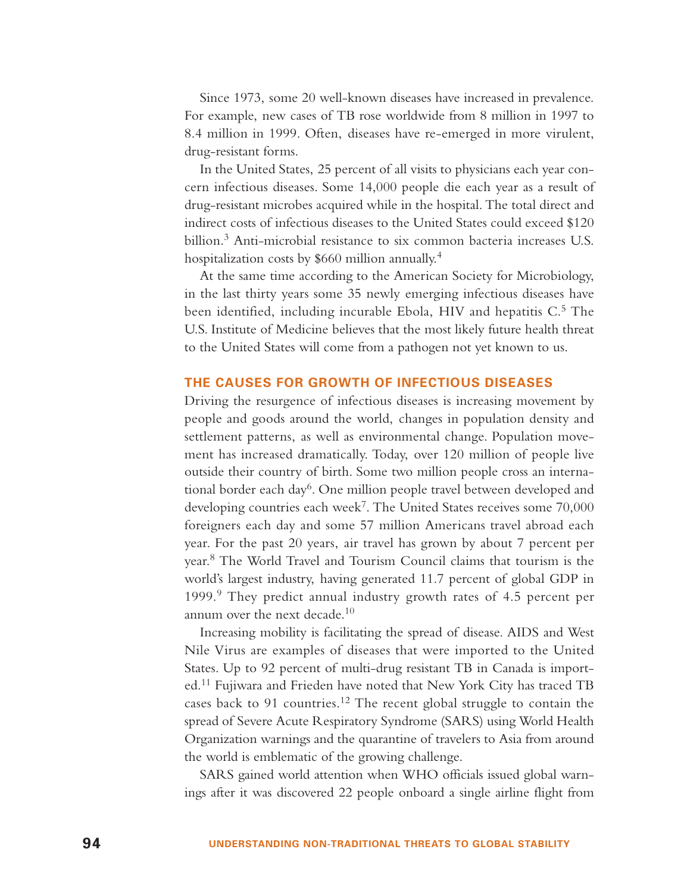Since 1973, some 20 well-known diseases have increased in prevalence. For example, new cases of TB rose worldwide from 8 million in 1997 to 8.4 million in 1999. Often, diseases have re-emerged in more virulent, drug-resistant forms.

In the United States, 25 percent of all visits to physicians each year concern infectious diseases. Some 14,000 people die each year as a result of drug-resistant microbes acquired while in the hospital. The total direct and indirect costs of infectious diseases to the United States could exceed $120 billion.[3] Anti-microbial resistance to six common bacteria increases U.S. hospitalization costs by $660 million annually.[4]

At the same time according to the American Society for Microbiology, in the last thirty years some 35 newly emerging infectious diseases have been identified, including incurable Ebola, HIV and hepatitis C.[5] The U.S. Institute of Medicine believes that the most likely future health threat to the United States will come from a pathogen not yet known to us.

## THE CAUSES FOR GROWTH OF INFECTIOUS DISEASES

Driving the resurgence of infectious diseases is increasing movement by people and goods around the world, changes in population density and settlement patterns, as well as environmental change. Population movement has increased dramatically. Today, over 120 million of people live outside their country of birth. Some two million people cross an international border each day[6]. One million people travel between developed and developing countries each week[7]. The United States receives some 70,000 foreigners each day and some 57 million Americans travel abroad each year. For the past 20 years, air travel has grown by about 7 percent per year.[8] The World Travel and Tourism Council claims that tourism is the world's largest industry, having generated 11.7 percent of global GDP in 1999.[9] They predict annual industry growth rates of 4.5 percent per annum over the next decade.[10]

Increasing mobility is facilitating the spread of disease. AIDS and West Nile Virus are examples of diseases that were imported to the United States. Up to 92 percent of multi-drug resistant TB in Canada is imported.[11] Fujiwara and Frieden have noted that New York City has traced TB cases back to 91 countries.[12] The recent global struggle to contain the spread of Severe Acute Respiratory Syndrome (SARS) using World Health Organization warnings and the quarantine of travelers to Asia from around the world is emblematic of the growing challenge.

SARS gained world attention when WHO officials issued global warnings after it was discovered 22 people onboard a single airline flight from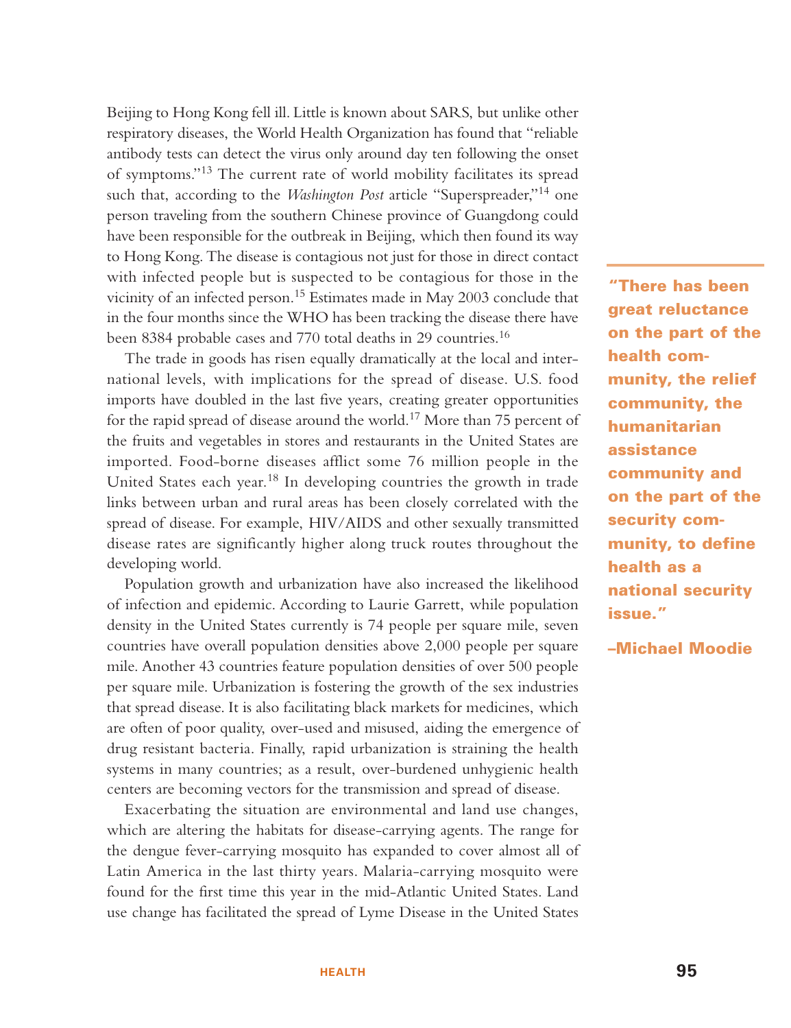Beijing to Hong Kong fell ill. Little is known about SARS, but unlike other respiratory diseases, the World Health Organization has found that "reliable antibody tests can detect the virus only around day ten following the onset of symptoms."[13] The current rate of world mobility facilitates its spread such that, according to the *Washington Post* article "Superspreader,"[14] one person traveling from the southern Chinese province of Guangdong could have been responsible for the outbreak in Beijing, which then found its way to Hong Kong. The disease is contagious not just for those in direct contact with infected people but is suspected to be contagious for those in the vicinity of an infected person.[15] Estimates made in May 2003 conclude that in the four months since the WHO has been tracking the disease there have been 8384 probable cases and 770 total deaths in 29 countries.[16]

The trade in goods has risen equally dramatically at the local and international levels, with implications for the spread of disease. U.S. food imports have doubled in the last five years, creating greater opportunities for the rapid spread of disease around the world.[17] More than 75 percent of the fruits and vegetables in stores and restaurants in the United States are imported. Food-borne diseases afflict some 76 million people in the United States each year.[18] In developing countries the growth in trade links between urban and rural areas has been closely correlated with the spread of disease. For example, HIV/AIDS and other sexually transmitted disease rates are significantly higher along truck routes throughout the developing world.

Population growth and urbanization have also increased the likelihood of infection and epidemic. According to Laurie Garrett, while population density in the United States currently is 74 people per square mile, seven countries have overall population densities above 2,000 people per square mile. Another 43 countries feature population densities of over 500 people per square mile. Urbanization is fostering the growth of the sex industries that spread disease. It is also facilitating black markets for medicines, which are often of poor quality, over-used and misused, aiding the emergence of drug resistant bacteria. Finally, rapid urbanization is straining the health systems in many countries; as a result, over-burdened unhygienic health centers are becoming vectors for the transmission and spread of disease.

Exacerbating the situation are environmental and land use changes, which are altering the habitats for disease-carrying agents. The range for the dengue fever-carrying mosquito has expanded to cover almost all of Latin America in the last thirty years. Malaria-carrying mosquito were found for the first time this year in the mid-Atlantic United States. Land use change has facilitated the spread of Lyme Disease in the United States

> **"There has been great reluctance on the part of the health community, the relief community, the humanitarian assistance community and on the part of the security community, to define health as a national security issue."**
>
> **–Michael Moodie**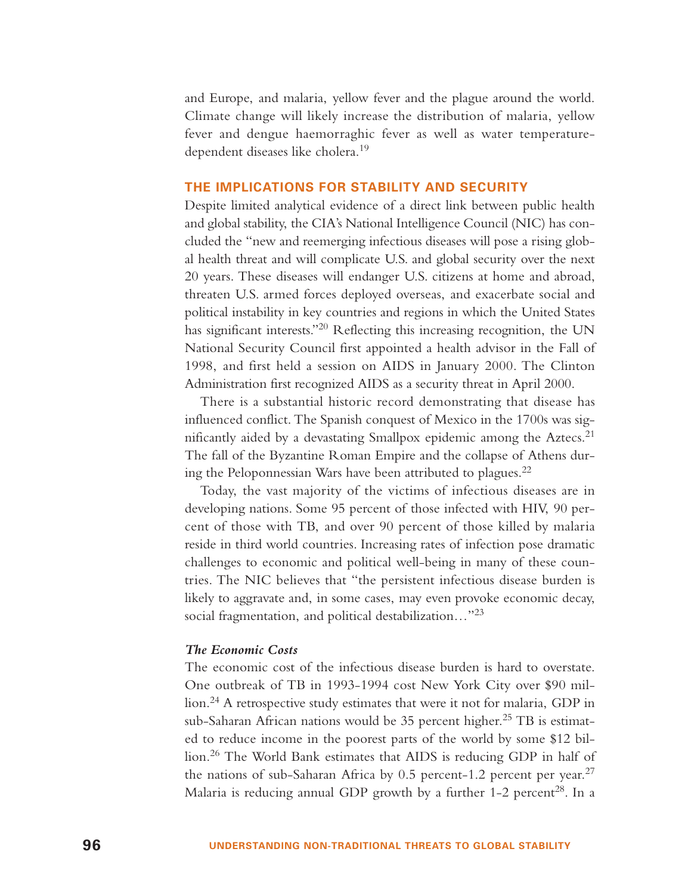and Europe, and malaria, yellow fever and the plague around the world. Climate change will likely increase the distribution of malaria, yellow fever and dengue haemorraghic fever as well as water temperature-dependent diseases like cholera.[19]

## THE IMPLICATIONS FOR STABILITY AND SECURITY

Despite limited analytical evidence of a direct link between public health and global stability, the CIA's National Intelligence Council (NIC) has concluded the "new and reemerging infectious diseases will pose a rising global health threat and will complicate U.S. and global security over the next 20 years. These diseases will endanger U.S. citizens at home and abroad, threaten U.S. armed forces deployed overseas, and exacerbate social and political instability in key countries and regions in which the United States has significant interests."[20] Reflecting this increasing recognition, the UN National Security Council first appointed a health advisor in the Fall of 1998, and first held a session on AIDS in January 2000. The Clinton Administration first recognized AIDS as a security threat in April 2000.

There is a substantial historic record demonstrating that disease has influenced conflict. The Spanish conquest of Mexico in the 1700s was significantly aided by a devastating Smallpox epidemic among the Aztecs.[21] The fall of the Byzantine Roman Empire and the collapse of Athens during the Peloponnessian Wars have been attributed to plagues.[22]

Today, the vast majority of the victims of infectious diseases are in developing nations. Some 95 percent of those infected with HIV, 90 percent of those with TB, and over 90 percent of those killed by malaria reside in third world countries. Increasing rates of infection pose dramatic challenges to economic and political well-being in many of these countries. The NIC believes that "the persistent infectious disease burden is likely to aggravate and, in some cases, may even provoke economic decay, social fragmentation, and political destabilization…"[23]

### *The Economic Costs*

The economic cost of the infectious disease burden is hard to overstate. One outbreak of TB in 1993-1994 cost New York City over $90 million.[24] A retrospective study estimates that were it not for malaria, GDP in sub-Saharan African nations would be 35 percent higher.[25] TB is estimated to reduce income in the poorest parts of the world by some $12 billion.[26] The World Bank estimates that AIDS is reducing GDP in half of the nations of sub-Saharan Africa by 0.5 percent-1.2 percent per year.[27] Malaria is reducing annual GDP growth by a further 1-2 percent[28]. In a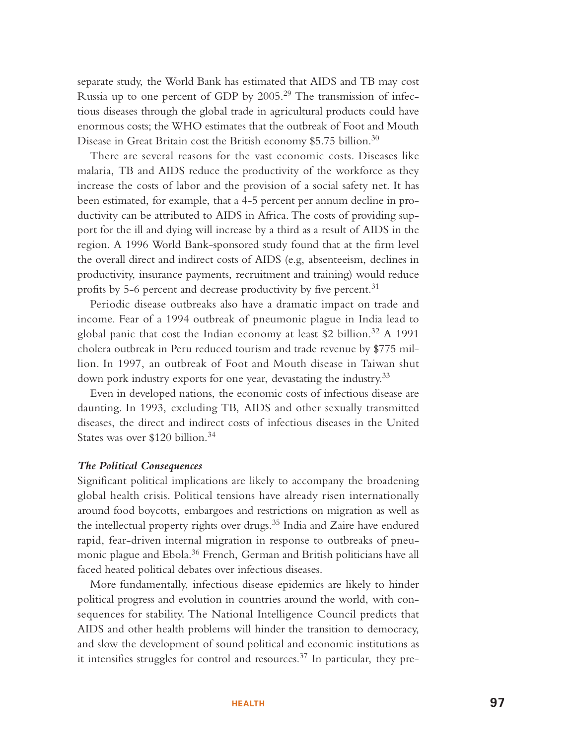separate study, the World Bank has estimated that AIDS and TB may cost Russia up to one percent of GDP by 2005.[29] The transmission of infectious diseases through the global trade in agricultural products could have enormous costs; the WHO estimates that the outbreak of Foot and Mouth Disease in Great Britain cost the British economy $5.75 billion.[30]

There are several reasons for the vast economic costs. Diseases like malaria, TB and AIDS reduce the productivity of the workforce as they increase the costs of labor and the provision of a social safety net. It has been estimated, for example, that a 4-5 percent per annum decline in productivity can be attributed to AIDS in Africa. The costs of providing support for the ill and dying will increase by a third as a result of AIDS in the region. A 1996 World Bank-sponsored study found that at the firm level the overall direct and indirect costs of AIDS (e.g, absenteeism, declines in productivity, insurance payments, recruitment and training) would reduce profits by 5-6 percent and decrease productivity by five percent.[31]

Periodic disease outbreaks also have a dramatic impact on trade and income. Fear of a 1994 outbreak of pneumonic plague in India lead to global panic that cost the Indian economy at least $2 billion.[32] A 1991 cholera outbreak in Peru reduced tourism and trade revenue by $775 million. In 1997, an outbreak of Foot and Mouth disease in Taiwan shut down pork industry exports for one year, devastating the industry.[33]

Even in developed nations, the economic costs of infectious disease are daunting. In 1993, excluding TB, AIDS and other sexually transmitted diseases, the direct and indirect costs of infectious diseases in the United States was over $120 billion.[34]

### *The Political Consequences*

Significant political implications are likely to accompany the broadening global health crisis. Political tensions have already risen internationally around food boycotts, embargoes and restrictions on migration as well as the intellectual property rights over drugs.[35] India and Zaire have endured rapid, fear-driven internal migration in response to outbreaks of pneumonic plague and Ebola.[36] French, German and British politicians have all faced heated political debates over infectious diseases.

More fundamentally, infectious disease epidemics are likely to hinder political progress and evolution in countries around the world, with consequences for stability. The National Intelligence Council predicts that AIDS and other health problems will hinder the transition to democracy, and slow the development of sound political and economic institutions as it intensifies struggles for control and resources.[37] In particular, they pre-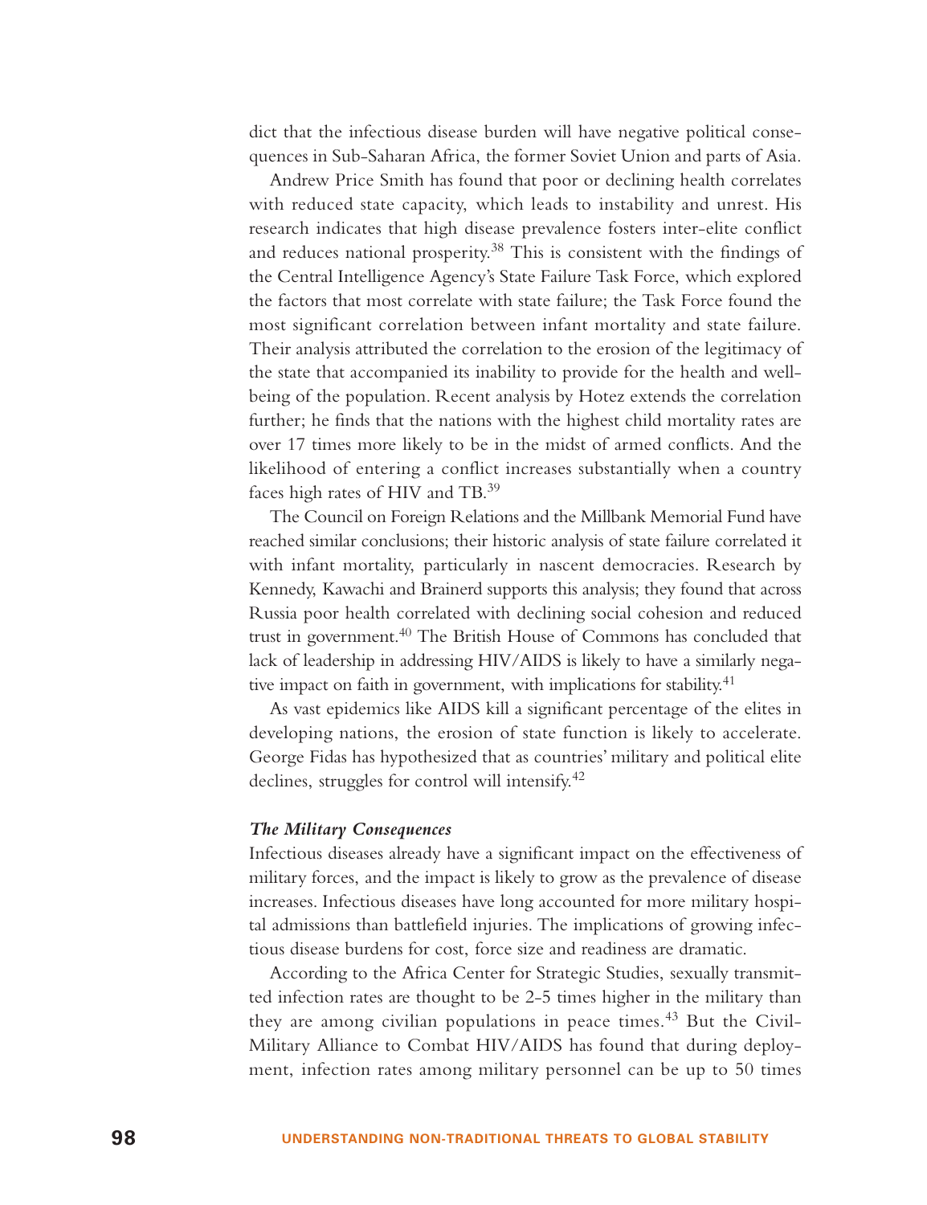dict that the infectious disease burden will have negative political consequences in Sub-Saharan Africa, the former Soviet Union and parts of Asia.

Andrew Price Smith has found that poor or declining health correlates with reduced state capacity, which leads to instability and unrest. His research indicates that high disease prevalence fosters inter-elite conflict and reduces national prosperity.[38] This is consistent with the findings of the Central Intelligence Agency's State Failure Task Force, which explored the factors that most correlate with state failure; the Task Force found the most significant correlation between infant mortality and state failure. Their analysis attributed the correlation to the erosion of the legitimacy of the state that accompanied its inability to provide for the health and well-being of the population. Recent analysis by Hotez extends the correlation further; he finds that the nations with the highest child mortality rates are over 17 times more likely to be in the midst of armed conflicts. And the likelihood of entering a conflict increases substantially when a country faces high rates of HIV and TB.[39]

The Council on Foreign Relations and the Millbank Memorial Fund have reached similar conclusions; their historic analysis of state failure correlated it with infant mortality, particularly in nascent democracies. Research by Kennedy, Kawachi and Brainerd supports this analysis; they found that across Russia poor health correlated with declining social cohesion and reduced trust in government.[40] The British House of Commons has concluded that lack of leadership in addressing HIV/AIDS is likely to have a similarly negative impact on faith in government, with implications for stability.[41]

As vast epidemics like AIDS kill a significant percentage of the elites in developing nations, the erosion of state function is likely to accelerate. George Fidas has hypothesized that as countries' military and political elite declines, struggles for control will intensify.[42]

### *The Military Consequences*

Infectious diseases already have a significant impact on the effectiveness of military forces, and the impact is likely to grow as the prevalence of disease increases. Infectious diseases have long accounted for more military hospital admissions than battlefield injuries. The implications of growing infectious disease burdens for cost, force size and readiness are dramatic.

According to the Africa Center for Strategic Studies, sexually transmitted infection rates are thought to be 2-5 times higher in the military than they are among civilian populations in peace times.[43] But the Civil-Military Alliance to Combat HIV/AIDS has found that during deployment, infection rates among military personnel can be up to 50 times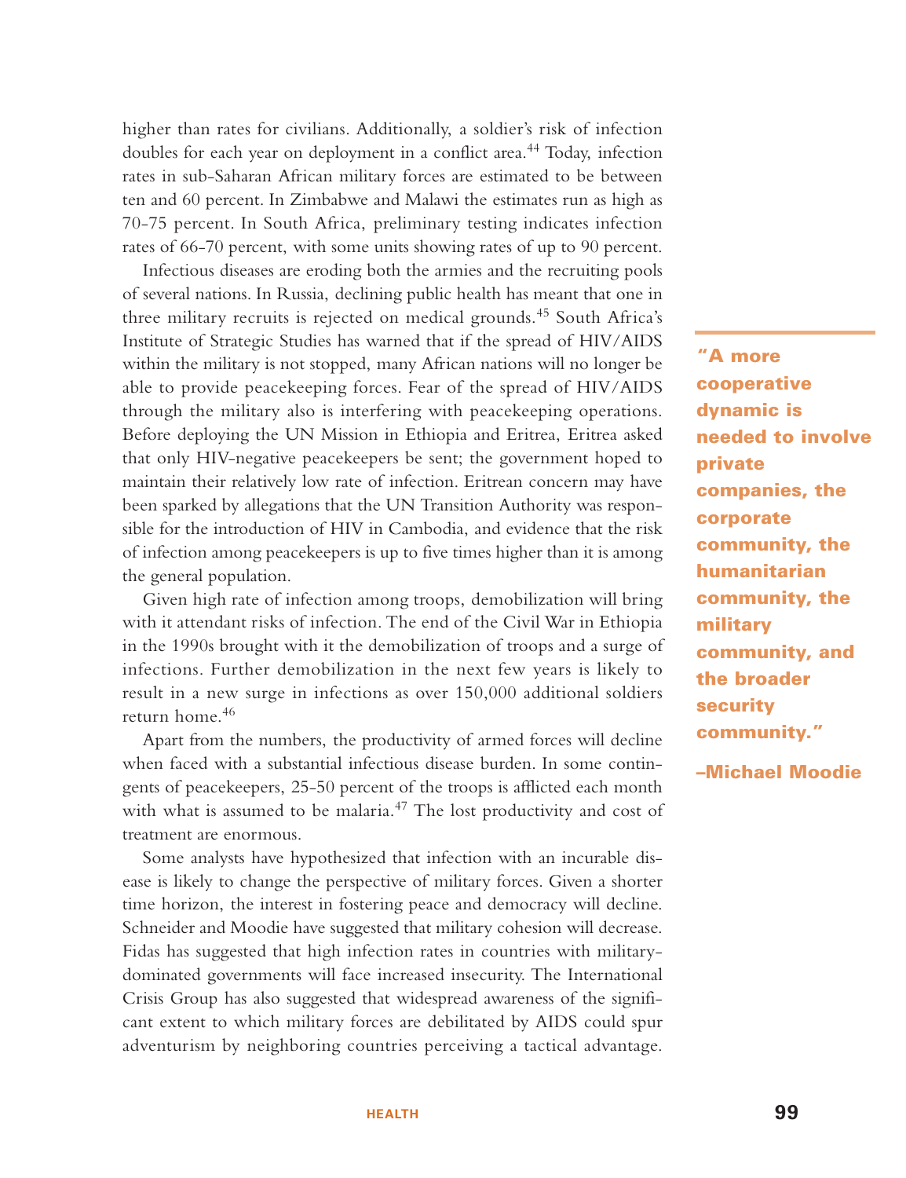higher than rates for civilians. Additionally, a soldier's risk of infection doubles for each year on deployment in a conflict area.[44] Today, infection rates in sub-Saharan African military forces are estimated to be between ten and 60 percent. In Zimbabwe and Malawi the estimates run as high as 70-75 percent. In South Africa, preliminary testing indicates infection rates of 66-70 percent, with some units showing rates of up to 90 percent.

Infectious diseases are eroding both the armies and the recruiting pools of several nations. In Russia, declining public health has meant that one in three military recruits is rejected on medical grounds.[45] South Africa's Institute of Strategic Studies has warned that if the spread of HIV/AIDS within the military is not stopped, many African nations will no longer be able to provide peacekeeping forces. Fear of the spread of HIV/AIDS through the military also is interfering with peacekeeping operations. Before deploying the UN Mission in Ethiopia and Eritrea, Eritrea asked that only HIV-negative peacekeepers be sent; the government hoped to maintain their relatively low rate of infection. Eritrean concern may have been sparked by allegations that the UN Transition Authority was responsible for the introduction of HIV in Cambodia, and evidence that the risk of infection among peacekeepers is up to five times higher than it is among the general population.

> **"A more cooperative dynamic is needed to involve private companies, the corporate community, the humanitarian community, the military community, and the broader security community."**
>
> **–Michael Moodie**

Given high rate of infection among troops, demobilization will bring with it attendant risks of infection. The end of the Civil War in Ethiopia in the 1990s brought with it the demobilization of troops and a surge of infections. Further demobilization in the next few years is likely to result in a new surge in infections as over 150,000 additional soldiers return home.[46]

Apart from the numbers, the productivity of armed forces will decline when faced with a substantial infectious disease burden. In some contingents of peacekeepers, 25-50 percent of the troops is afflicted each month with what is assumed to be malaria.[47] The lost productivity and cost of treatment are enormous.

Some analysts have hypothesized that infection with an incurable disease is likely to change the perspective of military forces. Given a shorter time horizon, the interest in fostering peace and democracy will decline. Schneider and Moodie have suggested that military cohesion will decrease. Fidas has suggested that high infection rates in countries with military-dominated governments will face increased insecurity. The International Crisis Group has also suggested that widespread awareness of the significant extent to which military forces are debilitated by AIDS could spur adventurism by neighboring countries perceiving a tactical advantage.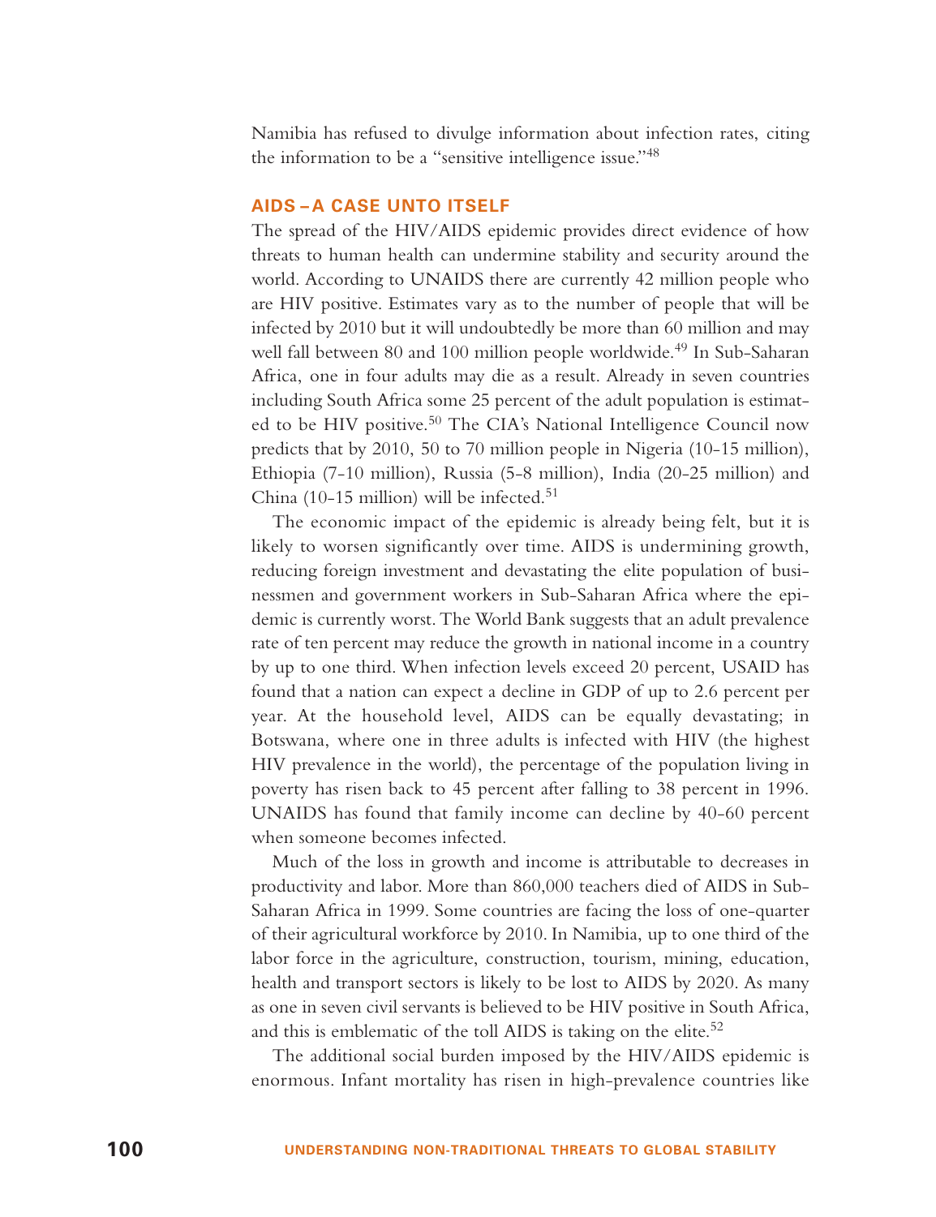Namibia has refused to divulge information about infection rates, citing the information to be a "sensitive intelligence issue."[48]

## AIDS – A CASE UNTO ITSELF

The spread of the HIV/AIDS epidemic provides direct evidence of how threats to human health can undermine stability and security around the world. According to UNAIDS there are currently 42 million people who are HIV positive. Estimates vary as to the number of people that will be infected by 2010 but it will undoubtedly be more than 60 million and may well fall between 80 and 100 million people worldwide.[49] In Sub-Saharan Africa, one in four adults may die as a result. Already in seven countries including South Africa some 25 percent of the adult population is estimated to be HIV positive.[50] The CIA's National Intelligence Council now predicts that by 2010, 50 to 70 million people in Nigeria (10-15 million), Ethiopia (7-10 million), Russia (5-8 million), India (20-25 million) and China (10-15 million) will be infected.[51]

The economic impact of the epidemic is already being felt, but it is likely to worsen significantly over time. AIDS is undermining growth, reducing foreign investment and devastating the elite population of businessmen and government workers in Sub-Saharan Africa where the epidemic is currently worst. The World Bank suggests that an adult prevalence rate of ten percent may reduce the growth in national income in a country by up to one third. When infection levels exceed 20 percent, USAID has found that a nation can expect a decline in GDP of up to 2.6 percent per year. At the household level, AIDS can be equally devastating; in Botswana, where one in three adults is infected with HIV (the highest HIV prevalence in the world), the percentage of the population living in poverty has risen back to 45 percent after falling to 38 percent in 1996. UNAIDS has found that family income can decline by 40-60 percent when someone becomes infected.

Much of the loss in growth and income is attributable to decreases in productivity and labor. More than 860,000 teachers died of AIDS in Sub-Saharan Africa in 1999. Some countries are facing the loss of one-quarter of their agricultural workforce by 2010. In Namibia, up to one third of the labor force in the agriculture, construction, tourism, mining, education, health and transport sectors is likely to be lost to AIDS by 2020. As many as one in seven civil servants is believed to be HIV positive in South Africa, and this is emblematic of the toll AIDS is taking on the elite.[52]

The additional social burden imposed by the HIV/AIDS epidemic is enormous. Infant mortality has risen in high-prevalence countries like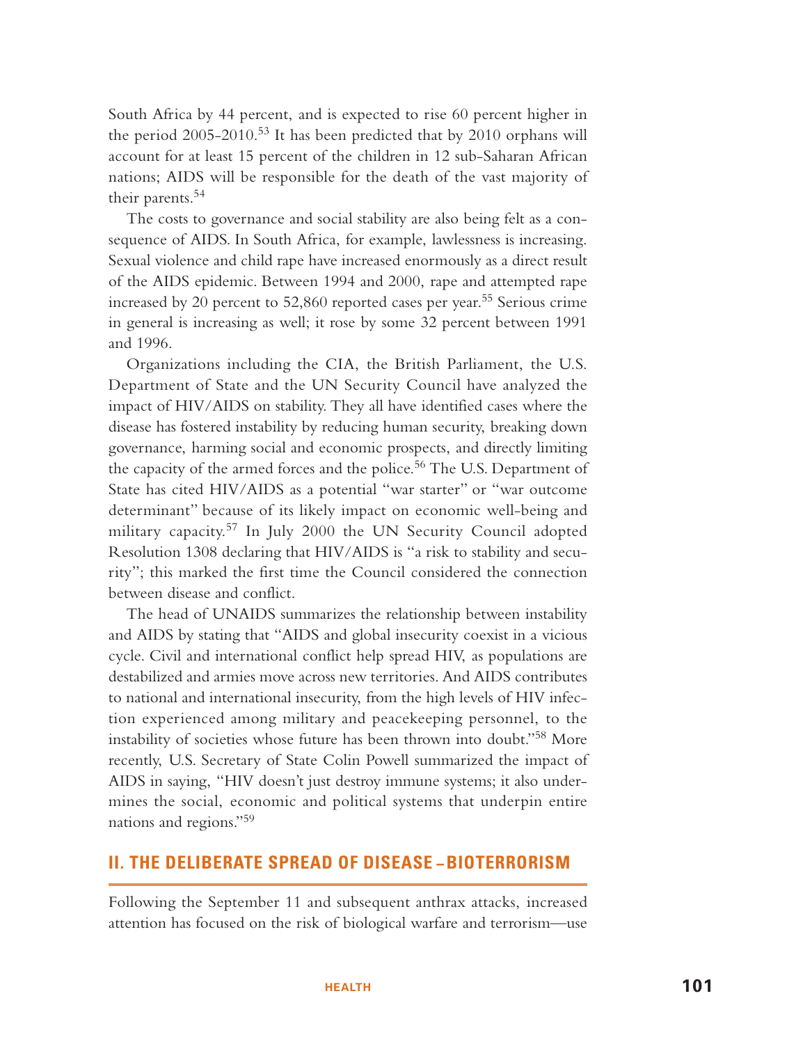South Africa by 44 percent, and is expected to rise 60 percent higher in the period 2005-2010.[53] It has been predicted that by 2010 orphans will account for at least 15 percent of the children in 12 sub-Saharan African nations; AIDS will be responsible for the death of the vast majority of their parents.[54]

The costs to governance and social stability are also being felt as a consequence of AIDS. In South Africa, for example, lawlessness is increasing. Sexual violence and child rape have increased enormously as a direct result of the AIDS epidemic. Between 1994 and 2000, rape and attempted rape increased by 20 percent to 52,860 reported cases per year.[55] Serious crime in general is increasing as well; it rose by some 32 percent between 1991 and 1996.

Organizations including the CIA, the British Parliament, the U.S. Department of State and the UN Security Council have analyzed the impact of HIV/AIDS on stability. They all have identified cases where the disease has fostered instability by reducing human security, breaking down governance, harming social and economic prospects, and directly limiting the capacity of the armed forces and the police.[56] The U.S. Department of State has cited HIV/AIDS as a potential "war starter" or "war outcome determinant" because of its likely impact on economic well-being and military capacity.[57] In July 2000 the UN Security Council adopted Resolution 1308 declaring that HIV/AIDS is "a risk to stability and security"; this marked the first time the Council considered the connection between disease and conflict.

The head of UNAIDS summarizes the relationship between instability and AIDS by stating that "AIDS and global insecurity coexist in a vicious cycle. Civil and international conflict help spread HIV, as populations are destabilized and armies move across new territories. And AIDS contributes to national and international insecurity, from the high levels of HIV infection experienced among military and peacekeeping personnel, to the instability of societies whose future has been thrown into doubt."[58] More recently, U.S. Secretary of State Colin Powell summarized the impact of AIDS in saying, "HIV doesn't just destroy immune systems; it also undermines the social, economic and political systems that underpin entire nations and regions."[59]

## II. THE DELIBERATE SPREAD OF DISEASE – BIOTERRORISM

Following the September 11 and subsequent anthrax attacks, increased attention has focused on the risk of biological warfare and terrorism—use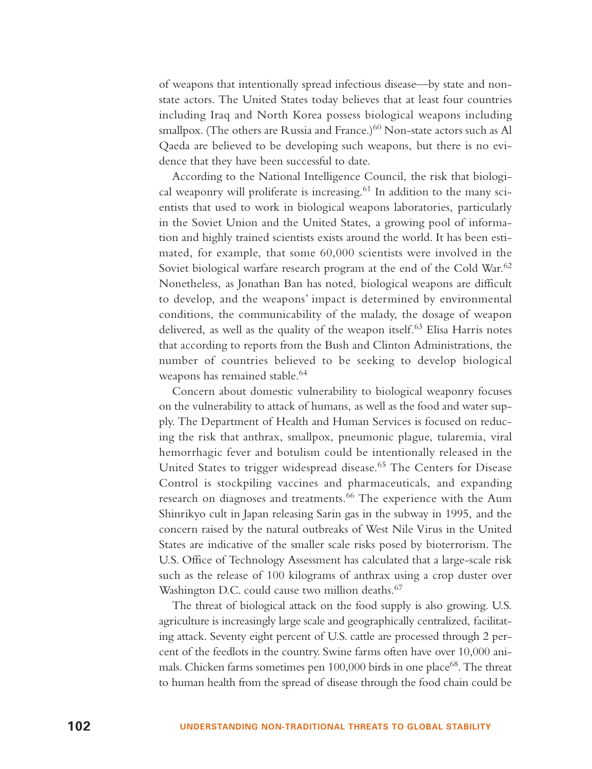of weapons that intentionally spread infectious disease—by state and non-state actors. The United States today believes that at least four countries including Iraq and North Korea possess biological weapons including smallpox. (The others are Russia and France.)[60] Non-state actors such as Al Qaeda are believed to be developing such weapons, but there is no evidence that they have been successful to date.

According to the National Intelligence Council, the risk that biological weaponry will proliferate is increasing.[61] In addition to the many scientists that used to work in biological weapons laboratories, particularly in the Soviet Union and the United States, a growing pool of information and highly trained scientists exists around the world. It has been estimated, for example, that some 60,000 scientists were involved in the Soviet biological warfare research program at the end of the Cold War.[62] Nonetheless, as Jonathan Ban has noted, biological weapons are difficult to develop, and the weapons' impact is determined by environmental conditions, the communicability of the malady, the dosage of weapon delivered, as well as the quality of the weapon itself.[63] Elisa Harris notes that according to reports from the Bush and Clinton Administrations, the number of countries believed to be seeking to develop biological weapons has remained stable.[64]

Concern about domestic vulnerability to biological weaponry focuses on the vulnerability to attack of humans, as well as the food and water supply. The Department of Health and Human Services is focused on reducing the risk that anthrax, smallpox, pneumonic plague, tularemia, viral hemorrhagic fever and botulism could be intentionally released in the United States to trigger widespread disease.[65] The Centers for Disease Control is stockpiling vaccines and pharmaceuticals, and expanding research on diagnoses and treatments.[66] The experience with the Aum Shinrikyo cult in Japan releasing Sarin gas in the subway in 1995, and the concern raised by the natural outbreaks of West Nile Virus in the United States are indicative of the smaller scale risks posed by bioterrorism. The U.S. Office of Technology Assessment has calculated that a large-scale risk such as the release of 100 kilograms of anthrax using a crop duster over Washington D.C. could cause two million deaths.[67]

The threat of biological attack on the food supply is also growing. U.S. agriculture is increasingly large scale and geographically centralized, facilitating attack. Seventy eight percent of U.S. cattle are processed through 2 percent of the feedlots in the country. Swine farms often have over 10,000 animals. Chicken farms sometimes pen 100,000 birds in one place[68]. The threat to human health from the spread of disease through the food chain could be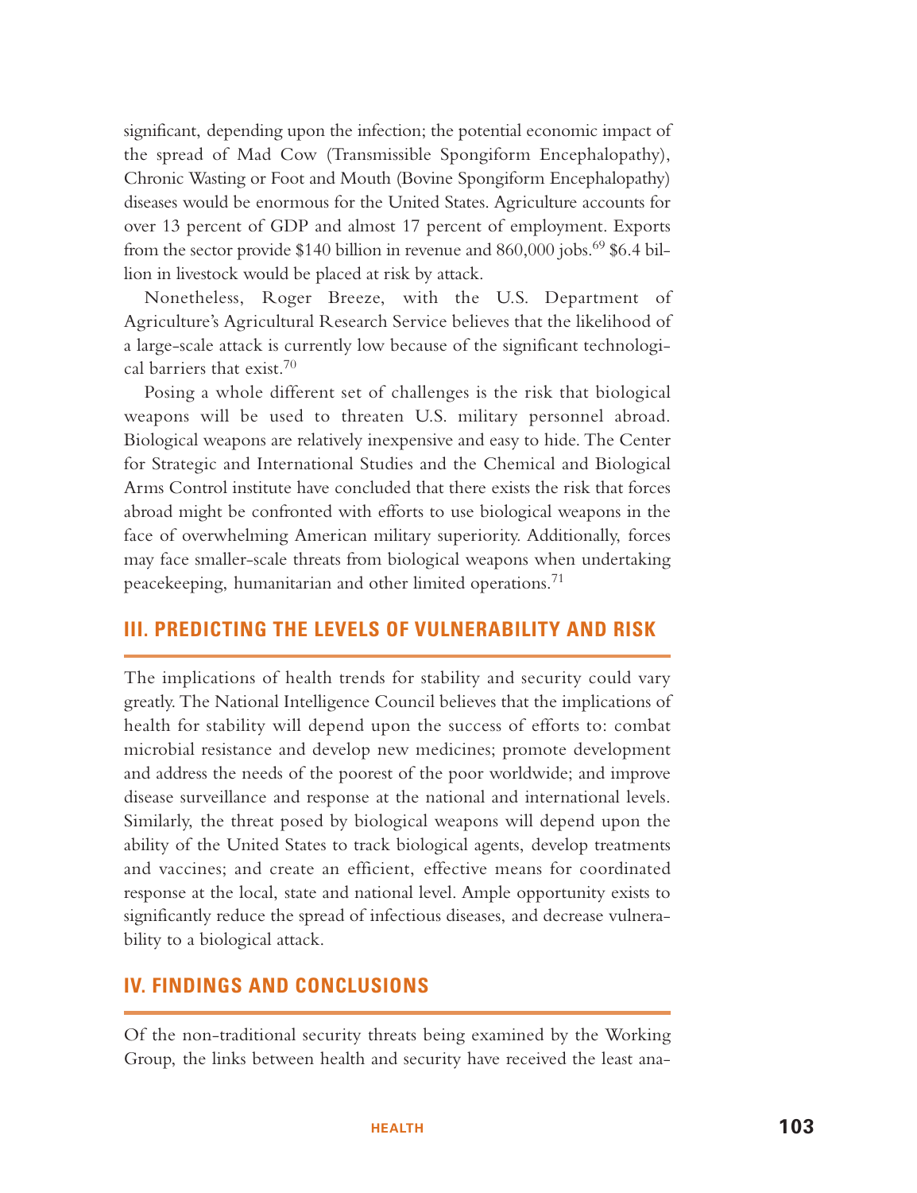significant, depending upon the infection; the potential economic impact of the spread of Mad Cow (Transmissible Spongiform Encephalopathy), Chronic Wasting or Foot and Mouth (Bovine Spongiform Encephalopathy) diseases would be enormous for the United States. Agriculture accounts for over 13 percent of GDP and almost 17 percent of employment. Exports from the sector provide $140 billion in revenue and 860,000 jobs.[69] $6.4 billion in livestock would be placed at risk by attack.

Nonetheless, Roger Breeze, with the U.S. Department of Agriculture's Agricultural Research Service believes that the likelihood of a large-scale attack is currently low because of the significant technological barriers that exist.[70]

Posing a whole different set of challenges is the risk that biological weapons will be used to threaten U.S. military personnel abroad. Biological weapons are relatively inexpensive and easy to hide. The Center for Strategic and International Studies and the Chemical and Biological Arms Control institute have concluded that there exists the risk that forces abroad might be confronted with efforts to use biological weapons in the face of overwhelming American military superiority. Additionally, forces may face smaller-scale threats from biological weapons when undertaking peacekeeping, humanitarian and other limited operations.[71]

## III. PREDICTING THE LEVELS OF VULNERABILITY AND RISK

The implications of health trends for stability and security could vary greatly. The National Intelligence Council believes that the implications of health for stability will depend upon the success of efforts to: combat microbial resistance and develop new medicines; promote development and address the needs of the poorest of the poor worldwide; and improve disease surveillance and response at the national and international levels. Similarly, the threat posed by biological weapons will depend upon the ability of the United States to track biological agents, develop treatments and vaccines; and create an efficient, effective means for coordinated response at the local, state and national level. Ample opportunity exists to significantly reduce the spread of infectious diseases, and decrease vulnerability to a biological attack.

## IV. FINDINGS AND CONCLUSIONS

Of the non-traditional security threats being examined by the Working Group, the links between health and security have received the least ana-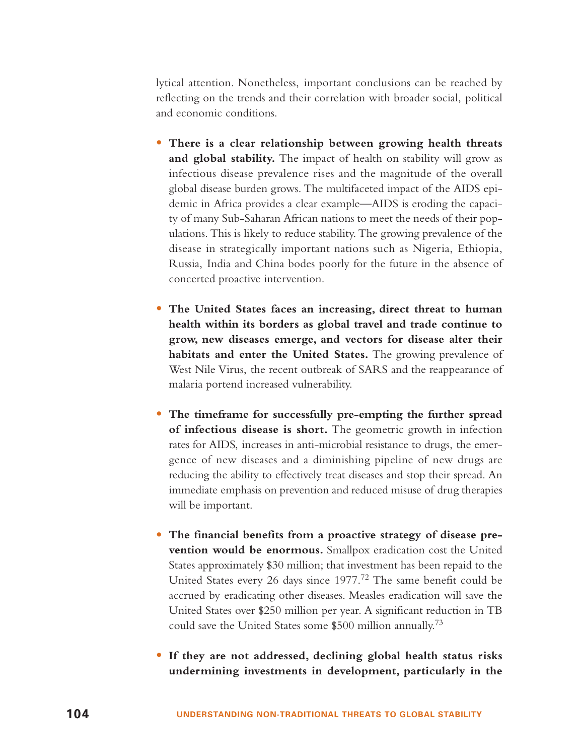lytical attention. Nonetheless, important conclusions can be reached by reflecting on the trends and their correlation with broader social, political and economic conditions.

- **There is a clear relationship between growing health threats and global stability.** The impact of health on stability will grow as infectious disease prevalence rises and the magnitude of the overall global disease burden grows. The multifaceted impact of the AIDS epidemic in Africa provides a clear example—AIDS is eroding the capacity of many Sub-Saharan African nations to meet the needs of their populations. This is likely to reduce stability. The growing prevalence of the disease in strategically important nations such as Nigeria, Ethiopia, Russia, India and China bodes poorly for the future in the absence of concerted proactive intervention.

- **The United States faces an increasing, direct threat to human health within its borders as global travel and trade continue to grow, new diseases emerge, and vectors for disease alter their habitats and enter the United States.** The growing prevalence of West Nile Virus, the recent outbreak of SARS and the reappearance of malaria portend increased vulnerability.

- **The timeframe for successfully pre-empting the further spread of infectious disease is short.** The geometric growth in infection rates for AIDS, increases in anti-microbial resistance to drugs, the emergence of new diseases and a diminishing pipeline of new drugs are reducing the ability to effectively treat diseases and stop their spread. An immediate emphasis on prevention and reduced misuse of drug therapies will be important.

- **The financial benefits from a proactive strategy of disease prevention would be enormous.** Smallpox eradication cost the United States approximately $30 million; that investment has been repaid to the United States every 26 days since 1977.[72] The same benefit could be accrued by eradicating other diseases. Measles eradication will save the United States over $250 million per year. A significant reduction in TB could save the United States some $500 million annually.[73]

- **If they are not addressed, declining global health status risks undermining investments in development, particularly in the**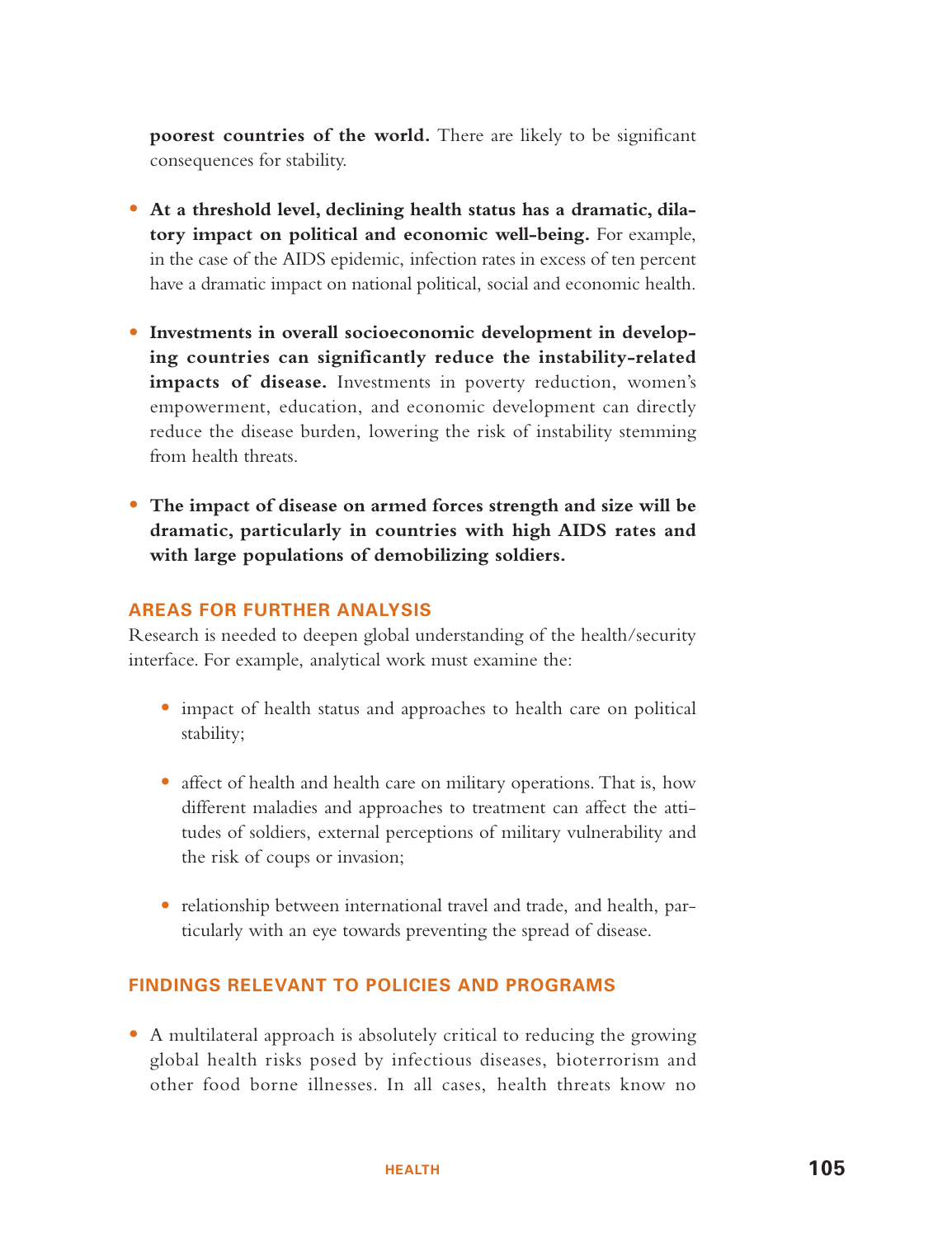**poorest countries of the world.** There are likely to be significant consequences for stability.

- **At a threshold level, declining health status has a dramatic, dilatory impact on political and economic well-being.** For example, in the case of the AIDS epidemic, infection rates in excess of ten percent have a dramatic impact on national political, social and economic health.

- **Investments in overall socioeconomic development in developing countries can significantly reduce the instability-related impacts of disease.** Investments in poverty reduction, women's empowerment, education, and economic development can directly reduce the disease burden, lowering the risk of instability stemming from health threats.

- **The impact of disease on armed forces strength and size will be dramatic, particularly in countries with high AIDS rates and with large populations of demobilizing soldiers.**

## AREAS FOR FURTHER ANALYSIS

Research is needed to deepen global understanding of the health/security interface. For example, analytical work must examine the:

- impact of health status and approaches to health care on political stability;

- affect of health and health care on military operations. That is, how different maladies and approaches to treatment can affect the attitudes of soldiers, external perceptions of military vulnerability and the risk of coups or invasion;

- relationship between international travel and trade, and health, particularly with an eye towards preventing the spread of disease.

## FINDINGS RELEVANT TO POLICIES AND PROGRAMS

- A multilateral approach is absolutely critical to reducing the growing global health risks posed by infectious diseases, bioterrorism and other food borne illnesses. In all cases, health threats know no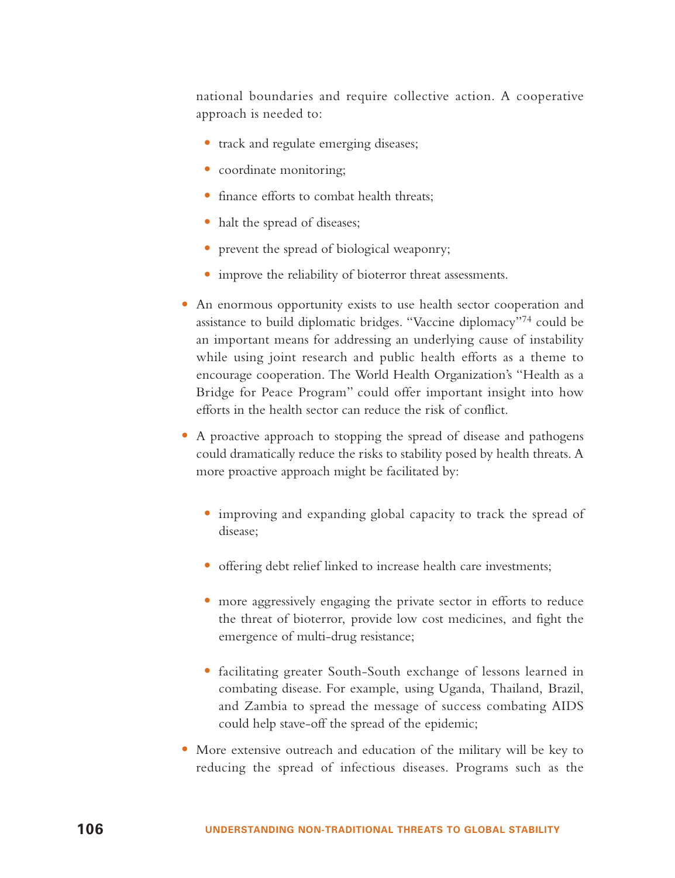national boundaries and require collective action. A cooperative approach is needed to:

  - track and regulate emerging diseases;
  - coordinate monitoring;
  - finance efforts to combat health threats;
  - halt the spread of diseases;
  - prevent the spread of biological weaponry;
  - improve the reliability of bioterror threat assessments.

- An enormous opportunity exists to use health sector cooperation and assistance to build diplomatic bridges. "Vaccine diplomacy"[74] could be an important means for addressing an underlying cause of instability while using joint research and public health efforts as a theme to encourage cooperation. The World Health Organization's "Health as a Bridge for Peace Program" could offer important insight into how efforts in the health sector can reduce the risk of conflict.

- A proactive approach to stopping the spread of disease and pathogens could dramatically reduce the risks to stability posed by health threats. A more proactive approach might be facilitated by:

  - improving and expanding global capacity to track the spread of disease;
  - offering debt relief linked to increase health care investments;
  - more aggressively engaging the private sector in efforts to reduce the threat of bioterror, provide low cost medicines, and fight the emergence of multi-drug resistance;
  - facilitating greater South-South exchange of lessons learned in combating disease. For example, using Uganda, Thailand, Brazil, and Zambia to spread the message of success combating AIDS could help stave-off the spread of the epidemic;

- More extensive outreach and education of the military will be key to reducing the spread of infectious diseases. Programs such as the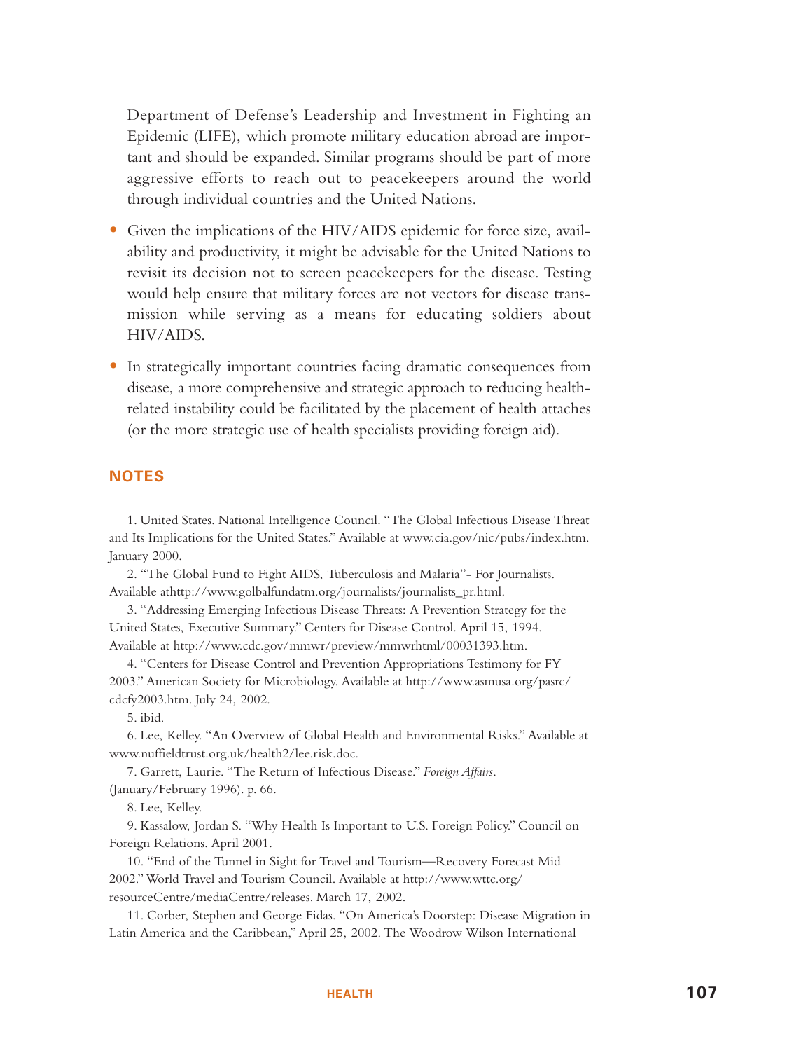Department of Defense's Leadership and Investment in Fighting an Epidemic (LIFE), which promote military education abroad are important and should be expanded. Similar programs should be part of more aggressive efforts to reach out to peacekeepers around the world through individual countries and the United Nations.

- Given the implications of the HIV/AIDS epidemic for force size, availability and productivity, it might be advisable for the United Nations to revisit its decision not to screen peacekeepers for the disease. Testing would help ensure that military forces are not vectors for disease transmission while serving as a means for educating soldiers about HIV/AIDS.
- In strategically important countries facing dramatic consequences from disease, a more comprehensive and strategic approach to reducing health-related instability could be facilitated by the placement of health attaches (or the more strategic use of health specialists providing foreign aid).

## NOTES

1. United States. National Intelligence Council. "The Global Infectious Disease Threat and Its Implications for the United States." Available at www.cia.gov/nic/pubs/index.htm. January 2000.

2. "The Global Fund to Fight AIDS, Tuberculosis and Malaria"- For Journalists. Available athttp://www.golbalfundatm.org/journalists/journalists_pr.html.

3. "Addressing Emerging Infectious Disease Threats: A Prevention Strategy for the United States, Executive Summary." Centers for Disease Control. April 15, 1994. Available at http://www.cdc.gov/mmwr/preview/mmwrhtml/00031393.htm.

4. "Centers for Disease Control and Prevention Appropriations Testimony for FY 2003." American Society for Microbiology. Available at http://www.asmusa.org/pasrc/cdcfy2003.htm. July 24, 2002.

5. ibid.

6. Lee, Kelley. "An Overview of Global Health and Environmental Risks." Available at www.nuffieldtrust.org.uk/health2/lee.risk.doc.

7. Garrett, Laurie. "The Return of Infectious Disease." *Foreign Affairs*. (January/February 1996). p. 66.

8. Lee, Kelley.

9. Kassalow, Jordan S. "Why Health Is Important to U.S. Foreign Policy." Council on Foreign Relations. April 2001.

10. "End of the Tunnel in Sight for Travel and Tourism—Recovery Forecast Mid 2002." World Travel and Tourism Council. Available at http://www.wttc.org/resourceCentre/mediaCentre/releases. March 17, 2002.

11. Corber, Stephen and George Fidas. "On America's Doorstep: Disease Migration in Latin America and the Caribbean," April 25, 2002. The Woodrow Wilson International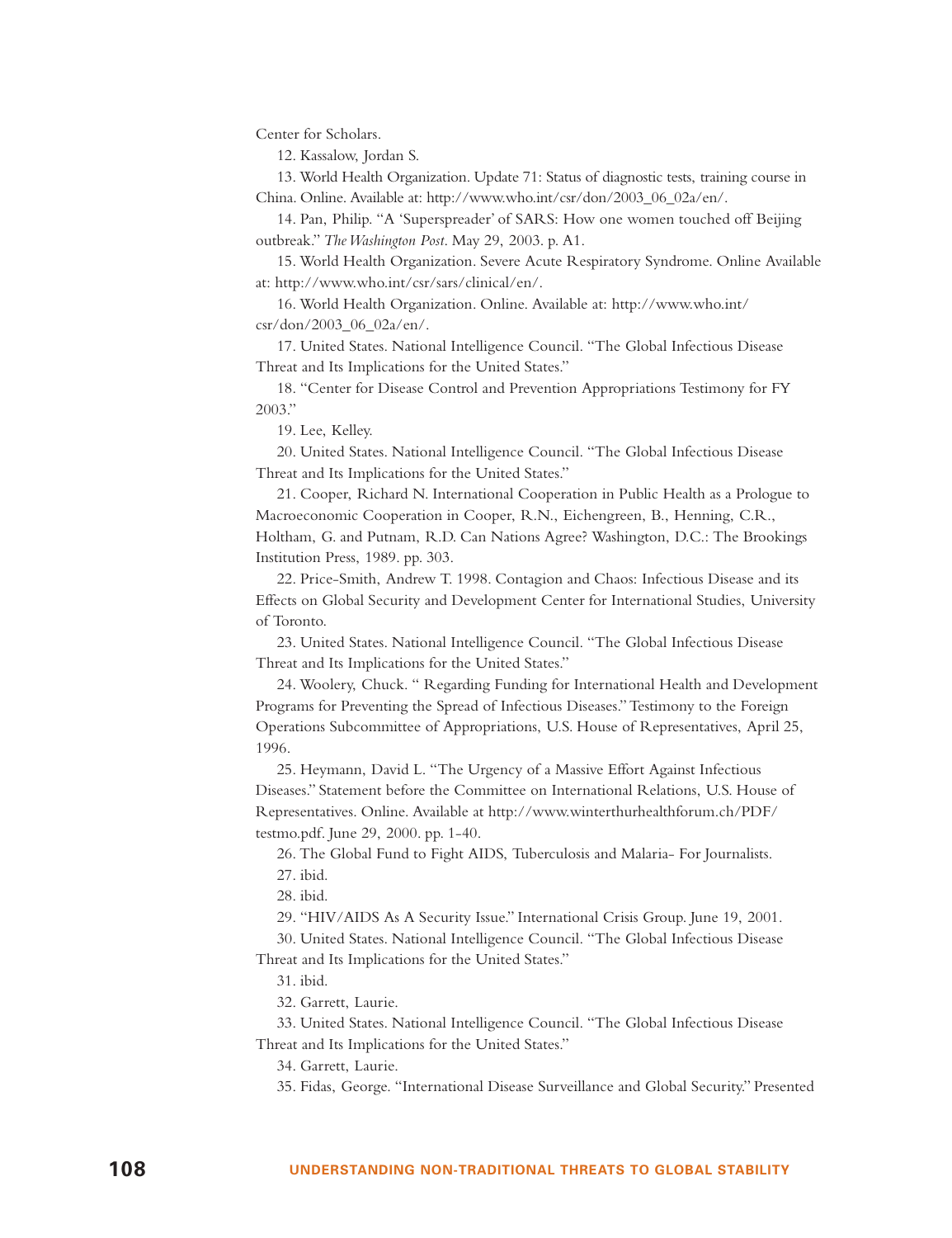Center for Scholars.

12. Kassalow, Jordan S.

13. World Health Organization. Update 71: Status of diagnostic tests, training course in China. Online. Available at: http://www.who.int/csr/don/2003_06_02a/en/.

14. Pan, Philip. "A 'Superspreader' of SARS: How one women touched off Beijing outbreak." *The Washington Post.* May 29, 2003. p. A1.

15. World Health Organization. Severe Acute Respiratory Syndrome. Online Available at: http://www.who.int/csr/sars/clinical/en/.

16. World Health Organization. Online. Available at: http://www.who.int/csr/don/2003_06_02a/en/.

17. United States. National Intelligence Council. "The Global Infectious Disease Threat and Its Implications for the United States."

18. "Center for Disease Control and Prevention Appropriations Testimony for FY 2003."

19. Lee, Kelley.

20. United States. National Intelligence Council. "The Global Infectious Disease Threat and Its Implications for the United States."

21. Cooper, Richard N. International Cooperation in Public Health as a Prologue to Macroeconomic Cooperation in Cooper, R.N., Eichengreen, B., Henning, C.R., Holtham, G. and Putnam, R.D. Can Nations Agree? Washington, D.C.: The Brookings Institution Press, 1989. pp. 303.

22. Price-Smith, Andrew T. 1998. Contagion and Chaos: Infectious Disease and its Effects on Global Security and Development Center for International Studies, University of Toronto.

23. United States. National Intelligence Council. "The Global Infectious Disease Threat and Its Implications for the United States."

24. Woolery, Chuck. " Regarding Funding for International Health and Development Programs for Preventing the Spread of Infectious Diseases." Testimony to the Foreign Operations Subcommittee of Appropriations, U.S. House of Representatives, April 25, 1996.

25. Heymann, David L. "The Urgency of a Massive Effort Against Infectious Diseases." Statement before the Committee on International Relations, U.S. House of Representatives. Online. Available at http://www.winterthurhealthforum.ch/PDF/testmo.pdf. June 29, 2000. pp. 1-40.

26. The Global Fund to Fight AIDS, Tuberculosis and Malaria- For Journalists.

27. ibid.

28. ibid.

29. "HIV/AIDS As A Security Issue." International Crisis Group. June 19, 2001.

30. United States. National Intelligence Council. "The Global Infectious Disease Threat and Its Implications for the United States."

31. ibid.

32. Garrett, Laurie.

33. United States. National Intelligence Council. "The Global Infectious Disease Threat and Its Implications for the United States."

34. Garrett, Laurie.

35. Fidas, George. "International Disease Surveillance and Global Security." Presented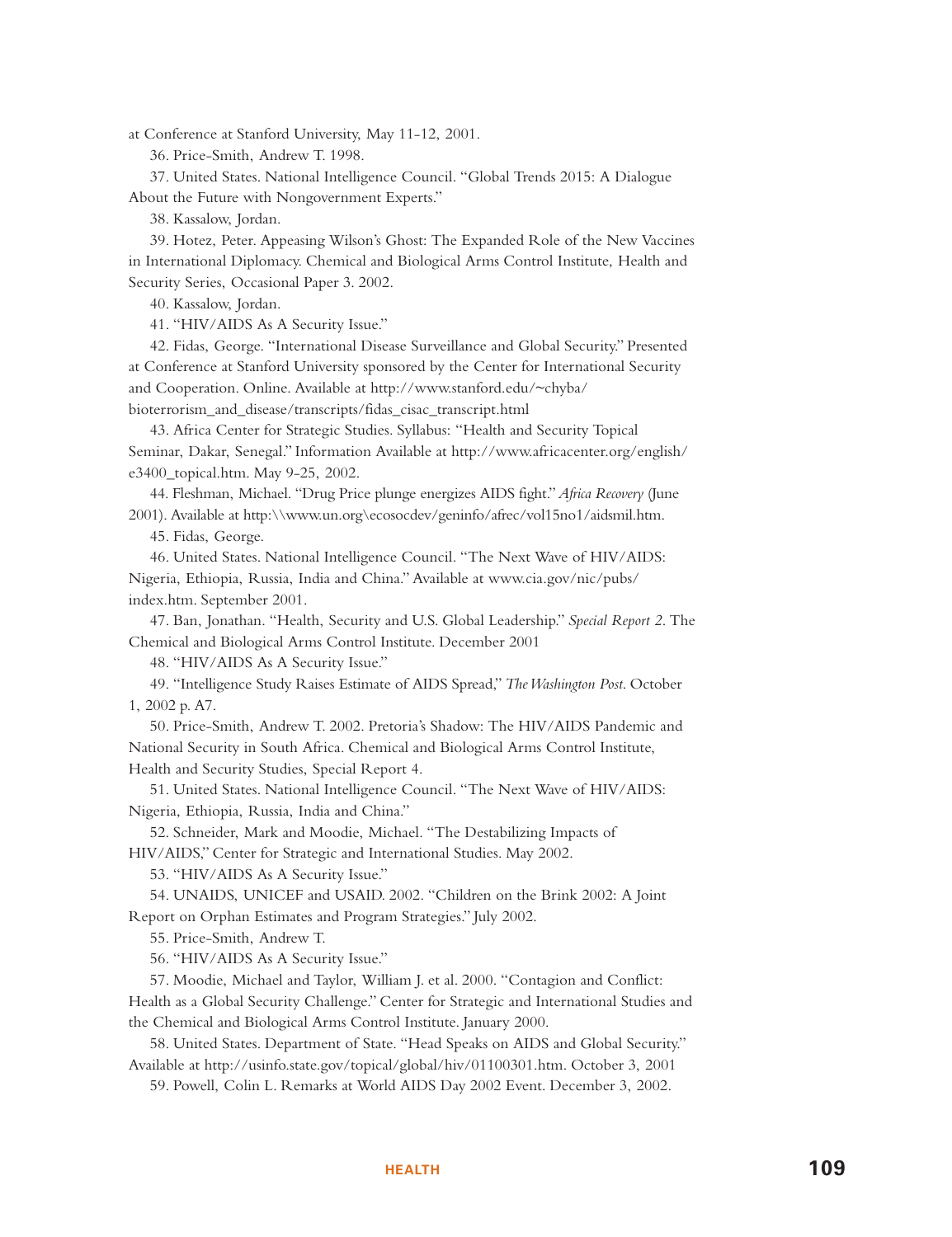at Conference at Stanford University, May 11-12, 2001.

36. Price-Smith, Andrew T. 1998.

37. United States. National Intelligence Council. "Global Trends 2015: A Dialogue About the Future with Nongovernment Experts."

38. Kassalow, Jordan.

39. Hotez, Peter. Appeasing Wilson's Ghost: The Expanded Role of the New Vaccines in International Diplomacy. Chemical and Biological Arms Control Institute, Health and Security Series, Occasional Paper 3. 2002.

40. Kassalow, Jordan.

41. "HIV/AIDS As A Security Issue."

42. Fidas, George. "International Disease Surveillance and Global Security." Presented at Conference at Stanford University sponsored by the Center for International Security and Cooperation. Online. Available at http://www.stanford.edu/~chyba/bioterrorism_and_disease/transcripts/fidas_cisac_transcript.html

43. Africa Center for Strategic Studies. Syllabus: "Health and Security Topical Seminar, Dakar, Senegal." Information Available at http://www.africacenter.org/english/e3400_topical.htm. May 9-25, 2002.

44. Fleshman, Michael. "Drug Price plunge energizes AIDS fight." *Africa Recovery* (June 2001). Available at http:\\www.un.org\ecosocdev/geninfo/afrec/vol15no1/aidsmil.htm.

45. Fidas, George.

46. United States. National Intelligence Council. "The Next Wave of HIV/AIDS: Nigeria, Ethiopia, Russia, India and China." Available at www.cia.gov/nic/pubs/index.htm. September 2001.

47. Ban, Jonathan. "Health, Security and U.S. Global Leadership." *Special Report 2*. The Chemical and Biological Arms Control Institute. December 2001

48. "HIV/AIDS As A Security Issue."

49. "Intelligence Study Raises Estimate of AIDS Spread," *The Washington Post*. October 1, 2002 p. A7.

50. Price-Smith, Andrew T. 2002. Pretoria's Shadow: The HIV/AIDS Pandemic and National Security in South Africa. Chemical and Biological Arms Control Institute, Health and Security Studies, Special Report 4.

51. United States. National Intelligence Council. "The Next Wave of HIV/AIDS: Nigeria, Ethiopia, Russia, India and China."

52. Schneider, Mark and Moodie, Michael. "The Destabilizing Impacts of HIV/AIDS," Center for Strategic and International Studies. May 2002.

53. "HIV/AIDS As A Security Issue."

54. UNAIDS, UNICEF and USAID. 2002. "Children on the Brink 2002: A Joint Report on Orphan Estimates and Program Strategies." July 2002.

55. Price-Smith, Andrew T.

56. "HIV/AIDS As A Security Issue."

57. Moodie, Michael and Taylor, William J. et al. 2000. "Contagion and Conflict: Health as a Global Security Challenge." Center for Strategic and International Studies and the Chemical and Biological Arms Control Institute. January 2000.

58. United States. Department of State. "Head Speaks on AIDS and Global Security." Available at http://usinfo.state.gov/topical/global/hiv/01100301.htm. October 3, 2001

59. Powell, Colin L. Remarks at World AIDS Day 2002 Event. December 3, 2002.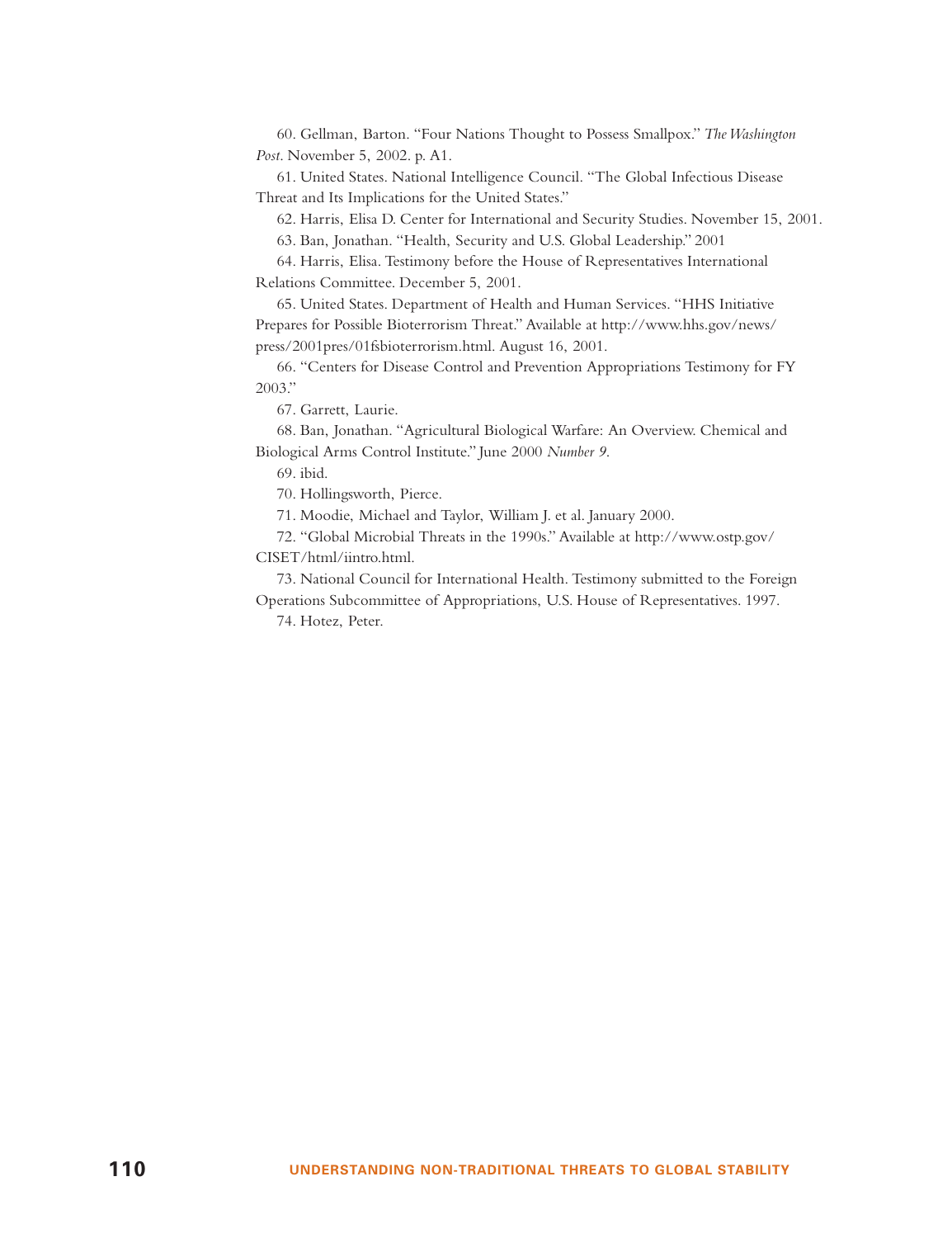60. Gellman, Barton. "Four Nations Thought to Possess Smallpox." *The Washington Post*. November 5, 2002. p. A1.

61. United States. National Intelligence Council. "The Global Infectious Disease Threat and Its Implications for the United States."

62. Harris, Elisa D. Center for International and Security Studies. November 15, 2001.

63. Ban, Jonathan. "Health, Security and U.S. Global Leadership." 2001

64. Harris, Elisa. Testimony before the House of Representatives International Relations Committee. December 5, 2001.

65. United States. Department of Health and Human Services. "HHS Initiative Prepares for Possible Bioterrorism Threat." Available at http://www.hhs.gov/news/press/2001pres/01fsbioterrorism.html. August 16, 2001.

66. "Centers for Disease Control and Prevention Appropriations Testimony for FY 2003."

67. Garrett, Laurie.

68. Ban, Jonathan. "Agricultural Biological Warfare: An Overview. Chemical and Biological Arms Control Institute." June 2000 *Number 9*.

69. ibid.

70. Hollingsworth, Pierce.

71. Moodie, Michael and Taylor, William J. et al. January 2000.

72. "Global Microbial Threats in the 1990s." Available at http://www.ostp.gov/CISET/html/iintro.html.

73. National Council for International Health. Testimony submitted to the Foreign Operations Subcommittee of Appropriations, U.S. House of Representatives. 1997.

74. Hotez, Peter.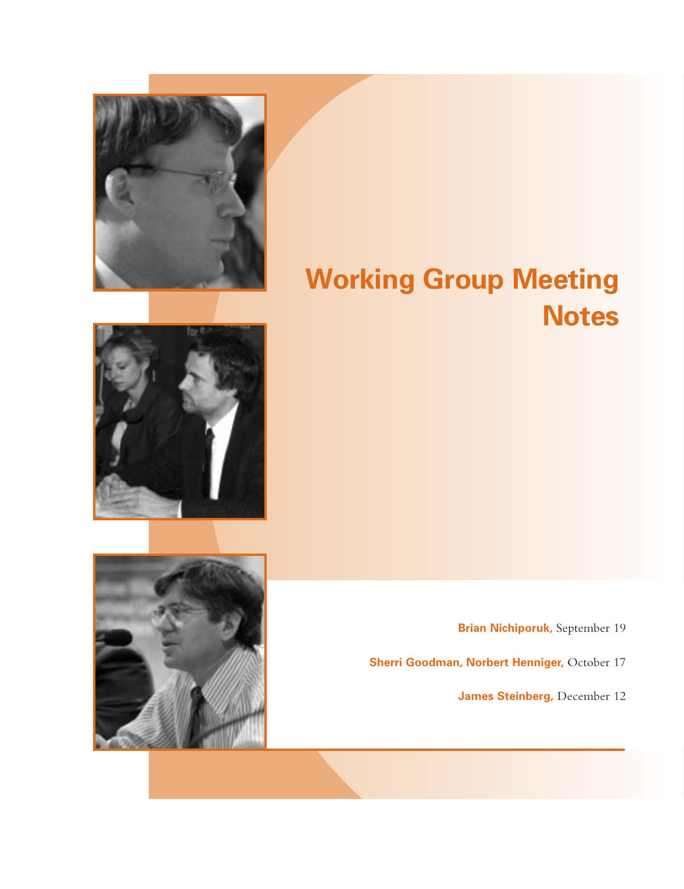# Working Group Meeting Notes

**Brian Nichiporuk,** September 19

**Sherri Goodman, Norbert Henniger,** October 17

**James Steinberg,** December 12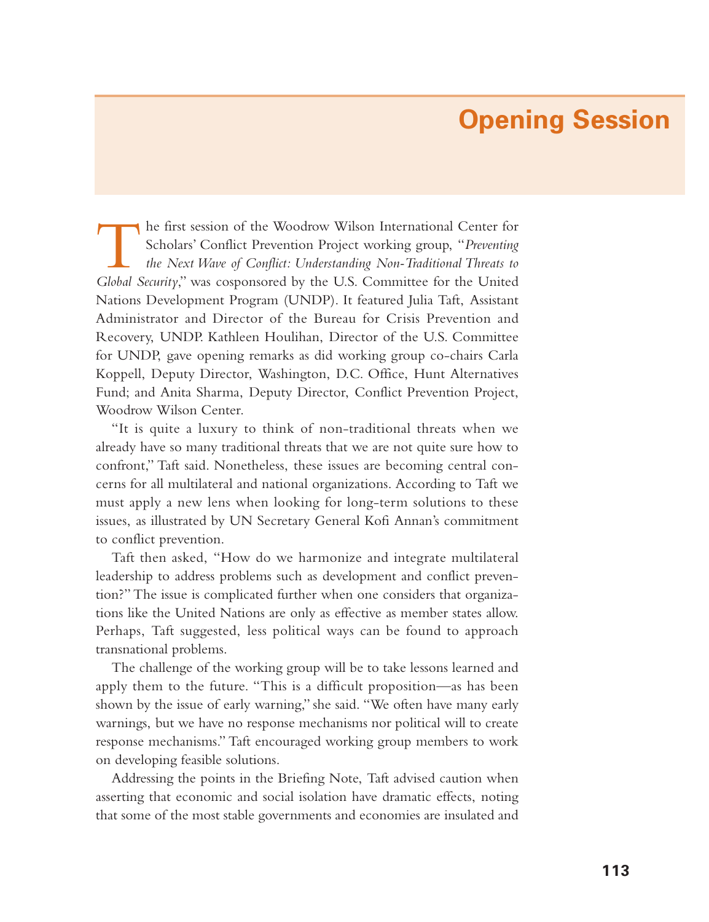# Opening Session

The first session of the Woodrow Wilson International Center for Scholars' Conflict Prevention Project working group, "*Preventing the Next Wave of Conflict: Understanding Non-Traditional Threats to Global Security*," was cosponsored by the U.S. Committee for the United Nations Development Program (UNDP). It featured Julia Taft, Assistant Administrator and Director of the Bureau for Crisis Prevention and Recovery, UNDP. Kathleen Houlihan, Director of the U.S. Committee for UNDP, gave opening remarks as did working group co-chairs Carla Koppell, Deputy Director, Washington, D.C. Office, Hunt Alternatives Fund; and Anita Sharma, Deputy Director, Conflict Prevention Project, Woodrow Wilson Center.

"It is quite a luxury to think of non-traditional threats when we already have so many traditional threats that we are not quite sure how to confront," Taft said. Nonetheless, these issues are becoming central concerns for all multilateral and national organizations. According to Taft we must apply a new lens when looking for long-term solutions to these issues, as illustrated by UN Secretary General Kofi Annan's commitment to conflict prevention.

Taft then asked, "How do we harmonize and integrate multilateral leadership to address problems such as development and conflict prevention?" The issue is complicated further when one considers that organizations like the United Nations are only as effective as member states allow. Perhaps, Taft suggested, less political ways can be found to approach transnational problems.

The challenge of the working group will be to take lessons learned and apply them to the future. "This is a difficult proposition—as has been shown by the issue of early warning," she said. "We often have many early warnings, but we have no response mechanisms nor political will to create response mechanisms." Taft encouraged working group members to work on developing feasible solutions.

Addressing the points in the Briefing Note, Taft advised caution when asserting that economic and social isolation have dramatic effects, noting that some of the most stable governments and economies are insulated and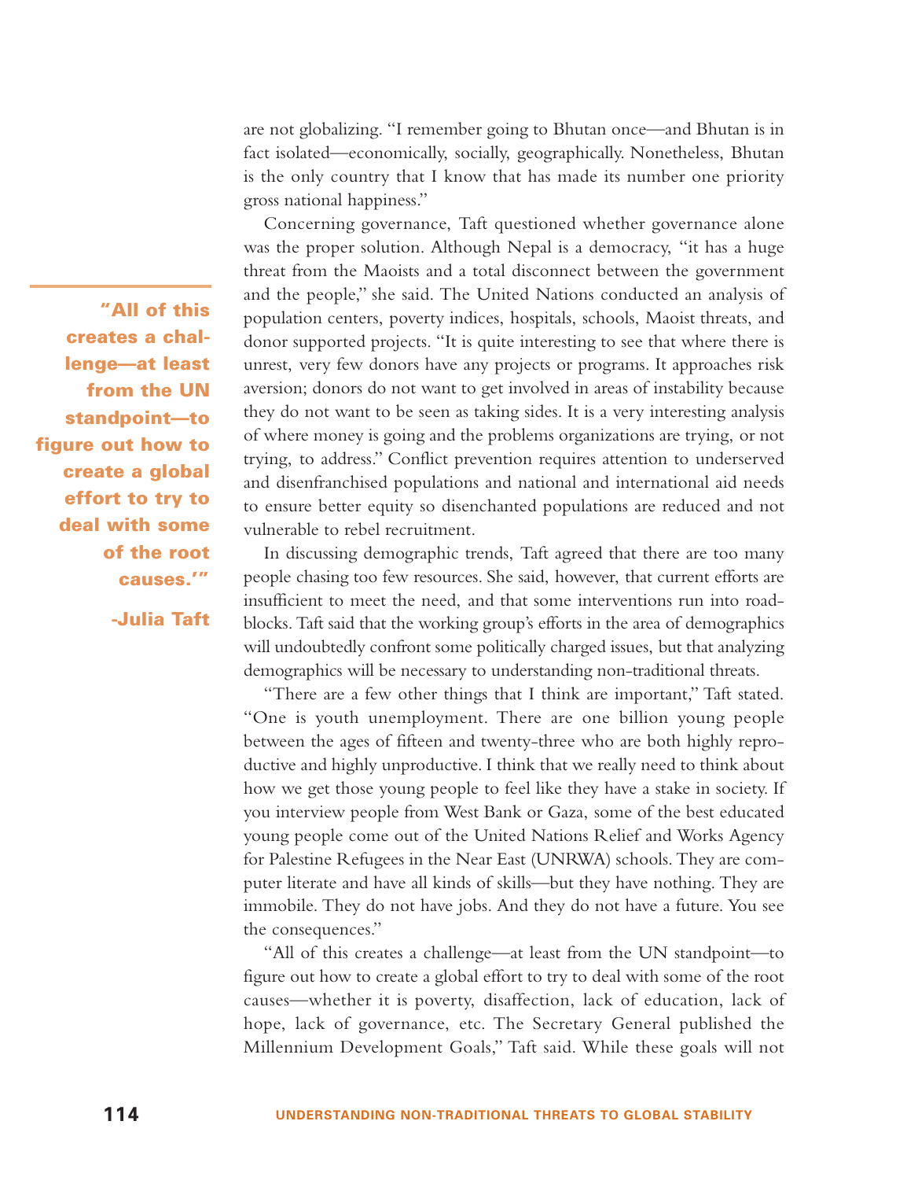are not globalizing. "I remember going to Bhutan once—and Bhutan is in fact isolated—economically, socially, geographically. Nonetheless, Bhutan is the only country that I know that has made its number one priority gross national happiness."

Concerning governance, Taft questioned whether governance alone was the proper solution. Although Nepal is a democracy, "it has a huge threat from the Maoists and a total disconnect between the government and the people," she said. The United Nations conducted an analysis of population centers, poverty indices, hospitals, schools, Maoist threats, and donor supported projects. "It is quite interesting to see that where there is unrest, very few donors have any projects or programs. It approaches risk aversion; donors do not want to get involved in areas of instability because they do not want to be seen as taking sides. It is a very interesting analysis of where money is going and the problems organizations are trying, or not trying, to address." Conflict prevention requires attention to underserved and disenfranchised populations and national and international aid needs to ensure better equity so disenchanted populations are reduced and not vulnerable to rebel recruitment.

> **"All of this creates a challenge—at least from the UN standpoint—to figure out how to create a global effort to try to deal with some of the root causes.'"**
>
> **-Julia Taft**

In discussing demographic trends, Taft agreed that there are too many people chasing too few resources. She said, however, that current efforts are insufficient to meet the need, and that some interventions run into roadblocks. Taft said that the working group's efforts in the area of demographics will undoubtedly confront some politically charged issues, but that analyzing demographics will be necessary to understanding non-traditional threats.

"There are a few other things that I think are important," Taft stated. "One is youth unemployment. There are one billion young people between the ages of fifteen and twenty-three who are both highly reproductive and highly unproductive. I think that we really need to think about how we get those young people to feel like they have a stake in society. If you interview people from West Bank or Gaza, some of the best educated young people come out of the United Nations Relief and Works Agency for Palestine Refugees in the Near East (UNRWA) schools. They are computer literate and have all kinds of skills—but they have nothing. They are immobile. They do not have jobs. And they do not have a future. You see the consequences."

"All of this creates a challenge—at least from the UN standpoint—to figure out how to create a global effort to try to deal with some of the root causes—whether it is poverty, disaffection, lack of education, lack of hope, lack of governance, etc. The Secretary General published the Millennium Development Goals," Taft said. While these goals will not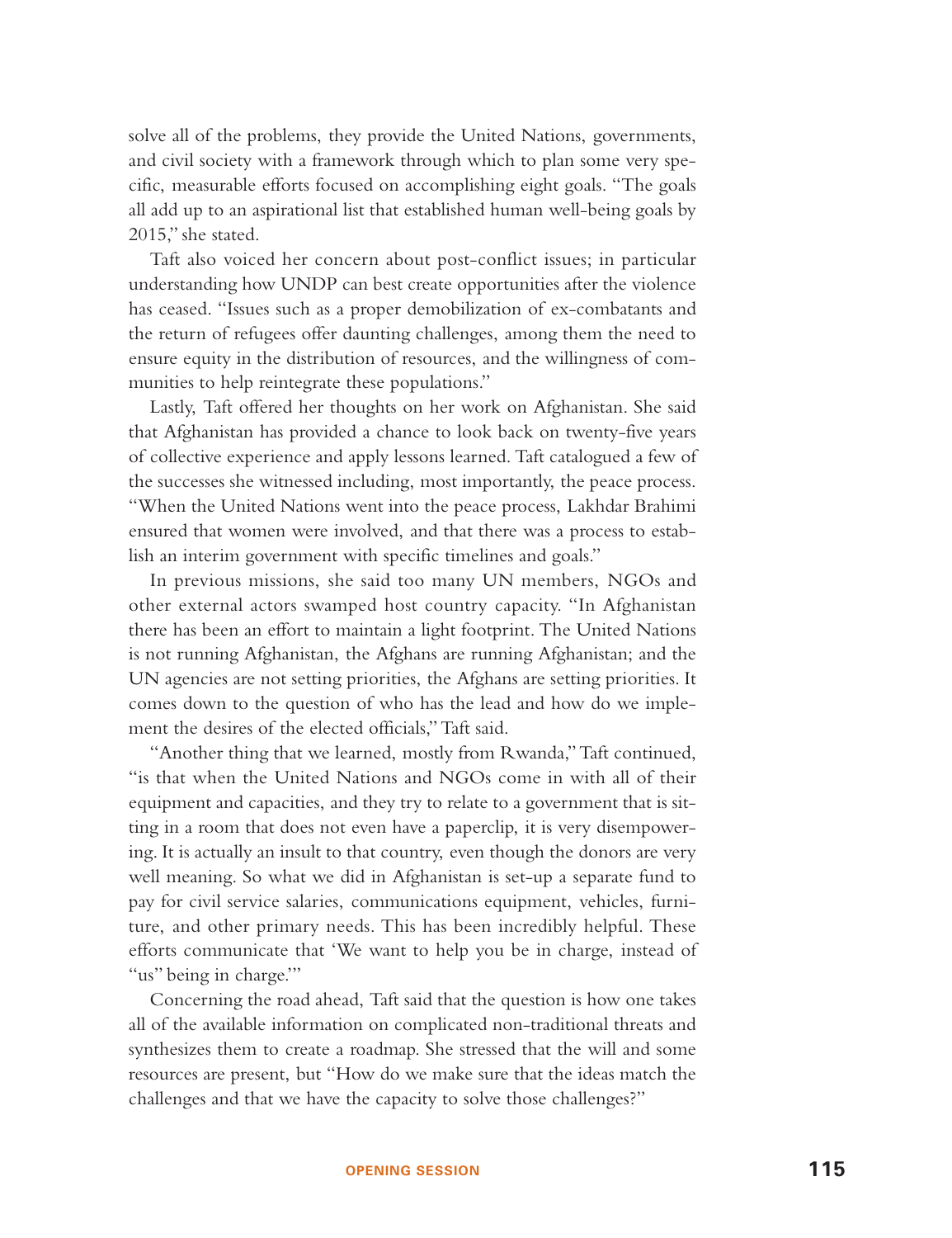solve all of the problems, they provide the United Nations, governments, and civil society with a framework through which to plan some very specific, measurable efforts focused on accomplishing eight goals. "The goals all add up to an aspirational list that established human well-being goals by 2015," she stated.

Taft also voiced her concern about post-conflict issues; in particular understanding how UNDP can best create opportunities after the violence has ceased. "Issues such as a proper demobilization of ex-combatants and the return of refugees offer daunting challenges, among them the need to ensure equity in the distribution of resources, and the willingness of communities to help reintegrate these populations."

Lastly, Taft offered her thoughts on her work on Afghanistan. She said that Afghanistan has provided a chance to look back on twenty-five years of collective experience and apply lessons learned. Taft catalogued a few of the successes she witnessed including, most importantly, the peace process. "When the United Nations went into the peace process, Lakhdar Brahimi ensured that women were involved, and that there was a process to establish an interim government with specific timelines and goals."

In previous missions, she said too many UN members, NGOs and other external actors swamped host country capacity. "In Afghanistan there has been an effort to maintain a light footprint. The United Nations is not running Afghanistan, the Afghans are running Afghanistan; and the UN agencies are not setting priorities, the Afghans are setting priorities. It comes down to the question of who has the lead and how do we implement the desires of the elected officials," Taft said.

"Another thing that we learned, mostly from Rwanda," Taft continued, "is that when the United Nations and NGOs come in with all of their equipment and capacities, and they try to relate to a government that is sitting in a room that does not even have a paperclip, it is very disempowering. It is actually an insult to that country, even though the donors are very well meaning. So what we did in Afghanistan is set-up a separate fund to pay for civil service salaries, communications equipment, vehicles, furniture, and other primary needs. This has been incredibly helpful. These efforts communicate that 'We want to help you be in charge, instead of "us" being in charge.'"

Concerning the road ahead, Taft said that the question is how one takes all of the available information on complicated non-traditional threats and synthesizes them to create a roadmap. She stressed that the will and some resources are present, but "How do we make sure that the ideas match the challenges and that we have the capacity to solve those challenges?"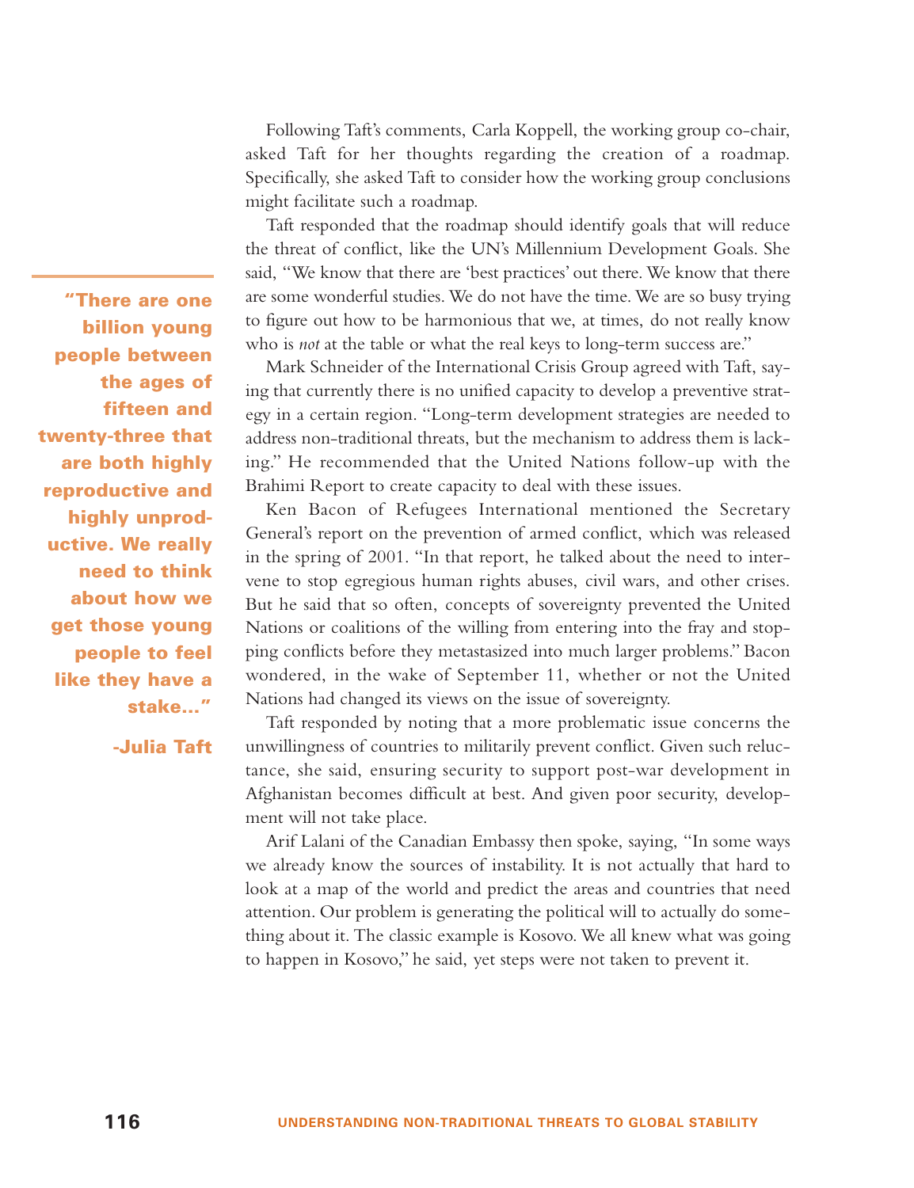Following Taft's comments, Carla Koppell, the working group co-chair, asked Taft for her thoughts regarding the creation of a roadmap. Specifically, she asked Taft to consider how the working group conclusions might facilitate such a roadmap.

Taft responded that the roadmap should identify goals that will reduce the threat of conflict, like the UN's Millennium Development Goals. She said, "We know that there are 'best practices' out there. We know that there are some wonderful studies. We do not have the time. We are so busy trying to figure out how to be harmonious that we, at times, do not really know who is *not* at the table or what the real keys to long-term success are."

> **"There are one billion young people between the ages of fifteen and twenty-three that are both highly reproductive and highly unproductive. We really need to think about how we get those young people to feel like they have a stake..."**
>
> **-Julia Taft**

Mark Schneider of the International Crisis Group agreed with Taft, saying that currently there is no unified capacity to develop a preventive strategy in a certain region. "Long-term development strategies are needed to address non-traditional threats, but the mechanism to address them is lacking." He recommended that the United Nations follow-up with the Brahimi Report to create capacity to deal with these issues.

Ken Bacon of Refugees International mentioned the Secretary General's report on the prevention of armed conflict, which was released in the spring of 2001. "In that report, he talked about the need to intervene to stop egregious human rights abuses, civil wars, and other crises. But he said that so often, concepts of sovereignty prevented the United Nations or coalitions of the willing from entering into the fray and stopping conflicts before they metastasized into much larger problems." Bacon wondered, in the wake of September 11, whether or not the United Nations had changed its views on the issue of sovereignty.

Taft responded by noting that a more problematic issue concerns the unwillingness of countries to militarily prevent conflict. Given such reluctance, she said, ensuring security to support post-war development in Afghanistan becomes difficult at best. And given poor security, development will not take place.

Arif Lalani of the Canadian Embassy then spoke, saying, "In some ways we already know the sources of instability. It is not actually that hard to look at a map of the world and predict the areas and countries that need attention. Our problem is generating the political will to actually do something about it. The classic example is Kosovo. We all knew what was going to happen in Kosovo," he said, yet steps were not taken to prevent it.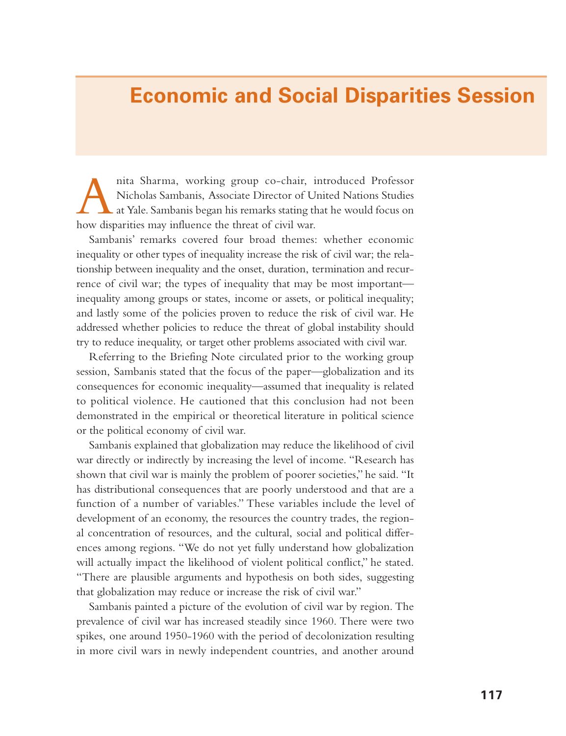# Economic and Social Disparities Session

Anita Sharma, working group co-chair, introduced Professor Nicholas Sambanis, Associate Director of United Nations Studies at Yale. Sambanis began his remarks stating that he would focus on how disparities may influence the threat of civil war.

Sambanis' remarks covered four broad themes: whether economic inequality or other types of inequality increase the risk of civil war; the relationship between inequality and the onset, duration, termination and recurrence of civil war; the types of inequality that may be most important—inequality among groups or states, income or assets, or political inequality; and lastly some of the policies proven to reduce the risk of civil war. He addressed whether policies to reduce the threat of global instability should try to reduce inequality, or target other problems associated with civil war.

Referring to the Briefing Note circulated prior to the working group session, Sambanis stated that the focus of the paper—globalization and its consequences for economic inequality—assumed that inequality is related to political violence. He cautioned that this conclusion had not been demonstrated in the empirical or theoretical literature in political science or the political economy of civil war.

Sambanis explained that globalization may reduce the likelihood of civil war directly or indirectly by increasing the level of income. "Research has shown that civil war is mainly the problem of poorer societies," he said. "It has distributional consequences that are poorly understood and that are a function of a number of variables." These variables include the level of development of an economy, the resources the country trades, the regional concentration of resources, and the cultural, social and political differences among regions. "We do not yet fully understand how globalization will actually impact the likelihood of violent political conflict," he stated. "There are plausible arguments and hypothesis on both sides, suggesting that globalization may reduce or increase the risk of civil war."

Sambanis painted a picture of the evolution of civil war by region. The prevalence of civil war has increased steadily since 1960. There were two spikes, one around 1950-1960 with the period of decolonization resulting in more civil wars in newly independent countries, and another around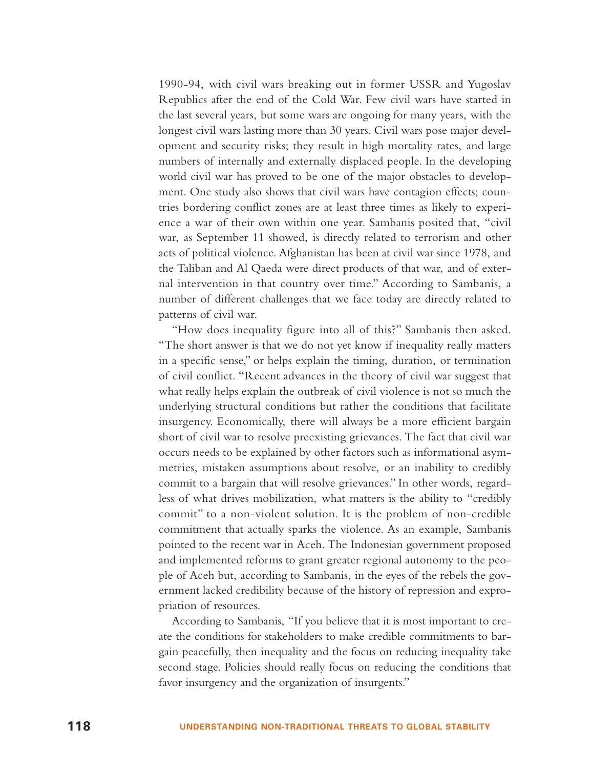1990-94, with civil wars breaking out in former USSR and Yugoslav Republics after the end of the Cold War. Few civil wars have started in the last several years, but some wars are ongoing for many years, with the longest civil wars lasting more than 30 years. Civil wars pose major development and security risks; they result in high mortality rates, and large numbers of internally and externally displaced people. In the developing world civil war has proved to be one of the major obstacles to development. One study also shows that civil wars have contagion effects; countries bordering conflict zones are at least three times as likely to experience a war of their own within one year. Sambanis posited that, "civil war, as September 11 showed, is directly related to terrorism and other acts of political violence. Afghanistan has been at civil war since 1978, and the Taliban and Al Qaeda were direct products of that war, and of external intervention in that country over time." According to Sambanis, a number of different challenges that we face today are directly related to patterns of civil war.

"How does inequality figure into all of this?" Sambanis then asked. "The short answer is that we do not yet know if inequality really matters in a specific sense," or helps explain the timing, duration, or termination of civil conflict. "Recent advances in the theory of civil war suggest that what really helps explain the outbreak of civil violence is not so much the underlying structural conditions but rather the conditions that facilitate insurgency. Economically, there will always be a more efficient bargain short of civil war to resolve preexisting grievances. The fact that civil war occurs needs to be explained by other factors such as informational asymmetries, mistaken assumptions about resolve, or an inability to credibly commit to a bargain that will resolve grievances." In other words, regardless of what drives mobilization, what matters is the ability to "credibly commit" to a non-violent solution. It is the problem of non-credible commitment that actually sparks the violence. As an example, Sambanis pointed to the recent war in Aceh. The Indonesian government proposed and implemented reforms to grant greater regional autonomy to the people of Aceh but, according to Sambanis, in the eyes of the rebels the government lacked credibility because of the history of repression and expropriation of resources.

According to Sambanis, "If you believe that it is most important to create the conditions for stakeholders to make credible commitments to bargain peacefully, then inequality and the focus on reducing inequality take second stage. Policies should really focus on reducing the conditions that favor insurgency and the organization of insurgents."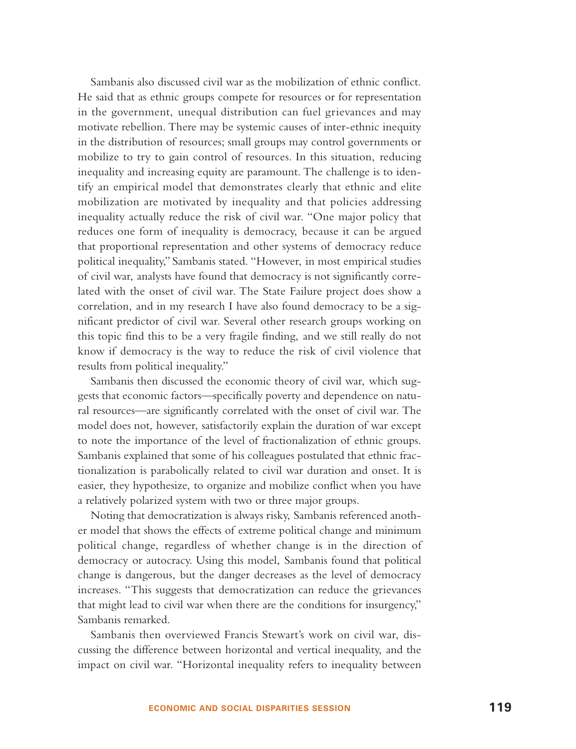Sambanis also discussed civil war as the mobilization of ethnic conflict. He said that as ethnic groups compete for resources or for representation in the government, unequal distribution can fuel grievances and may motivate rebellion. There may be systemic causes of inter-ethnic inequity in the distribution of resources; small groups may control governments or mobilize to try to gain control of resources. In this situation, reducing inequality and increasing equity are paramount. The challenge is to identify an empirical model that demonstrates clearly that ethnic and elite mobilization are motivated by inequality and that policies addressing inequality actually reduce the risk of civil war. "One major policy that reduces one form of inequality is democracy, because it can be argued that proportional representation and other systems of democracy reduce political inequality," Sambanis stated. "However, in most empirical studies of civil war, analysts have found that democracy is not significantly correlated with the onset of civil war. The State Failure project does show a correlation, and in my research I have also found democracy to be a significant predictor of civil war. Several other research groups working on this topic find this to be a very fragile finding, and we still really do not know if democracy is the way to reduce the risk of civil violence that results from political inequality."

Sambanis then discussed the economic theory of civil war, which suggests that economic factors—specifically poverty and dependence on natural resources—are significantly correlated with the onset of civil war. The model does not, however, satisfactorily explain the duration of war except to note the importance of the level of fractionalization of ethnic groups. Sambanis explained that some of his colleagues postulated that ethnic fractionalization is parabolically related to civil war duration and onset. It is easier, they hypothesize, to organize and mobilize conflict when you have a relatively polarized system with two or three major groups.

Noting that democratization is always risky, Sambanis referenced another model that shows the effects of extreme political change and minimum political change, regardless of whether change is in the direction of democracy or autocracy. Using this model, Sambanis found that political change is dangerous, but the danger decreases as the level of democracy increases. "This suggests that democratization can reduce the grievances that might lead to civil war when there are the conditions for insurgency," Sambanis remarked.

Sambanis then overviewed Francis Stewart's work on civil war, discussing the difference between horizontal and vertical inequality, and the impact on civil war. "Horizontal inequality refers to inequality between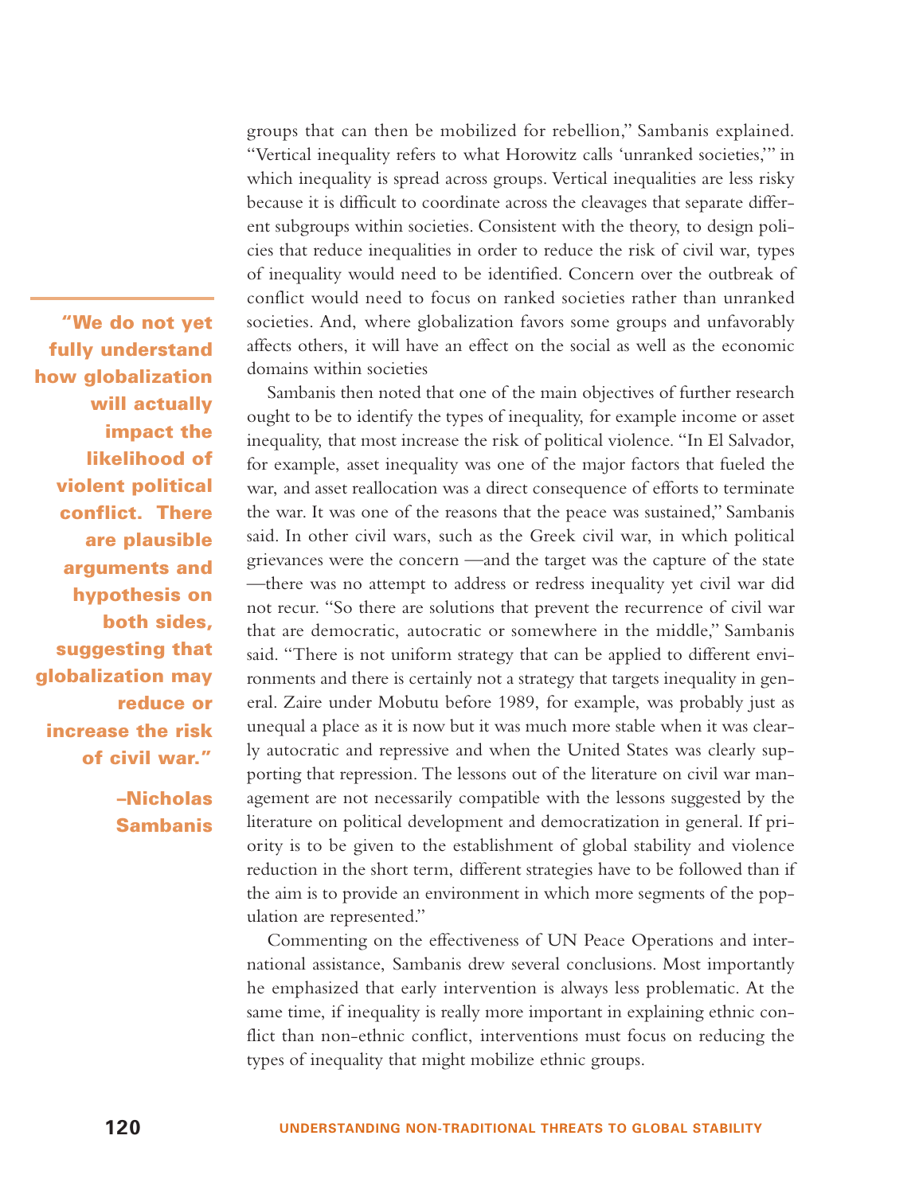groups that can then be mobilized for rebellion," Sambanis explained. "Vertical inequality refers to what Horowitz calls 'unranked societies,'" in which inequality is spread across groups. Vertical inequalities are less risky because it is difficult to coordinate across the cleavages that separate different subgroups within societies. Consistent with the theory, to design policies that reduce inequalities in order to reduce the risk of civil war, types of inequality would need to be identified. Concern over the outbreak of conflict would need to focus on ranked societies rather than unranked societies. And, where globalization favors some groups and unfavorably affects others, it will have an effect on the social as well as the economic domains within societies

> **"We do not yet fully understand how globalization will actually impact the likelihood of violent political conflict. There are plausible arguments and hypothesis on both sides, suggesting that globalization may reduce or increase the risk of civil war."**
>
> **–Nicholas Sambanis**

Sambanis then noted that one of the main objectives of further research ought to be to identify the types of inequality, for example income or asset inequality, that most increase the risk of political violence. "In El Salvador, for example, asset inequality was one of the major factors that fueled the war, and asset reallocation was a direct consequence of efforts to terminate the war. It was one of the reasons that the peace was sustained," Sambanis said. In other civil wars, such as the Greek civil war, in which political grievances were the concern —and the target was the capture of the state —there was no attempt to address or redress inequality yet civil war did not recur. "So there are solutions that prevent the recurrence of civil war that are democratic, autocratic or somewhere in the middle," Sambanis said. "There is not uniform strategy that can be applied to different environments and there is certainly not a strategy that targets inequality in general. Zaire under Mobutu before 1989, for example, was probably just as unequal a place as it is now but it was much more stable when it was clearly autocratic and repressive and when the United States was clearly supporting that repression. The lessons out of the literature on civil war management are not necessarily compatible with the lessons suggested by the literature on political development and democratization in general. If priority is to be given to the establishment of global stability and violence reduction in the short term, different strategies have to be followed than if the aim is to provide an environment in which more segments of the population are represented."

Commenting on the effectiveness of UN Peace Operations and international assistance, Sambanis drew several conclusions. Most importantly he emphasized that early intervention is always less problematic. At the same time, if inequality is really more important in explaining ethnic conflict than non-ethnic conflict, interventions must focus on reducing the types of inequality that might mobilize ethnic groups.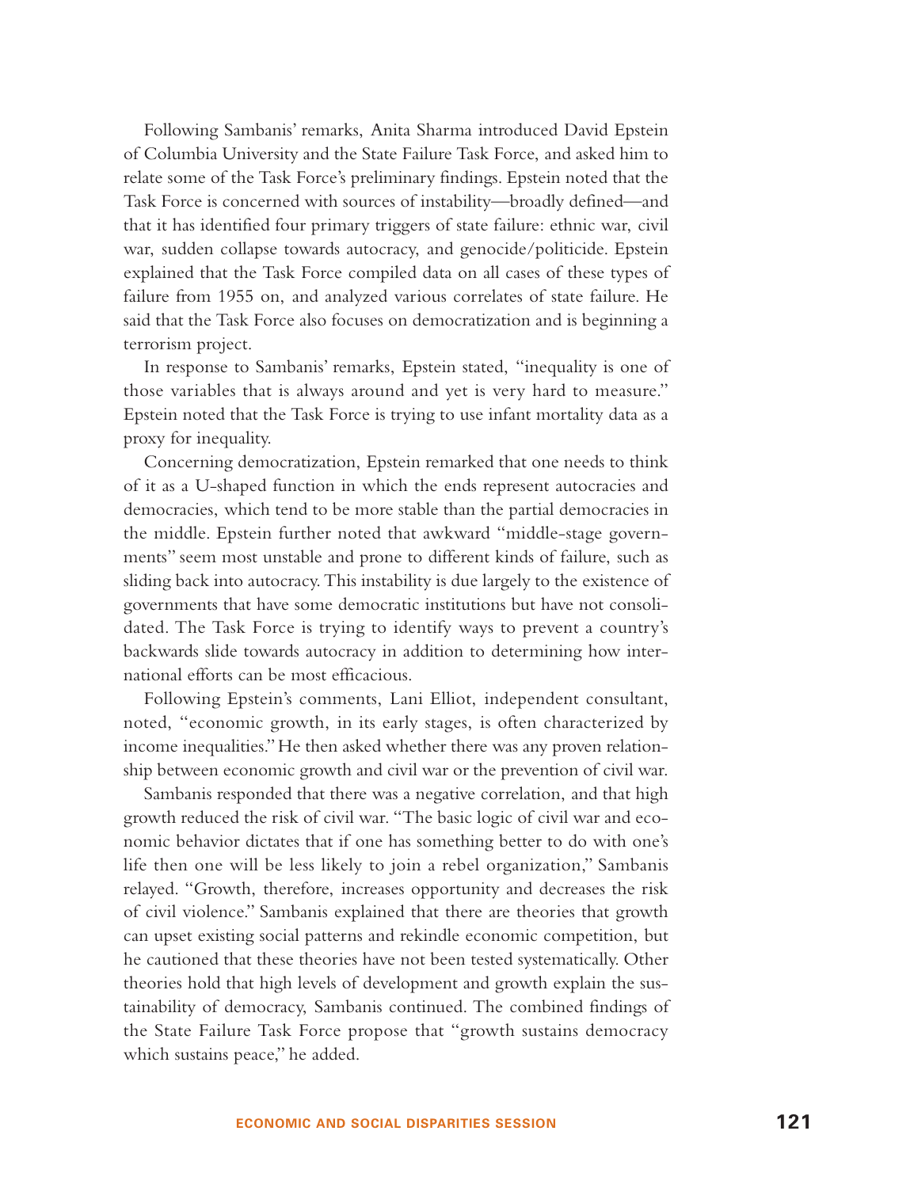Following Sambanis' remarks, Anita Sharma introduced David Epstein of Columbia University and the State Failure Task Force, and asked him to relate some of the Task Force's preliminary findings. Epstein noted that the Task Force is concerned with sources of instability—broadly defined—and that it has identified four primary triggers of state failure: ethnic war, civil war, sudden collapse towards autocracy, and genocide/politicide. Epstein explained that the Task Force compiled data on all cases of these types of failure from 1955 on, and analyzed various correlates of state failure. He said that the Task Force also focuses on democratization and is beginning a terrorism project.

In response to Sambanis' remarks, Epstein stated, "inequality is one of those variables that is always around and yet is very hard to measure." Epstein noted that the Task Force is trying to use infant mortality data as a proxy for inequality.

Concerning democratization, Epstein remarked that one needs to think of it as a U-shaped function in which the ends represent autocracies and democracies, which tend to be more stable than the partial democracies in the middle. Epstein further noted that awkward "middle-stage governments" seem most unstable and prone to different kinds of failure, such as sliding back into autocracy. This instability is due largely to the existence of governments that have some democratic institutions but have not consolidated. The Task Force is trying to identify ways to prevent a country's backwards slide towards autocracy in addition to determining how international efforts can be most efficacious.

Following Epstein's comments, Lani Elliot, independent consultant, noted, "economic growth, in its early stages, is often characterized by income inequalities." He then asked whether there was any proven relationship between economic growth and civil war or the prevention of civil war.

Sambanis responded that there was a negative correlation, and that high growth reduced the risk of civil war. "The basic logic of civil war and economic behavior dictates that if one has something better to do with one's life then one will be less likely to join a rebel organization," Sambanis relayed. "Growth, therefore, increases opportunity and decreases the risk of civil violence." Sambanis explained that there are theories that growth can upset existing social patterns and rekindle economic competition, but he cautioned that these theories have not been tested systematically. Other theories hold that high levels of development and growth explain the sustainability of democracy, Sambanis continued. The combined findings of the State Failure Task Force propose that "growth sustains democracy which sustains peace," he added.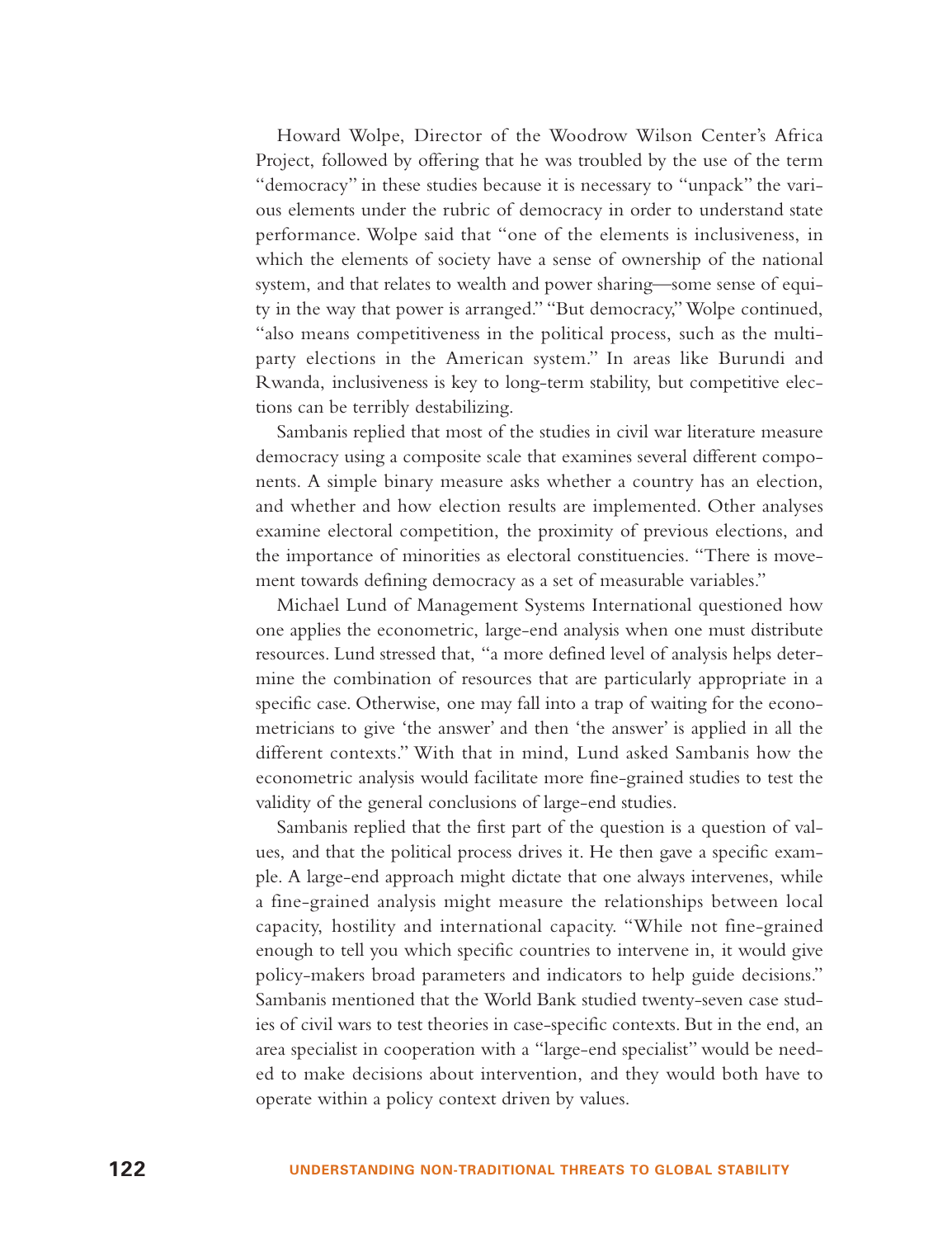Howard Wolpe, Director of the Woodrow Wilson Center's Africa Project, followed by offering that he was troubled by the use of the term "democracy" in these studies because it is necessary to "unpack" the various elements under the rubric of democracy in order to understand state performance. Wolpe said that "one of the elements is inclusiveness, in which the elements of society have a sense of ownership of the national system, and that relates to wealth and power sharing—some sense of equity in the way that power is arranged." "But democracy," Wolpe continued, "also means competitiveness in the political process, such as the multiparty elections in the American system." In areas like Burundi and Rwanda, inclusiveness is key to long-term stability, but competitive elections can be terribly destabilizing.

Sambanis replied that most of the studies in civil war literature measure democracy using a composite scale that examines several different components. A simple binary measure asks whether a country has an election, and whether and how election results are implemented. Other analyses examine electoral competition, the proximity of previous elections, and the importance of minorities as electoral constituencies. "There is movement towards defining democracy as a set of measurable variables."

Michael Lund of Management Systems International questioned how one applies the econometric, large-end analysis when one must distribute resources. Lund stressed that, "a more defined level of analysis helps determine the combination of resources that are particularly appropriate in a specific case. Otherwise, one may fall into a trap of waiting for the econometricians to give 'the answer' and then 'the answer' is applied in all the different contexts." With that in mind, Lund asked Sambanis how the econometric analysis would facilitate more fine-grained studies to test the validity of the general conclusions of large-end studies.

Sambanis replied that the first part of the question is a question of values, and that the political process drives it. He then gave a specific example. A large-end approach might dictate that one always intervenes, while a fine-grained analysis might measure the relationships between local capacity, hostility and international capacity. "While not fine-grained enough to tell you which specific countries to intervene in, it would give policy-makers broad parameters and indicators to help guide decisions." Sambanis mentioned that the World Bank studied twenty-seven case studies of civil wars to test theories in case-specific contexts. But in the end, an area specialist in cooperation with a "large-end specialist" would be needed to make decisions about intervention, and they would both have to operate within a policy context driven by values.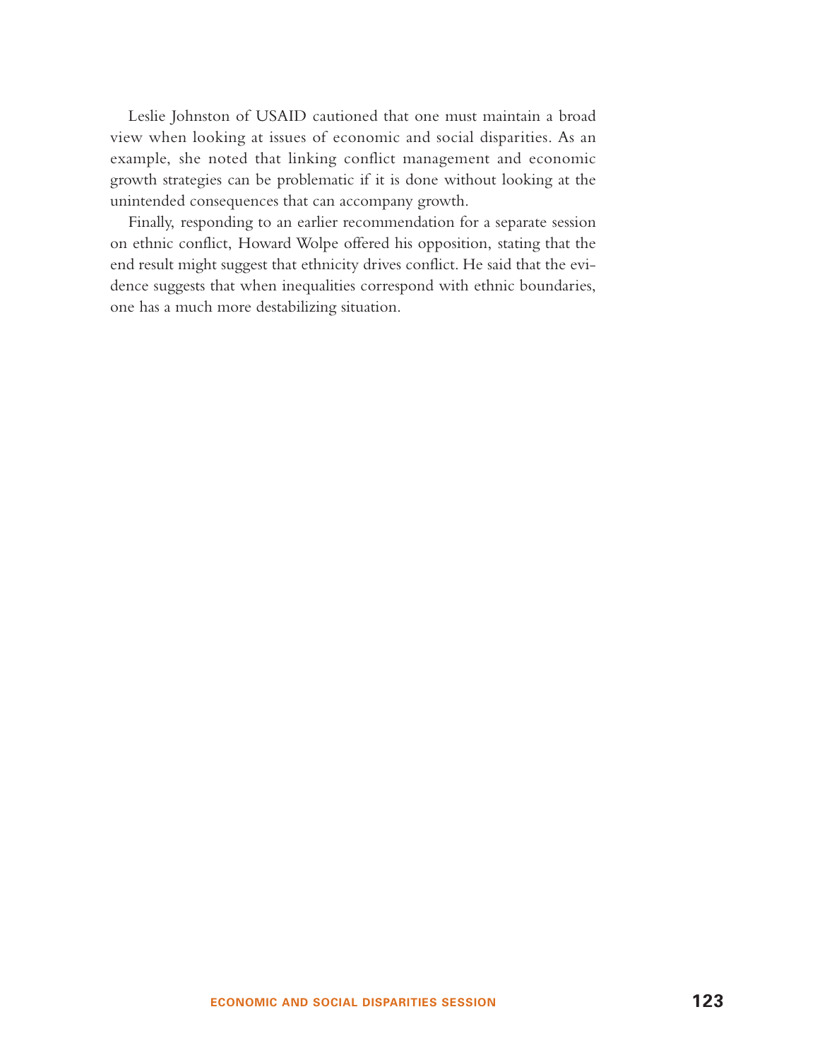Leslie Johnston of USAID cautioned that one must maintain a broad view when looking at issues of economic and social disparities. As an example, she noted that linking conflict management and economic growth strategies can be problematic if it is done without looking at the unintended consequences that can accompany growth.

Finally, responding to an earlier recommendation for a separate session on ethnic conflict, Howard Wolpe offered his opposition, stating that the end result might suggest that ethnicity drives conflict. He said that the evidence suggests that when inequalities correspond with ethnic boundaries, one has a much more destabilizing situation.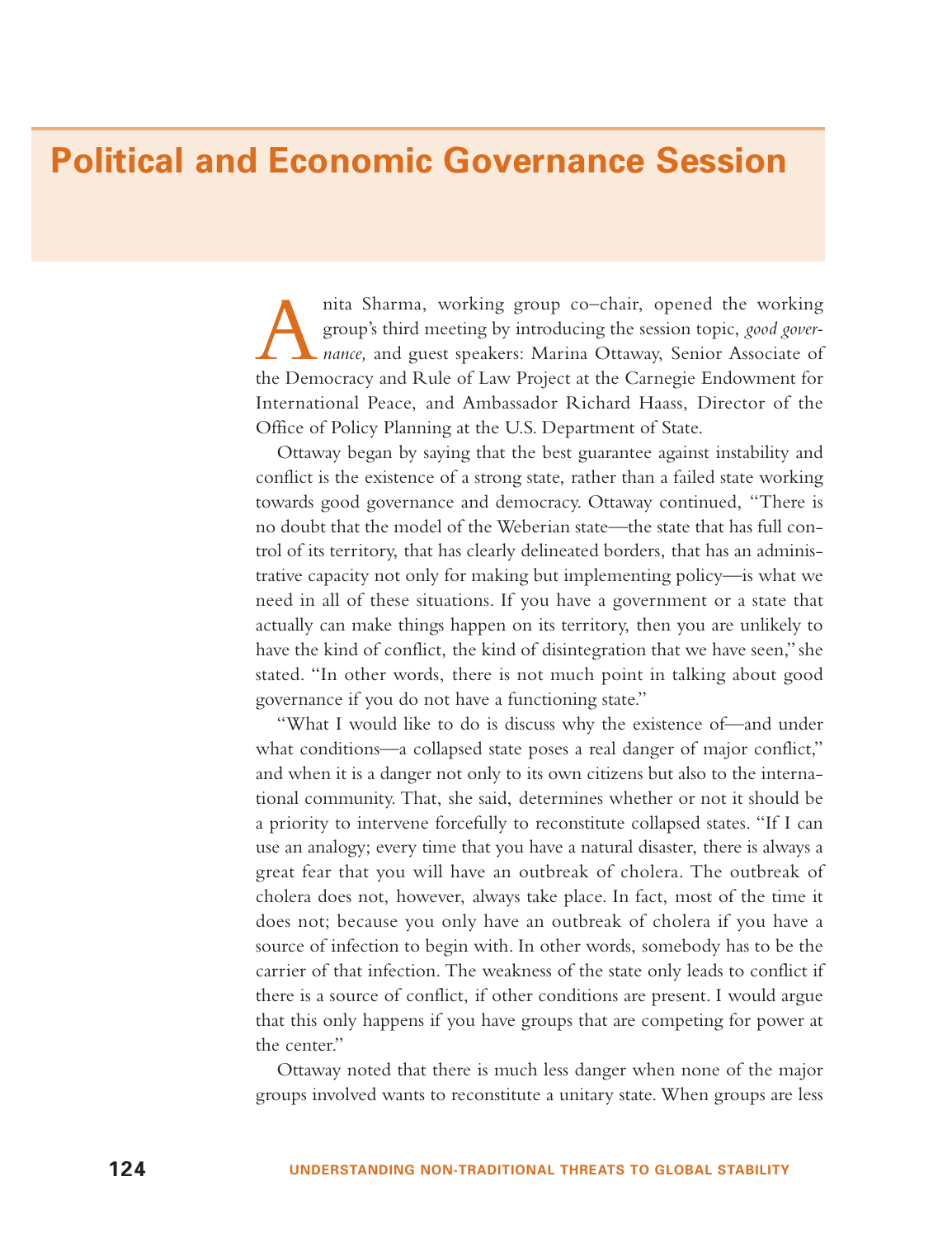# Political and Economic Governance Session

Anita Sharma, working group co–chair, opened the working group's third meeting by introducing the session topic, *good governance,* and guest speakers: Marina Ottaway, Senior Associate of the Democracy and Rule of Law Project at the Carnegie Endowment for International Peace, and Ambassador Richard Haass, Director of the Office of Policy Planning at the U.S. Department of State.

Ottaway began by saying that the best guarantee against instability and conflict is the existence of a strong state, rather than a failed state working towards good governance and democracy. Ottaway continued, "There is no doubt that the model of the Weberian state—the state that has full control of its territory, that has clearly delineated borders, that has an administrative capacity not only for making but implementing policy—is what we need in all of these situations. If you have a government or a state that actually can make things happen on its territory, then you are unlikely to have the kind of conflict, the kind of disintegration that we have seen," she stated. "In other words, there is not much point in talking about good governance if you do not have a functioning state."

"What I would like to do is discuss why the existence of—and under what conditions—a collapsed state poses a real danger of major conflict," and when it is a danger not only to its own citizens but also to the international community. That, she said, determines whether or not it should be a priority to intervene forcefully to reconstitute collapsed states. "If I can use an analogy; every time that you have a natural disaster, there is always a great fear that you will have an outbreak of cholera. The outbreak of cholera does not, however, always take place. In fact, most of the time it does not; because you only have an outbreak of cholera if you have a source of infection to begin with. In other words, somebody has to be the carrier of that infection. The weakness of the state only leads to conflict if there is a source of conflict, if other conditions are present. I would argue that this only happens if you have groups that are competing for power at the center."

Ottaway noted that there is much less danger when none of the major groups involved wants to reconstitute a unitary state. When groups are less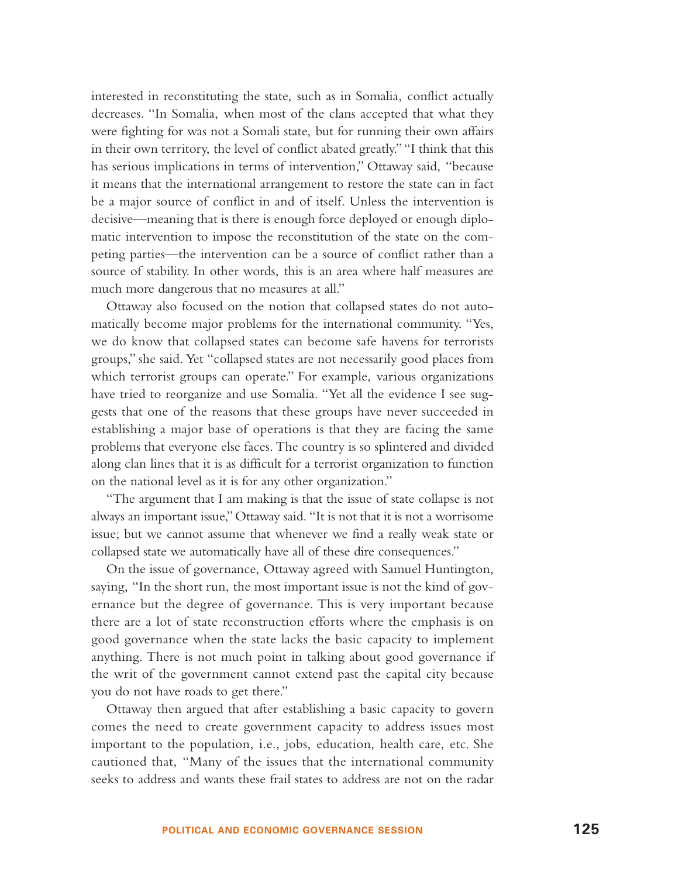interested in reconstituting the state, such as in Somalia, conflict actually decreases. "In Somalia, when most of the clans accepted that what they were fighting for was not a Somali state, but for running their own affairs in their own territory, the level of conflict abated greatly." "I think that this has serious implications in terms of intervention," Ottaway said, "because it means that the international arrangement to restore the state can in fact be a major source of conflict in and of itself. Unless the intervention is decisive—meaning that is there is enough force deployed or enough diplomatic intervention to impose the reconstitution of the state on the competing parties—the intervention can be a source of conflict rather than a source of stability. In other words, this is an area where half measures are much more dangerous that no measures at all."

Ottaway also focused on the notion that collapsed states do not automatically become major problems for the international community. "Yes, we do know that collapsed states can become safe havens for terrorists groups," she said. Yet "collapsed states are not necessarily good places from which terrorist groups can operate." For example, various organizations have tried to reorganize and use Somalia. "Yet all the evidence I see suggests that one of the reasons that these groups have never succeeded in establishing a major base of operations is that they are facing the same problems that everyone else faces. The country is so splintered and divided along clan lines that it is as difficult for a terrorist organization to function on the national level as it is for any other organization."

"The argument that I am making is that the issue of state collapse is not always an important issue," Ottaway said. "It is not that it is not a worrisome issue; but we cannot assume that whenever we find a really weak state or collapsed state we automatically have all of these dire consequences."

On the issue of governance, Ottaway agreed with Samuel Huntington, saying, "In the short run, the most important issue is not the kind of governance but the degree of governance. This is very important because there are a lot of state reconstruction efforts where the emphasis is on good governance when the state lacks the basic capacity to implement anything. There is not much point in talking about good governance if the writ of the government cannot extend past the capital city because you do not have roads to get there."

Ottaway then argued that after establishing a basic capacity to govern comes the need to create government capacity to address issues most important to the population, i.e., jobs, education, health care, etc. She cautioned that, "Many of the issues that the international community seeks to address and wants these frail states to address are not on the radar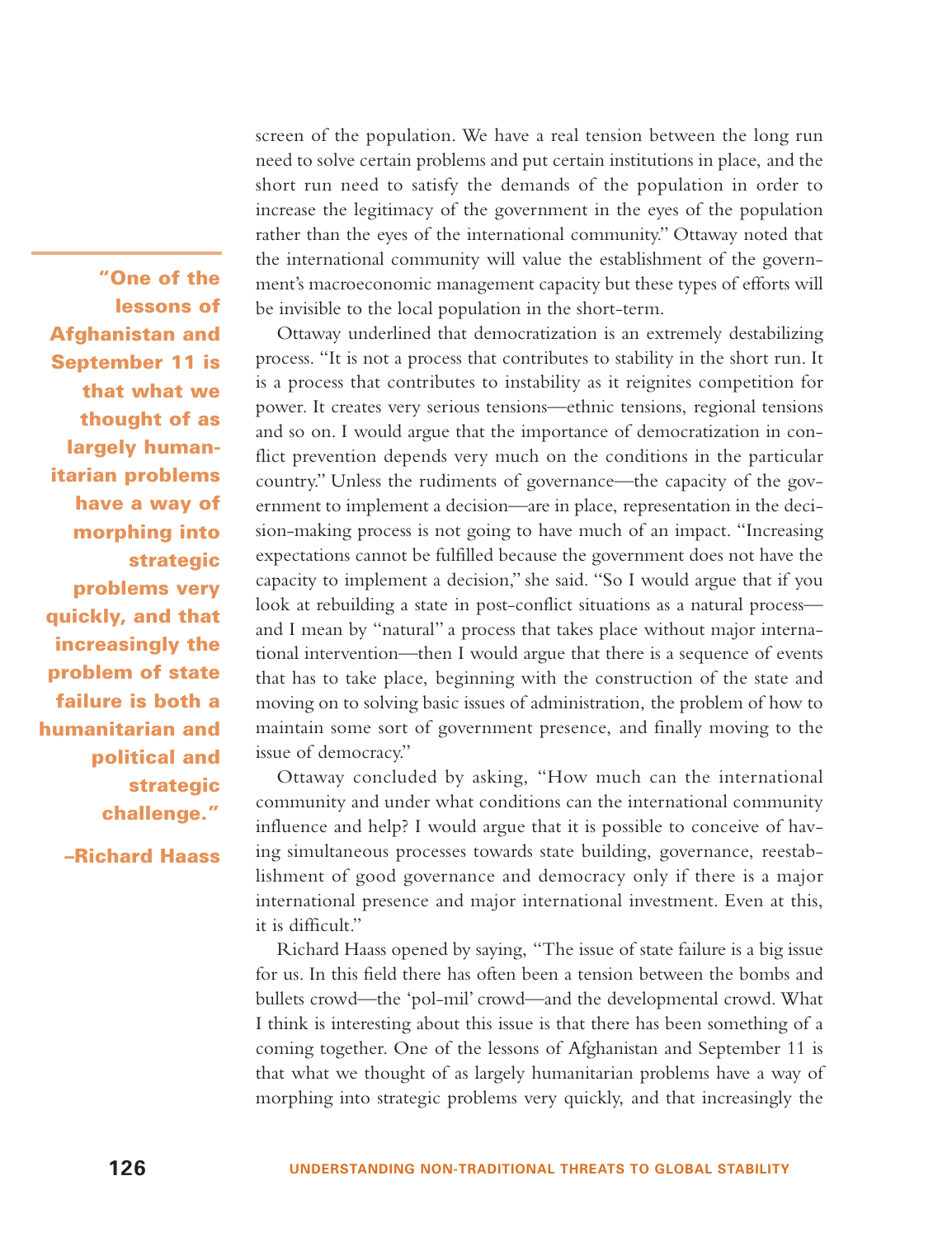screen of the population. We have a real tension between the long run need to solve certain problems and put certain institutions in place, and the short run need to satisfy the demands of the population in order to increase the legitimacy of the government in the eyes of the population rather than the eyes of the international community." Ottaway noted that the international community will value the establishment of the government's macroeconomic management capacity but these types of efforts will be invisible to the local population in the short-term.

> **"One of the lessons of Afghanistan and September 11 is that what we thought of as largely humanitarian problems have a way of morphing into strategic problems very quickly, and that increasingly the problem of state failure is both a humanitarian and political and strategic challenge."**
>
> **–Richard Haass**

Ottaway underlined that democratization is an extremely destabilizing process. "It is not a process that contributes to stability in the short run. It is a process that contributes to instability as it reignites competition for power. It creates very serious tensions—ethnic tensions, regional tensions and so on. I would argue that the importance of democratization in conflict prevention depends very much on the conditions in the particular country." Unless the rudiments of governance—the capacity of the government to implement a decision—are in place, representation in the decision-making process is not going to have much of an impact. "Increasing expectations cannot be fulfilled because the government does not have the capacity to implement a decision," she said. "So I would argue that if you look at rebuilding a state in post-conflict situations as a natural process—and I mean by "natural" a process that takes place without major international intervention—then I would argue that there is a sequence of events that has to take place, beginning with the construction of the state and moving on to solving basic issues of administration, the problem of how to maintain some sort of government presence, and finally moving to the issue of democracy."

Ottaway concluded by asking, "How much can the international community and under what conditions can the international community influence and help? I would argue that it is possible to conceive of having simultaneous processes towards state building, governance, reestablishment of good governance and democracy only if there is a major international presence and major international investment. Even at this, it is difficult."

Richard Haass opened by saying, "The issue of state failure is a big issue for us. In this field there has often been a tension between the bombs and bullets crowd—the 'pol-mil' crowd—and the developmental crowd. What I think is interesting about this issue is that there has been something of a coming together. One of the lessons of Afghanistan and September 11 is that what we thought of as largely humanitarian problems have a way of morphing into strategic problems very quickly, and that increasingly the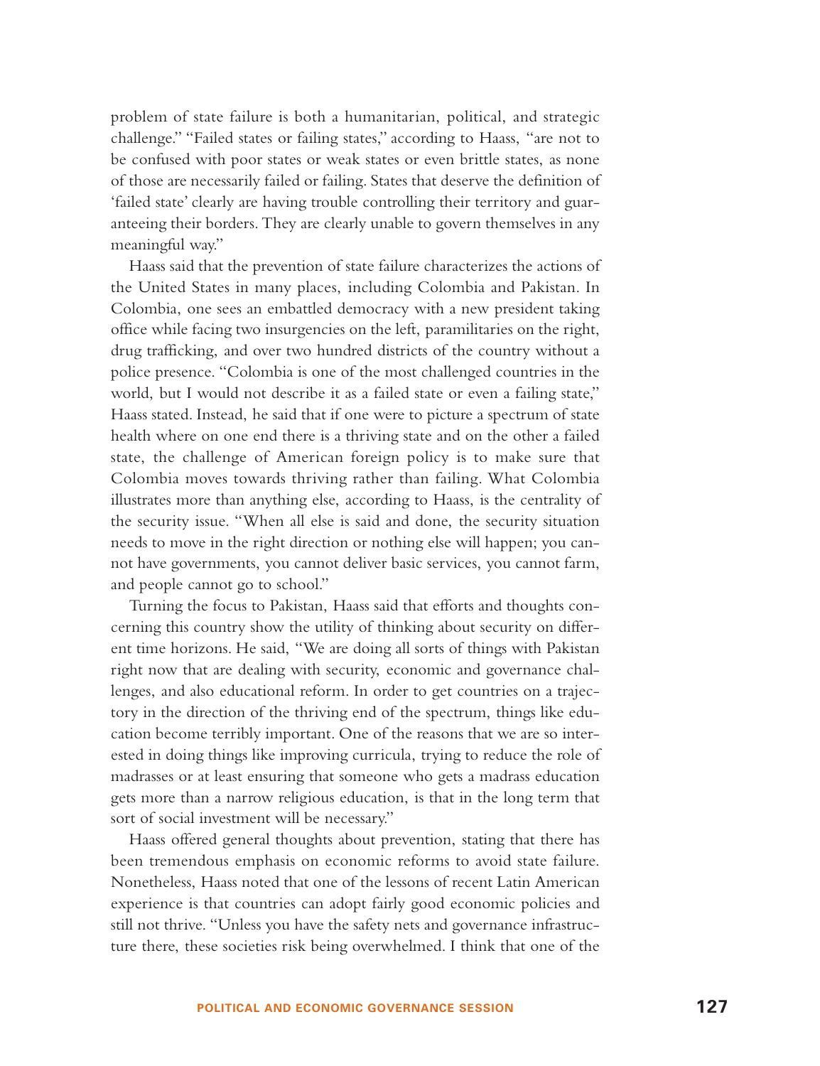problem of state failure is both a humanitarian, political, and strategic challenge." "Failed states or failing states," according to Haass, "are not to be confused with poor states or weak states or even brittle states, as none of those are necessarily failed or failing. States that deserve the definition of 'failed state' clearly are having trouble controlling their territory and guaranteeing their borders. They are clearly unable to govern themselves in any meaningful way."

Haass said that the prevention of state failure characterizes the actions of the United States in many places, including Colombia and Pakistan. In Colombia, one sees an embattled democracy with a new president taking office while facing two insurgencies on the left, paramilitaries on the right, drug trafficking, and over two hundred districts of the country without a police presence. "Colombia is one of the most challenged countries in the world, but I would not describe it as a failed state or even a failing state," Haass stated. Instead, he said that if one were to picture a spectrum of state health where on one end there is a thriving state and on the other a failed state, the challenge of American foreign policy is to make sure that Colombia moves towards thriving rather than failing. What Colombia illustrates more than anything else, according to Haass, is the centrality of the security issue. "When all else is said and done, the security situation needs to move in the right direction or nothing else will happen; you cannot have governments, you cannot deliver basic services, you cannot farm, and people cannot go to school."

Turning the focus to Pakistan, Haass said that efforts and thoughts concerning this country show the utility of thinking about security on different time horizons. He said, "We are doing all sorts of things with Pakistan right now that are dealing with security, economic and governance challenges, and also educational reform. In order to get countries on a trajectory in the direction of the thriving end of the spectrum, things like education become terribly important. One of the reasons that we are so interested in doing things like improving curricula, trying to reduce the role of madrasses or at least ensuring that someone who gets a madrass education gets more than a narrow religious education, is that in the long term that sort of social investment will be necessary."

Haass offered general thoughts about prevention, stating that there has been tremendous emphasis on economic reforms to avoid state failure. Nonetheless, Haass noted that one of the lessons of recent Latin American experience is that countries can adopt fairly good economic policies and still not thrive. "Unless you have the safety nets and governance infrastructure there, these societies risk being overwhelmed. I think that one of the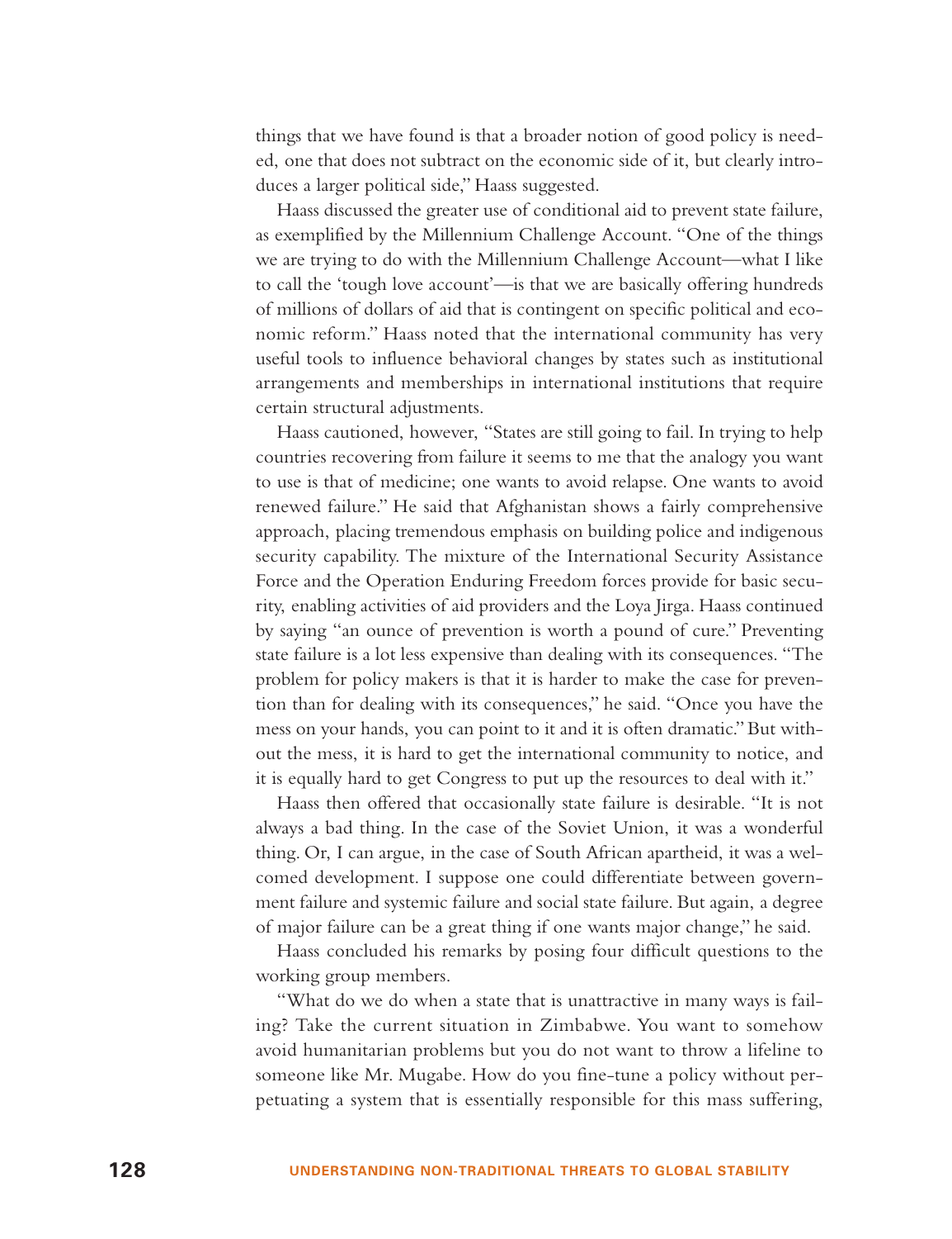things that we have found is that a broader notion of good policy is needed, one that does not subtract on the economic side of it, but clearly introduces a larger political side," Haass suggested.

Haass discussed the greater use of conditional aid to prevent state failure, as exemplified by the Millennium Challenge Account. "One of the things we are trying to do with the Millennium Challenge Account—what I like to call the 'tough love account'—is that we are basically offering hundreds of millions of dollars of aid that is contingent on specific political and economic reform." Haass noted that the international community has very useful tools to influence behavioral changes by states such as institutional arrangements and memberships in international institutions that require certain structural adjustments.

Haass cautioned, however, "States are still going to fail. In trying to help countries recovering from failure it seems to me that the analogy you want to use is that of medicine; one wants to avoid relapse. One wants to avoid renewed failure." He said that Afghanistan shows a fairly comprehensive approach, placing tremendous emphasis on building police and indigenous security capability. The mixture of the International Security Assistance Force and the Operation Enduring Freedom forces provide for basic security, enabling activities of aid providers and the Loya Jirga. Haass continued by saying "an ounce of prevention is worth a pound of cure." Preventing state failure is a lot less expensive than dealing with its consequences. "The problem for policy makers is that it is harder to make the case for prevention than for dealing with its consequences," he said. "Once you have the mess on your hands, you can point to it and it is often dramatic." But without the mess, it is hard to get the international community to notice, and it is equally hard to get Congress to put up the resources to deal with it."

Haass then offered that occasionally state failure is desirable. "It is not always a bad thing. In the case of the Soviet Union, it was a wonderful thing. Or, I can argue, in the case of South African apartheid, it was a welcomed development. I suppose one could differentiate between government failure and systemic failure and social state failure. But again, a degree of major failure can be a great thing if one wants major change," he said.

Haass concluded his remarks by posing four difficult questions to the working group members.

"What do we do when a state that is unattractive in many ways is failing? Take the current situation in Zimbabwe. You want to somehow avoid humanitarian problems but you do not want to throw a lifeline to someone like Mr. Mugabe. How do you fine-tune a policy without perpetuating a system that is essentially responsible for this mass suffering,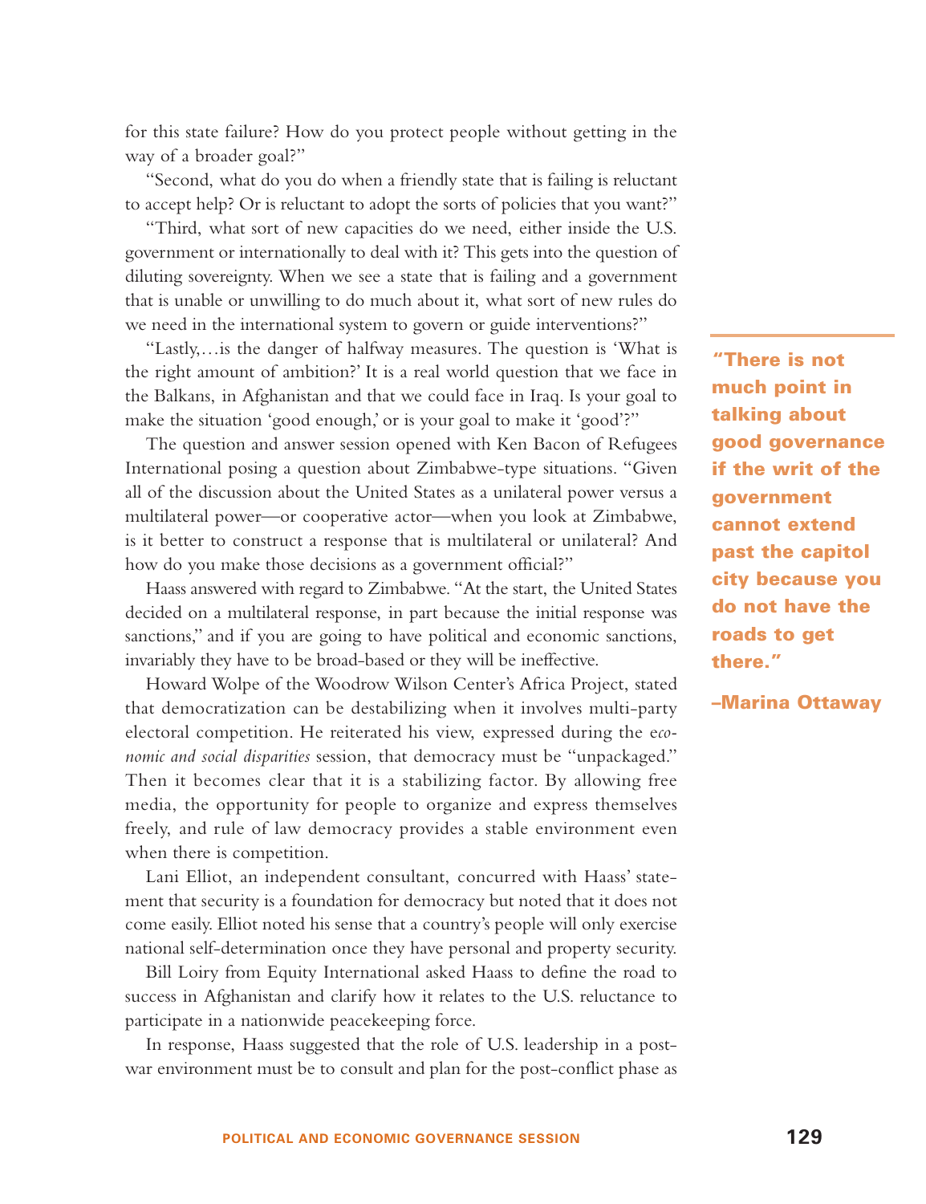for this state failure? How do you protect people without getting in the way of a broader goal?"

"Second, what do you do when a friendly state that is failing is reluctant to accept help? Or is reluctant to adopt the sorts of policies that you want?"

"Third, what sort of new capacities do we need, either inside the U.S. government or internationally to deal with it? This gets into the question of diluting sovereignty. When we see a state that is failing and a government that is unable or unwilling to do much about it, what sort of new rules do we need in the international system to govern or guide interventions?"

"Lastly,…is the danger of halfway measures. The question is 'What is the right amount of ambition?' It is a real world question that we face in the Balkans, in Afghanistan and that we could face in Iraq. Is your goal to make the situation 'good enough,' or is your goal to make it 'good'?"

The question and answer session opened with Ken Bacon of Refugees International posing a question about Zimbabwe-type situations. "Given all of the discussion about the United States as a unilateral power versus a multilateral power—or cooperative actor—when you look at Zimbabwe, is it better to construct a response that is multilateral or unilateral? And how do you make those decisions as a government official?"

Haass answered with regard to Zimbabwe. "At the start, the United States decided on a multilateral response, in part because the initial response was sanctions," and if you are going to have political and economic sanctions, invariably they have to be broad-based or they will be ineffective.

Howard Wolpe of the Woodrow Wilson Center's Africa Project, stated that democratization can be destabilizing when it involves multi-party electoral competition. He reiterated his view, expressed during the *economic and social disparities* session, that democracy must be "unpackaged." Then it becomes clear that it is a stabilizing factor. By allowing free media, the opportunity for people to organize and express themselves freely, and rule of law democracy provides a stable environment even when there is competition.

**"There is not much point in talking about good governance if the writ of the government cannot extend past the capitol city because you do not have the roads to get there."**

**–Marina Ottaway**

Lani Elliot, an independent consultant, concurred with Haass' statement that security is a foundation for democracy but noted that it does not come easily. Elliot noted his sense that a country's people will only exercise national self-determination once they have personal and property security.

Bill Loiry from Equity International asked Haass to define the road to success in Afghanistan and clarify how it relates to the U.S. reluctance to participate in a nationwide peacekeeping force.

In response, Haass suggested that the role of U.S. leadership in a post-war environment must be to consult and plan for the post-conflict phase as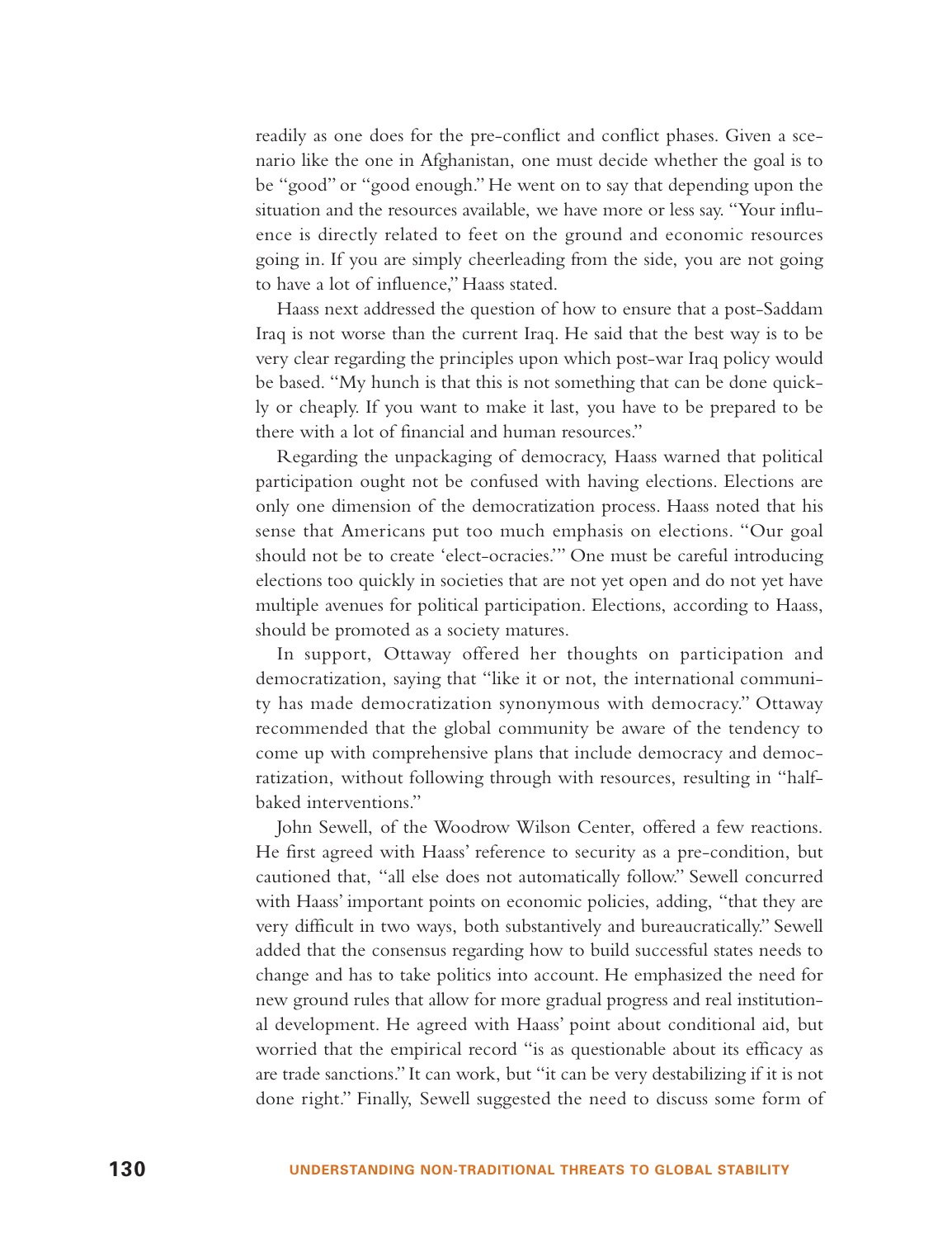readily as one does for the pre-conflict and conflict phases. Given a scenario like the one in Afghanistan, one must decide whether the goal is to be "good" or "good enough." He went on to say that depending upon the situation and the resources available, we have more or less say. "Your influence is directly related to feet on the ground and economic resources going in. If you are simply cheerleading from the side, you are not going to have a lot of influence," Haass stated.

Haass next addressed the question of how to ensure that a post-Saddam Iraq is not worse than the current Iraq. He said that the best way is to be very clear regarding the principles upon which post-war Iraq policy would be based. "My hunch is that this is not something that can be done quickly or cheaply. If you want to make it last, you have to be prepared to be there with a lot of financial and human resources."

Regarding the unpackaging of democracy, Haass warned that political participation ought not be confused with having elections. Elections are only one dimension of the democratization process. Haass noted that his sense that Americans put too much emphasis on elections. "Our goal should not be to create 'elect-ocracies.'" One must be careful introducing elections too quickly in societies that are not yet open and do not yet have multiple avenues for political participation. Elections, according to Haass, should be promoted as a society matures.

In support, Ottaway offered her thoughts on participation and democratization, saying that "like it or not, the international community has made democratization synonymous with democracy." Ottaway recommended that the global community be aware of the tendency to come up with comprehensive plans that include democracy and democratization, without following through with resources, resulting in "half-baked interventions."

John Sewell, of the Woodrow Wilson Center, offered a few reactions. He first agreed with Haass' reference to security as a pre-condition, but cautioned that, "all else does not automatically follow." Sewell concurred with Haass' important points on economic policies, adding, "that they are very difficult in two ways, both substantively and bureaucratically." Sewell added that the consensus regarding how to build successful states needs to change and has to take politics into account. He emphasized the need for new ground rules that allow for more gradual progress and real institutional development. He agreed with Haass' point about conditional aid, but worried that the empirical record "is as questionable about its efficacy as are trade sanctions." It can work, but "it can be very destabilizing if it is not done right." Finally, Sewell suggested the need to discuss some form of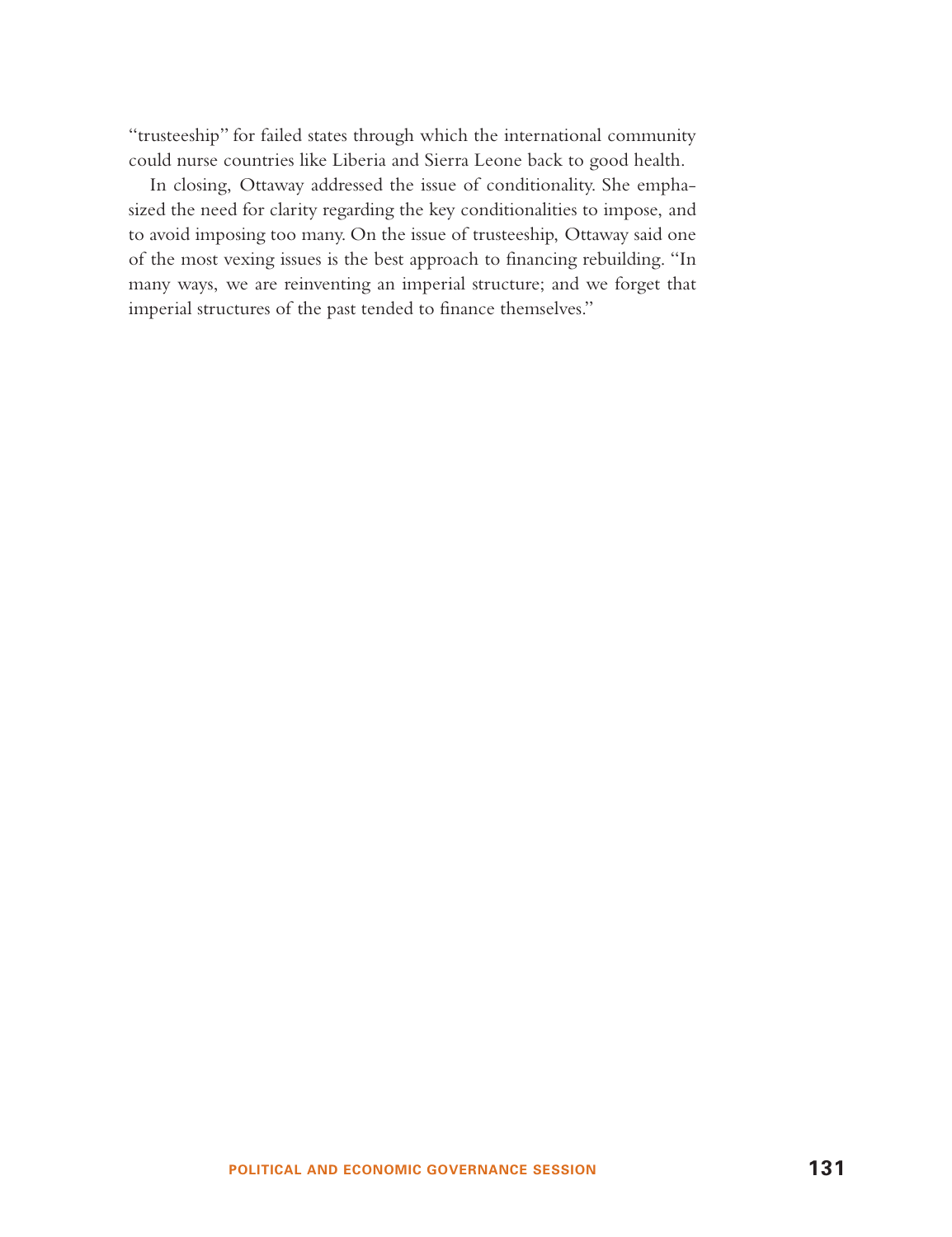"trusteeship" for failed states through which the international community could nurse countries like Liberia and Sierra Leone back to good health.

In closing, Ottaway addressed the issue of conditionality. She emphasized the need for clarity regarding the key conditionalities to impose, and to avoid imposing too many. On the issue of trusteeship, Ottaway said one of the most vexing issues is the best approach to financing rebuilding. "In many ways, we are reinventing an imperial structure; and we forget that imperial structures of the past tended to finance themselves."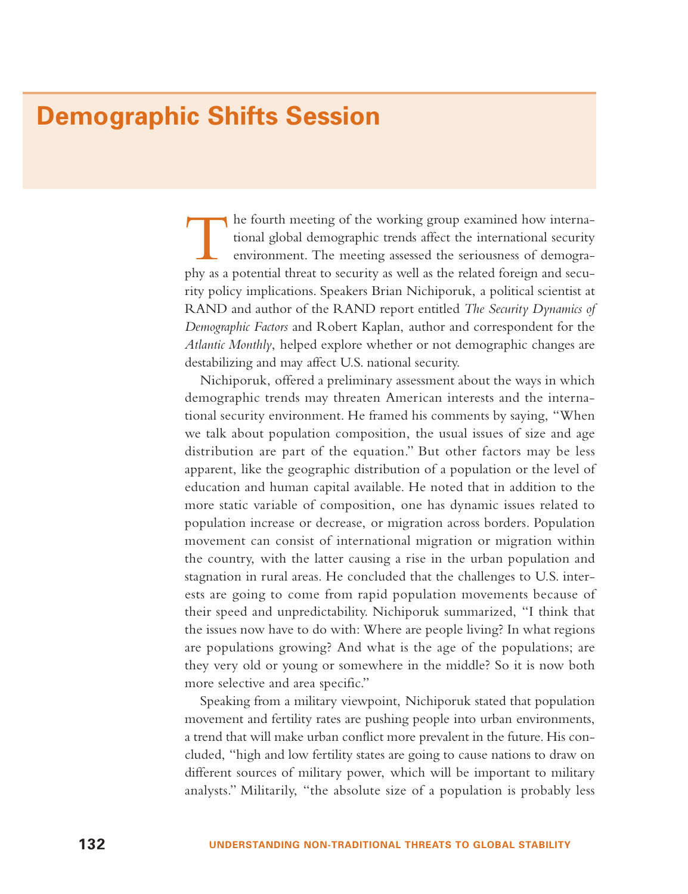# Demographic Shifts Session

The fourth meeting of the working group examined how international global demographic trends affect the international security environment. The meeting assessed the seriousness of demography as a potential threat to security as well as the related foreign and security policy implications. Speakers Brian Nichiporuk, a political scientist at RAND and author of the RAND report entitled *The Security Dynamics of Demographic Factors* and Robert Kaplan, author and correspondent for the *Atlantic Monthly*, helped explore whether or not demographic changes are destabilizing and may affect U.S. national security.

Nichiporuk, offered a preliminary assessment about the ways in which demographic trends may threaten American interests and the international security environment. He framed his comments by saying, "When we talk about population composition, the usual issues of size and age distribution are part of the equation." But other factors may be less apparent, like the geographic distribution of a population or the level of education and human capital available. He noted that in addition to the more static variable of composition, one has dynamic issues related to population increase or decrease, or migration across borders. Population movement can consist of international migration or migration within the country, with the latter causing a rise in the urban population and stagnation in rural areas. He concluded that the challenges to U.S. interests are going to come from rapid population movements because of their speed and unpredictability. Nichiporuk summarized, "I think that the issues now have to do with: Where are people living? In what regions are populations growing? And what is the age of the populations; are they very old or young or somewhere in the middle? So it is now both more selective and area specific."

Speaking from a military viewpoint, Nichiporuk stated that population movement and fertility rates are pushing people into urban environments, a trend that will make urban conflict more prevalent in the future. His concluded, "high and low fertility states are going to cause nations to draw on different sources of military power, which will be important to military analysts." Militarily, "the absolute size of a population is probably less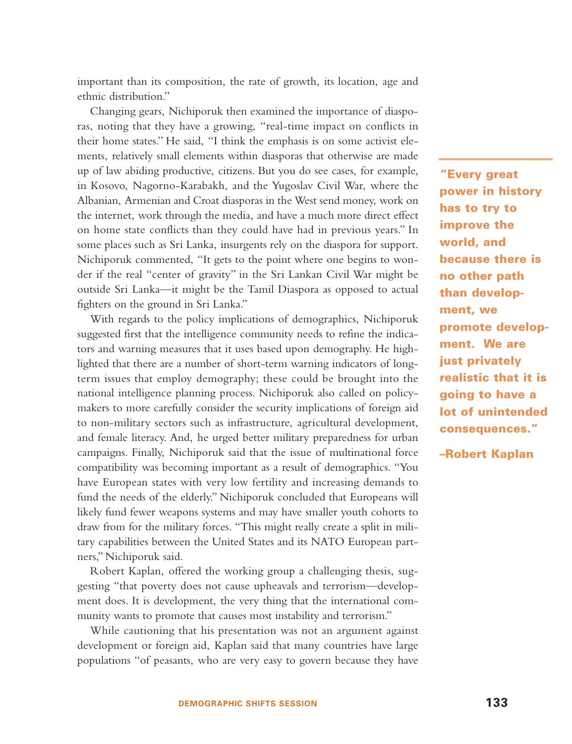important than its composition, the rate of growth, its location, age and ethnic distribution."

Changing gears, Nichiporuk then examined the importance of diasporas, noting that they have a growing, "real-time impact on conflicts in their home states." He said, "I think the emphasis is on some activist elements, relatively small elements within diasporas that otherwise are made up of law abiding productive, citizens. But you do see cases, for example, in Kosovo, Nagorno-Karabakh, and the Yugoslav Civil War, where the Albanian, Armenian and Croat diasporas in the West send money, work on the internet, work through the media, and have a much more direct effect on home state conflicts than they could have had in previous years." In some places such as Sri Lanka, insurgents rely on the diaspora for support. Nichiporuk commented, "It gets to the point where one begins to wonder if the real "center of gravity" in the Sri Lankan Civil War might be outside Sri Lanka—it might be the Tamil Diaspora as opposed to actual fighters on the ground in Sri Lanka."

With regards to the policy implications of demographics, Nichiporuk suggested first that the intelligence community needs to refine the indicators and warning measures that it uses based upon demography. He highlighted that there are a number of short-term warning indicators of long-term issues that employ demography; these could be brought into the national intelligence planning process. Nichiporuk also called on policymakers to more carefully consider the security implications of foreign aid to non-military sectors such as infrastructure, agricultural development, and female literacy. And, he urged better military preparedness for urban campaigns. Finally, Nichiporuk said that the issue of multinational force compatibility was becoming important as a result of demographics. "You have European states with very low fertility and increasing demands to fund the needs of the elderly." Nichiporuk concluded that Europeans will likely fund fewer weapons systems and may have smaller youth cohorts to draw from for the military forces. "This might really create a split in military capabilities between the United States and its NATO European partners," Nichiporuk said.

> **"Every great power in history has to try to improve the world, and because there is no other path than development, we promote development. We are just privately realistic that it is going to have a lot of unintended consequences."**
>
> **–Robert Kaplan**

Robert Kaplan, offered the working group a challenging thesis, suggesting "that poverty does not cause upheavals and terrorism—development does. It is development, the very thing that the international community wants to promote that causes most instability and terrorism."

While cautioning that his presentation was not an argument against development or foreign aid, Kaplan said that many countries have large populations "of peasants, who are very easy to govern because they have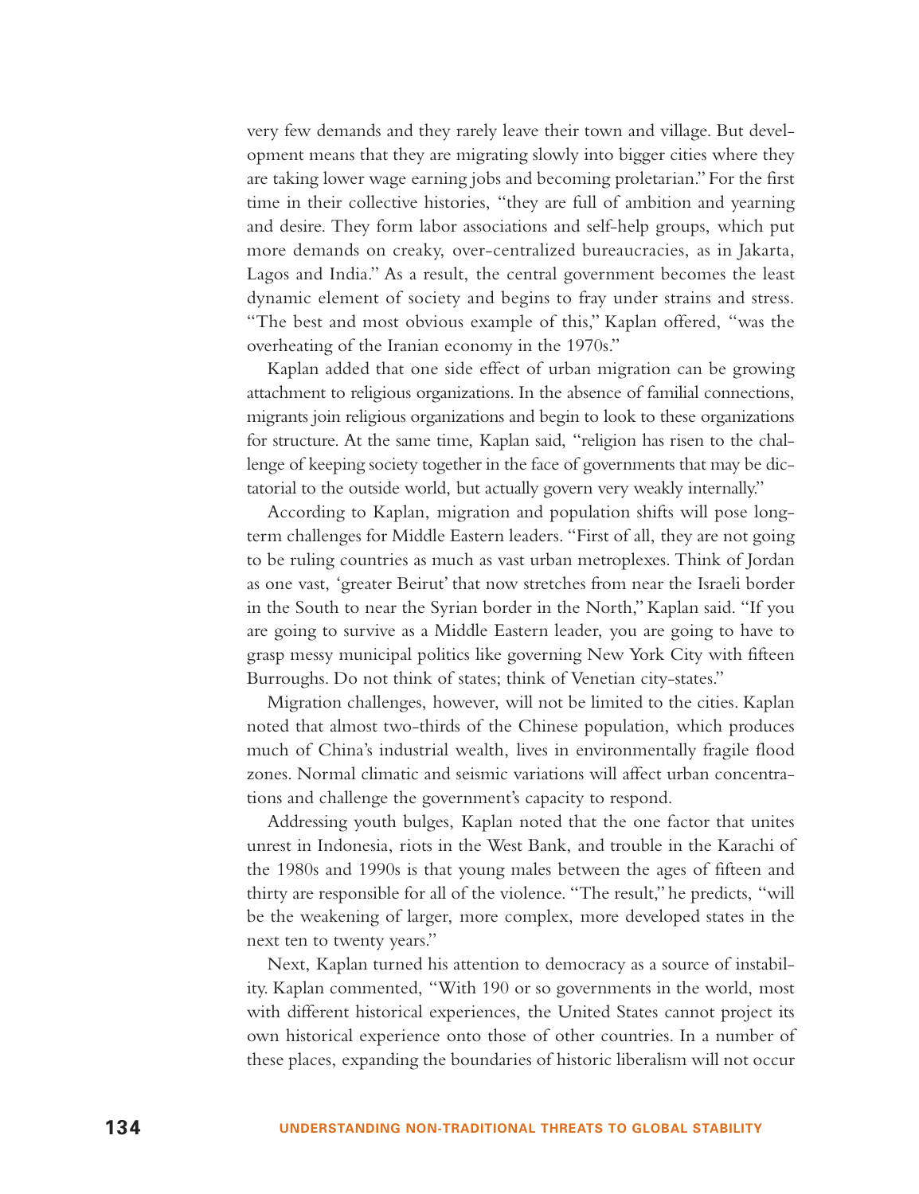very few demands and they rarely leave their town and village. But development means that they are migrating slowly into bigger cities where they are taking lower wage earning jobs and becoming proletarian." For the first time in their collective histories, "they are full of ambition and yearning and desire. They form labor associations and self-help groups, which put more demands on creaky, over-centralized bureaucracies, as in Jakarta, Lagos and India." As a result, the central government becomes the least dynamic element of society and begins to fray under strains and stress. "The best and most obvious example of this," Kaplan offered, "was the overheating of the Iranian economy in the 1970s."

Kaplan added that one side effect of urban migration can be growing attachment to religious organizations. In the absence of familial connections, migrants join religious organizations and begin to look to these organizations for structure. At the same time, Kaplan said, "religion has risen to the challenge of keeping society together in the face of governments that may be dictatorial to the outside world, but actually govern very weakly internally."

According to Kaplan, migration and population shifts will pose long-term challenges for Middle Eastern leaders. "First of all, they are not going to be ruling countries as much as vast urban metroplexes. Think of Jordan as one vast, 'greater Beirut' that now stretches from near the Israeli border in the South to near the Syrian border in the North," Kaplan said. "If you are going to survive as a Middle Eastern leader, you are going to have to grasp messy municipal politics like governing New York City with fifteen Burroughs. Do not think of states; think of Venetian city-states."

Migration challenges, however, will not be limited to the cities. Kaplan noted that almost two-thirds of the Chinese population, which produces much of China's industrial wealth, lives in environmentally fragile flood zones. Normal climatic and seismic variations will affect urban concentrations and challenge the government's capacity to respond.

Addressing youth bulges, Kaplan noted that the one factor that unites unrest in Indonesia, riots in the West Bank, and trouble in the Karachi of the 1980s and 1990s is that young males between the ages of fifteen and thirty are responsible for all of the violence. "The result," he predicts, "will be the weakening of larger, more complex, more developed states in the next ten to twenty years."

Next, Kaplan turned his attention to democracy as a source of instability. Kaplan commented, "With 190 or so governments in the world, most with different historical experiences, the United States cannot project its own historical experience onto those of other countries. In a number of these places, expanding the boundaries of historic liberalism will not occur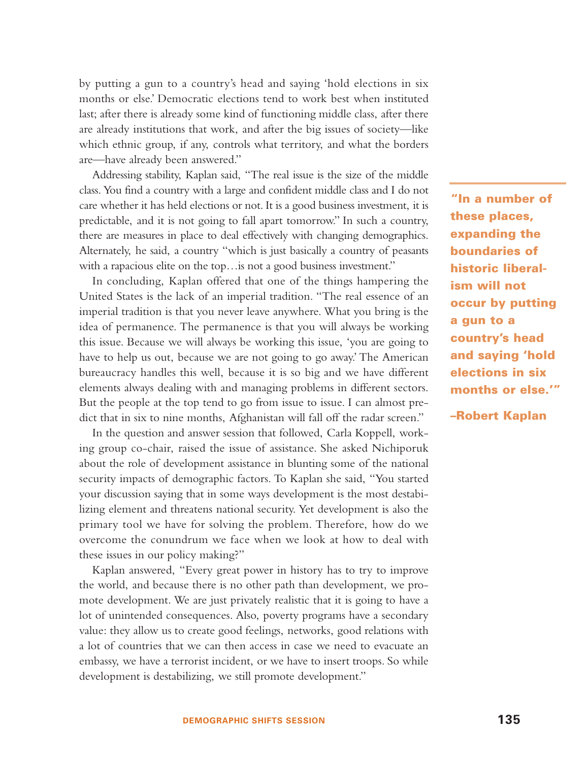by putting a gun to a country's head and saying 'hold elections in six months or else.' Democratic elections tend to work best when instituted last; after there is already some kind of functioning middle class, after there are already institutions that work, and after the big issues of society—like which ethnic group, if any, controls what territory, and what the borders are—have already been answered."

Addressing stability, Kaplan said, "The real issue is the size of the middle class. You find a country with a large and confident middle class and I do not care whether it has held elections or not. It is a good business investment, it is predictable, and it is not going to fall apart tomorrow." In such a country, there are measures in place to deal effectively with changing demographics. Alternately, he said, a country "which is just basically a country of peasants with a rapacious elite on the top…is not a good business investment."

> **"In a number of these places, expanding the boundaries of historic liberalism will not occur by putting a gun to a country's head and saying 'hold elections in six months or else.'"**
>
> **–Robert Kaplan**

In concluding, Kaplan offered that one of the things hampering the United States is the lack of an imperial tradition. "The real essence of an imperial tradition is that you never leave anywhere. What you bring is the idea of permanence. The permanence is that you will always be working this issue. Because we will always be working this issue, 'you are going to have to help us out, because we are not going to go away.' The American bureaucracy handles this well, because it is so big and we have different elements always dealing with and managing problems in different sectors. But the people at the top tend to go from issue to issue. I can almost predict that in six to nine months, Afghanistan will fall off the radar screen."

In the question and answer session that followed, Carla Koppell, working group co-chair, raised the issue of assistance. She asked Nichiporuk about the role of development assistance in blunting some of the national security impacts of demographic factors. To Kaplan she said, "You started your discussion saying that in some ways development is the most destabilizing element and threatens national security. Yet development is also the primary tool we have for solving the problem. Therefore, how do we overcome the conundrum we face when we look at how to deal with these issues in our policy making?"

Kaplan answered, "Every great power in history has to try to improve the world, and because there is no other path than development, we promote development. We are just privately realistic that it is going to have a lot of unintended consequences. Also, poverty programs have a secondary value: they allow us to create good feelings, networks, good relations with a lot of countries that we can then access in case we need to evacuate an embassy, we have a terrorist incident, or we have to insert troops. So while development is destabilizing, we still promote development."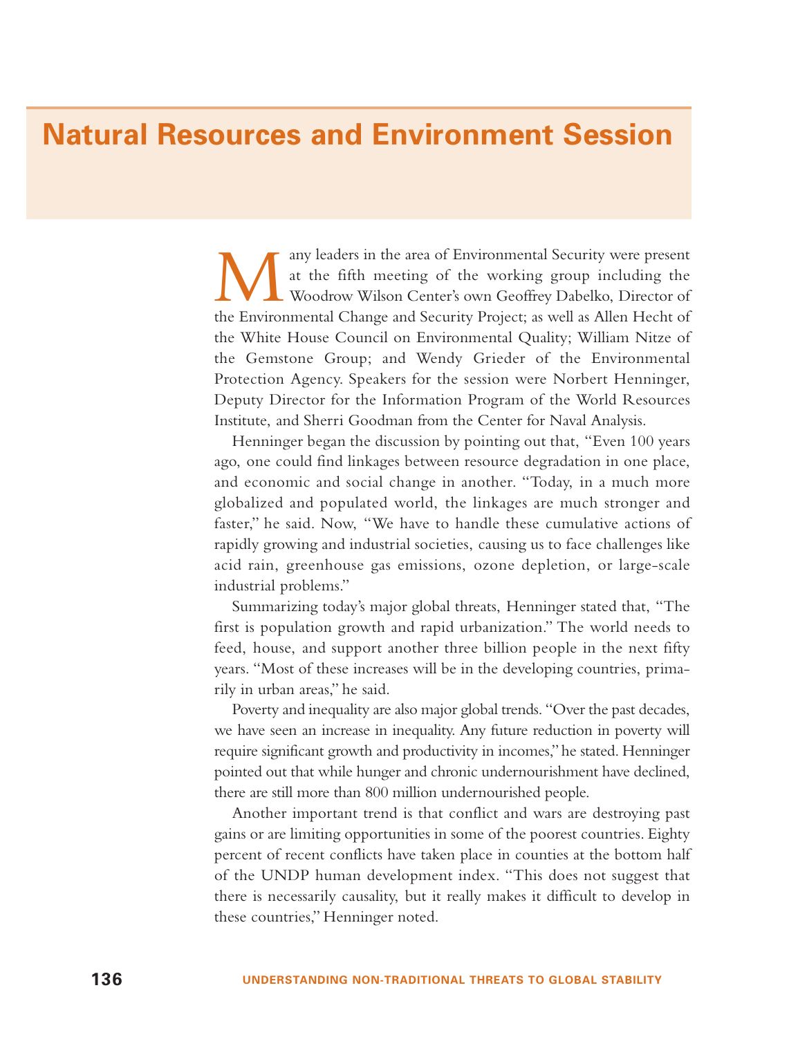# Natural Resources and Environment Session

Many leaders in the area of Environmental Security were present at the fifth meeting of the working group including the Woodrow Wilson Center's own Geoffrey Dabelko, Director of the Environmental Change and Security Project; as well as Allen Hecht of the White House Council on Environmental Quality; William Nitze of the Gemstone Group; and Wendy Grieder of the Environmental Protection Agency. Speakers for the session were Norbert Henninger, Deputy Director for the Information Program of the World Resources Institute, and Sherri Goodman from the Center for Naval Analysis.

Henninger began the discussion by pointing out that, "Even 100 years ago, one could find linkages between resource degradation in one place, and economic and social change in another. "Today, in a much more globalized and populated world, the linkages are much stronger and faster," he said. Now, "We have to handle these cumulative actions of rapidly growing and industrial societies, causing us to face challenges like acid rain, greenhouse gas emissions, ozone depletion, or large-scale industrial problems."

Summarizing today's major global threats, Henninger stated that, "The first is population growth and rapid urbanization." The world needs to feed, house, and support another three billion people in the next fifty years. "Most of these increases will be in the developing countries, primarily in urban areas," he said.

Poverty and inequality are also major global trends. "Over the past decades, we have seen an increase in inequality. Any future reduction in poverty will require significant growth and productivity in incomes," he stated. Henninger pointed out that while hunger and chronic undernourishment have declined, there are still more than 800 million undernourished people.

Another important trend is that conflict and wars are destroying past gains or are limiting opportunities in some of the poorest countries. Eighty percent of recent conflicts have taken place in counties at the bottom half of the UNDP human development index. "This does not suggest that there is necessarily causality, but it really makes it difficult to develop in these countries," Henninger noted.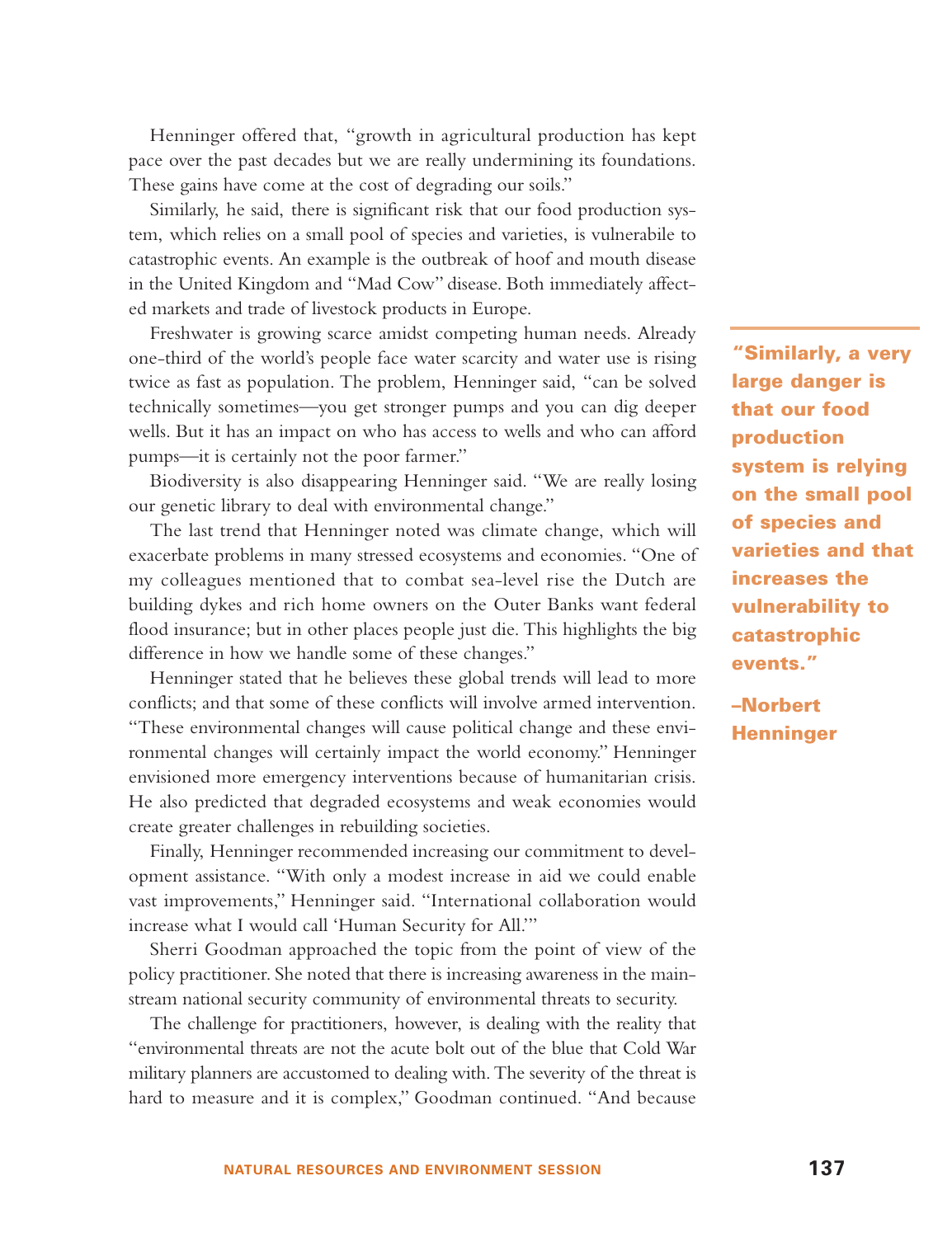Henninger offered that, "growth in agricultural production has kept pace over the past decades but we are really undermining its foundations. These gains have come at the cost of degrading our soils."

Similarly, he said, there is significant risk that our food production system, which relies on a small pool of species and varieties, is vulnerabile to catastrophic events. An example is the outbreak of hoof and mouth disease in the United Kingdom and "Mad Cow" disease. Both immediately affected markets and trade of livestock products in Europe.

Freshwater is growing scarce amidst competing human needs. Already one-third of the world's people face water scarcity and water use is rising twice as fast as population. The problem, Henninger said, "can be solved technically sometimes—you get stronger pumps and you can dig deeper wells. But it has an impact on who has access to wells and who can afford pumps—it is certainly not the poor farmer."

Biodiversity is also disappearing Henninger said. "We are really losing our genetic library to deal with environmental change."

The last trend that Henninger noted was climate change, which will exacerbate problems in many stressed ecosystems and economies. "One of my colleagues mentioned that to combat sea-level rise the Dutch are building dykes and rich home owners on the Outer Banks want federal flood insurance; but in other places people just die. This highlights the big difference in how we handle some of these changes."

Henninger stated that he believes these global trends will lead to more conflicts; and that some of these conflicts will involve armed intervention. "These environmental changes will cause political change and these environmental changes will certainly impact the world economy." Henninger envisioned more emergency interventions because of humanitarian crisis. He also predicted that degraded ecosystems and weak economies would create greater challenges in rebuilding societies.

Finally, Henninger recommended increasing our commitment to development assistance. "With only a modest increase in aid we could enable vast improvements," Henninger said. "International collaboration would increase what I would call 'Human Security for All.'"

Sherri Goodman approached the topic from the point of view of the policy practitioner. She noted that there is increasing awareness in the mainstream national security community of environmental threats to security.

The challenge for practitioners, however, is dealing with the reality that "environmental threats are not the acute bolt out of the blue that Cold War military planners are accustomed to dealing with. The severity of the threat is hard to measure and it is complex," Goodman continued. "And because

> **"Similarly, a very large danger is that our food production system is relying on the small pool of species and varieties and that increases the vulnerability to catastrophic events."**
>
> **–Norbert Henninger**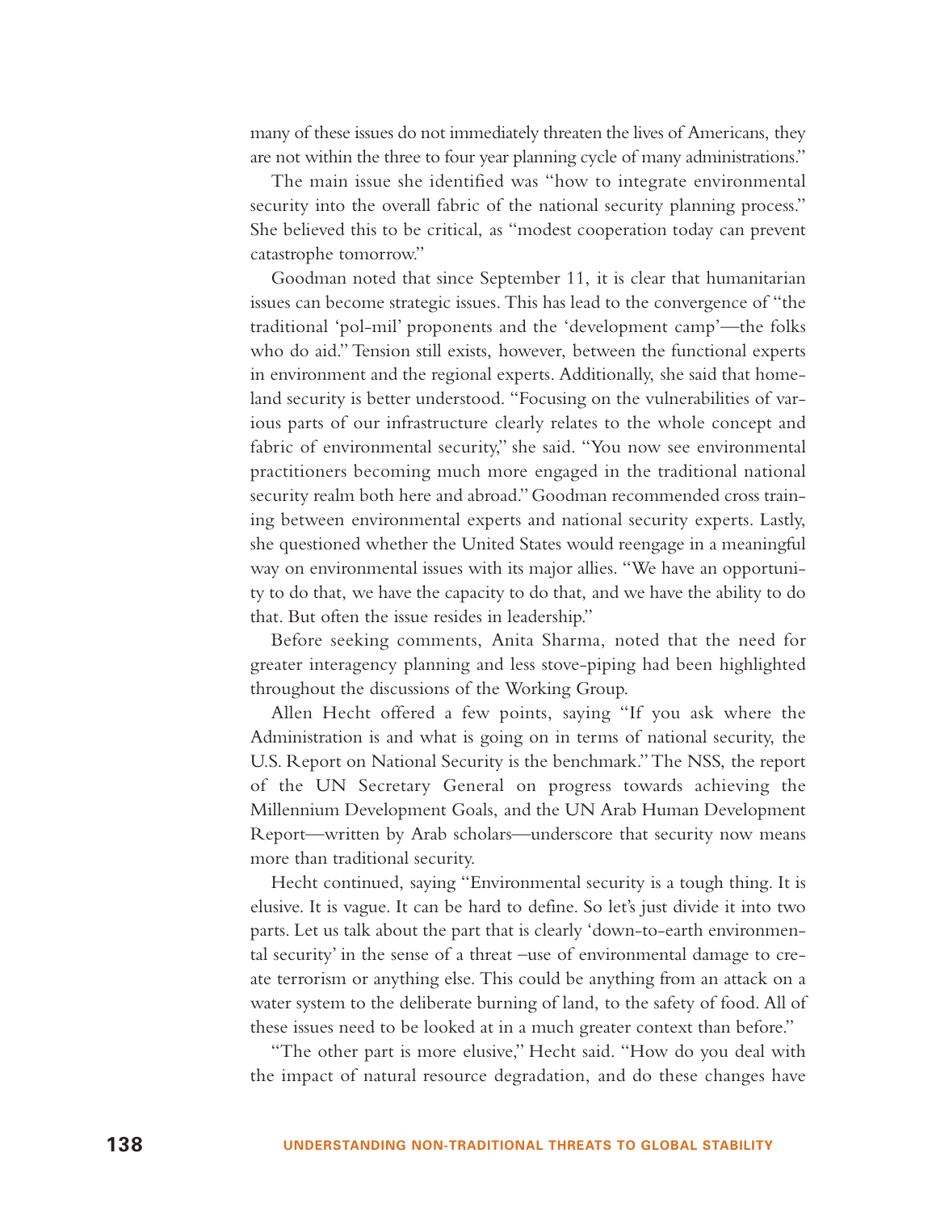many of these issues do not immediately threaten the lives of Americans, they are not within the three to four year planning cycle of many administrations."

The main issue she identified was "how to integrate environmental security into the overall fabric of the national security planning process." She believed this to be critical, as "modest cooperation today can prevent catastrophe tomorrow."

Goodman noted that since September 11, it is clear that humanitarian issues can become strategic issues. This has lead to the convergence of "the traditional 'pol-mil' proponents and the 'development camp'—the folks who do aid." Tension still exists, however, between the functional experts in environment and the regional experts. Additionally, she said that homeland security is better understood. "Focusing on the vulnerabilities of various parts of our infrastructure clearly relates to the whole concept and fabric of environmental security," she said. "You now see environmental practitioners becoming much more engaged in the traditional national security realm both here and abroad." Goodman recommended cross training between environmental experts and national security experts. Lastly, she questioned whether the United States would reengage in a meaningful way on environmental issues with its major allies. "We have an opportunity to do that, we have the capacity to do that, and we have the ability to do that. But often the issue resides in leadership."

Before seeking comments, Anita Sharma, noted that the need for greater interagency planning and less stove-piping had been highlighted throughout the discussions of the Working Group.

Allen Hecht offered a few points, saying "If you ask where the Administration is and what is going on in terms of national security, the U.S. Report on National Security is the benchmark." The NSS, the report of the UN Secretary General on progress towards achieving the Millennium Development Goals, and the UN Arab Human Development Report—written by Arab scholars—underscore that security now means more than traditional security.

Hecht continued, saying "Environmental security is a tough thing. It is elusive. It is vague. It can be hard to define. So let's just divide it into two parts. Let us talk about the part that is clearly 'down-to-earth environmental security' in the sense of a threat –use of environmental damage to create terrorism or anything else. This could be anything from an attack on a water system to the deliberate burning of land, to the safety of food. All of these issues need to be looked at in a much greater context than before."

"The other part is more elusive," Hecht said. "How do you deal with the impact of natural resource degradation, and do these changes have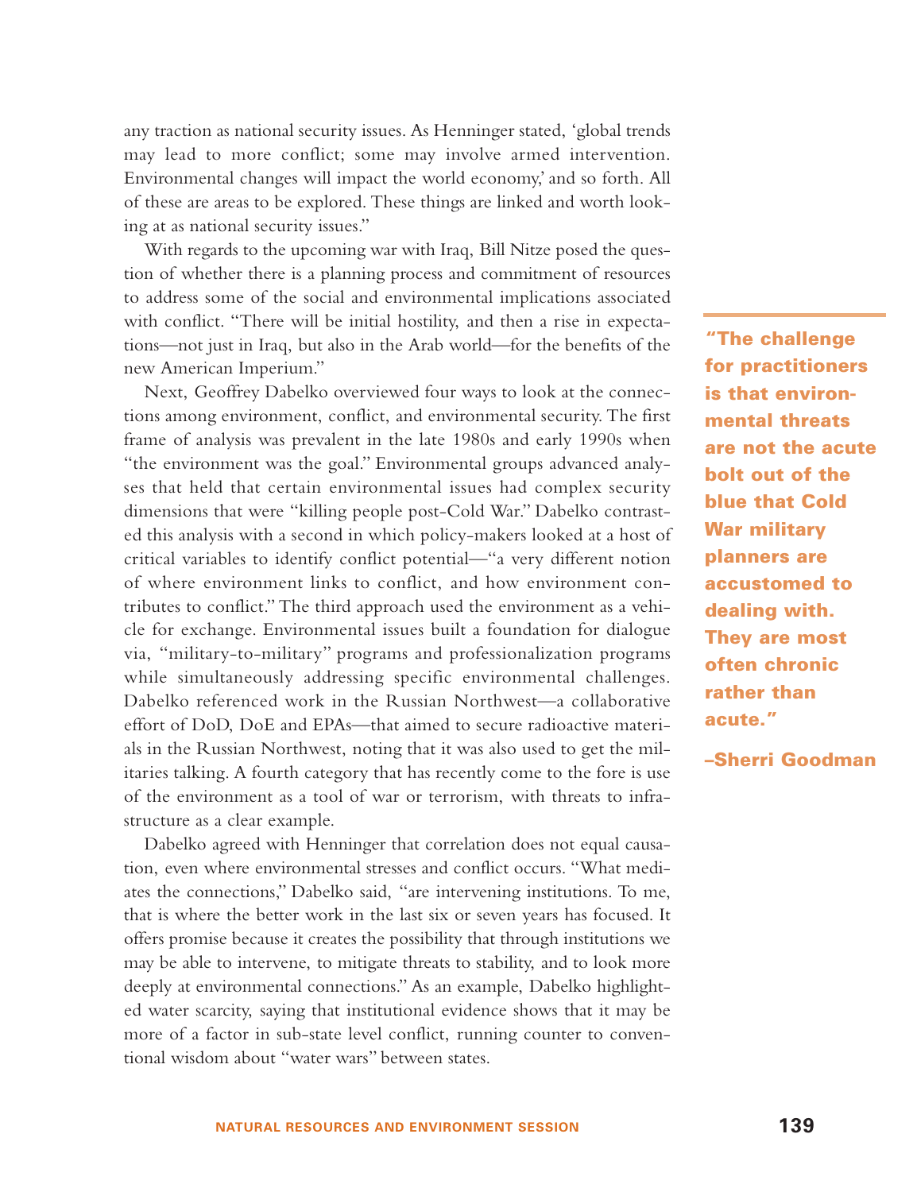any traction as national security issues. As Henninger stated, 'global trends may lead to more conflict; some may involve armed intervention. Environmental changes will impact the world economy,' and so forth. All of these are areas to be explored. These things are linked and worth looking at as national security issues."

With regards to the upcoming war with Iraq, Bill Nitze posed the question of whether there is a planning process and commitment of resources to address some of the social and environmental implications associated with conflict. "There will be initial hostility, and then a rise in expectations—not just in Iraq, but also in the Arab world—for the benefits of the new American Imperium."

Next, Geoffrey Dabelko overviewed four ways to look at the connections among environment, conflict, and environmental security. The first frame of analysis was prevalent in the late 1980s and early 1990s when "the environment was the goal." Environmental groups advanced analyses that held that certain environmental issues had complex security dimensions that were "killing people post-Cold War." Dabelko contrasted this analysis with a second in which policy-makers looked at a host of critical variables to identify conflict potential—"a very different notion of where environment links to conflict, and how environment contributes to conflict." The third approach used the environment as a vehicle for exchange. Environmental issues built a foundation for dialogue via, "military-to-military" programs and professionalization programs while simultaneously addressing specific environmental challenges. Dabelko referenced work in the Russian Northwest—a collaborative effort of DoD, DoE and EPAs—that aimed to secure radioactive materials in the Russian Northwest, noting that it was also used to get the militaries talking. A fourth category that has recently come to the fore is use of the environment as a tool of war or terrorism, with threats to infrastructure as a clear example.

> **"The challenge for practitioners is that environmental threats are not the acute bolt out of the blue that Cold War military planners are accustomed to dealing with. They are most often chronic rather than acute."**
>
> **–Sherri Goodman**

Dabelko agreed with Henninger that correlation does not equal causation, even where environmental stresses and conflict occurs. "What mediates the connections," Dabelko said, "are intervening institutions. To me, that is where the better work in the last six or seven years has focused. It offers promise because it creates the possibility that through institutions we may be able to intervene, to mitigate threats to stability, and to look more deeply at environmental connections." As an example, Dabelko highlighted water scarcity, saying that institutional evidence shows that it may be more of a factor in sub-state level conflict, running counter to conventional wisdom about "water wars" between states.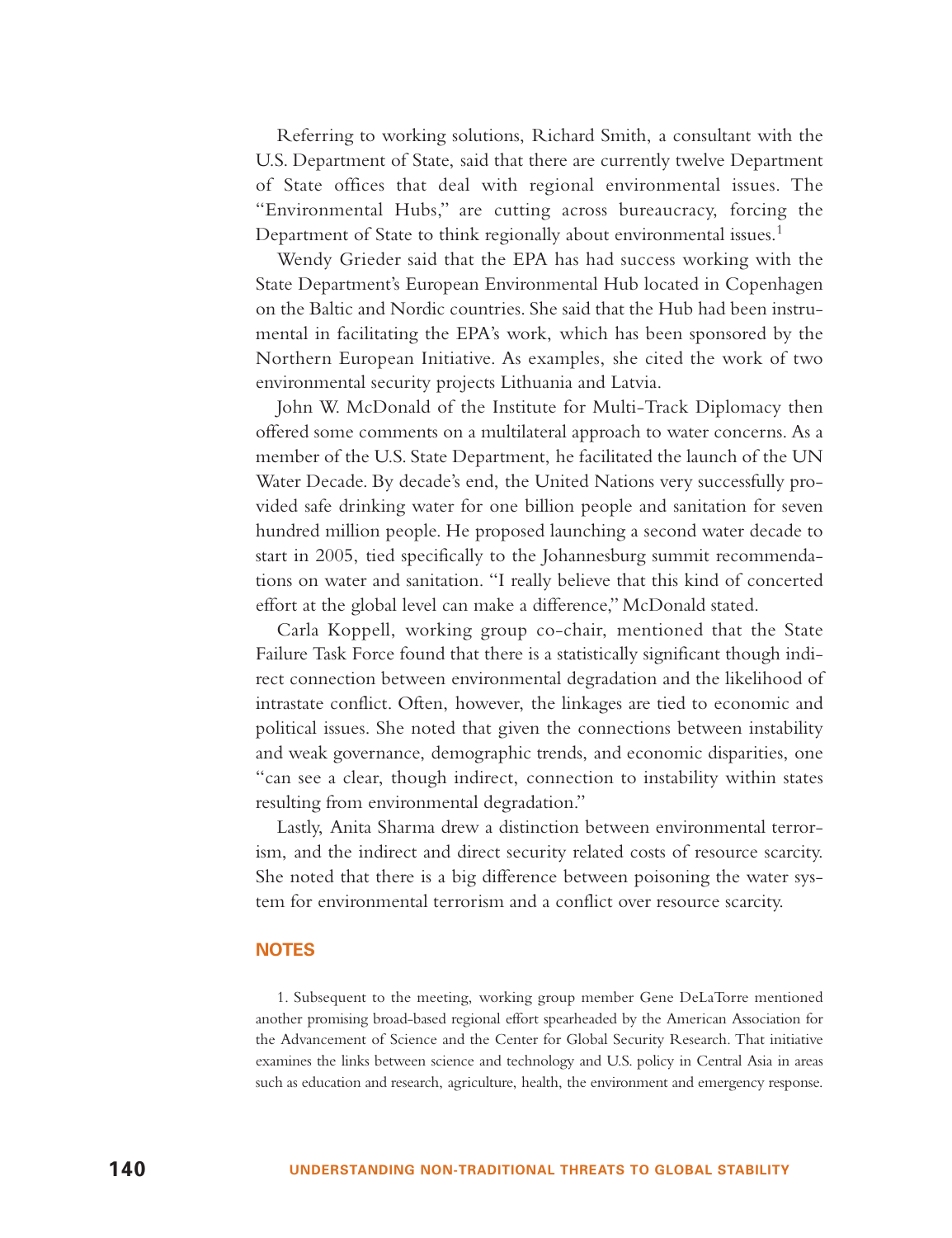Referring to working solutions, Richard Smith, a consultant with the U.S. Department of State, said that there are currently twelve Department of State offices that deal with regional environmental issues. The "Environmental Hubs," are cutting across bureaucracy, forcing the Department of State to think regionally about environmental issues.[1]

Wendy Grieder said that the EPA has had success working with the State Department's European Environmental Hub located in Copenhagen on the Baltic and Nordic countries. She said that the Hub had been instrumental in facilitating the EPA's work, which has been sponsored by the Northern European Initiative. As examples, she cited the work of two environmental security projects Lithuania and Latvia.

John W. McDonald of the Institute for Multi-Track Diplomacy then offered some comments on a multilateral approach to water concerns. As a member of the U.S. State Department, he facilitated the launch of the UN Water Decade. By decade's end, the United Nations very successfully provided safe drinking water for one billion people and sanitation for seven hundred million people. He proposed launching a second water decade to start in 2005, tied specifically to the Johannesburg summit recommendations on water and sanitation. "I really believe that this kind of concerted effort at the global level can make a difference," McDonald stated.

Carla Koppell, working group co-chair, mentioned that the State Failure Task Force found that there is a statistically significant though indirect connection between environmental degradation and the likelihood of intrastate conflict. Often, however, the linkages are tied to economic and political issues. She noted that given the connections between instability and weak governance, demographic trends, and economic disparities, one "can see a clear, though indirect, connection to instability within states resulting from environmental degradation."

Lastly, Anita Sharma drew a distinction between environmental terrorism, and the indirect and direct security related costs of resource scarcity. She noted that there is a big difference between poisoning the water system for environmental terrorism and a conflict over resource scarcity.

## NOTES

1. Subsequent to the meeting, working group member Gene DeLaTorre mentioned another promising broad-based regional effort spearheaded by the American Association for the Advancement of Science and the Center for Global Security Research. That initiative examines the links between science and technology and U.S. policy in Central Asia in areas such as education and research, agriculture, health, the environment and emergency response.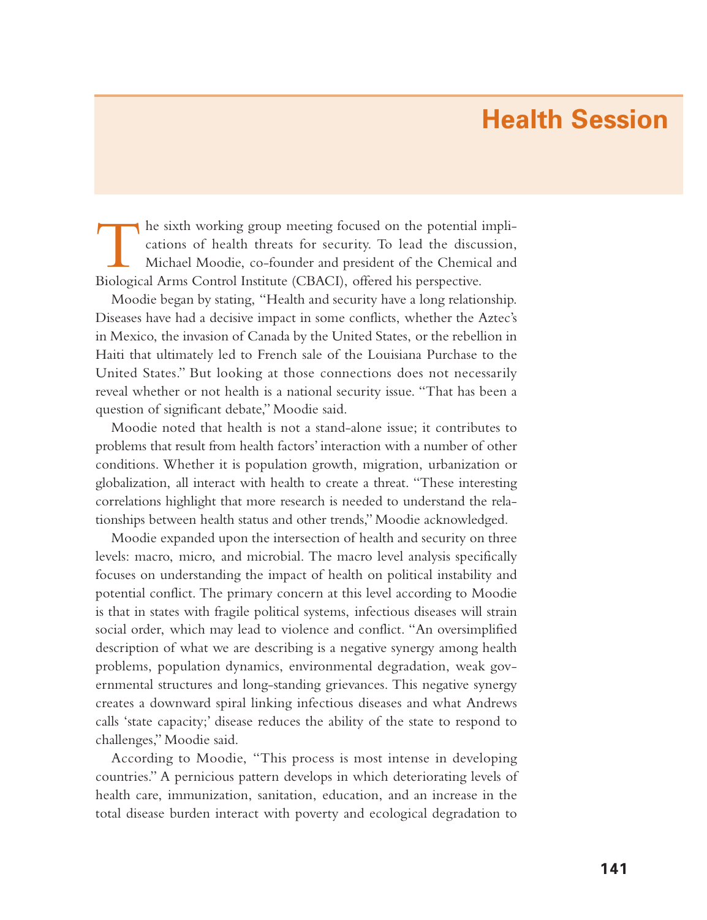# Health Session

The sixth working group meeting focused on the potential implications of health threats for security. To lead the discussion, Michael Moodie, co-founder and president of the Chemical and Biological Arms Control Institute (CBACI), offered his perspective.

Moodie began by stating, "Health and security have a long relationship. Diseases have had a decisive impact in some conflicts, whether the Aztec's in Mexico, the invasion of Canada by the United States, or the rebellion in Haiti that ultimately led to French sale of the Louisiana Purchase to the United States." But looking at those connections does not necessarily reveal whether or not health is a national security issue. "That has been a question of significant debate," Moodie said.

Moodie noted that health is not a stand-alone issue; it contributes to problems that result from health factors' interaction with a number of other conditions. Whether it is population growth, migration, urbanization or globalization, all interact with health to create a threat. "These interesting correlations highlight that more research is needed to understand the relationships between health status and other trends," Moodie acknowledged.

Moodie expanded upon the intersection of health and security on three levels: macro, micro, and microbial. The macro level analysis specifically focuses on understanding the impact of health on political instability and potential conflict. The primary concern at this level according to Moodie is that in states with fragile political systems, infectious diseases will strain social order, which may lead to violence and conflict. "An oversimplified description of what we are describing is a negative synergy among health problems, population dynamics, environmental degradation, weak governmental structures and long-standing grievances. This negative synergy creates a downward spiral linking infectious diseases and what Andrews calls 'state capacity;' disease reduces the ability of the state to respond to challenges," Moodie said.

According to Moodie, "This process is most intense in developing countries." A pernicious pattern develops in which deteriorating levels of health care, immunization, sanitation, education, and an increase in the total disease burden interact with poverty and ecological degradation to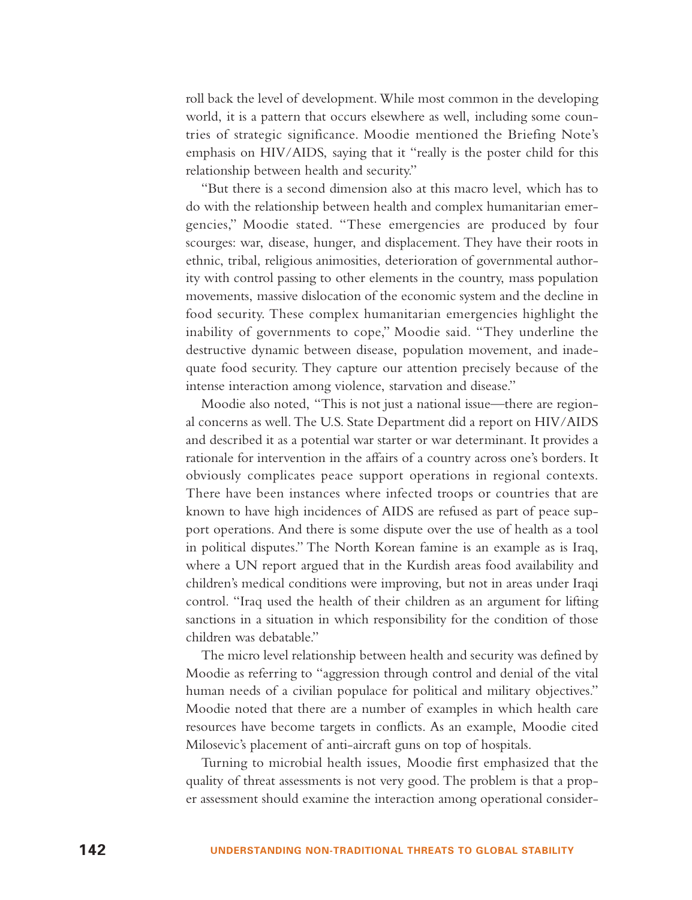roll back the level of development. While most common in the developing world, it is a pattern that occurs elsewhere as well, including some countries of strategic significance. Moodie mentioned the Briefing Note's emphasis on HIV/AIDS, saying that it "really is the poster child for this relationship between health and security."

"But there is a second dimension also at this macro level, which has to do with the relationship between health and complex humanitarian emergencies," Moodie stated. "These emergencies are produced by four scourges: war, disease, hunger, and displacement. They have their roots in ethnic, tribal, religious animosities, deterioration of governmental authority with control passing to other elements in the country, mass population movements, massive dislocation of the economic system and the decline in food security. These complex humanitarian emergencies highlight the inability of governments to cope," Moodie said. "They underline the destructive dynamic between disease, population movement, and inadequate food security. They capture our attention precisely because of the intense interaction among violence, starvation and disease."

Moodie also noted, "This is not just a national issue—there are regional concerns as well. The U.S. State Department did a report on HIV/AIDS and described it as a potential war starter or war determinant. It provides a rationale for intervention in the affairs of a country across one's borders. It obviously complicates peace support operations in regional contexts. There have been instances where infected troops or countries that are known to have high incidences of AIDS are refused as part of peace support operations. And there is some dispute over the use of health as a tool in political disputes." The North Korean famine is an example as is Iraq, where a UN report argued that in the Kurdish areas food availability and children's medical conditions were improving, but not in areas under Iraqi control. "Iraq used the health of their children as an argument for lifting sanctions in a situation in which responsibility for the condition of those children was debatable."

The micro level relationship between health and security was defined by Moodie as referring to "aggression through control and denial of the vital human needs of a civilian populace for political and military objectives." Moodie noted that there are a number of examples in which health care resources have become targets in conflicts. As an example, Moodie cited Milosevic's placement of anti-aircraft guns on top of hospitals.

Turning to microbial health issues, Moodie first emphasized that the quality of threat assessments is not very good. The problem is that a proper assessment should examine the interaction among operational consider-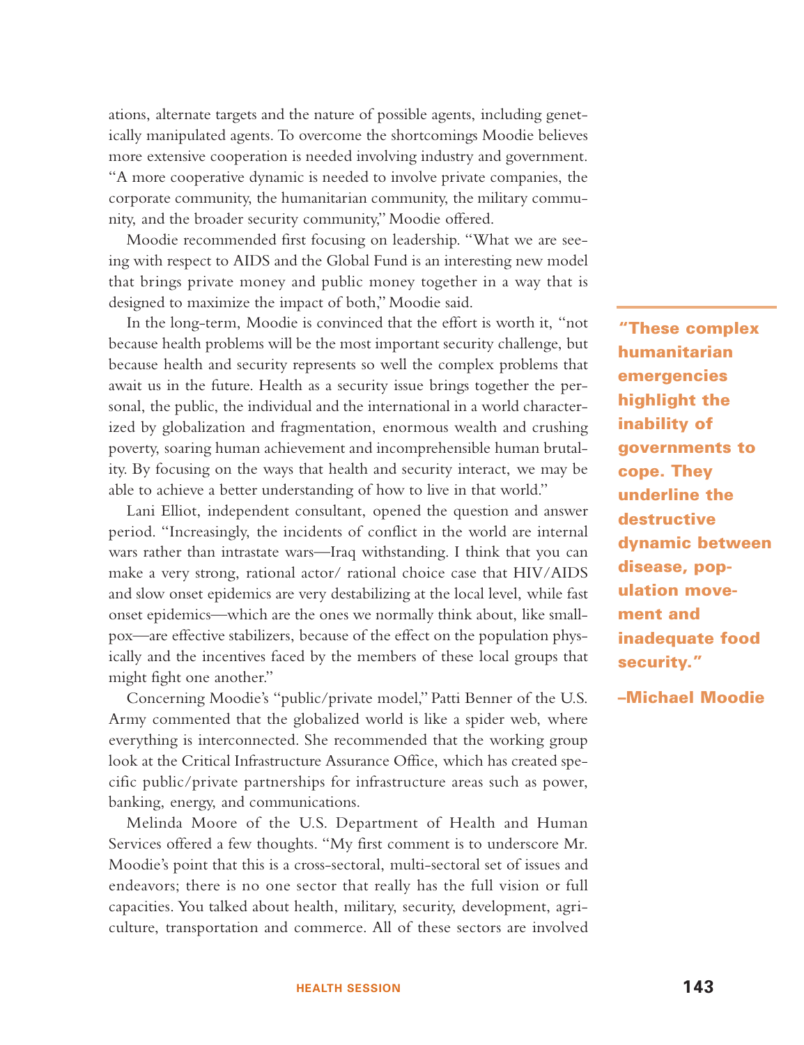ations, alternate targets and the nature of possible agents, including genetically manipulated agents. To overcome the shortcomings Moodie believes more extensive cooperation is needed involving industry and government. "A more cooperative dynamic is needed to involve private companies, the corporate community, the humanitarian community, the military community, and the broader security community," Moodie offered.

Moodie recommended first focusing on leadership. "What we are seeing with respect to AIDS and the Global Fund is an interesting new model that brings private money and public money together in a way that is designed to maximize the impact of both," Moodie said.

In the long-term, Moodie is convinced that the effort is worth it, "not because health problems will be the most important security challenge, but because health and security represents so well the complex problems that await us in the future. Health as a security issue brings together the personal, the public, the individual and the international in a world characterized by globalization and fragmentation, enormous wealth and crushing poverty, soaring human achievement and incomprehensible human brutality. By focusing on the ways that health and security interact, we may be able to achieve a better understanding of how to live in that world."

Lani Elliot, independent consultant, opened the question and answer period. "Increasingly, the incidents of conflict in the world are internal wars rather than intrastate wars—Iraq withstanding. I think that you can make a very strong, rational actor/ rational choice case that HIV/AIDS and slow onset epidemics are very destabilizing at the local level, while fast onset epidemics—which are the ones we normally think about, like smallpox—are effective stabilizers, because of the effect on the population physically and the incentives faced by the members of these local groups that might fight one another."

Concerning Moodie's "public/private model," Patti Benner of the U.S. Army commented that the globalized world is like a spider web, where everything is interconnected. She recommended that the working group look at the Critical Infrastructure Assurance Office, which has created specific public/private partnerships for infrastructure areas such as power, banking, energy, and communications.

Melinda Moore of the U.S. Department of Health and Human Services offered a few thoughts. "My first comment is to underscore Mr. Moodie's point that this is a cross-sectoral, multi-sectoral set of issues and endeavors; there is no one sector that really has the full vision or full capacities. You talked about health, military, security, development, agriculture, transportation and commerce. All of these sectors are involved

> **"These complex humanitarian emergencies highlight the inability of governments to cope. They underline the destructive dynamic between disease, population movement and inadequate food security."**
>
> **–Michael Moodie**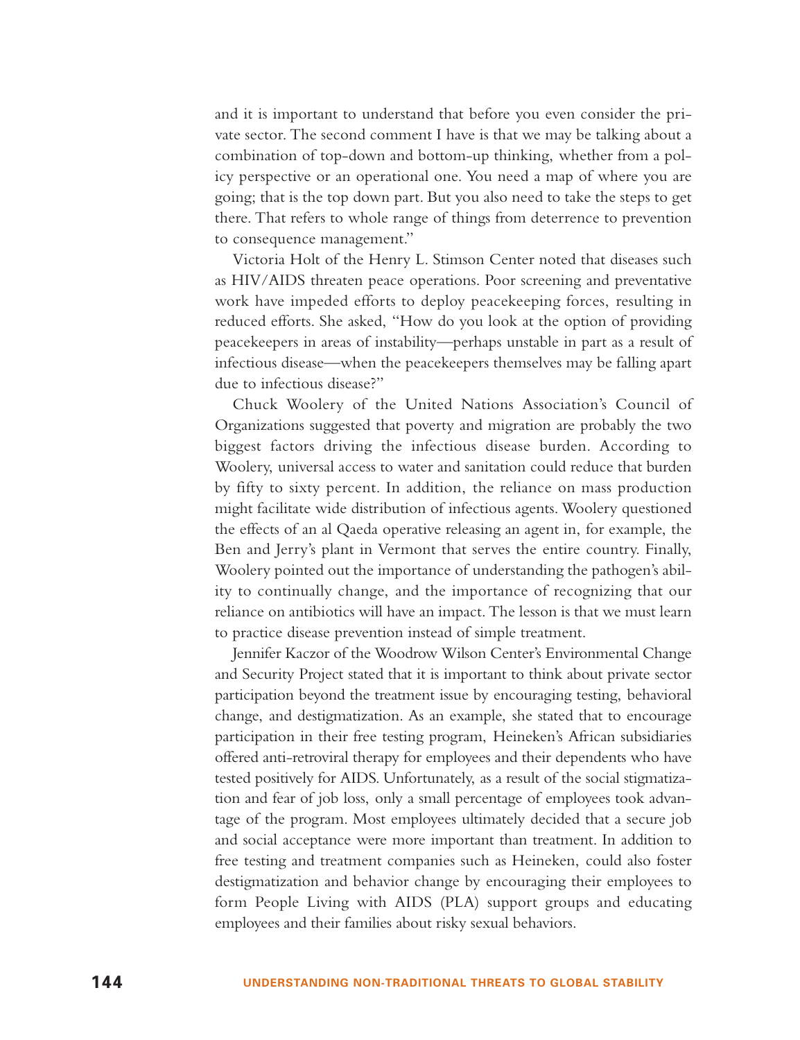and it is important to understand that before you even consider the private sector. The second comment I have is that we may be talking about a combination of top-down and bottom-up thinking, whether from a policy perspective or an operational one. You need a map of where you are going; that is the top down part. But you also need to take the steps to get there. That refers to whole range of things from deterrence to prevention to consequence management."

Victoria Holt of the Henry L. Stimson Center noted that diseases such as HIV/AIDS threaten peace operations. Poor screening and preventative work have impeded efforts to deploy peacekeeping forces, resulting in reduced efforts. She asked, "How do you look at the option of providing peacekeepers in areas of instability—perhaps unstable in part as a result of infectious disease—when the peacekeepers themselves may be falling apart due to infectious disease?"

Chuck Woolery of the United Nations Association's Council of Organizations suggested that poverty and migration are probably the two biggest factors driving the infectious disease burden. According to Woolery, universal access to water and sanitation could reduce that burden by fifty to sixty percent. In addition, the reliance on mass production might facilitate wide distribution of infectious agents. Woolery questioned the effects of an al Qaeda operative releasing an agent in, for example, the Ben and Jerry's plant in Vermont that serves the entire country. Finally, Woolery pointed out the importance of understanding the pathogen's ability to continually change, and the importance of recognizing that our reliance on antibiotics will have an impact. The lesson is that we must learn to practice disease prevention instead of simple treatment.

Jennifer Kaczor of the Woodrow Wilson Center's Environmental Change and Security Project stated that it is important to think about private sector participation beyond the treatment issue by encouraging testing, behavioral change, and destigmatization. As an example, she stated that to encourage participation in their free testing program, Heineken's African subsidiaries offered anti-retroviral therapy for employees and their dependents who have tested positively for AIDS. Unfortunately, as a result of the social stigmatization and fear of job loss, only a small percentage of employees took advantage of the program. Most employees ultimately decided that a secure job and social acceptance were more important than treatment. In addition to free testing and treatment companies such as Heineken, could also foster destigmatization and behavior change by encouraging their employees to form People Living with AIDS (PLA) support groups and educating employees and their families about risky sexual behaviors.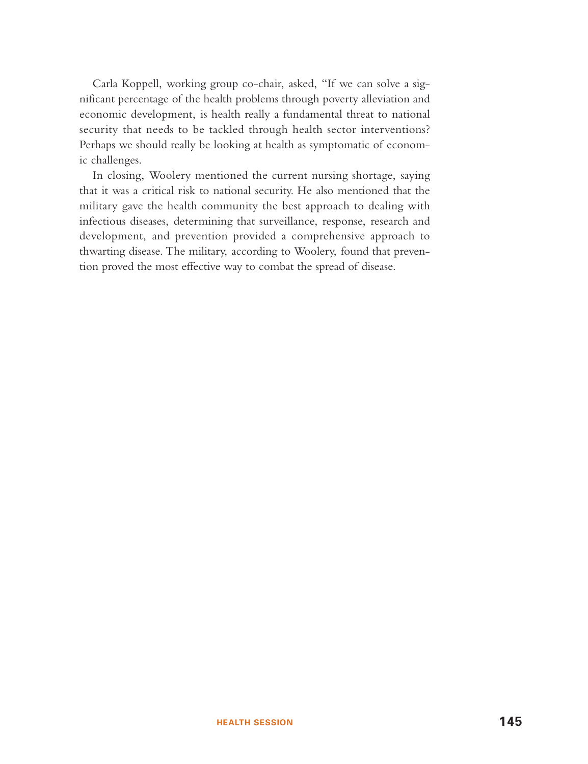Carla Koppell, working group co-chair, asked, "If we can solve a significant percentage of the health problems through poverty alleviation and economic development, is health really a fundamental threat to national security that needs to be tackled through health sector interventions? Perhaps we should really be looking at health as symptomatic of economic challenges.

In closing, Woolery mentioned the current nursing shortage, saying that it was a critical risk to national security. He also mentioned that the military gave the health community the best approach to dealing with infectious diseases, determining that surveillance, response, research and development, and prevention provided a comprehensive approach to thwarting disease. The military, according to Woolery, found that prevention proved the most effective way to combat the spread of disease.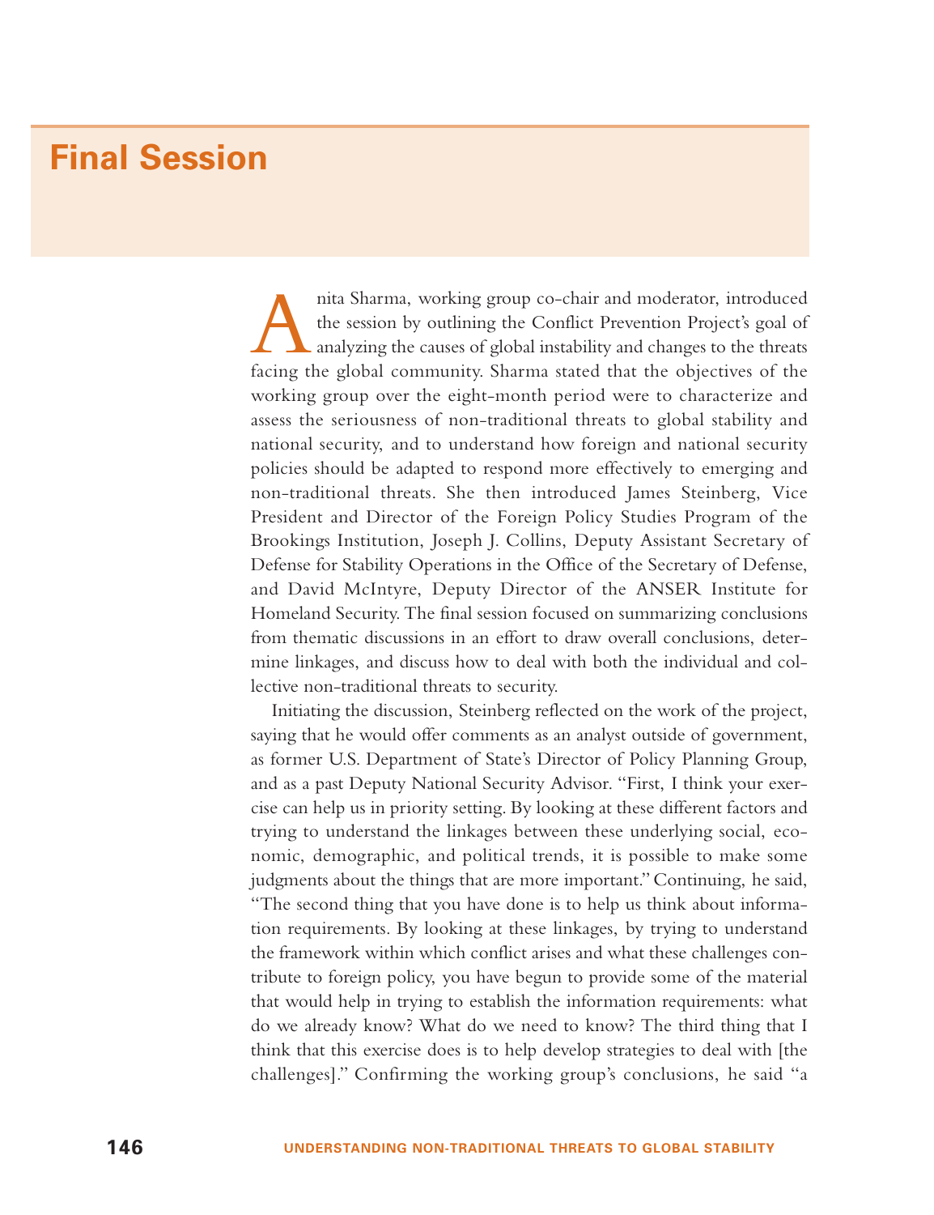# Final Session

Anita Sharma, working group co-chair and moderator, introduced the session by outlining the Conflict Prevention Project's goal of analyzing the causes of global instability and changes to the threats facing the global community. Sharma stated that the objectives of the working group over the eight-month period were to characterize and assess the seriousness of non-traditional threats to global stability and national security, and to understand how foreign and national security policies should be adapted to respond more effectively to emerging and non-traditional threats. She then introduced James Steinberg, Vice President and Director of the Foreign Policy Studies Program of the Brookings Institution, Joseph J. Collins, Deputy Assistant Secretary of Defense for Stability Operations in the Office of the Secretary of Defense, and David McIntyre, Deputy Director of the ANSER Institute for Homeland Security. The final session focused on summarizing conclusions from thematic discussions in an effort to draw overall conclusions, determine linkages, and discuss how to deal with both the individual and collective non-traditional threats to security.

Initiating the discussion, Steinberg reflected on the work of the project, saying that he would offer comments as an analyst outside of government, as former U.S. Department of State's Director of Policy Planning Group, and as a past Deputy National Security Advisor. "First, I think your exercise can help us in priority setting. By looking at these different factors and trying to understand the linkages between these underlying social, economic, demographic, and political trends, it is possible to make some judgments about the things that are more important." Continuing, he said, "The second thing that you have done is to help us think about information requirements. By looking at these linkages, by trying to understand the framework within which conflict arises and what these challenges contribute to foreign policy, you have begun to provide some of the material that would help in trying to establish the information requirements: what do we already know? What do we need to know? The third thing that I think that this exercise does is to help develop strategies to deal with [the challenges]." Confirming the working group's conclusions, he said "a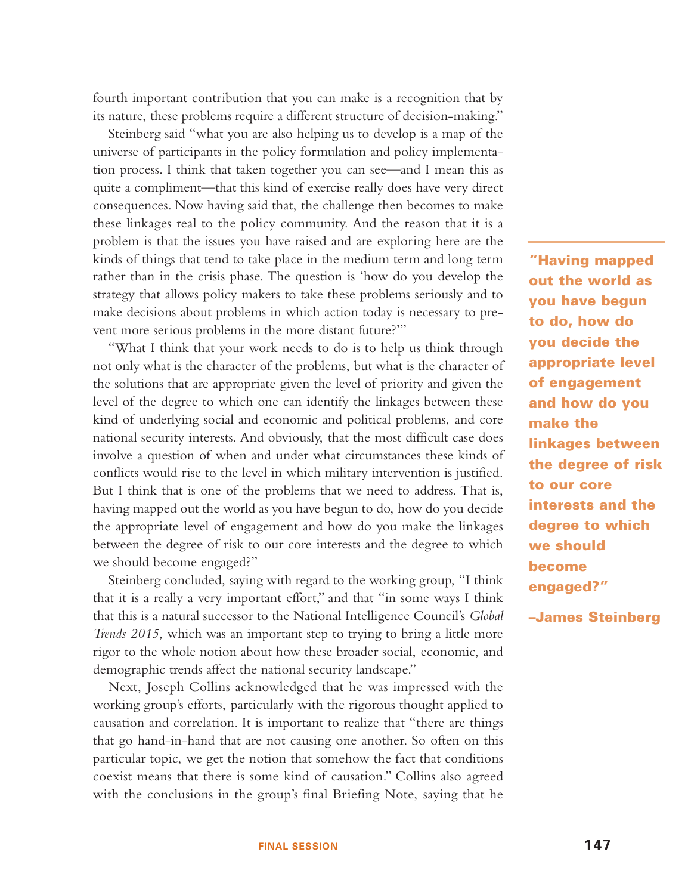fourth important contribution that you can make is a recognition that by its nature, these problems require a different structure of decision-making."

Steinberg said "what you are also helping us to develop is a map of the universe of participants in the policy formulation and policy implementation process. I think that taken together you can see—and I mean this as quite a compliment—that this kind of exercise really does have very direct consequences. Now having said that, the challenge then becomes to make these linkages real to the policy community. And the reason that it is a problem is that the issues you have raised and are exploring here are the kinds of things that tend to take place in the medium term and long term rather than in the crisis phase. The question is 'how do you develop the strategy that allows policy makers to take these problems seriously and to make decisions about problems in which action today is necessary to prevent more serious problems in the more distant future?'"

"What I think that your work needs to do is to help us think through not only what is the character of the problems, but what is the character of the solutions that are appropriate given the level of priority and given the level of the degree to which one can identify the linkages between these kind of underlying social and economic and political problems, and core national security interests. And obviously, that the most difficult case does involve a question of when and under what circumstances these kinds of conflicts would rise to the level in which military intervention is justified. But I think that is one of the problems that we need to address. That is, having mapped out the world as you have begun to do, how do you decide the appropriate level of engagement and how do you make the linkages between the degree of risk to our core interests and the degree to which we should become engaged?"

> **"Having mapped out the world as you have begun to do, how do you decide the appropriate level of engagement and how do you make the linkages between the degree of risk to our core interests and the degree to which we should become engaged?"**
>
> **–James Steinberg**

Steinberg concluded, saying with regard to the working group, "I think that it is a really a very important effort," and that "in some ways I think that this is a natural successor to the National Intelligence Council's *Global Trends 2015,* which was an important step to trying to bring a little more rigor to the whole notion about how these broader social, economic, and demographic trends affect the national security landscape."

Next, Joseph Collins acknowledged that he was impressed with the working group's efforts, particularly with the rigorous thought applied to causation and correlation. It is important to realize that "there are things that go hand-in-hand that are not causing one another. So often on this particular topic, we get the notion that somehow the fact that conditions coexist means that there is some kind of causation." Collins also agreed with the conclusions in the group's final Briefing Note, saying that he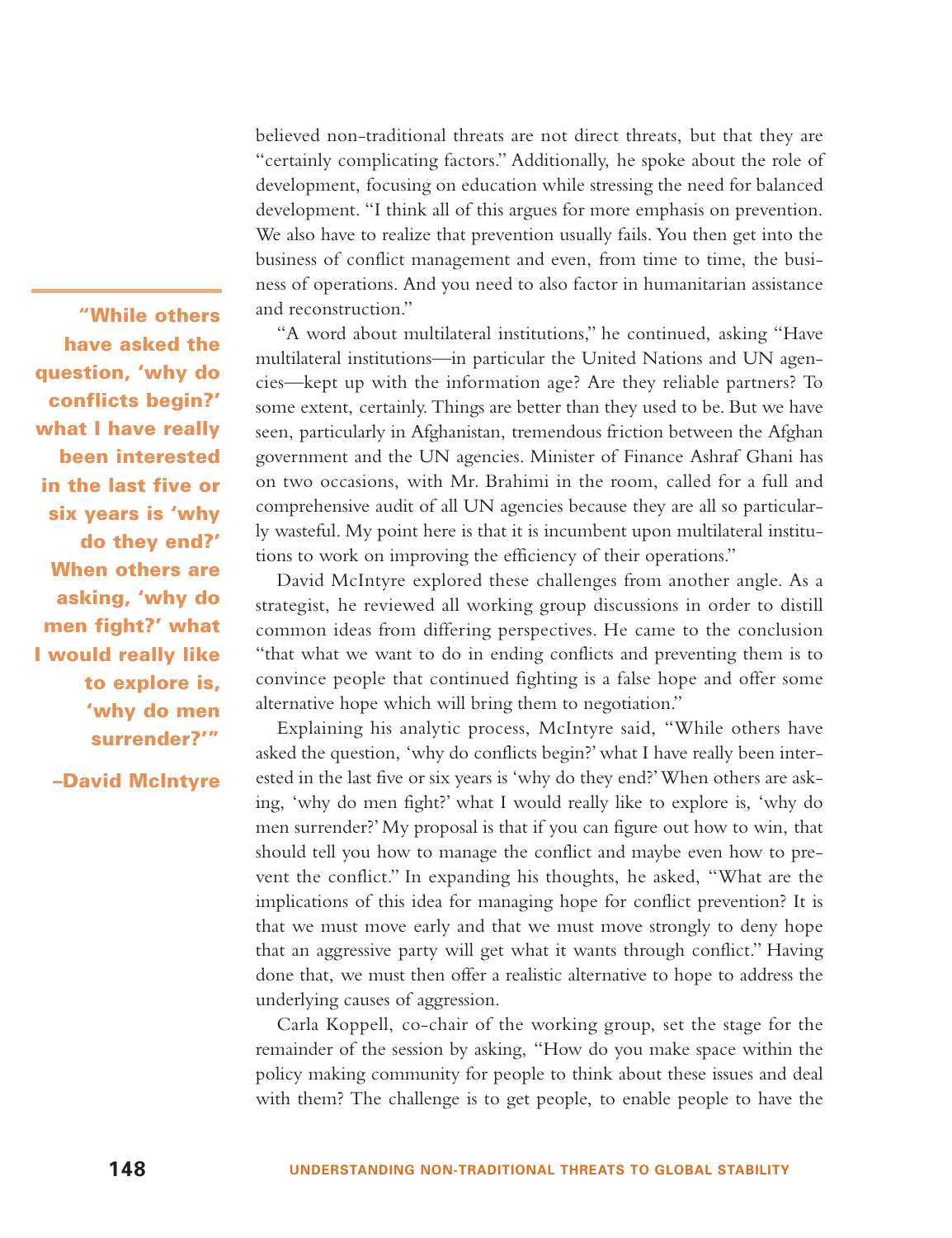believed non-traditional threats are not direct threats, but that they are "certainly complicating factors." Additionally, he spoke about the role of development, focusing on education while stressing the need for balanced development. "I think all of this argues for more emphasis on prevention. We also have to realize that prevention usually fails. You then get into the business of conflict management and even, from time to time, the business of operations. And you need to also factor in humanitarian assistance and reconstruction."

> **"While others have asked the question, 'why do conflicts begin?' what I have really been interested in the last five or six years is 'why do they end?' When others are asking, 'why do men fight?' what I would really like to explore is, 'why do men surrender?'"**
>
> **–David McIntyre**

"A word about multilateral institutions," he continued, asking "Have multilateral institutions—in particular the United Nations and UN agencies—kept up with the information age? Are they reliable partners? To some extent, certainly. Things are better than they used to be. But we have seen, particularly in Afghanistan, tremendous friction between the Afghan government and the UN agencies. Minister of Finance Ashraf Ghani has on two occasions, with Mr. Brahimi in the room, called for a full and comprehensive audit of all UN agencies because they are all so particularly wasteful. My point here is that it is incumbent upon multilateral institutions to work on improving the efficiency of their operations."

David McIntyre explored these challenges from another angle. As a strategist, he reviewed all working group discussions in order to distill common ideas from differing perspectives. He came to the conclusion "that what we want to do in ending conflicts and preventing them is to convince people that continued fighting is a false hope and offer some alternative hope which will bring them to negotiation."

Explaining his analytic process, McIntyre said, "While others have asked the question, 'why do conflicts begin?' what I have really been interested in the last five or six years is 'why do they end?' When others are asking, 'why do men fight?' what I would really like to explore is, 'why do men surrender?' My proposal is that if you can figure out how to win, that should tell you how to manage the conflict and maybe even how to prevent the conflict." In expanding his thoughts, he asked, "What are the implications of this idea for managing hope for conflict prevention? It is that we must move early and that we must move strongly to deny hope that an aggressive party will get what it wants through conflict." Having done that, we must then offer a realistic alternative to hope to address the underlying causes of aggression.

Carla Koppell, co-chair of the working group, set the stage for the remainder of the session by asking, "How do you make space within the policy making community for people to think about these issues and deal with them? The challenge is to get people, to enable people to have the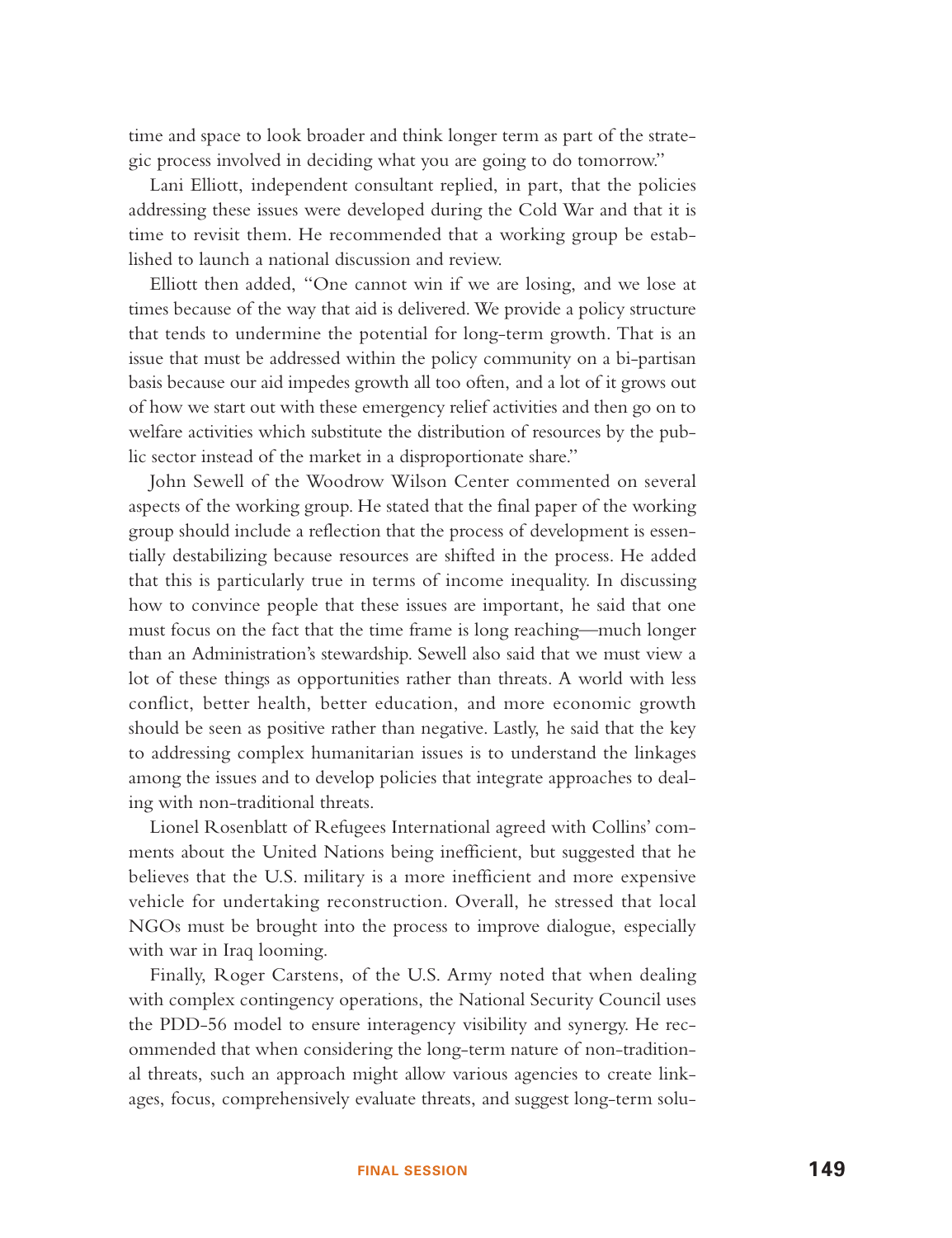time and space to look broader and think longer term as part of the strategic process involved in deciding what you are going to do tomorrow."

Lani Elliott, independent consultant replied, in part, that the policies addressing these issues were developed during the Cold War and that it is time to revisit them. He recommended that a working group be established to launch a national discussion and review.

Elliott then added, "One cannot win if we are losing, and we lose at times because of the way that aid is delivered. We provide a policy structure that tends to undermine the potential for long-term growth. That is an issue that must be addressed within the policy community on a bi-partisan basis because our aid impedes growth all too often, and a lot of it grows out of how we start out with these emergency relief activities and then go on to welfare activities which substitute the distribution of resources by the public sector instead of the market in a disproportionate share."

John Sewell of the Woodrow Wilson Center commented on several aspects of the working group. He stated that the final paper of the working group should include a reflection that the process of development is essentially destabilizing because resources are shifted in the process. He added that this is particularly true in terms of income inequality. In discussing how to convince people that these issues are important, he said that one must focus on the fact that the time frame is long reaching—much longer than an Administration's stewardship. Sewell also said that we must view a lot of these things as opportunities rather than threats. A world with less conflict, better health, better education, and more economic growth should be seen as positive rather than negative. Lastly, he said that the key to addressing complex humanitarian issues is to understand the linkages among the issues and to develop policies that integrate approaches to dealing with non-traditional threats.

Lionel Rosenblatt of Refugees International agreed with Collins' comments about the United Nations being inefficient, but suggested that he believes that the U.S. military is a more inefficient and more expensive vehicle for undertaking reconstruction. Overall, he stressed that local NGOs must be brought into the process to improve dialogue, especially with war in Iraq looming.

Finally, Roger Carstens, of the U.S. Army noted that when dealing with complex contingency operations, the National Security Council uses the PDD-56 model to ensure interagency visibility and synergy. He recommended that when considering the long-term nature of non-traditional threats, such an approach might allow various agencies to create linkages, focus, comprehensively evaluate threats, and suggest long-term solu-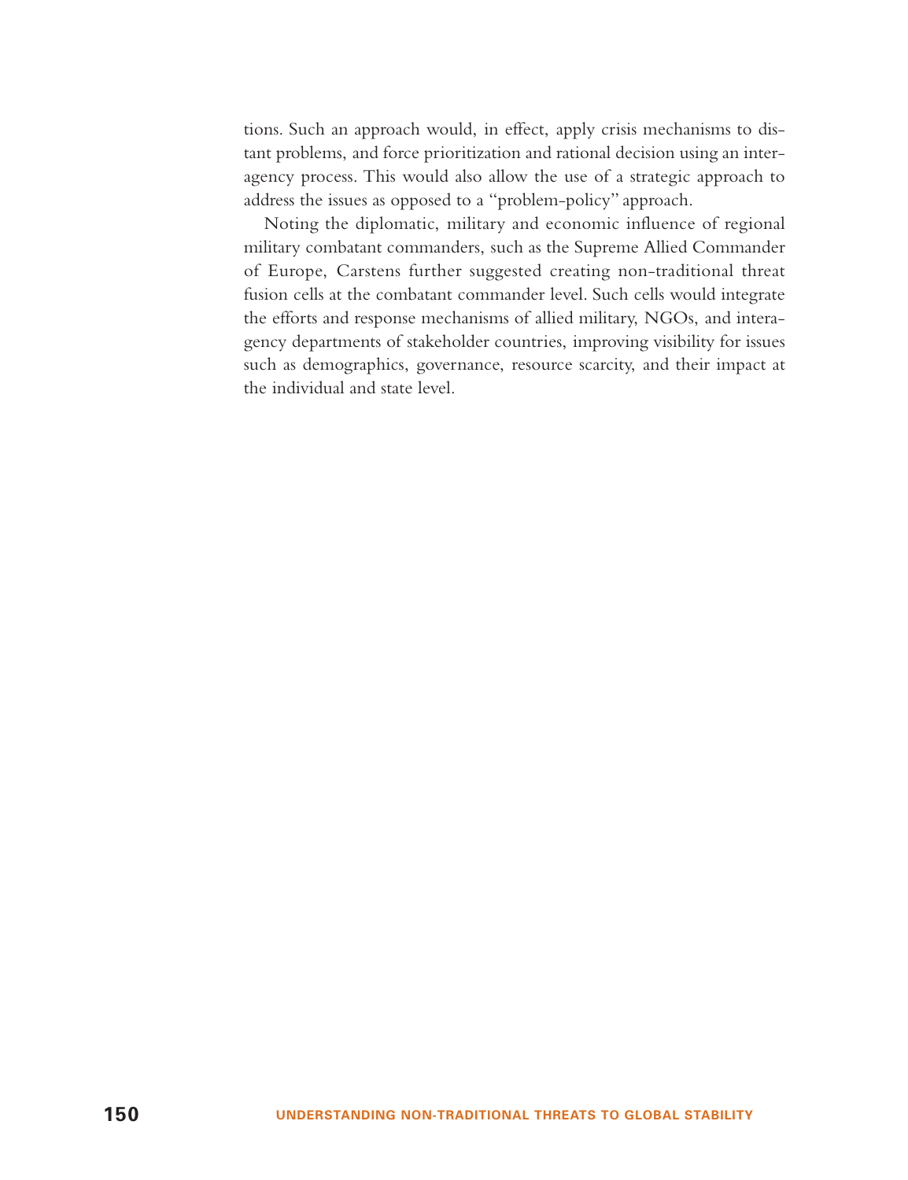tions. Such an approach would, in effect, apply crisis mechanisms to distant problems, and force prioritization and rational decision using an interagency process. This would also allow the use of a strategic approach to address the issues as opposed to a "problem-policy" approach.

Noting the diplomatic, military and economic influence of regional military combatant commanders, such as the Supreme Allied Commander of Europe, Carstens further suggested creating non-traditional threat fusion cells at the combatant commander level. Such cells would integrate the efforts and response mechanisms of allied military, NGOs, and interagency departments of stakeholder countries, improving visibility for issues such as demographics, governance, resource scarcity, and their impact at the individual and state level.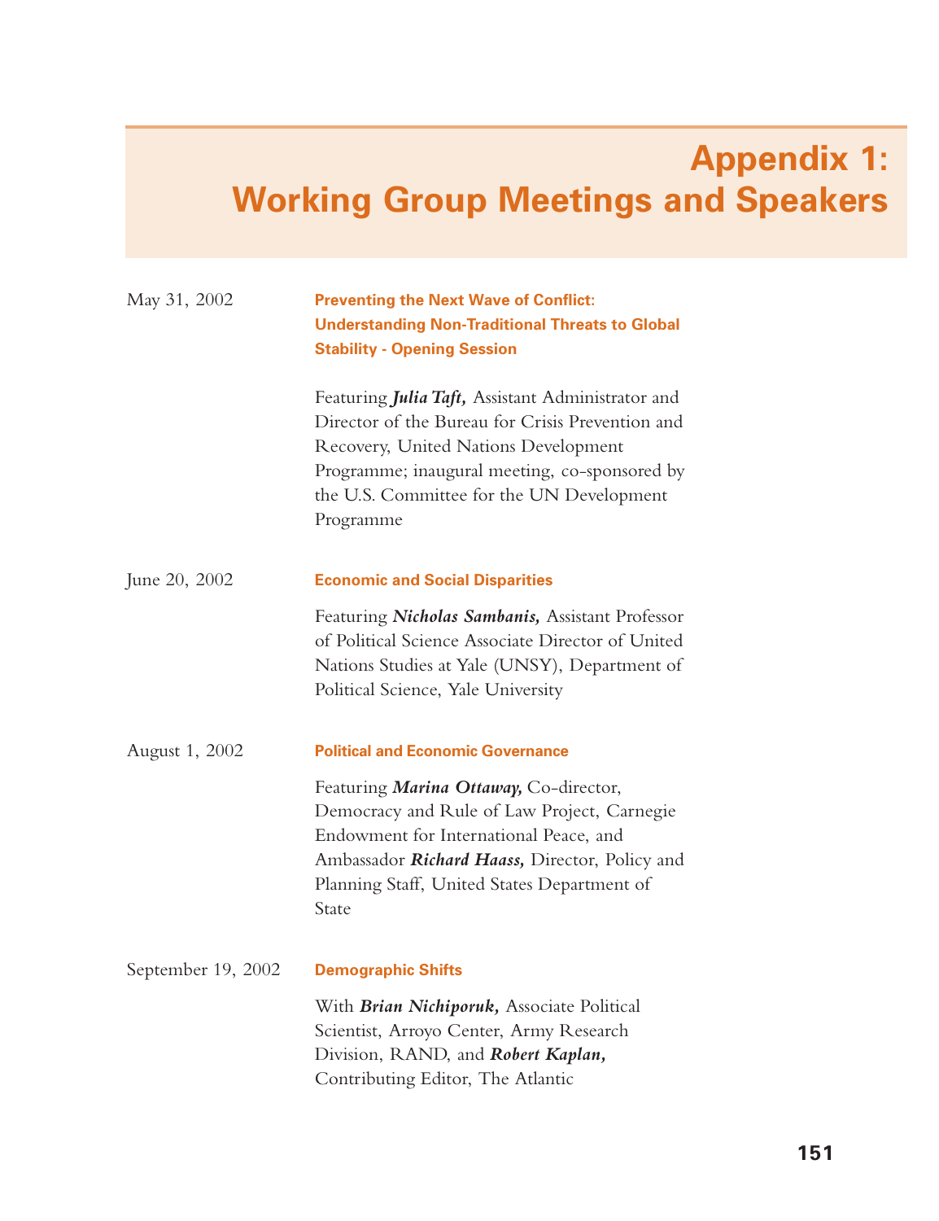# Appendix 1: Working Group Meetings and Speakers

May 31, 2002

**Preventing the Next Wave of Conflict: Understanding Non-Traditional Threats to Global Stability - Opening Session**

Featuring ***Julia Taft,*** Assistant Administrator and Director of the Bureau for Crisis Prevention and Recovery, United Nations Development Programme; inaugural meeting, co-sponsored by the U.S. Committee for the UN Development Programme

June 20, 2002

**Economic and Social Disparities**

Featuring ***Nicholas Sambanis,*** Assistant Professor of Political Science Associate Director of United Nations Studies at Yale (UNSY), Department of Political Science, Yale University

August 1, 2002

**Political and Economic Governance**

Featuring ***Marina Ottaway,*** Co-director, Democracy and Rule of Law Project, Carnegie Endowment for International Peace, and Ambassador ***Richard Haass,*** Director, Policy and Planning Staff, United States Department of State

September 19, 2002

**Demographic Shifts**

With ***Brian Nichiporuk,*** Associate Political Scientist, Arroyo Center, Army Research Division, RAND, and ***Robert Kaplan,*** Contributing Editor, The Atlantic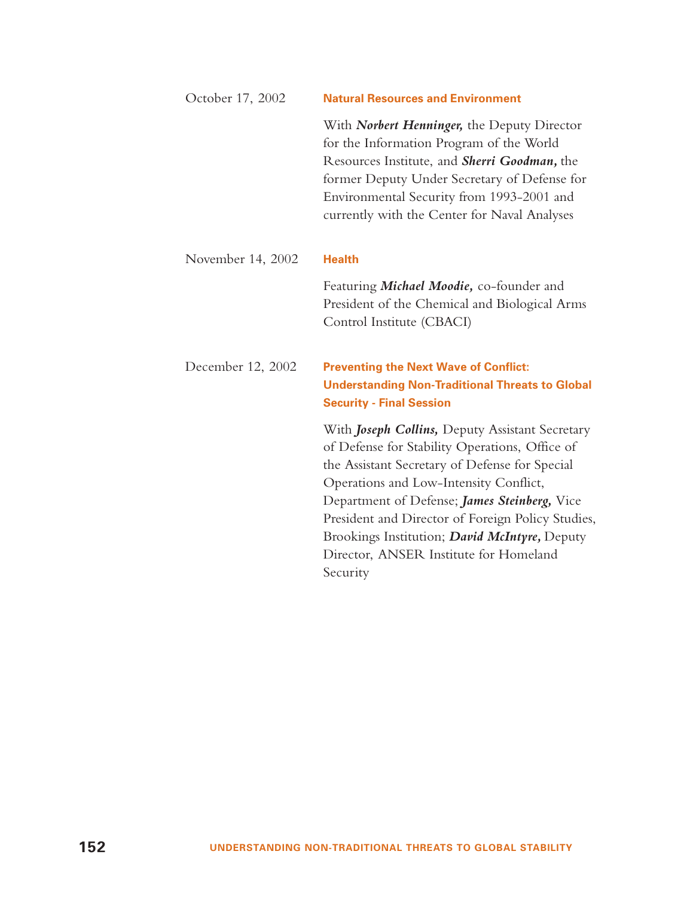October 17, 2002 **Natural Resources and Environment**

With ***Norbert Henninger,*** the Deputy Director for the Information Program of the World Resources Institute, and ***Sherri Goodman,*** the former Deputy Under Secretary of Defense for Environmental Security from 1993-2001 and currently with the Center for Naval Analyses

November 14, 2002 **Health**

Featuring ***Michael Moodie,*** co-founder and President of the Chemical and Biological Arms Control Institute (CBACI)

December 12, 2002 **Preventing the Next Wave of Conflict: Understanding Non-Traditional Threats to Global Security - Final Session**

With ***Joseph Collins,*** Deputy Assistant Secretary of Defense for Stability Operations, Office of the Assistant Secretary of Defense for Special Operations and Low-Intensity Conflict, Department of Defense; ***James Steinberg,*** Vice President and Director of Foreign Policy Studies, Brookings Institution; ***David McIntyre,*** Deputy Director, ANSER Institute for Homeland Security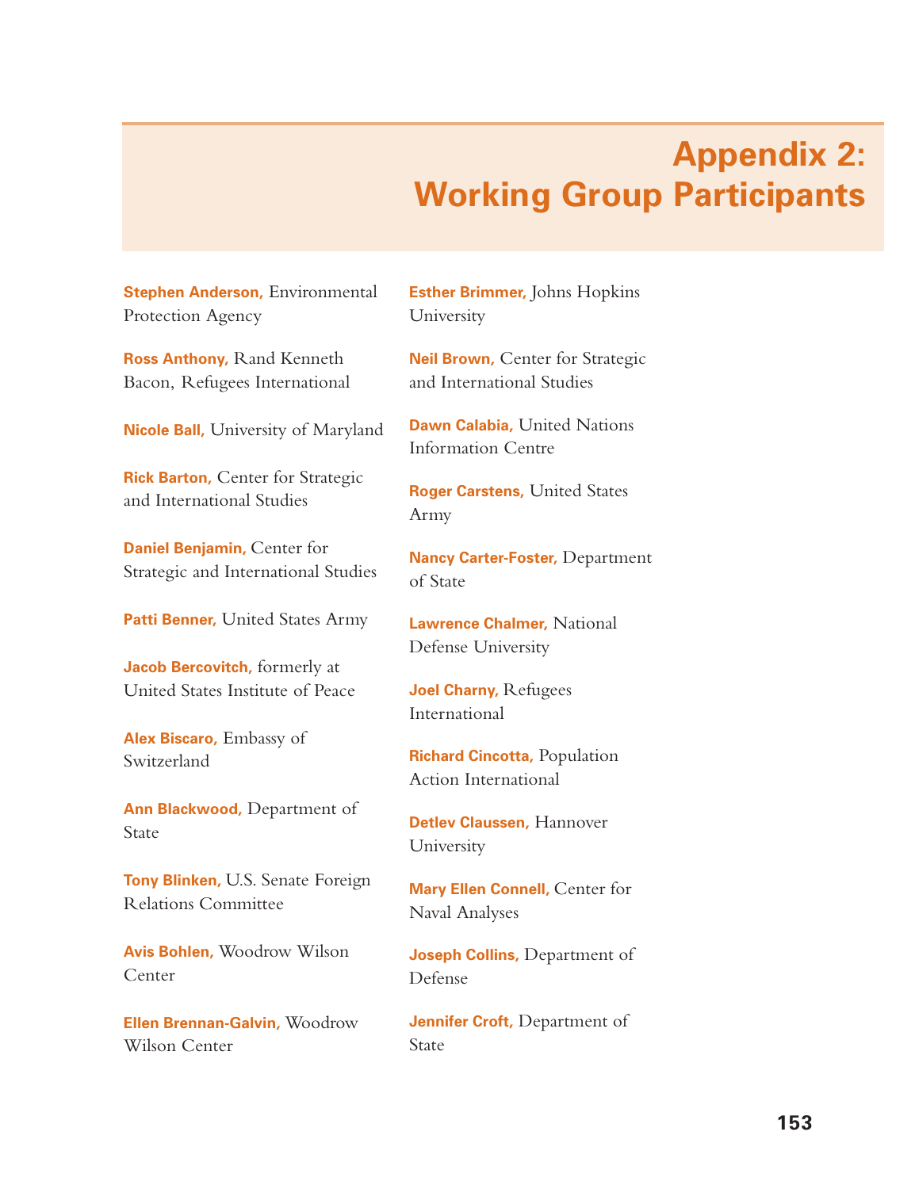# Appendix 2: Working Group Participants

**Stephen Anderson,** Environmental Protection Agency

**Ross Anthony,** Rand Kenneth Bacon, Refugees International

**Nicole Ball,** University of Maryland

**Rick Barton,** Center for Strategic and International Studies

**Daniel Benjamin,** Center for Strategic and International Studies

**Patti Benner,** United States Army

**Jacob Bercovitch,** formerly at United States Institute of Peace

**Alex Biscaro,** Embassy of Switzerland

**Ann Blackwood,** Department of State

**Tony Blinken,** U.S. Senate Foreign Relations Committee

**Avis Bohlen,** Woodrow Wilson Center

**Ellen Brennan-Galvin,** Woodrow Wilson Center

**Esther Brimmer,** Johns Hopkins University

**Neil Brown,** Center for Strategic and International Studies

**Dawn Calabia,** United Nations Information Centre

**Roger Carstens,** United States Army

**Nancy Carter-Foster,** Department of State

**Lawrence Chalmer,** National Defense University

**Joel Charny,** Refugees International

**Richard Cincotta,** Population Action International

**Detlev Claussen,** Hannover University

**Mary Ellen Connell,** Center for Naval Analyses

**Joseph Collins,** Department of Defense

**Jennifer Croft,** Department of State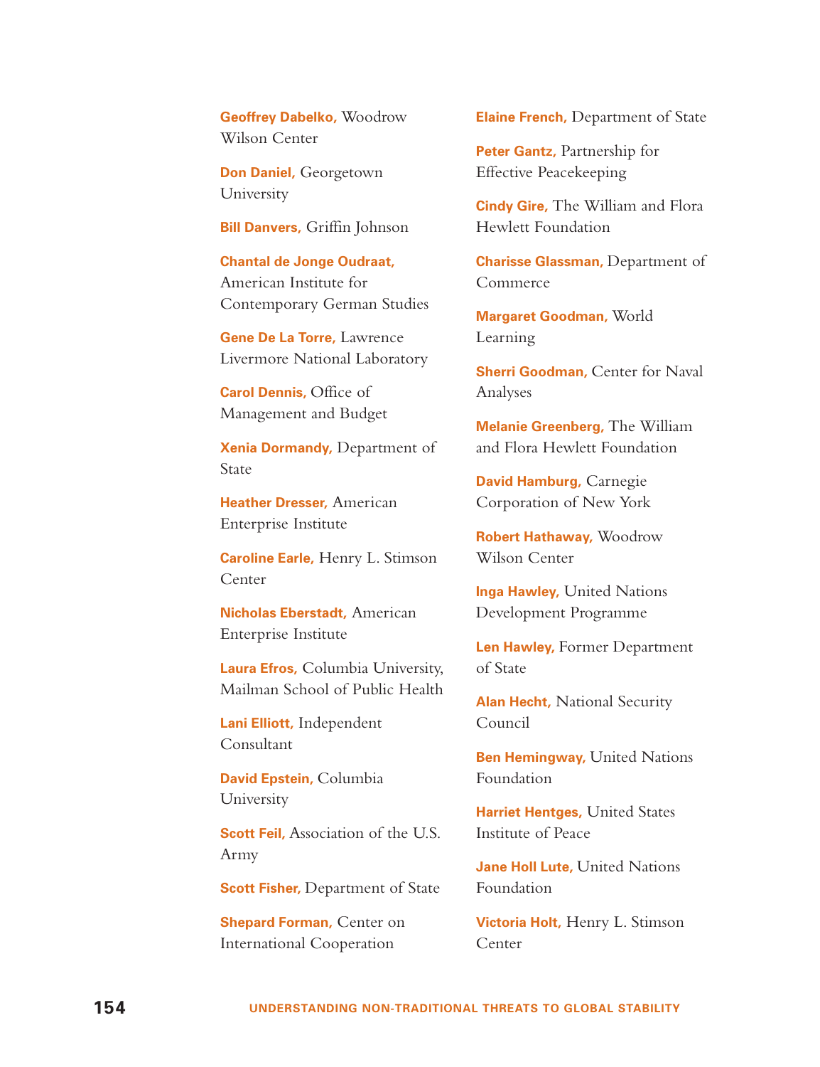**Geoffrey Dabelko,** Woodrow Wilson Center

**Don Daniel,** Georgetown University

**Bill Danvers,** Griffin Johnson

**Chantal de Jonge Oudraat,** American Institute for Contemporary German Studies

**Gene De La Torre,** Lawrence Livermore National Laboratory

**Carol Dennis,** Office of Management and Budget

**Xenia Dormandy,** Department of State

**Heather Dresser,** American Enterprise Institute

**Caroline Earle,** Henry L. Stimson Center

**Nicholas Eberstadt,** American Enterprise Institute

**Laura Efros,** Columbia University, Mailman School of Public Health

**Lani Elliott,** Independent Consultant

**David Epstein,** Columbia University

**Scott Feil,** Association of the U.S. Army

**Scott Fisher,** Department of State

**Shepard Forman,** Center on International Cooperation

**Elaine French,** Department of State

**Peter Gantz,** Partnership for Effective Peacekeeping

**Cindy Gire,** The William and Flora Hewlett Foundation

**Charisse Glassman,** Department of Commerce

**Margaret Goodman,** World Learning

**Sherri Goodman,** Center for Naval Analyses

**Melanie Greenberg,** The William and Flora Hewlett Foundation

**David Hamburg,** Carnegie Corporation of New York

**Robert Hathaway,** Woodrow Wilson Center

**Inga Hawley,** United Nations Development Programme

**Len Hawley,** Former Department of State

**Alan Hecht,** National Security Council

**Ben Hemingway,** United Nations Foundation

**Harriet Hentges,** United States Institute of Peace

**Jane Holl Lute,** United Nations Foundation

**Victoria Holt,** Henry L. Stimson Center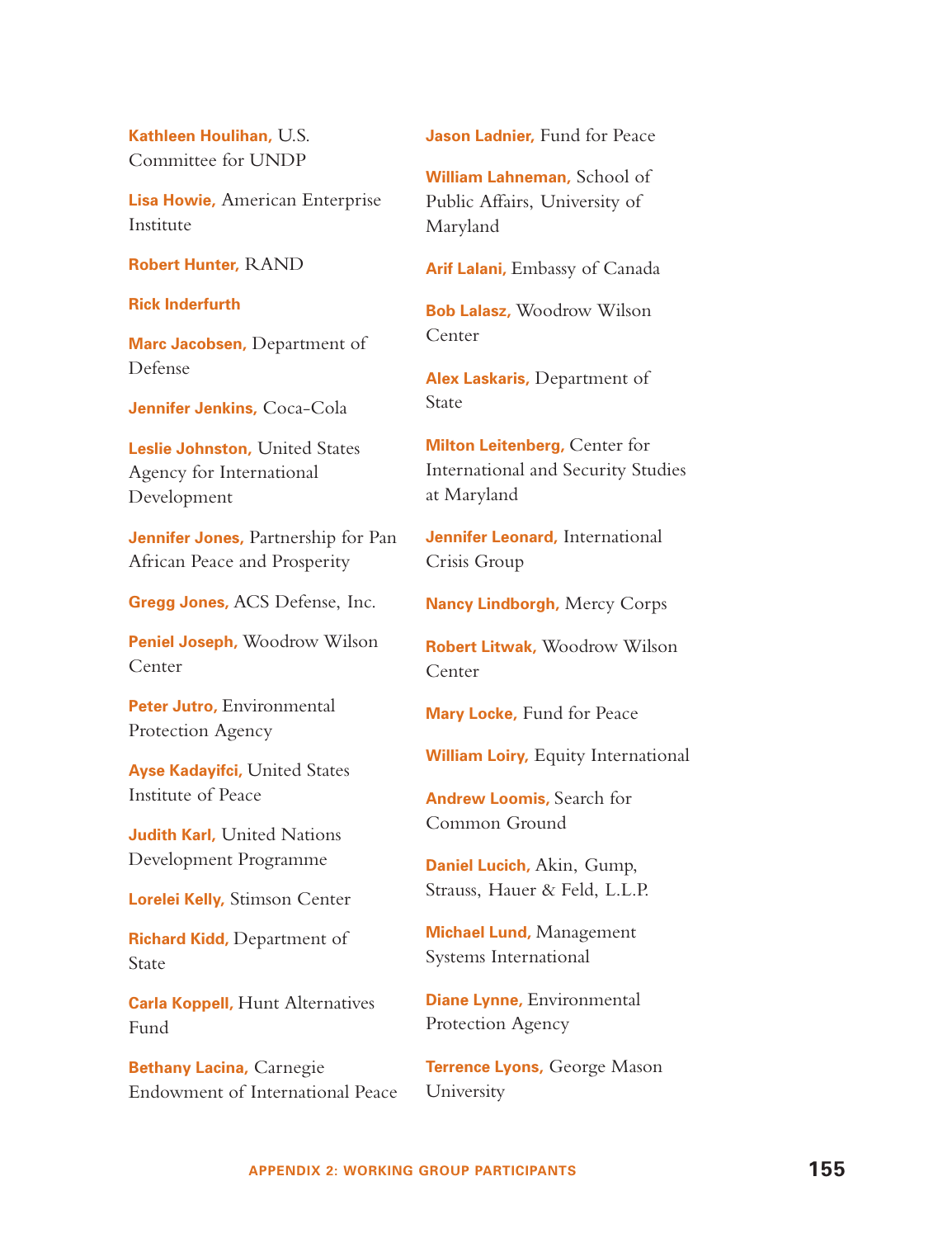**Kathleen Houlihan,** U.S. Committee for UNDP

**Lisa Howie,** American Enterprise Institute

**Robert Hunter,** RAND

**Rick Inderfurth**

**Marc Jacobsen,** Department of Defense

**Jennifer Jenkins,** Coca-Cola

**Leslie Johnston,** United States Agency for International Development

**Jennifer Jones,** Partnership for Pan African Peace and Prosperity

**Gregg Jones,** ACS Defense, Inc.

**Peniel Joseph,** Woodrow Wilson Center

**Peter Jutro,** Environmental Protection Agency

**Ayse Kadayifci,** United States Institute of Peace

**Judith Karl,** United Nations Development Programme

**Lorelei Kelly,** Stimson Center

**Richard Kidd,** Department of State

**Carla Koppell,** Hunt Alternatives Fund

**Bethany Lacina,** Carnegie Endowment of International Peace

**Jason Ladnier,** Fund for Peace

**William Lahneman,** School of Public Affairs, University of Maryland

**Arif Lalani,** Embassy of Canada

**Bob Lalasz,** Woodrow Wilson Center

**Alex Laskaris,** Department of State

**Milton Leitenberg,** Center for International and Security Studies at Maryland

**Jennifer Leonard,** International Crisis Group

**Nancy Lindborgh,** Mercy Corps

**Robert Litwak,** Woodrow Wilson Center

**Mary Locke,** Fund for Peace

**William Loiry,** Equity International

**Andrew Loomis,** Search for Common Ground

**Daniel Lucich,** Akin, Gump, Strauss, Hauer & Feld, L.L.P.

**Michael Lund,** Management Systems International

**Diane Lynne,** Environmental Protection Agency

**Terrence Lyons,** George Mason University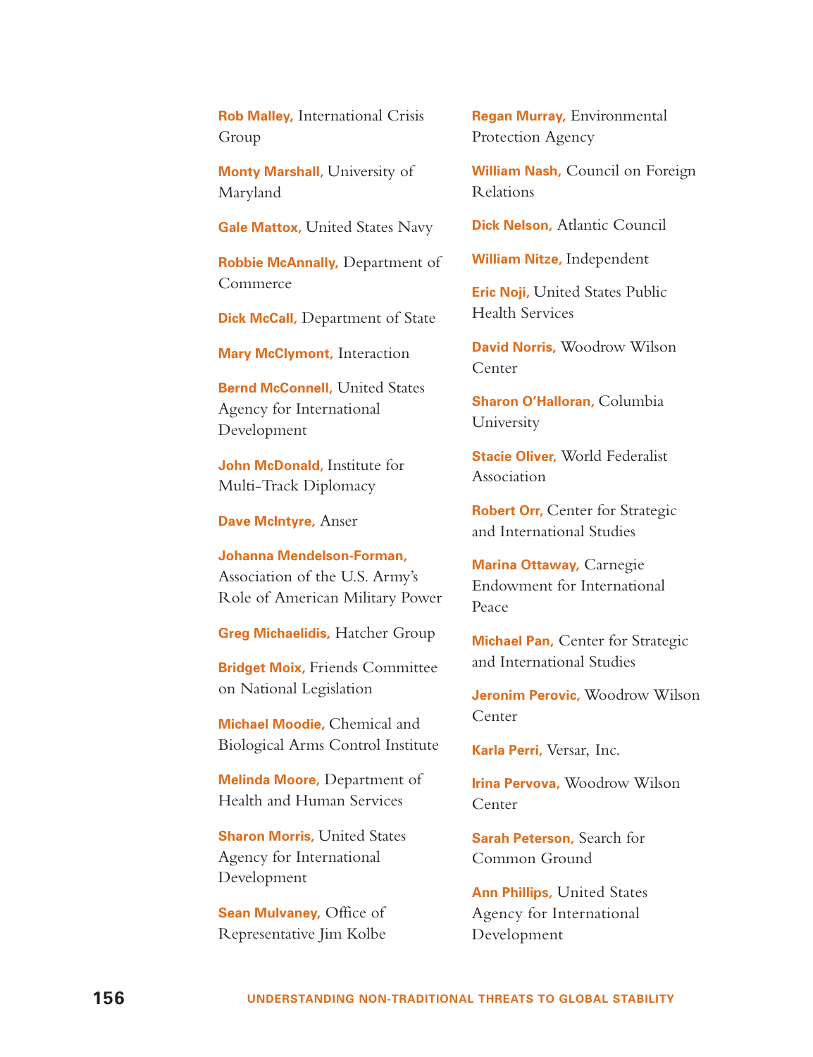**Rob Malley,** International Crisis Group

**Monty Marshall,** University of Maryland

**Gale Mattox,** United States Navy

**Robbie McAnnally,** Department of Commerce

**Dick McCall,** Department of State

**Mary McClymont,** Interaction

**Bernd McConnell,** United States Agency for International Development

**John McDonald,** Institute for Multi-Track Diplomacy

**Dave McIntyre,** Anser

**Johanna Mendelson-Forman,** Association of the U.S. Army's Role of American Military Power

**Greg Michaelidis,** Hatcher Group

**Bridget Moix,** Friends Committee on National Legislation

**Michael Moodie,** Chemical and Biological Arms Control Institute

**Melinda Moore,** Department of Health and Human Services

**Sharon Morris,** United States Agency for International Development

**Sean Mulvaney,** Office of Representative Jim Kolbe

**Regan Murray,** Environmental Protection Agency

**William Nash,** Council on Foreign Relations

**Dick Nelson,** Atlantic Council

**William Nitze,** Independent

**Eric Noji,** United States Public Health Services

**David Norris,** Woodrow Wilson Center

**Sharon O'Halloran,** Columbia University

**Stacie Oliver,** World Federalist Association

**Robert Orr,** Center for Strategic and International Studies

**Marina Ottaway,** Carnegie Endowment for International Peace

**Michael Pan,** Center for Strategic and International Studies

**Jeronim Perovic,** Woodrow Wilson Center

**Karla Perri,** Versar, Inc.

**Irina Pervova,** Woodrow Wilson Center

**Sarah Peterson,** Search for Common Ground

**Ann Phillips,** United States Agency for International Development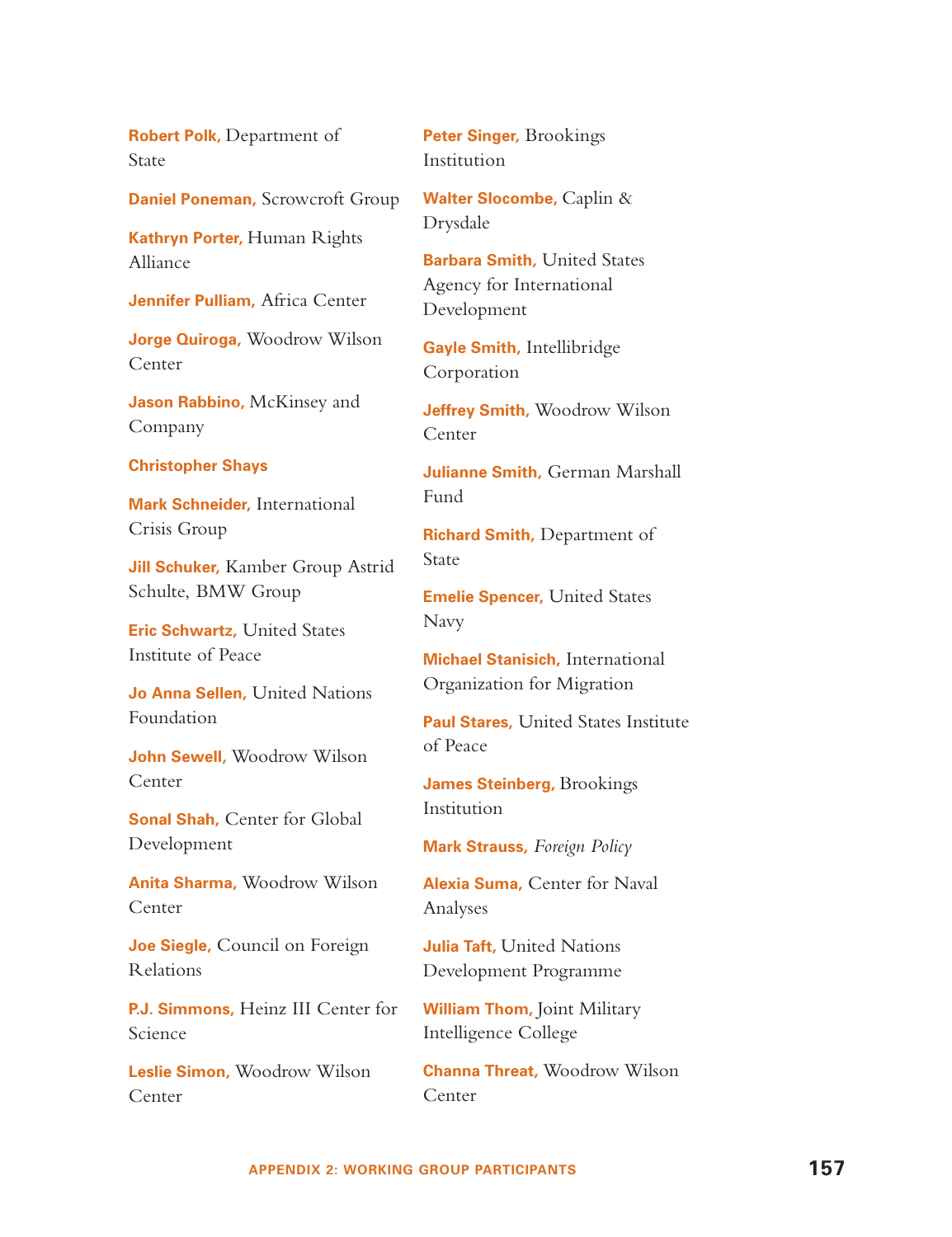**Robert Polk,** Department of State

**Daniel Poneman,** Scrowcroft Group

**Kathryn Porter,** Human Rights Alliance

**Jennifer Pulliam,** Africa Center

**Jorge Quiroga,** Woodrow Wilson Center

**Jason Rabbino,** McKinsey and Company

**Christopher Shays**

**Mark Schneider,** International Crisis Group

**Jill Schuker,** Kamber Group Astrid Schulte, BMW Group

**Eric Schwartz,** United States Institute of Peace

**Jo Anna Sellen,** United Nations Foundation

**John Sewell,** Woodrow Wilson Center

**Sonal Shah,** Center for Global Development

**Anita Sharma,** Woodrow Wilson Center

**Joe Siegle,** Council on Foreign Relations

**P.J. Simmons,** Heinz III Center for Science

**Leslie Simon,** Woodrow Wilson Center

**Peter Singer,** Brookings Institution

**Walter Slocombe,** Caplin & Drysdale

**Barbara Smith,** United States Agency for International Development

**Gayle Smith,** Intellibridge Corporation

**Jeffrey Smith,** Woodrow Wilson Center

**Julianne Smith,** German Marshall Fund

**Richard Smith,** Department of State

**Emelie Spencer,** United States Navy

**Michael Stanisich,** International Organization for Migration

**Paul Stares,** United States Institute of Peace

**James Steinberg,** Brookings Institution

**Mark Strauss,** *Foreign Policy*

**Alexia Suma,** Center for Naval Analyses

**Julia Taft,** United Nations Development Programme

**William Thom,** Joint Military Intelligence College

**Channa Threat,** Woodrow Wilson Center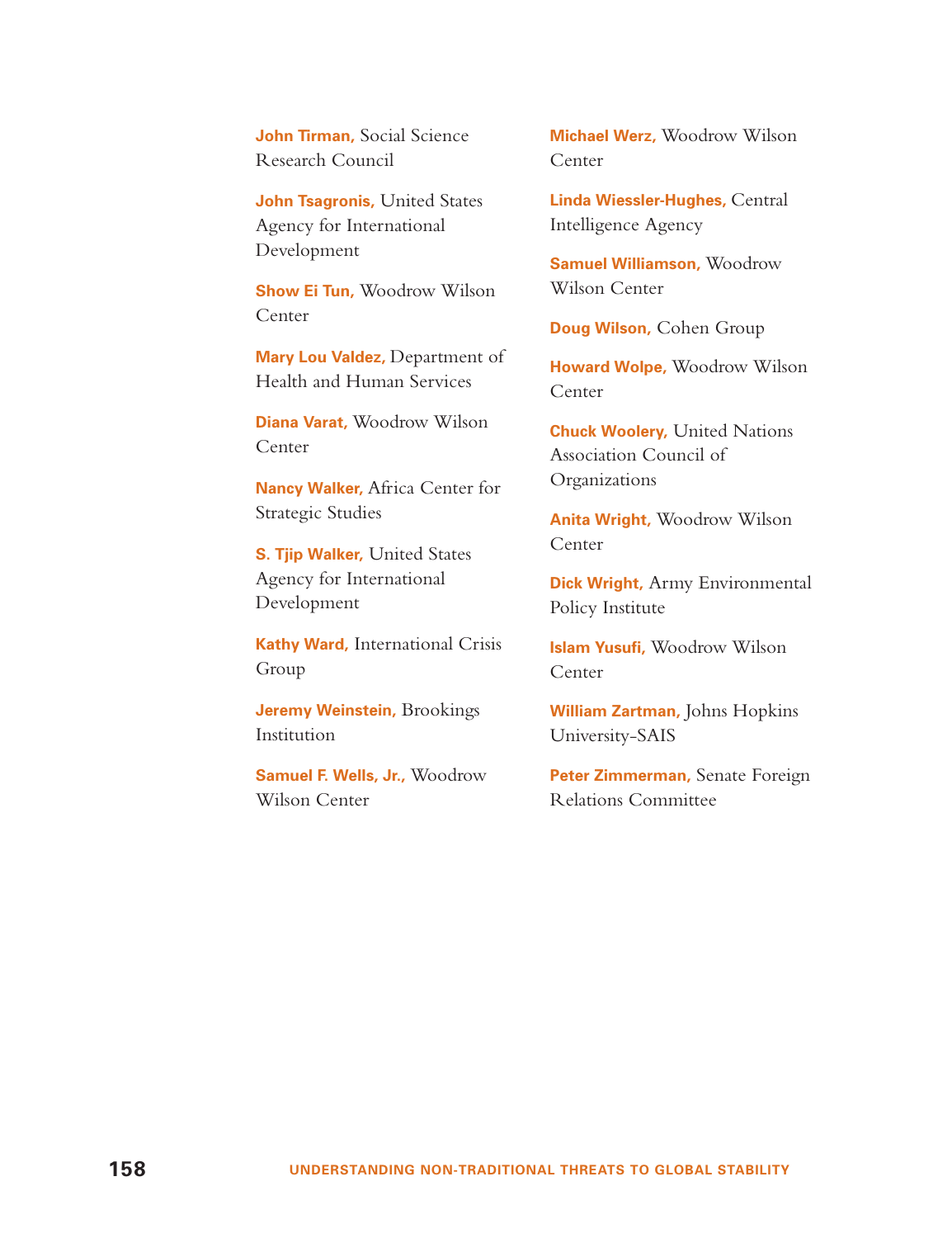**John Tirman,** Social Science Research Council

**John Tsagronis,** United States Agency for International Development

**Show Ei Tun,** Woodrow Wilson Center

**Mary Lou Valdez,** Department of Health and Human Services

**Diana Varat,** Woodrow Wilson Center

**Nancy Walker,** Africa Center for Strategic Studies

**S. Tjip Walker,** United States Agency for International Development

**Kathy Ward,** International Crisis Group

**Jeremy Weinstein,** Brookings Institution

**Samuel F. Wells, Jr.,** Woodrow Wilson Center

**Michael Werz,** Woodrow Wilson Center

**Linda Wiessler-Hughes,** Central Intelligence Agency

**Samuel Williamson,** Woodrow Wilson Center

**Doug Wilson,** Cohen Group

**Howard Wolpe,** Woodrow Wilson Center

**Chuck Woolery,** United Nations Association Council of Organizations

**Anita Wright,** Woodrow Wilson Center

**Dick Wright,** Army Environmental Policy Institute

**Islam Yusufi,** Woodrow Wilson Center

**William Zartman,** Johns Hopkins University-SAIS

**Peter Zimmerman,** Senate Foreign Relations Committee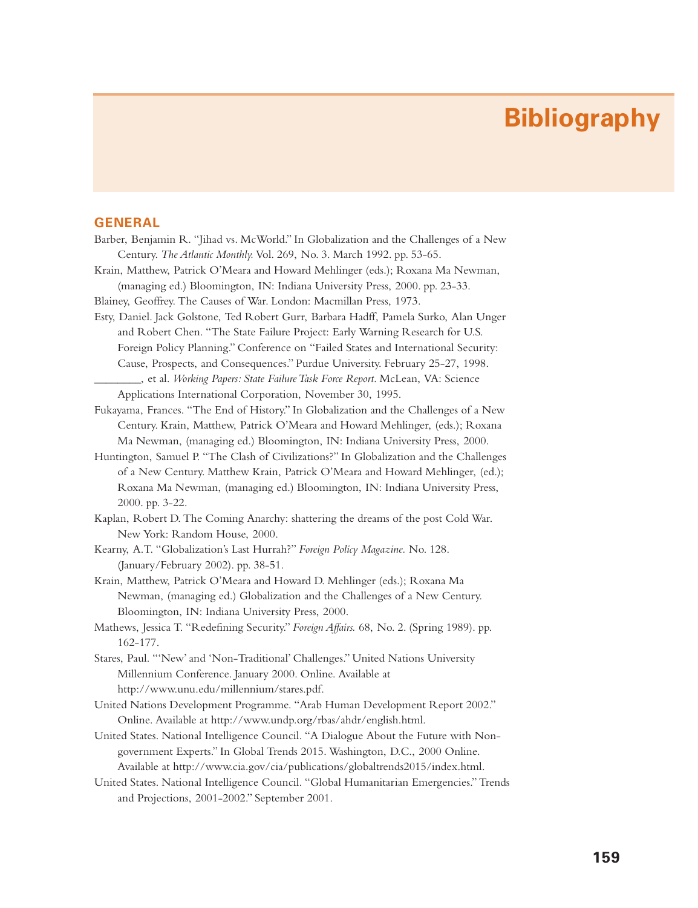# Bibliography

## GENERAL

Barber, Benjamin R. "Jihad vs. McWorld." In Globalization and the Challenges of a New Century. *The Atlantic Monthly*. Vol. 269, No. 3. March 1992. pp. 53-65.

Krain, Matthew, Patrick O'Meara and Howard Mehlinger (eds.); Roxana Ma Newman, (managing ed.) Bloomington, IN: Indiana University Press, 2000. pp. 23-33.

Blainey, Geoffrey. The Causes of War. London: Macmillan Press, 1973.

Esty, Daniel. Jack Golstone, Ted Robert Gurr, Barbara Hadff, Pamela Surko, Alan Unger and Robert Chen. "The State Failure Project: Early Warning Research for U.S. Foreign Policy Planning." Conference on "Failed States and International Security: Cause, Prospects, and Consequences." Purdue University. February 25-27, 1998.

________, et al. *Working Papers: State Failure Task Force Report*. McLean, VA: Science Applications International Corporation, November 30, 1995.

Fukayama, Frances. "The End of History." In Globalization and the Challenges of a New Century. Krain, Matthew, Patrick O'Meara and Howard Mehlinger, (eds.); Roxana Ma Newman, (managing ed.) Bloomington, IN: Indiana University Press, 2000.

Huntington, Samuel P. "The Clash of Civilizations?" In Globalization and the Challenges of a New Century. Matthew Krain, Patrick O'Meara and Howard Mehlinger, (ed.); Roxana Ma Newman, (managing ed.) Bloomington, IN: Indiana University Press, 2000. pp. 3-22.

Kaplan, Robert D. The Coming Anarchy: shattering the dreams of the post Cold War. New York: Random House, 2000.

Kearny, A.T. "Globalization's Last Hurrah?" *Foreign Policy Magazine*. No. 128. (January/February 2002). pp. 38-51.

Krain, Matthew, Patrick O'Meara and Howard D. Mehlinger (eds.); Roxana Ma Newman, (managing ed.) Globalization and the Challenges of a New Century. Bloomington, IN: Indiana University Press, 2000.

Mathews, Jessica T. "Redefining Security." *Foreign Affairs*. 68, No. 2. (Spring 1989). pp. 162-177.

Stares, Paul. "'New' and 'Non-Traditional' Challenges." United Nations University Millennium Conference. January 2000. Online. Available at http://www.unu.edu/millennium/stares.pdf.

United Nations Development Programme. "Arab Human Development Report 2002." Online. Available at http://www.undp.org/rbas/ahdr/english.html.

United States. National Intelligence Council. "A Dialogue About the Future with Non-government Experts." In Global Trends 2015. Washington, D.C., 2000 Online. Available at http://www.cia.gov/cia/publications/globaltrends2015/index.html.

United States. National Intelligence Council. "Global Humanitarian Emergencies." Trends and Projections, 2001-2002." September 2001.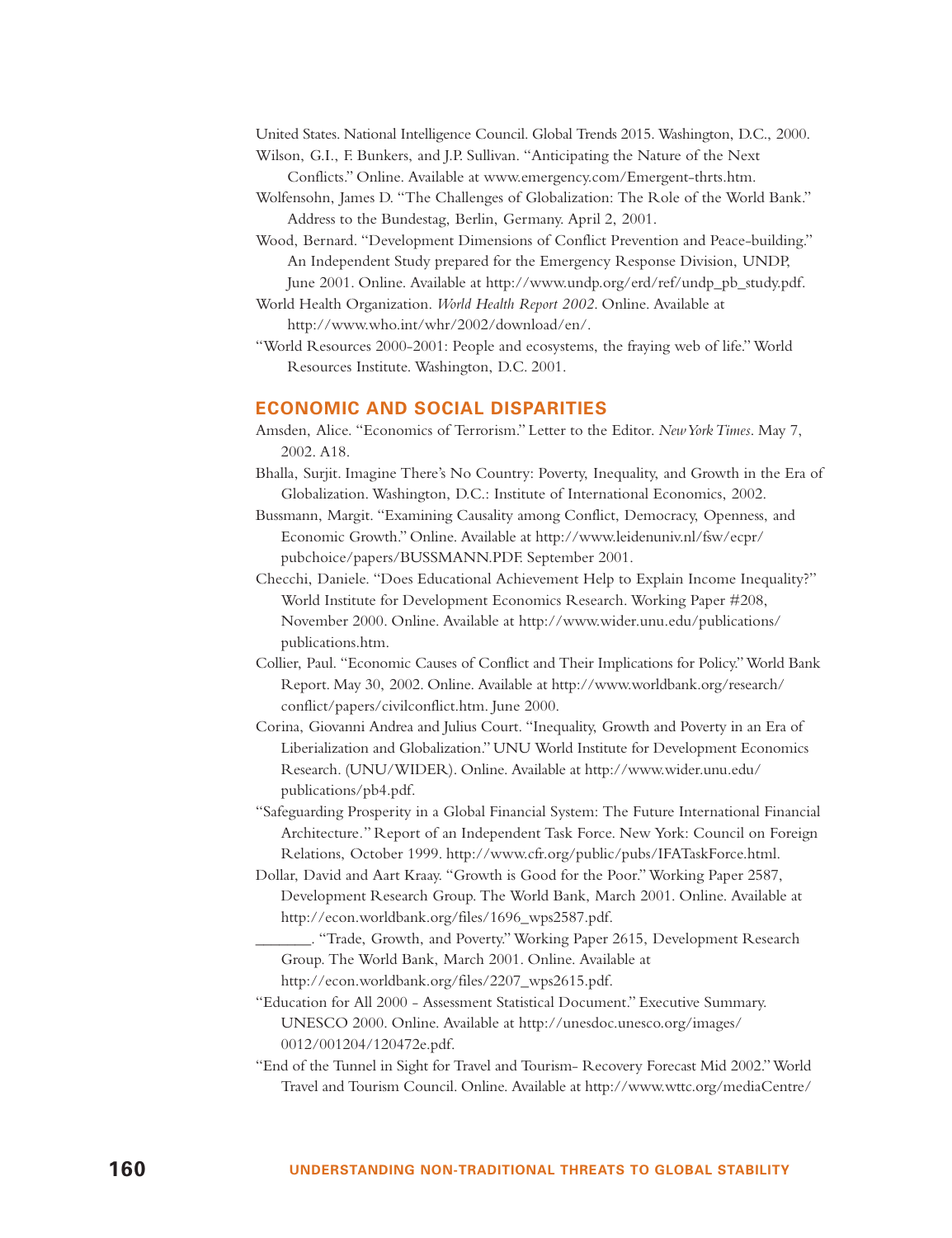United States. National Intelligence Council. Global Trends 2015. Washington, D.C., 2000.

Wilson, G.I., F. Bunkers, and J.P. Sullivan. "Anticipating the Nature of the Next Conflicts." Online. Available at www.emergency.com/Emergent-thrts.htm.

Wolfensohn, James D. "The Challenges of Globalization: The Role of the World Bank." Address to the Bundestag, Berlin, Germany. April 2, 2001.

Wood, Bernard. "Development Dimensions of Conflict Prevention and Peace-building." An Independent Study prepared for the Emergency Response Division, UNDP, June 2001. Online. Available at http://www.undp.org/erd/ref/undp_pb_study.pdf.

World Health Organization. *World Health Report 2002*. Online. Available at http://www.who.int/whr/2002/download/en/.

"World Resources 2000-2001: People and ecosystems, the fraying web of life." World Resources Institute. Washington, D.C. 2001.

## ECONOMIC AND SOCIAL DISPARITIES

Amsden, Alice. "Economics of Terrorism." Letter to the Editor. *New York Times*. May 7, 2002. A18.

Bhalla, Surjit. Imagine There's No Country: Poverty, Inequality, and Growth in the Era of Globalization. Washington, D.C.: Institute of International Economics, 2002.

Bussmann, Margit. "Examining Causality among Conflict, Democracy, Openness, and Economic Growth." Online. Available at http://www.leidenuniv.nl/fsw/ecpr/pubchoice/papers/BUSSMANN.PDF. September 2001.

Checchi, Daniele. "Does Educational Achievement Help to Explain Income Inequality?" World Institute for Development Economics Research. Working Paper #208, November 2000. Online. Available at http://www.wider.unu.edu/publications/publications.htm.

Collier, Paul. "Economic Causes of Conflict and Their Implications for Policy." World Bank Report. May 30, 2002. Online. Available at http://www.worldbank.org/research/conflict/papers/civilconflict.htm. June 2000.

Corina, Giovanni Andrea and Julius Court. "Inequality, Growth and Poverty in an Era of Liberialization and Globalization." UNU World Institute for Development Economics Research. (UNU/WIDER). Online. Available at http://www.wider.unu.edu/publications/pb4.pdf.

"Safeguarding Prosperity in a Global Financial System: The Future International Financial Architecture." Report of an Independent Task Force. New York: Council on Foreign Relations, October 1999. http://www.cfr.org/public/pubs/IFATaskForce.html.

Dollar, David and Aart Kraay. "Growth is Good for the Poor." Working Paper 2587, Development Research Group. The World Bank, March 2001. Online. Available at http://econ.worldbank.org/files/1696_wps2587.pdf.

_______. "Trade, Growth, and Poverty." Working Paper 2615, Development Research Group. The World Bank, March 2001. Online. Available at http://econ.worldbank.org/files/2207_wps2615.pdf.

"Education for All 2000 - Assessment Statistical Document." Executive Summary. UNESCO 2000. Online. Available at http://unesdoc.unesco.org/images/0012/001204/120472e.pdf.

"End of the Tunnel in Sight for Travel and Tourism- Recovery Forecast Mid 2002." World Travel and Tourism Council. Online. Available at http://www.wttc.org/mediaCentre/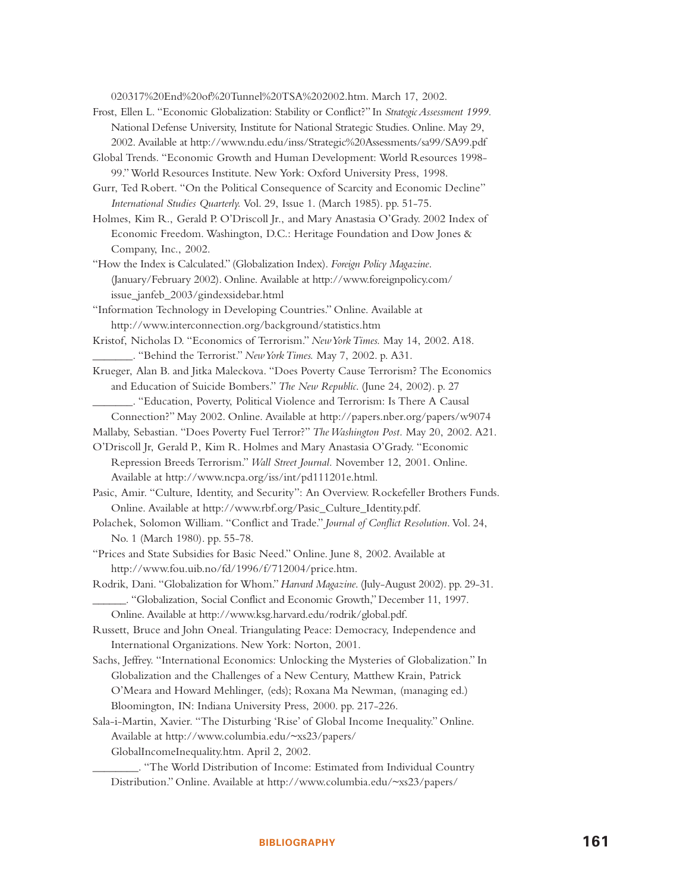020317%20End%20of%20Tunnel%20TSA%202002.htm. March 17, 2002.

Frost, Ellen L. "Economic Globalization: Stability or Conflict?" In *Strategic Assessment 1999*. National Defense University, Institute for National Strategic Studies. Online. May 29, 2002. Available at http://www.ndu.edu/inss/Strategic%20Assessments/sa99/SA99.pdf

Global Trends. "Economic Growth and Human Development: World Resources 1998-99." World Resources Institute. New York: Oxford University Press, 1998.

Gurr, Ted Robert. "On the Political Consequence of Scarcity and Economic Decline" *International Studies Quarterly.* Vol. 29, Issue 1. (March 1985). pp. 51-75.

Holmes, Kim R., Gerald P. O'Driscoll Jr., and Mary Anastasia O'Grady. 2002 Index of Economic Freedom. Washington, D.C.: Heritage Foundation and Dow Jones & Company, Inc., 2002.

"How the Index is Calculated." (Globalization Index). *Foreign Policy Magazine*. (January/February 2002). Online. Available at http://www.foreignpolicy.com/issue_janfeb_2003/gindexsidebar.html

"Information Technology in Developing Countries." Online. Available at http://www.interconnection.org/background/statistics.htm

Kristof, Nicholas D. "Economics of Terrorism." *New York Times.* May 14, 2002. A18.

_______. "Behind the Terrorist." *New York Times.* May 7, 2002. p. A31.

Krueger, Alan B. and Jitka Maleckova. "Does Poverty Cause Terrorism? The Economics and Education of Suicide Bombers." *The New Republic.* (June 24, 2002). p. 27

_______. "Education, Poverty, Political Violence and Terrorism: Is There A Causal Connection?" May 2002. Online. Available at http://papers.nber.org/papers/w9074

Mallaby, Sebastian. "Does Poverty Fuel Terror?" *The Washington Post.* May 20, 2002. A21.

O'Driscoll Jr, Gerald P., Kim R. Holmes and Mary Anastasia O'Grady. "Economic Repression Breeds Terrorism." *Wall Street Journal.* November 12, 2001. Online. Available at http://www.ncpa.org/iss/int/pd111201e.html.

Pasic, Amir. "Culture, Identity, and Security": An Overview. Rockefeller Brothers Funds. Online. Available at http://www.rbf.org/Pasic_Culture_Identity.pdf.

Polachek, Solomon William. "Conflict and Trade." *Journal of Conflict Resolution*. Vol. 24, No. 1 (March 1980). pp. 55-78.

"Prices and State Subsidies for Basic Need." Online. June 8, 2002. Available at http://www.fou.uib.no/fd/1996/f/712004/price.htm.

Rodrik, Dani. "Globalization for Whom." *Harvard Magazine*. (July-August 2002). pp. 29-31.

______. "Globalization, Social Conflict and Economic Growth," December 11, 1997. Online. Available at http://www.ksg.harvard.edu/rodrik/global.pdf.

Russett, Bruce and John Oneal. Triangulating Peace: Democracy, Independence and International Organizations. New York: Norton, 2001.

Sachs, Jeffrey. "International Economics: Unlocking the Mysteries of Globalization." In Globalization and the Challenges of a New Century, Matthew Krain, Patrick O'Meara and Howard Mehlinger, (eds); Roxana Ma Newman, (managing ed.) Bloomington, IN: Indiana University Press, 2000. pp. 217-226.

Sala-i-Martin, Xavier. "The Disturbing 'Rise' of Global Income Inequality." Online. Available at http://www.columbia.edu/~xs23/papers/GlobalIncomeInequality.htm. April 2, 2002.

________. "The World Distribution of Income: Estimated from Individual Country Distribution." Online. Available at http://www.columbia.edu/~xs23/papers/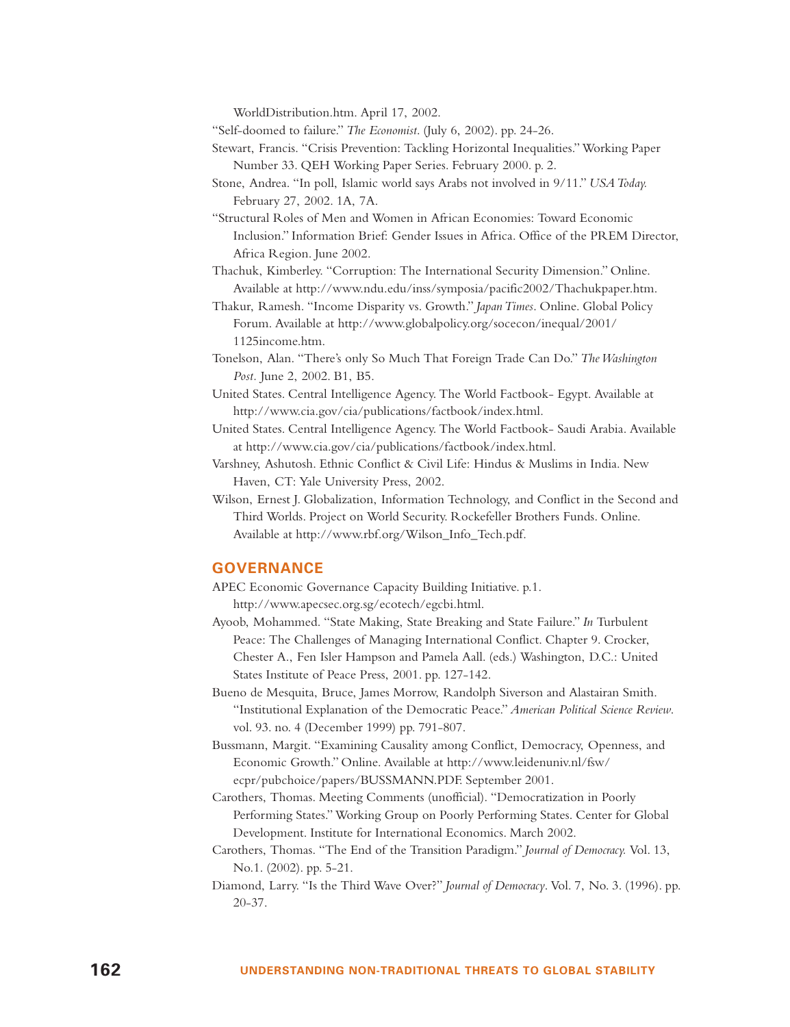WorldDistribution.htm. April 17, 2002.

"Self-doomed to failure." *The Economist*. (July 6, 2002). pp. 24-26.

Stewart, Francis. "Crisis Prevention: Tackling Horizontal Inequalities." Working Paper Number 33. QEH Working Paper Series. February 2000. p. 2.

Stone, Andrea. "In poll, Islamic world says Arabs not involved in 9/11." *USA Today.* February 27, 2002. 1A, 7A.

"Structural Roles of Men and Women in African Economies: Toward Economic Inclusion." Information Brief: Gender Issues in Africa. Office of the PREM Director, Africa Region. June 2002.

Thachuk, Kimberley. "Corruption: The International Security Dimension." Online. Available at http://www.ndu.edu/inss/symposia/pacific2002/Thachukpaper.htm.

Thakur, Ramesh. "Income Disparity vs. Growth." *Japan Times*. Online. Global Policy Forum. Available at http://www.globalpolicy.org/socecon/inequal/2001/1125income.htm.

Tonelson, Alan. "There's only So Much That Foreign Trade Can Do." *The Washington Post.* June 2, 2002. B1, B5.

United States. Central Intelligence Agency. The World Factbook- Egypt. Available at http://www.cia.gov/cia/publications/factbook/index.html.

United States. Central Intelligence Agency. The World Factbook- Saudi Arabia. Available at http://www.cia.gov/cia/publications/factbook/index.html.

Varshney, Ashutosh. Ethnic Conflict & Civil Life: Hindus & Muslims in India. New Haven, CT: Yale University Press, 2002.

Wilson, Ernest J. Globalization, Information Technology, and Conflict in the Second and Third Worlds. Project on World Security. Rockefeller Brothers Funds. Online. Available at http://www.rbf.org/Wilson_Info_Tech.pdf.

## GOVERNANCE

APEC Economic Governance Capacity Building Initiative. p.1. http://www.apecsec.org.sg/ecotech/egcbi.html.

Ayoob, Mohammed. "State Making, State Breaking and State Failure." *In* Turbulent Peace: The Challenges of Managing International Conflict. Chapter 9. Crocker, Chester A., Fen Isler Hampson and Pamela Aall. (eds.) Washington, D.C.: United States Institute of Peace Press, 2001. pp. 127-142.

Bueno de Mesquita, Bruce, James Morrow, Randolph Siverson and Alastairan Smith. "Institutional Explanation of the Democratic Peace." *American Political Science Review*. vol. 93. no. 4 (December 1999) pp. 791-807.

Bussmann, Margit. "Examining Causality among Conflict, Democracy, Openness, and Economic Growth." Online. Available at http://www.leidenuniv.nl/fsw/ecpr/pubchoice/papers/BUSSMANN.PDF. September 2001.

Carothers, Thomas. Meeting Comments (unofficial). "Democratization in Poorly Performing States." Working Group on Poorly Performing States. Center for Global Development. Institute for International Economics. March 2002.

Carothers, Thomas. "The End of the Transition Paradigm." *Journal of Democracy.* Vol. 13, No.1. (2002). pp. 5-21.

Diamond, Larry. "Is the Third Wave Over?" *Journal of Democracy*. Vol. 7, No. 3. (1996). pp. 20-37.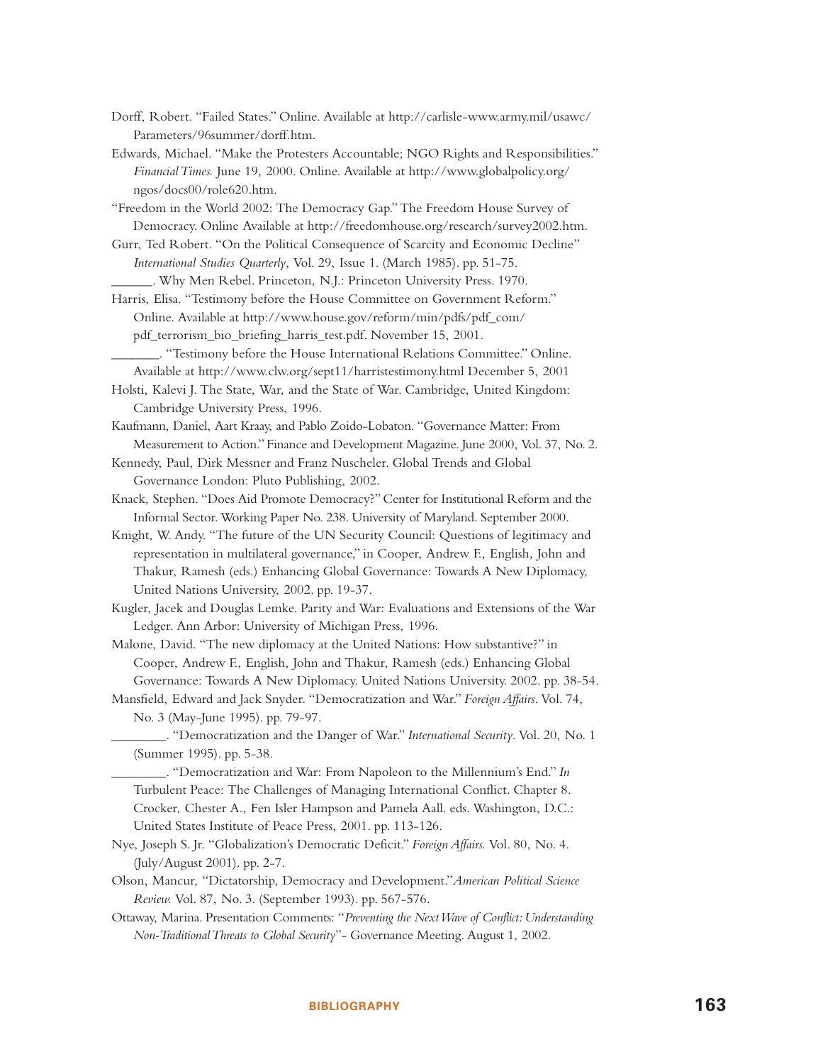Dorff, Robert. "Failed States." Online. Available at http://carlisle-www.army.mil/usawc/Parameters/96summer/dorff.htm.

Edwards, Michael. "Make the Protesters Accountable; NGO Rights and Responsibilities." *Financial Times.* June 19, 2000. Online. Available at http://www.globalpolicy.org/ngos/docs00/role620.htm.

"Freedom in the World 2002: The Democracy Gap." The Freedom House Survey of Democracy. Online Available at http://freedomhouse.org/research/survey2002.htm.

Gurr, Ted Robert. "On the Political Consequence of Scarcity and Economic Decline" *International Studies Quarterly*, Vol. 29, Issue 1. (March 1985). pp. 51-75.

______. Why Men Rebel. Princeton, N.J.: Princeton University Press. 1970.

Harris, Elisa. "Testimony before the House Committee on Government Reform." Online. Available at http://www.house.gov/reform/min/pdfs/pdf_com/pdf_terrorism_bio_briefing_harris_test.pdf. November 15, 2001.

_______. "Testimony before the House International Relations Committee." Online. Available at http://www.clw.org/sept11/harristestimony.html December 5, 2001

Holsti, Kalevi J. The State, War, and the State of War. Cambridge, United Kingdom: Cambridge University Press, 1996.

Kaufmann, Daniel, Aart Kraay, and Pablo Zoido-Lobaton. "Governance Matter: From Measurement to Action." Finance and Development Magazine. June 2000, Vol. 37, No. 2.

Kennedy, Paul, Dirk Messner and Franz Nuscheler. Global Trends and Global Governance London: Pluto Publishing, 2002.

Knack, Stephen. "Does Aid Promote Democracy?" Center for Institutional Reform and the Informal Sector. Working Paper No. 238. University of Maryland. September 2000.

Knight, W. Andy. "The future of the UN Security Council: Questions of legitimacy and representation in multilateral governance," in Cooper, Andrew F., English, John and Thakur, Ramesh (eds.) Enhancing Global Governance: Towards A New Diplomacy, United Nations University, 2002. pp. 19-37.

Kugler, Jacek and Douglas Lemke. Parity and War: Evaluations and Extensions of the War Ledger. Ann Arbor: University of Michigan Press, 1996.

Malone, David. "The new diplomacy at the United Nations: How substantive?" in Cooper, Andrew F., English, John and Thakur, Ramesh (eds.) Enhancing Global Governance: Towards A New Diplomacy. United Nations University. 2002. pp. 38-54.

Mansfield, Edward and Jack Snyder. "Democratization and War." *Foreign Affairs*. Vol. 74, No. 3 (May-June 1995). pp. 79-97.

________. "Democratization and the Danger of War." *International Security*. Vol. 20, No. 1 (Summer 1995). pp. 5-38.

________. "Democratization and War: From Napoleon to the Millennium's End." *In* Turbulent Peace: The Challenges of Managing International Conflict. Chapter 8. Crocker, Chester A., Fen Isler Hampson and Pamela Aall. eds. Washington, D.C.: United States Institute of Peace Press, 2001. pp. 113-126.

Nye, Joseph S. Jr. "Globalization's Democratic Deficit." *Foreign Affairs.* Vol. 80, No. 4. (July/August 2001). pp. 2-7.

Olson, Mancur, "Dictatorship, Democracy and Development."*American Political Science Review.* Vol. 87, No. 3. (September 1993). pp. 567-576.

Ottaway, Marina. Presentation Comments: "*Preventing the Next Wave of Conflict: Understanding Non-Traditional Threats to Global Security*"- Governance Meeting. August 1, 2002.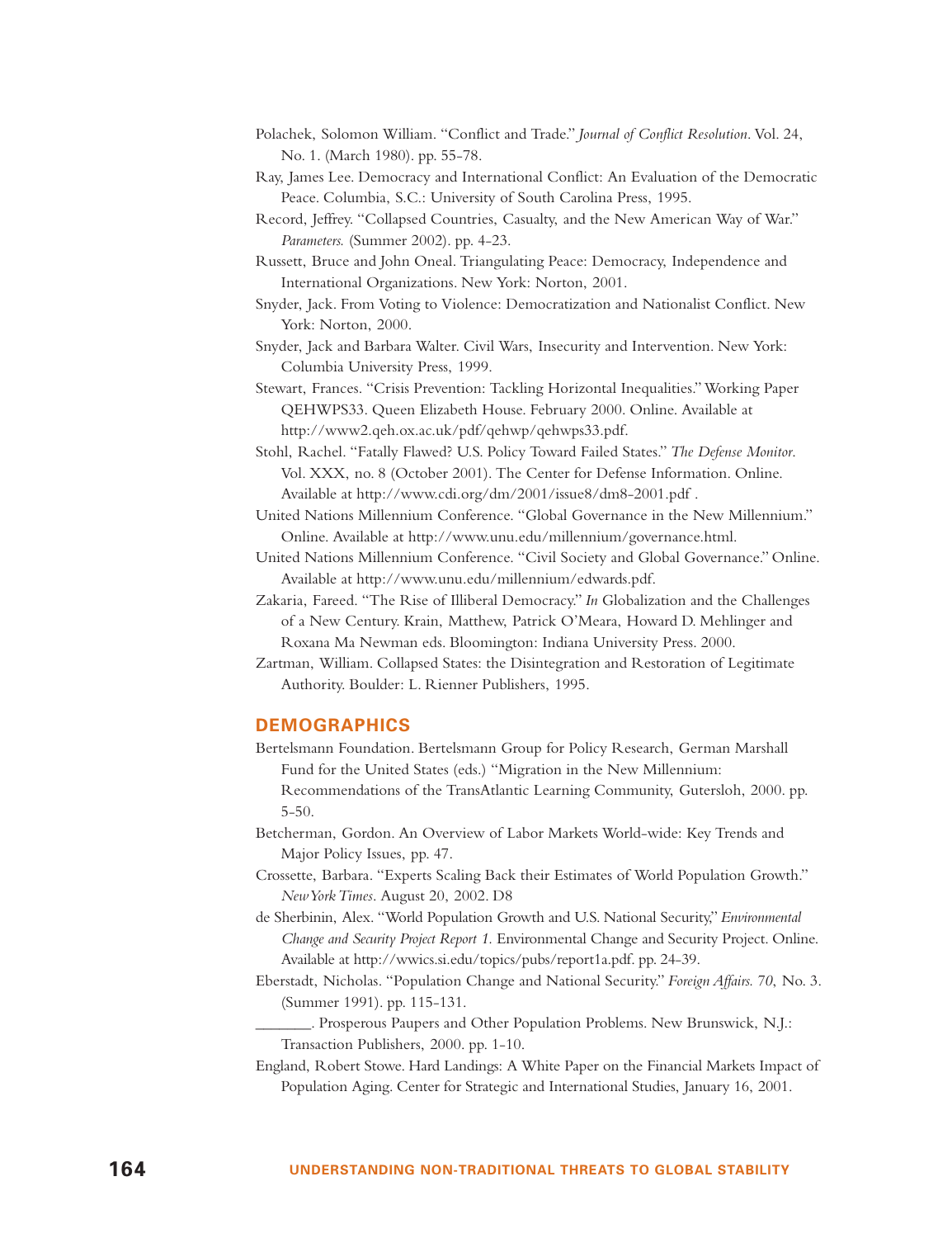Polachek, Solomon William. "Conflict and Trade." *Journal of Conflict Resolution*. Vol. 24, No. 1. (March 1980). pp. 55-78.

Ray, James Lee. Democracy and International Conflict: An Evaluation of the Democratic Peace. Columbia, S.C.: University of South Carolina Press, 1995.

Record, Jeffrey. "Collapsed Countries, Casualty, and the New American Way of War." *Parameters.* (Summer 2002). pp. 4-23.

Russett, Bruce and John Oneal. Triangulating Peace: Democracy, Independence and International Organizations. New York: Norton, 2001.

Snyder, Jack. From Voting to Violence: Democratization and Nationalist Conflict. New York: Norton, 2000.

Snyder, Jack and Barbara Walter. Civil Wars, Insecurity and Intervention. New York: Columbia University Press, 1999.

Stewart, Frances. "Crisis Prevention: Tackling Horizontal Inequalities." Working Paper QEHWPS33. Queen Elizabeth House. February 2000. Online. Available at http://www2.qeh.ox.ac.uk/pdf/qehwp/qehwps33.pdf.

Stohl, Rachel. "Fatally Flawed? U.S. Policy Toward Failed States." *The Defense Monitor.* Vol. XXX, no. 8 (October 2001). The Center for Defense Information. Online. Available at http://www.cdi.org/dm/2001/issue8/dm8-2001.pdf .

United Nations Millennium Conference. "Global Governance in the New Millennium." Online. Available at http://www.unu.edu/millennium/governance.html.

United Nations Millennium Conference. "Civil Society and Global Governance." Online. Available at http://www.unu.edu/millennium/edwards.pdf.

Zakaria, Fareed. "The Rise of Illiberal Democracy." *In* Globalization and the Challenges of a New Century. Krain, Matthew, Patrick O'Meara, Howard D. Mehlinger and Roxana Ma Newman eds. Bloomington: Indiana University Press. 2000.

Zartman, William. Collapsed States: the Disintegration and Restoration of Legitimate Authority. Boulder: L. Rienner Publishers, 1995.

## DEMOGRAPHICS

Bertelsmann Foundation. Bertelsmann Group for Policy Research, German Marshall Fund for the United States (eds.) "Migration in the New Millennium: Recommendations of the TransAtlantic Learning Community, Gutersloh, 2000. pp. 5-50.

Betcherman, Gordon. An Overview of Labor Markets World-wide: Key Trends and Major Policy Issues, pp. 47.

Crossette, Barbara. "Experts Scaling Back their Estimates of World Population Growth." *New York Times*. August 20, 2002. D8

de Sherbinin, Alex. "World Population Growth and U.S. National Security," *Environmental Change and Security Project Report 1.* Environmental Change and Security Project. Online. Available at http://wwics.si.edu/topics/pubs/report1a.pdf. pp. 24-39.

Eberstadt, Nicholas. "Population Change and National Security." *Foreign Affairs. 70*, No. 3. (Summer 1991). pp. 115-131.

_______. Prosperous Paupers and Other Population Problems. New Brunswick, N.J.: Transaction Publishers, 2000. pp. 1-10.

England, Robert Stowe. Hard Landings: A White Paper on the Financial Markets Impact of Population Aging. Center for Strategic and International Studies, January 16, 2001.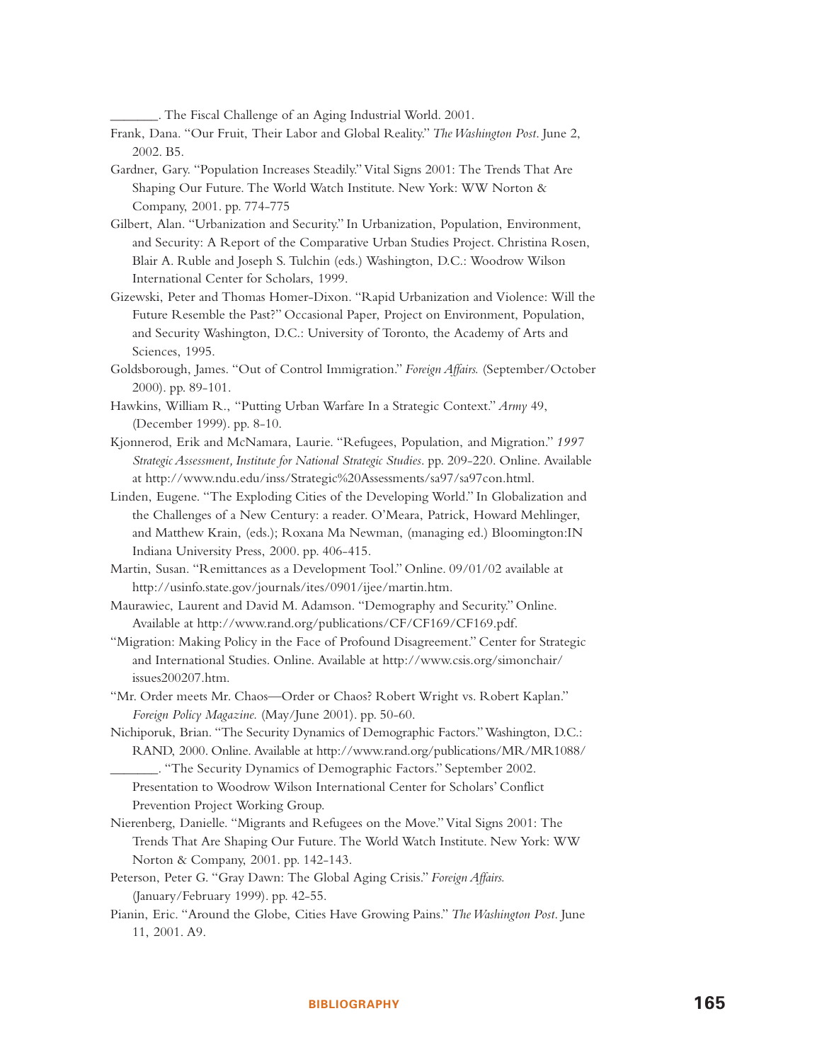_______. The Fiscal Challenge of an Aging Industrial World. 2001.

Frank, Dana. "Our Fruit, Their Labor and Global Reality." *The Washington Post*. June 2, 2002. B5.

Gardner, Gary. "Population Increases Steadily." Vital Signs 2001: The Trends That Are Shaping Our Future. The World Watch Institute. New York: WW Norton & Company, 2001. pp. 774-775

Gilbert, Alan. "Urbanization and Security." In Urbanization, Population, Environment, and Security: A Report of the Comparative Urban Studies Project. Christina Rosen, Blair A. Ruble and Joseph S. Tulchin (eds.) Washington, D.C.: Woodrow Wilson International Center for Scholars, 1999.

Gizewski, Peter and Thomas Homer-Dixon. "Rapid Urbanization and Violence: Will the Future Resemble the Past?" Occasional Paper, Project on Environment, Population, and Security Washington, D.C.: University of Toronto, the Academy of Arts and Sciences, 1995.

Goldsborough, James. "Out of Control Immigration." *Foreign Affairs.* (September/October 2000). pp. 89-101.

Hawkins, William R., "Putting Urban Warfare In a Strategic Context." *Army* 49, (December 1999). pp. 8-10.

Kjonnerod, Erik and McNamara, Laurie. "Refugees, Population, and Migration." *1997 Strategic Assessment, Institute for National Strategic Studies*. pp. 209-220. Online. Available at http://www.ndu.edu/inss/Strategic%20Assessments/sa97/sa97con.html.

Linden, Eugene. "The Exploding Cities of the Developing World." In Globalization and the Challenges of a New Century: a reader. O'Meara, Patrick, Howard Mehlinger, and Matthew Krain, (eds.); Roxana Ma Newman, (managing ed.) Bloomington:IN Indiana University Press, 2000. pp. 406-415.

Martin, Susan. "Remittances as a Development Tool." Online. 09/01/02 available at http://usinfo.state.gov/journals/ites/0901/ijee/martin.htm.

Maurawiec, Laurent and David M. Adamson. "Demography and Security." Online. Available at http://www.rand.org/publications/CF/CF169/CF169.pdf.

"Migration: Making Policy in the Face of Profound Disagreement." Center for Strategic and International Studies. Online. Available at http://www.csis.org/simonchair/issues200207.htm.

"Mr. Order meets Mr. Chaos—Order or Chaos? Robert Wright vs. Robert Kaplan." *Foreign Policy Magazine.* (May/June 2001). pp. 50-60.

Nichiporuk, Brian. "The Security Dynamics of Demographic Factors." Washington, D.C.: RAND, 2000. Online. Available at http://www.rand.org/publications/MR/MR1088/

_______. "The Security Dynamics of Demographic Factors." September 2002. Presentation to Woodrow Wilson International Center for Scholars' Conflict Prevention Project Working Group.

Nierenberg, Danielle. "Migrants and Refugees on the Move." Vital Signs 2001: The Trends That Are Shaping Our Future. The World Watch Institute. New York: WW Norton & Company, 2001. pp. 142-143.

Peterson, Peter G. "Gray Dawn: The Global Aging Crisis." *Foreign Affairs.* (January/February 1999). pp. 42-55.

Pianin, Eric. "Around the Globe, Cities Have Growing Pains." *The Washington Post*. June 11, 2001. A9.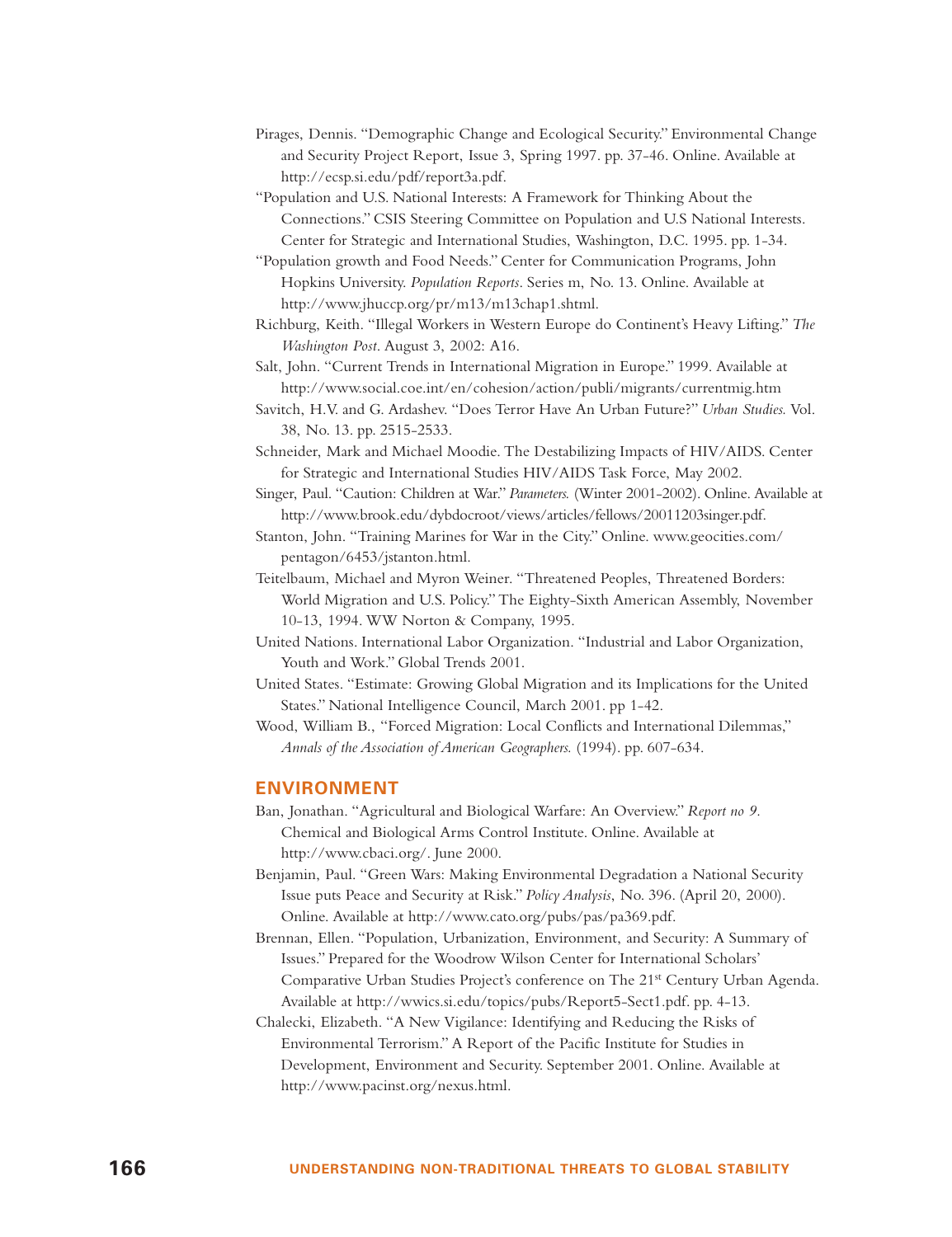Pirages, Dennis. "Demographic Change and Ecological Security." Environmental Change and Security Project Report, Issue 3, Spring 1997. pp. 37-46. Online. Available at http://ecsp.si.edu/pdf/report3a.pdf.

"Population and U.S. National Interests: A Framework for Thinking About the Connections." CSIS Steering Committee on Population and U.S National Interests. Center for Strategic and International Studies, Washington, D.C. 1995. pp. 1-34.

"Population growth and Food Needs." Center for Communication Programs, John Hopkins University. *Population Reports*. Series m, No. 13. Online. Available at http://www.jhuccp.org/pr/m13/m13chap1.shtml.

Richburg, Keith. "Illegal Workers in Western Europe do Continent's Heavy Lifting." *The Washington Post*. August 3, 2002: A16.

Salt, John. "Current Trends in International Migration in Europe." 1999. Available at http://www.social.coe.int/en/cohesion/action/publi/migrants/currentmig.htm

Savitch, H.V. and G. Ardashev. "Does Terror Have An Urban Future?" *Urban Studies.* Vol. 38, No. 13. pp. 2515-2533.

Schneider, Mark and Michael Moodie. The Destabilizing Impacts of HIV/AIDS. Center for Strategic and International Studies HIV/AIDS Task Force, May 2002.

Singer, Paul. "Caution: Children at War." *Parameters.* (Winter 2001-2002). Online. Available at http://www.brook.edu/dybdocroot/views/articles/fellows/20011203singer.pdf.

Stanton, John. "Training Marines for War in the City." Online. www.geocities.com/pentagon/6453/jstanton.html.

Teitelbaum, Michael and Myron Weiner. "Threatened Peoples, Threatened Borders: World Migration and U.S. Policy." The Eighty-Sixth American Assembly, November 10-13, 1994. WW Norton & Company, 1995.

United Nations. International Labor Organization. "Industrial and Labor Organization, Youth and Work." Global Trends 2001.

United States. "Estimate: Growing Global Migration and its Implications for the United States." National Intelligence Council, March 2001. pp 1-42.

Wood, William B., "Forced Migration: Local Conflicts and International Dilemmas," *Annals of the Association of American Geographers.* (1994). pp. 607-634.

## ENVIRONMENT

Ban, Jonathan. "Agricultural and Biological Warfare: An Overview." *Report no 9.* Chemical and Biological Arms Control Institute. Online. Available at http://www.cbaci.org/. June 2000.

Benjamin, Paul. "Green Wars: Making Environmental Degradation a National Security Issue puts Peace and Security at Risk." *Policy Analysis*, No. 396. (April 20, 2000). Online. Available at http://www.cato.org/pubs/pas/pa369.pdf.

Brennan, Ellen. "Population, Urbanization, Environment, and Security: A Summary of Issues." Prepared for the Woodrow Wilson Center for International Scholars' Comparative Urban Studies Project's conference on The 21st Century Urban Agenda. Available at http://wwics.si.edu/topics/pubs/Report5-Sect1.pdf. pp. 4-13.

Chalecki, Elizabeth. "A New Vigilance: Identifying and Reducing the Risks of Environmental Terrorism." A Report of the Pacific Institute for Studies in Development, Environment and Security. September 2001. Online. Available at http://www.pacinst.org/nexus.html.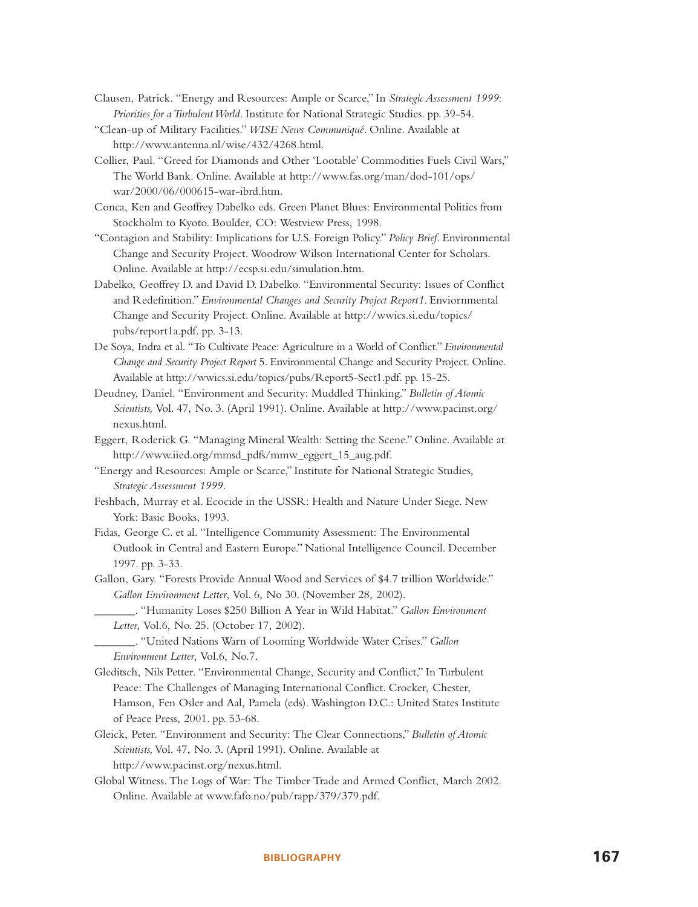Clausen, Patrick. "Energy and Resources: Ample or Scarce," In *Strategic Assessment 1999: Priorities for a Turbulent World*. Institute for National Strategic Studies. pp. 39-54.

"Clean-up of Military Facilities." *WISE News Communiqué*. Online. Available at http://www.antenna.nl/wise/432/4268.html.

Collier, Paul. "Greed for Diamonds and Other 'Lootable' Commodities Fuels Civil Wars," The World Bank. Online. Available at http://www.fas.org/man/dod-101/ops/war/2000/06/000615-war-ibrd.htm.

Conca, Ken and Geoffrey Dabelko eds. Green Planet Blues: Environmental Politics from Stockholm to Kyoto. Boulder, CO: Westview Press, 1998.

"Contagion and Stability: Implications for U.S. Foreign Policy." *Policy Brief*. Environmental Change and Security Project. Woodrow Wilson International Center for Scholars. Online. Available at http://ecsp.si.edu/simulation.htm.

Dabelko, Geoffrey D. and David D. Dabelko. "Environmental Security: Issues of Conflict and Redefinition." *Environmental Changes and Security Project Report1*. Enviornmental Change and Security Project. Online. Available at http://wwics.si.edu/topics/pubs/report1a.pdf. pp. 3-13.

De Soya, Indra et al. "To Cultivate Peace: Agriculture in a World of Conflict." *Environmental Change and Security Project Report* 5. Environmental Change and Security Project. Online. Available at http://wwics.si.edu/topics/pubs/Report5-Sect1.pdf. pp. 15-25.

Deudney, Daniel. "Environment and Security: Muddled Thinking." *Bulletin of Atomic Scientists,* Vol. 47, No. 3. (April 1991). Online. Available at http://www.pacinst.org/nexus.html.

Eggert, Roderick G. "Managing Mineral Wealth: Setting the Scene." Online. Available at http://www.iied.org/mmsd_pdfs/mmw_eggert_15_aug.pdf.

"Energy and Resources: Ample or Scarce," Institute for National Strategic Studies, *Strategic Assessment 1999*.

Feshbach, Murray et al. Ecocide in the USSR: Health and Nature Under Siege. New York: Basic Books, 1993.

Fidas, George C. et al. "Intelligence Community Assessment: The Environmental Outlook in Central and Eastern Europe." National Intelligence Council. December 1997. pp. 3-33.

Gallon, Gary. "Forests Provide Annual Wood and Services of $4.7 trillion Worldwide." *Gallon Environment Letter*, Vol. 6, No 30. (November 28, 2002).

_______. "Humanity Loses $250 Billion A Year in Wild Habitat." *Gallon Environment Letter*, Vol.6, No. 25. (October 17, 2002).

_______. "United Nations Warn of Looming Worldwide Water Crises." *Gallon Environment Letter*, Vol.6, No.7.

Gleditsch, Nils Petter. "Environmental Change, Security and Conflict," In Turbulent Peace: The Challenges of Managing International Conflict. Crocker, Chester, Hamson, Fen Osler and Aal, Pamela (eds). Washington D.C.: United States Institute of Peace Press, 2001. pp. 53-68.

Gleick, Peter. "Environment and Security: The Clear Connections," *Bulletin of Atomic Scientists,* Vol. 47, No. 3. (April 1991). Online. Available at http://www.pacinst.org/nexus.html.

Global Witness. The Logs of War: The Timber Trade and Armed Conflict, March 2002. Online. Available at www.fafo.no/pub/rapp/379/379.pdf.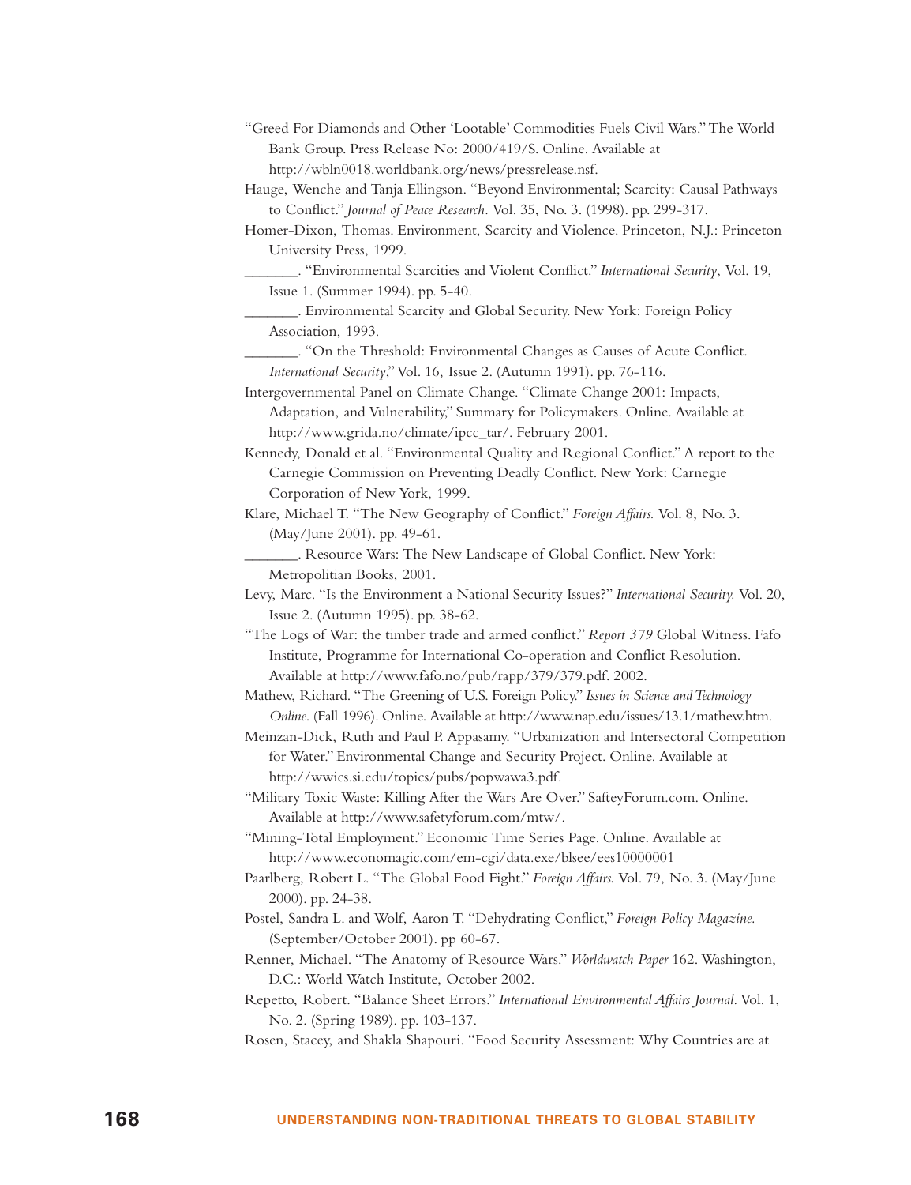"Greed For Diamonds and Other 'Lootable' Commodities Fuels Civil Wars." The World Bank Group. Press Release No: 2000/419/S. Online. Available at http://wbln0018.worldbank.org/news/pressrelease.nsf.

Hauge, Wenche and Tanja Ellingson. "Beyond Environmental; Scarcity: Causal Pathways to Conflict." *Journal of Peace Research*. Vol. 35, No. 3. (1998). pp. 299-317.

Homer-Dixon, Thomas. Environment, Scarcity and Violence. Princeton, N.J.: Princeton University Press, 1999.

_______. "Environmental Scarcities and Violent Conflict." *International Security*, Vol. 19, Issue 1. (Summer 1994). pp. 5-40.

_______. Environmental Scarcity and Global Security. New York: Foreign Policy Association, 1993.

_______. "On the Threshold: Environmental Changes as Causes of Acute Conflict. *International Security*," Vol. 16, Issue 2. (Autumn 1991). pp. 76-116.

Intergovernmental Panel on Climate Change. "Climate Change 2001: Impacts, Adaptation, and Vulnerability," Summary for Policymakers. Online. Available at http://www.grida.no/climate/ipcc_tar/. February 2001.

Kennedy, Donald et al. "Environmental Quality and Regional Conflict." A report to the Carnegie Commission on Preventing Deadly Conflict. New York: Carnegie Corporation of New York, 1999.

Klare, Michael T. "The New Geography of Conflict." *Foreign Affairs.* Vol. 8, No. 3. (May/June 2001). pp. 49-61.

_______. Resource Wars: The New Landscape of Global Conflict. New York: Metropolitian Books, 2001.

Levy, Marc. "Is the Environment a National Security Issues?" *International Security.* Vol. 20, Issue 2. (Autumn 1995). pp. 38-62.

"The Logs of War: the timber trade and armed conflict." *Report 379* Global Witness. Fafo Institute, Programme for International Co-operation and Conflict Resolution. Available at http://www.fafo.no/pub/rapp/379/379.pdf. 2002.

Mathew, Richard. "The Greening of U.S. Foreign Policy." *Issues in Science and Technology Online*. (Fall 1996). Online. Available at http://www.nap.edu/issues/13.1/mathew.htm.

Meinzan-Dick, Ruth and Paul P. Appasamy. "Urbanization and Intersectoral Competition for Water." Environmental Change and Security Project. Online. Available at http://wwics.si.edu/topics/pubs/popwawa3.pdf.

"Military Toxic Waste: Killing After the Wars Are Over." SafteyForum.com. Online. Available at http://www.safetyforum.com/mtw/.

"Mining-Total Employment." Economic Time Series Page. Online. Available at http://www.economagic.com/em-cgi/data.exe/blsee/ees10000001

Paarlberg, Robert L. "The Global Food Fight." *Foreign Affairs.* Vol. 79, No. 3. (May/June 2000). pp. 24-38.

Postel, Sandra L. and Wolf, Aaron T. "Dehydrating Conflict," *Foreign Policy Magazine.* (September/October 2001). pp 60-67.

Renner, Michael. "The Anatomy of Resource Wars." *Worldwatch Paper* 162. Washington, D.C.: World Watch Institute, October 2002.

Repetto, Robert. "Balance Sheet Errors." *International Environmental Affairs Journal*. Vol. 1, No. 2. (Spring 1989). pp. 103-137.

Rosen, Stacey, and Shakla Shapouri. "Food Security Assessment: Why Countries are at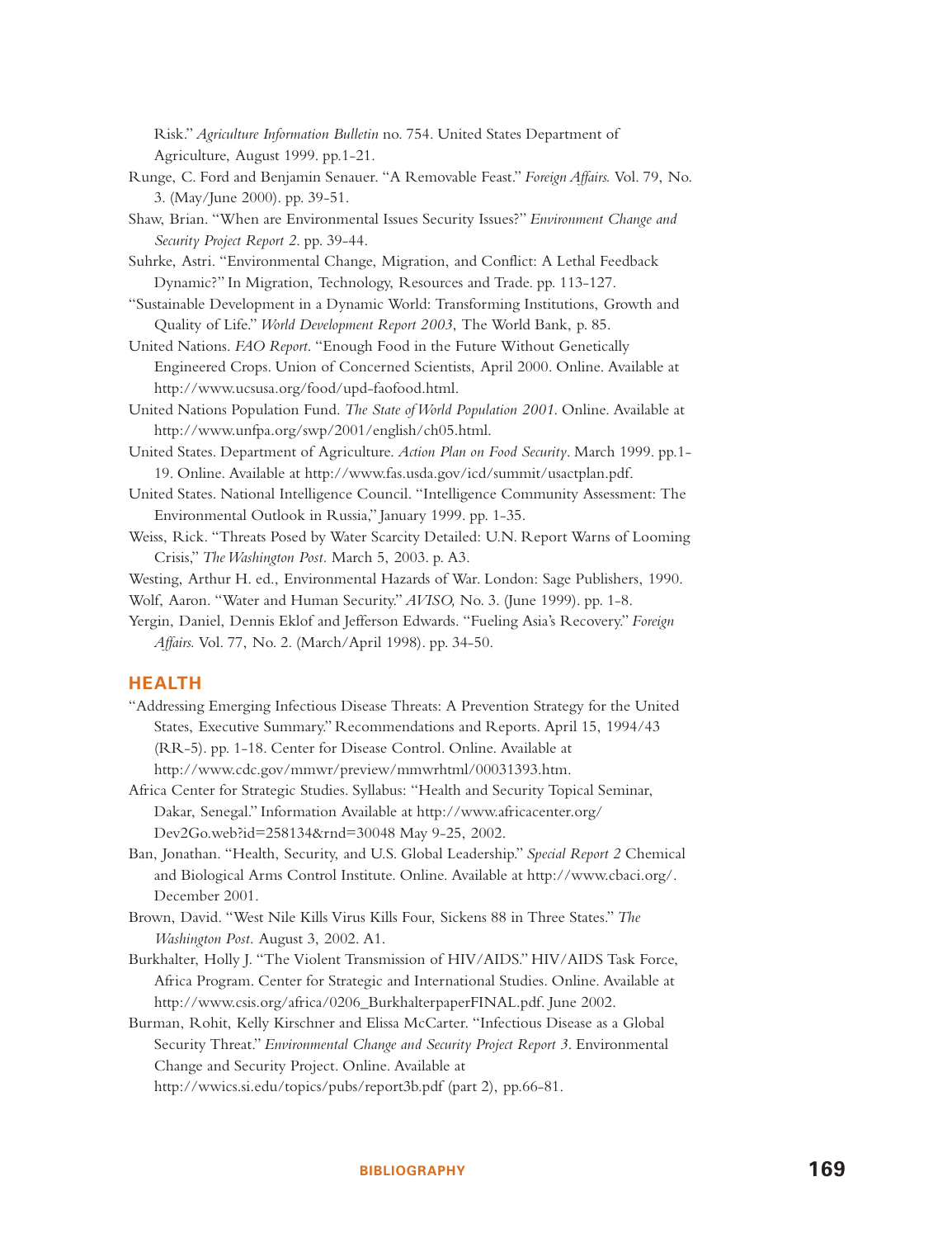Risk." *Agriculture Information Bulletin* no. 754. United States Department of Agriculture, August 1999. pp.1-21.

Runge, C. Ford and Benjamin Senauer. "A Removable Feast." *Foreign Affairs.* Vol. 79, No. 3. (May/June 2000). pp. 39-51.

Shaw, Brian. "When are Environmental Issues Security Issues?" *Environment Change and Security Project Report 2.* pp. 39-44.

Suhrke, Astri. "Environmental Change, Migration, and Conflict: A Lethal Feedback Dynamic?" In Migration, Technology, Resources and Trade. pp. 113-127.

"Sustainable Development in a Dynamic World: Transforming Institutions, Growth and Quality of Life." *World Development Report 2003*, The World Bank, p. 85.

United Nations. *FAO Report.* "Enough Food in the Future Without Genetically Engineered Crops. Union of Concerned Scientists, April 2000. Online. Available at http://www.ucsusa.org/food/upd-faofood.html.

United Nations Population Fund. *The State of World Population 2001.* Online. Available at http://www.unfpa.org/swp/2001/english/ch05.html.

United States. Department of Agriculture. *Action Plan on Food Security*. March 1999. pp.1-19. Online. Available at http://www.fas.usda.gov/icd/summit/usactplan.pdf.

United States. National Intelligence Council. "Intelligence Community Assessment: The Environmental Outlook in Russia," January 1999. pp. 1-35.

Weiss, Rick. "Threats Posed by Water Scarcity Detailed: U.N. Report Warns of Looming Crisis," *The Washington Post.* March 5, 2003. p. A3.

Westing, Arthur H. ed., Environmental Hazards of War. London: Sage Publishers, 1990.

Wolf, Aaron. "Water and Human Security." *AVISO,* No. 3. (June 1999). pp. 1-8.

Yergin, Daniel, Dennis Eklof and Jefferson Edwards. "Fueling Asia's Recovery." *Foreign Affairs.* Vol. 77, No. 2. (March/April 1998). pp. 34-50.

## HEALTH

"Addressing Emerging Infectious Disease Threats: A Prevention Strategy for the United States, Executive Summary." Recommendations and Reports. April 15, 1994/43 (RR-5). pp. 1-18. Center for Disease Control. Online. Available at http://www.cdc.gov/mmwr/preview/mmwrhtml/00031393.htm.

Africa Center for Strategic Studies. Syllabus: "Health and Security Topical Seminar, Dakar, Senegal." Information Available at http://www.africacenter.org/Dev2Go.web?id=258134&rnd=30048 May 9-25, 2002.

Ban, Jonathan. "Health, Security, and U.S. Global Leadership." *Special Report 2* Chemical and Biological Arms Control Institute. Online. Available at http://www.cbaci.org/. December 2001.

Brown, David. "West Nile Kills Virus Kills Four, Sickens 88 in Three States." *The Washington Post.* August 3, 2002. A1.

Burkhalter, Holly J. "The Violent Transmission of HIV/AIDS." HIV/AIDS Task Force, Africa Program. Center for Strategic and International Studies. Online. Available at http://www.csis.org/africa/0206_BurkhalterpaperFINAL.pdf. June 2002.

Burman, Rohit, Kelly Kirschner and Elissa McCarter. "Infectious Disease as a Global Security Threat." *Environmental Change and Security Project Report 3.* Environmental Change and Security Project. Online. Available at http://wwics.si.edu/topics/pubs/report3b.pdf (part 2), pp.66-81.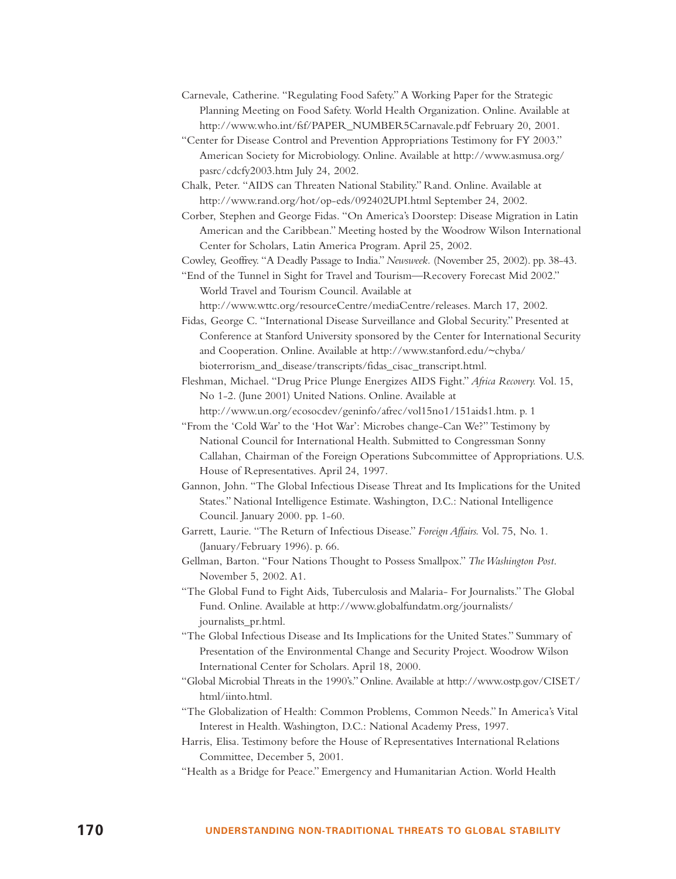Carnevale, Catherine. "Regulating Food Safety." A Working Paper for the Strategic Planning Meeting on Food Safety. World Health Organization. Online. Available at http://www.who.int/fsf/PAPER_NUMBER5Carnavale.pdf February 20, 2001.

"Center for Disease Control and Prevention Appropriations Testimony for FY 2003." American Society for Microbiology. Online. Available at http://www.asmusa.org/pasrc/cdcfy2003.htm July 24, 2002.

Chalk, Peter. "AIDS can Threaten National Stability." Rand. Online. Available at http://www.rand.org/hot/op-eds/092402UPI.html September 24, 2002.

Corber, Stephen and George Fidas. "On America's Doorstep: Disease Migration in Latin American and the Caribbean." Meeting hosted by the Woodrow Wilson International Center for Scholars, Latin America Program. April 25, 2002.

Cowley, Geoffrey. "A Deadly Passage to India." *Newsweek.* (November 25, 2002). pp. 38-43.

"End of the Tunnel in Sight for Travel and Tourism—Recovery Forecast Mid 2002." World Travel and Tourism Council. Available at http://www.wttc.org/resourceCentre/mediaCentre/releases. March 17, 2002.

Fidas, George C. "International Disease Surveillance and Global Security." Presented at Conference at Stanford University sponsored by the Center for International Security and Cooperation. Online. Available at http://www.stanford.edu/~chyba/bioterrorism_and_disease/transcripts/fidas_cisac_transcript.html.

Fleshman, Michael. "Drug Price Plunge Energizes AIDS Fight." *Africa Recovery.* Vol. 15, No 1-2. (June 2001) United Nations. Online. Available at http://www.un.org/ecosocdev/geninfo/afrec/vol15no1/151aids1.htm. p. 1

"From the 'Cold War' to the 'Hot War': Microbes change-Can We?" Testimony by National Council for International Health. Submitted to Congressman Sonny Callahan, Chairman of the Foreign Operations Subcommittee of Appropriations. U.S. House of Representatives. April 24, 1997.

Gannon, John. "The Global Infectious Disease Threat and Its Implications for the United States." National Intelligence Estimate. Washington, D.C.: National Intelligence Council. January 2000. pp. 1-60.

Garrett, Laurie. "The Return of Infectious Disease." *Foreign Affairs.* Vol. 75, No. 1. (January/February 1996). p. 66.

Gellman, Barton. "Four Nations Thought to Possess Smallpox." *The Washington Post.* November 5, 2002. A1.

"The Global Fund to Fight Aids, Tuberculosis and Malaria- For Journalists." The Global Fund. Online. Available at http://www.globalfundatm.org/journalists/journalists_pr.html.

"The Global Infectious Disease and Its Implications for the United States." Summary of Presentation of the Environmental Change and Security Project. Woodrow Wilson International Center for Scholars. April 18, 2000.

"Global Microbial Threats in the 1990's." Online. Available at http://www.ostp.gov/CISET/html/iinto.html.

"The Globalization of Health: Common Problems, Common Needs." In America's Vital Interest in Health. Washington, D.C.: National Academy Press, 1997.

Harris, Elisa. Testimony before the House of Representatives International Relations Committee, December 5, 2001.

"Health as a Bridge for Peace." Emergency and Humanitarian Action. World Health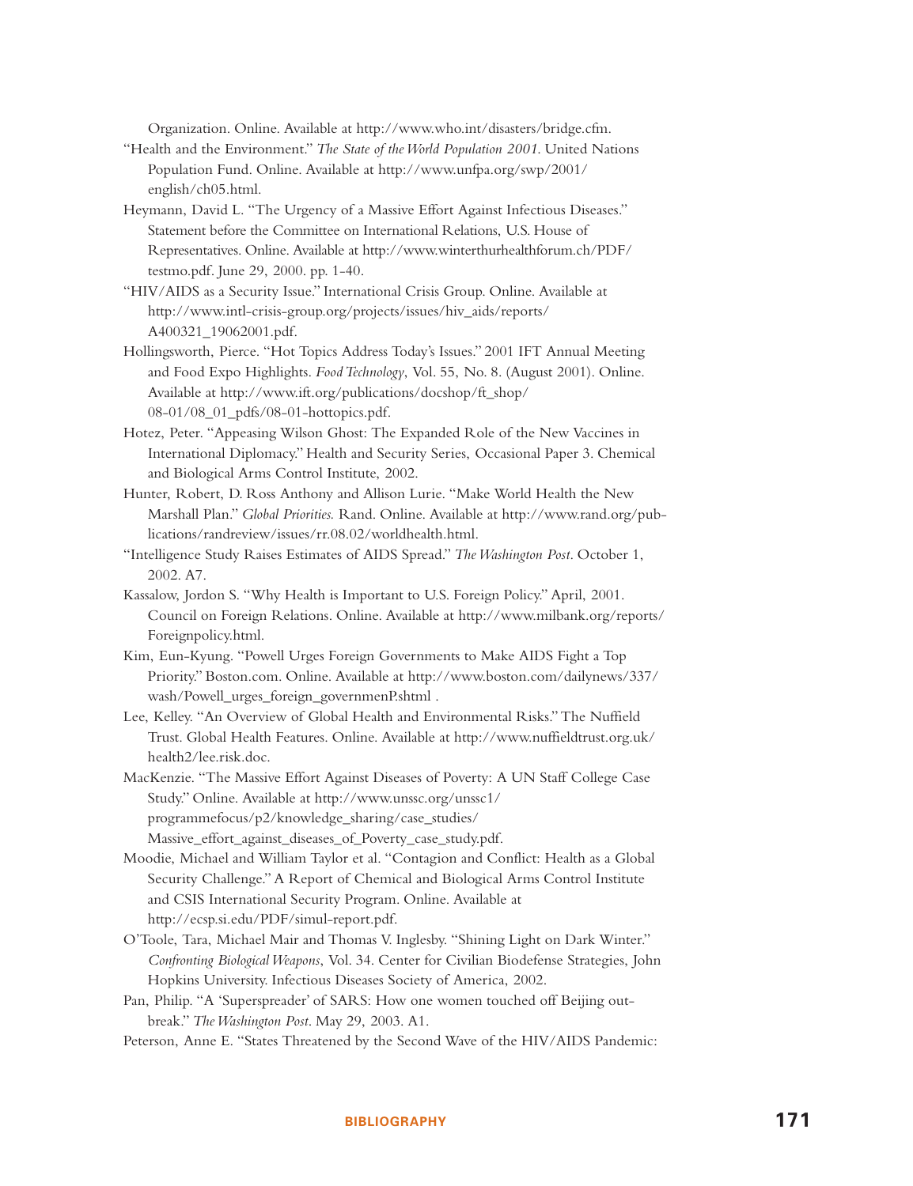Organization. Online. Available at http://www.who.int/disasters/bridge.cfm.

"Health and the Environment." *The State of the World Population 2001*. United Nations Population Fund. Online. Available at http://www.unfpa.org/swp/2001/english/ch05.html.

Heymann, David L. "The Urgency of a Massive Effort Against Infectious Diseases." Statement before the Committee on International Relations, U.S. House of Representatives. Online. Available at http://www.winterthurhealthforum.ch/PDF/testmo.pdf. June 29, 2000. pp. 1-40.

"HIV/AIDS as a Security Issue." International Crisis Group. Online. Available at http://www.intl-crisis-group.org/projects/issues/hiv_aids/reports/A400321_19062001.pdf.

Hollingsworth, Pierce. "Hot Topics Address Today's Issues." 2001 IFT Annual Meeting and Food Expo Highlights. *Food Technology*, Vol. 55, No. 8. (August 2001). Online. Available at http://www.ift.org/publications/docshop/ft_shop/08-01/08_01_pdfs/08-01-hottopics.pdf.

Hotez, Peter. "Appeasing Wilson Ghost: The Expanded Role of the New Vaccines in International Diplomacy." Health and Security Series, Occasional Paper 3. Chemical and Biological Arms Control Institute, 2002.

Hunter, Robert, D. Ross Anthony and Allison Lurie. "Make World Health the New Marshall Plan." *Global Priorities.* Rand. Online. Available at http://www.rand.org/publications/randreview/issues/rr.08.02/worldhealth.html.

"Intelligence Study Raises Estimates of AIDS Spread." *The Washington Post*. October 1, 2002. A7.

Kassalow, Jordon S. "Why Health is Important to U.S. Foreign Policy." April, 2001. Council on Foreign Relations. Online. Available at http://www.milbank.org/reports/Foreignpolicy.html.

Kim, Eun-Kyung. "Powell Urges Foreign Governments to Make AIDS Fight a Top Priority." Boston.com. Online. Available at http://www.boston.com/dailynews/337/wash/Powell_urges_foreign_governmenP.shtml .

Lee, Kelley. "An Overview of Global Health and Environmental Risks." The Nuffield Trust. Global Health Features. Online. Available at http://www.nuffieldtrust.org.uk/health2/lee.risk.doc.

MacKenzie. "The Massive Effort Against Diseases of Poverty: A UN Staff College Case Study." Online. Available at http://www.unssc.org/unssc1/programmefocus/p2/knowledge_sharing/case_studies/Massive_effort_against_diseases_of_Poverty_case_study.pdf.

Moodie, Michael and William Taylor et al. "Contagion and Conflict: Health as a Global Security Challenge." A Report of Chemical and Biological Arms Control Institute and CSIS International Security Program. Online. Available at http://ecsp.si.edu/PDF/simul-report.pdf.

O'Toole, Tara, Michael Mair and Thomas V. Inglesby. "Shining Light on Dark Winter." *Confronting Biological Weapons*, Vol. 34. Center for Civilian Biodefense Strategies, John Hopkins University. Infectious Diseases Society of America, 2002.

Pan, Philip. "A 'Superspreader' of SARS: How one women touched off Beijing outbreak." *The Washington Post*. May 29, 2003. A1.

Peterson, Anne E. "States Threatened by the Second Wave of the HIV/AIDS Pandemic: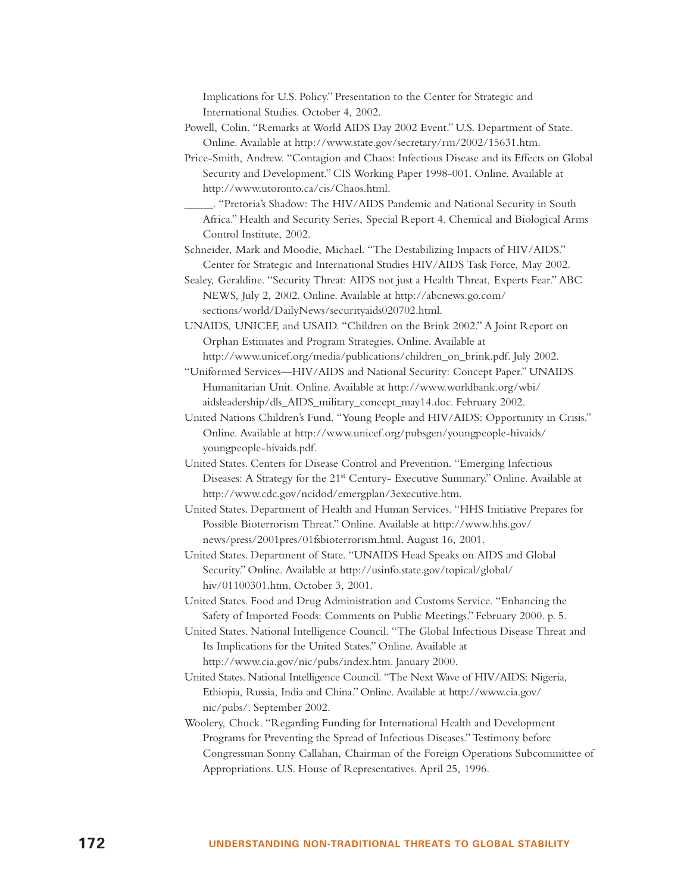Implications for U.S. Policy." Presentation to the Center for Strategic and International Studies. October 4, 2002.

Powell, Colin. "Remarks at World AIDS Day 2002 Event." U.S. Department of State. Online. Available at http://www.state.gov/secretary/rm/2002/15631.htm.

Price-Smith, Andrew. "Contagion and Chaos: Infectious Disease and its Effects on Global Security and Development." CIS Working Paper 1998-001. Online. Available at http://www.utoronto.ca/cis/Chaos.html.

_____. "Pretoria's Shadow: The HIV/AIDS Pandemic and National Security in South Africa." Health and Security Series, Special Report 4. Chemical and Biological Arms Control Institute, 2002.

Schneider, Mark and Moodie, Michael. "The Destabilizing Impacts of HIV/AIDS." Center for Strategic and International Studies HIV/AIDS Task Force, May 2002.

Sealey, Geraldine. "Security Threat: AIDS not just a Health Threat, Experts Fear." ABC NEWS, July 2, 2002. Online. Available at http://abcnews.go.com/sections/world/DailyNews/securityaids020702.html.

UNAIDS, UNICEF, and USAID. "Children on the Brink 2002." A Joint Report on Orphan Estimates and Program Strategies. Online. Available at http://www.unicef.org/media/publications/children_on_brink.pdf. July 2002.

"Uniformed Services—HIV/AIDS and National Security: Concept Paper." UNAIDS Humanitarian Unit. Online. Available at http://www.worldbank.org/wbi/aidsleadership/dls_AIDS_military_concept_may14.doc. February 2002.

United Nations Children's Fund. "Young People and HIV/AIDS: Opportunity in Crisis." Online. Available at http://www.unicef.org/pubsgen/youngpeople-hivaids/youngpeople-hivaids.pdf.

United States. Centers for Disease Control and Prevention. "Emerging Infectious Diseases: A Strategy for the 21st Century- Executive Summary." Online. Available at http://www.cdc.gov/ncidod/emergplan/3executive.htm.

United States. Department of Health and Human Services. "HHS Initiative Prepares for Possible Bioterrorism Threat." Online. Available at http://www.hhs.gov/news/press/2001pres/01fsbioterrorism.html. August 16, 2001.

United States. Department of State. "UNAIDS Head Speaks on AIDS and Global Security." Online. Available at http://usinfo.state.gov/topical/global/hiv/01100301.htm. October 3, 2001.

United States. Food and Drug Administration and Customs Service. "Enhancing the Safety of Imported Foods: Comments on Public Meetings." February 2000. p. 5.

United States. National Intelligence Council. "The Global Infectious Disease Threat and Its Implications for the United States." Online. Available at http://www.cia.gov/nic/pubs/index.htm. January 2000.

United States. National Intelligence Council. "The Next Wave of HIV/AIDS: Nigeria, Ethiopia, Russia, India and China." Online. Available at http://www.cia.gov/nic/pubs/. September 2002.

Woolery, Chuck. "Regarding Funding for International Health and Development Programs for Preventing the Spread of Infectious Diseases." Testimony before Congressman Sonny Callahan, Chairman of the Foreign Operations Subcommittee of Appropriations. U.S. House of Representatives. April 25, 1996.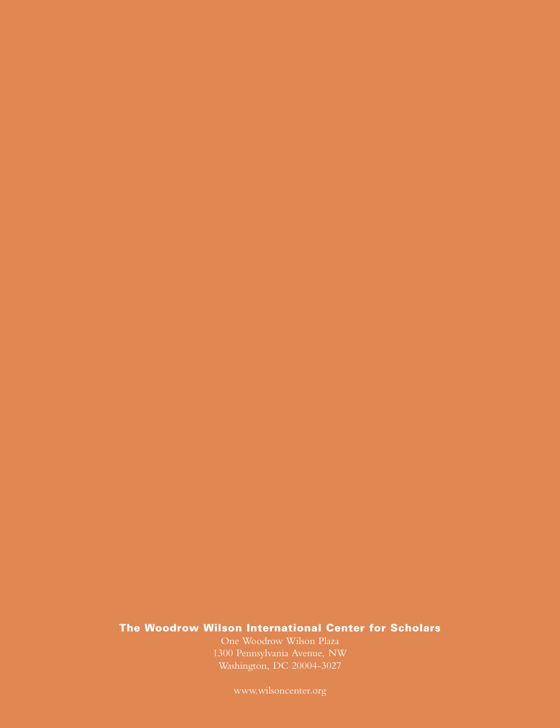**The Woodrow Wilson International Center for Scholars**

One Woodrow Wilson Plaza
1300 Pennsylvania Avenue, NW
Washington, DC 20004-3027

www.wilsoncenter.org